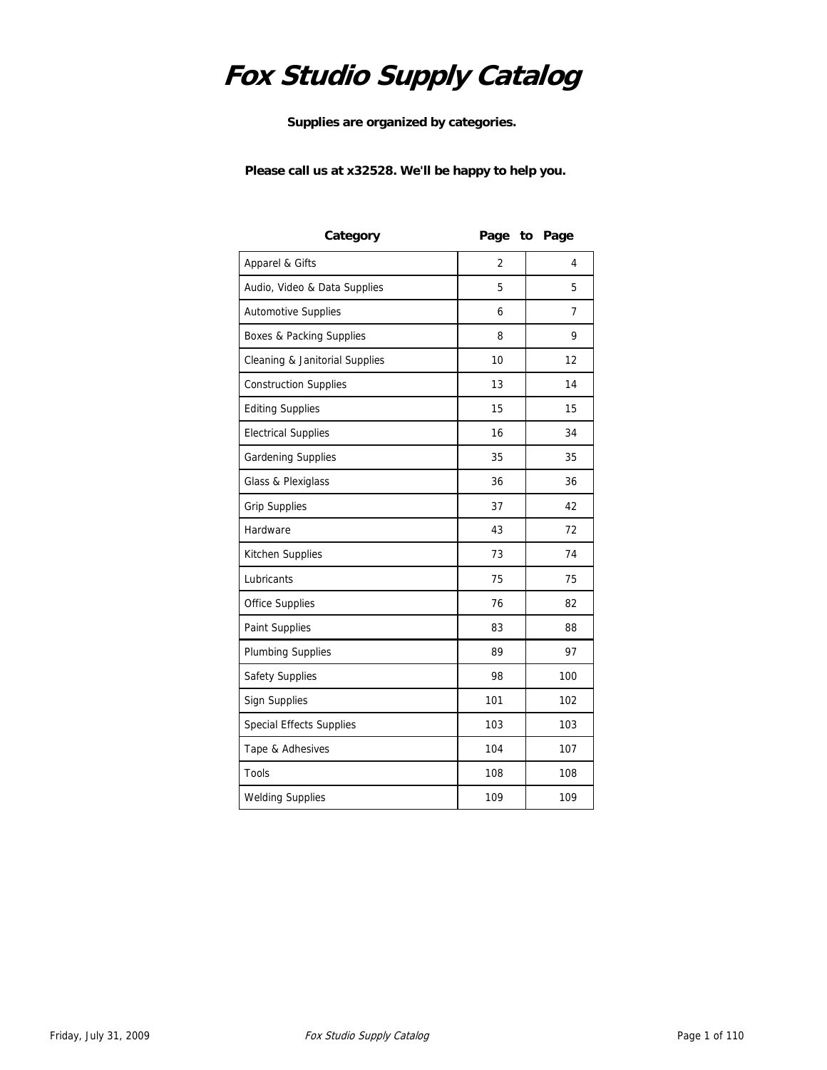# Fox Studio Supply Catalog

**Supplies are organized by categories.**

**Please call us at x32528. We'll be happy to help you.**

| Category | Page | to Page |
|---|---|---|
| Apparel & Gifts | 2 | 4 |
| Audio, Video & Data Supplies | 5 | 5 |
| Automotive Supplies | 6 | 7 |
| Boxes & Packing Supplies | 8 | 9 |
| Cleaning & Janitorial Supplies | 10 | 12 |
| Construction Supplies | 13 | 14 |
| Editing Supplies | 15 | 15 |
| Electrical Supplies | 16 | 34 |
| Gardening Supplies | 35 | 35 |
| Glass & Plexiglass | 36 | 36 |
| Grip Supplies | 37 | 42 |
| Hardware | 43 | 72 |
| Kitchen Supplies | 73 | 74 |
| Lubricants | 75 | 75 |
| Office Supplies | 76 | 82 |
| Paint Supplies | 83 | 88 |
| Plumbing Supplies | 89 | 97 |
| Safety Supplies | 98 | 100 |
| Sign Supplies | 101 | 102 |
| Special Effects Supplies | 103 | 103 |
| Tape & Adhesives | 104 | 107 |
| Tools | 108 | 108 |
| Welding Supplies | 109 | 109 |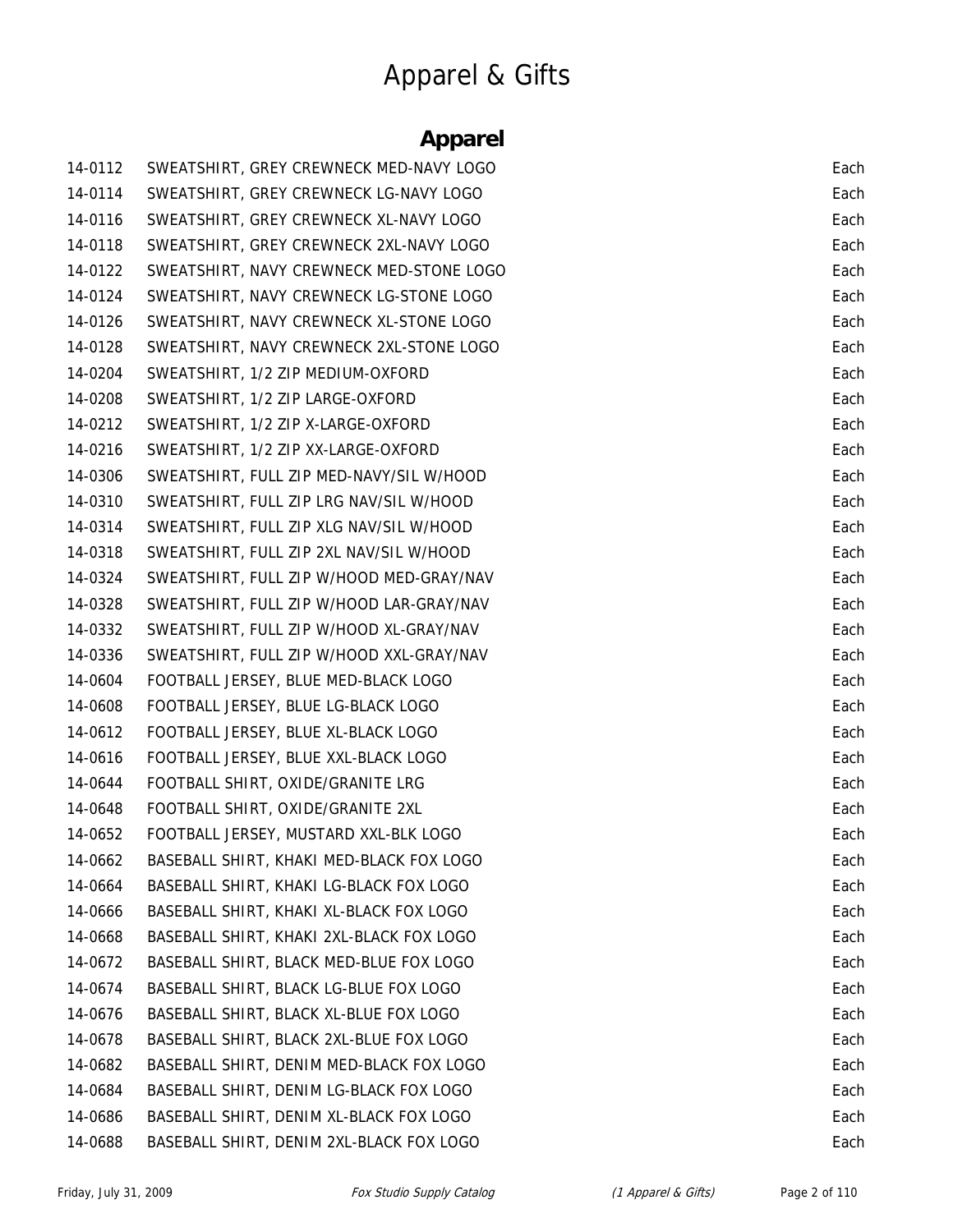# Apparel & Gifts

## Apparel

| | | |
|---|---|---|
| 14-0112 | SWEATSHIRT, GREY CREWNECK MED-NAVY LOGO | Each |
| 14-0114 | SWEATSHIRT, GREY CREWNECK LG-NAVY LOGO | Each |
| 14-0116 | SWEATSHIRT, GREY CREWNECK XL-NAVY LOGO | Each |
| 14-0118 | SWEATSHIRT, GREY CREWNECK 2XL-NAVY LOGO | Each |
| 14-0122 | SWEATSHIRT, NAVY CREWNECK MED-STONE LOGO | Each |
| 14-0124 | SWEATSHIRT, NAVY CREWNECK LG-STONE LOGO | Each |
| 14-0126 | SWEATSHIRT, NAVY CREWNECK XL-STONE LOGO | Each |
| 14-0128 | SWEATSHIRT, NAVY CREWNECK 2XL-STONE LOGO | Each |
| 14-0204 | SWEATSHIRT, 1/2 ZIP MEDIUM-OXFORD | Each |
| 14-0208 | SWEATSHIRT, 1/2 ZIP LARGE-OXFORD | Each |
| 14-0212 | SWEATSHIRT, 1/2 ZIP X-LARGE-OXFORD | Each |
| 14-0216 | SWEATSHIRT, 1/2 ZIP XX-LARGE-OXFORD | Each |
| 14-0306 | SWEATSHIRT, FULL ZIP MED-NAVY/SIL W/HOOD | Each |
| 14-0310 | SWEATSHIRT, FULL ZIP LRG NAV/SIL W/HOOD | Each |
| 14-0314 | SWEATSHIRT, FULL ZIP XLG NAV/SIL W/HOOD | Each |
| 14-0318 | SWEATSHIRT, FULL ZIP 2XL NAV/SIL W/HOOD | Each |
| 14-0324 | SWEATSHIRT, FULL ZIP W/HOOD MED-GRAY/NAV | Each |
| 14-0328 | SWEATSHIRT, FULL ZIP W/HOOD LAR-GRAY/NAV | Each |
| 14-0332 | SWEATSHIRT, FULL ZIP W/HOOD XL-GRAY/NAV | Each |
| 14-0336 | SWEATSHIRT, FULL ZIP W/HOOD XXL-GRAY/NAV | Each |
| 14-0604 | FOOTBALL JERSEY, BLUE MED-BLACK LOGO | Each |
| 14-0608 | FOOTBALL JERSEY, BLUE LG-BLACK LOGO | Each |
| 14-0612 | FOOTBALL JERSEY, BLUE XL-BLACK LOGO | Each |
| 14-0616 | FOOTBALL JERSEY, BLUE XXL-BLACK LOGO | Each |
| 14-0644 | FOOTBALL SHIRT, OXIDE/GRANITE LRG | Each |
| 14-0648 | FOOTBALL SHIRT, OXIDE/GRANITE 2XL | Each |
| 14-0652 | FOOTBALL JERSEY, MUSTARD XXL-BLK LOGO | Each |
| 14-0662 | BASEBALL SHIRT, KHAKI MED-BLACK FOX LOGO | Each |
| 14-0664 | BASEBALL SHIRT, KHAKI LG-BLACK FOX LOGO | Each |
| 14-0666 | BASEBALL SHIRT, KHAKI XL-BLACK FOX LOGO | Each |
| 14-0668 | BASEBALL SHIRT, KHAKI 2XL-BLACK FOX LOGO | Each |
| 14-0672 | BASEBALL SHIRT, BLACK MED-BLUE FOX LOGO | Each |
| 14-0674 | BASEBALL SHIRT, BLACK LG-BLUE FOX LOGO | Each |
| 14-0676 | BASEBALL SHIRT, BLACK XL-BLUE FOX LOGO | Each |
| 14-0678 | BASEBALL SHIRT, BLACK 2XL-BLUE FOX LOGO | Each |
| 14-0682 | BASEBALL SHIRT, DENIM MED-BLACK FOX LOGO | Each |
| 14-0684 | BASEBALL SHIRT, DENIM LG-BLACK FOX LOGO | Each |
| 14-0686 | BASEBALL SHIRT, DENIM XL-BLACK FOX LOGO | Each |
| 14-0688 | BASEBALL SHIRT, DENIM 2XL-BLACK FOX LOGO | Each |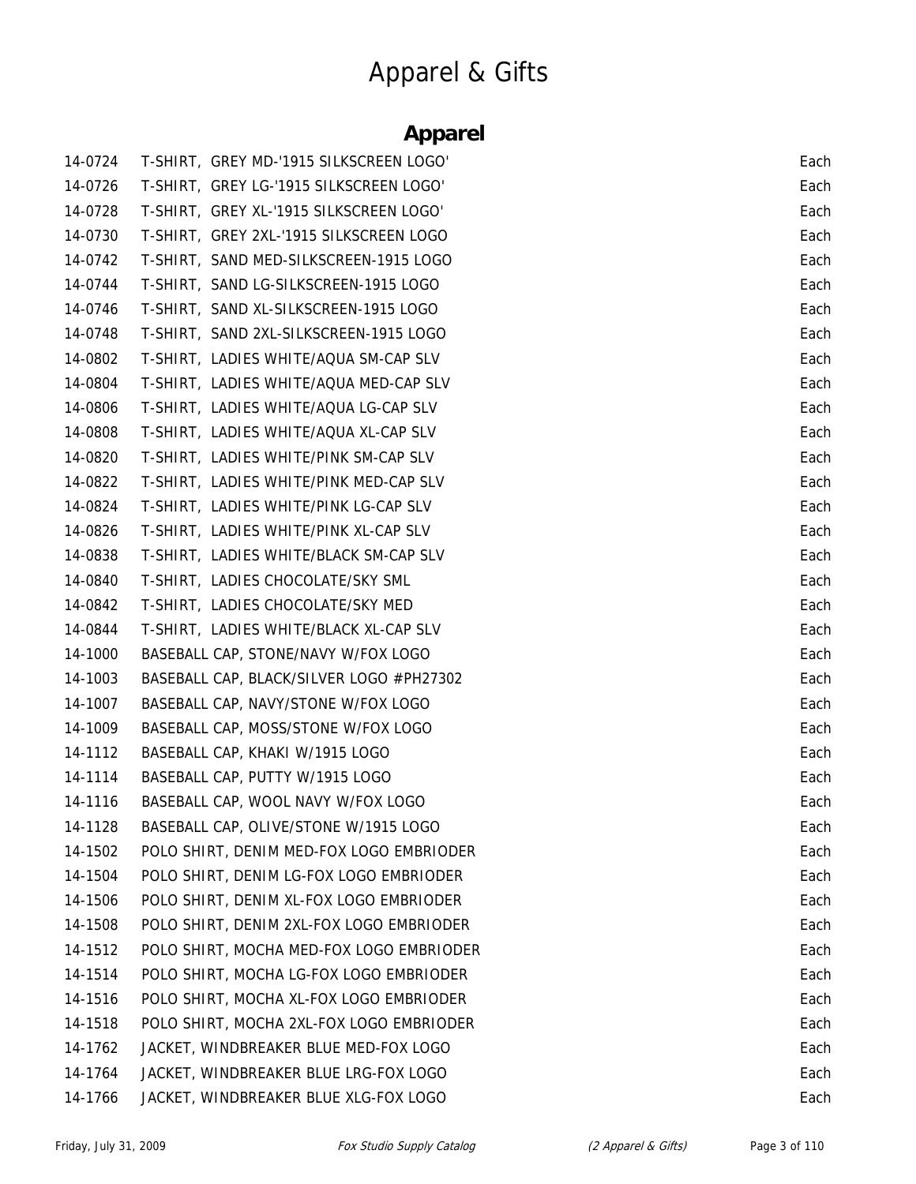# Apparel & Gifts

## Apparel

| | | |
|---|---|---|
| 14-0724 | T-SHIRT, GREY MD-'1915 SILKSCREEN LOGO' | Each |
| 14-0726 | T-SHIRT, GREY LG-'1915 SILKSCREEN LOGO' | Each |
| 14-0728 | T-SHIRT, GREY XL-'1915 SILKSCREEN LOGO' | Each |
| 14-0730 | T-SHIRT, GREY 2XL-'1915 SILKSCREEN LOGO | Each |
| 14-0742 | T-SHIRT, SAND MED-SILKSCREEN-1915 LOGO | Each |
| 14-0744 | T-SHIRT, SAND LG-SILKSCREEN-1915 LOGO | Each |
| 14-0746 | T-SHIRT, SAND XL-SILKSCREEN-1915 LOGO | Each |
| 14-0748 | T-SHIRT, SAND 2XL-SILKSCREEN-1915 LOGO | Each |
| 14-0802 | T-SHIRT, LADIES WHITE/AQUA SM-CAP SLV | Each |
| 14-0804 | T-SHIRT, LADIES WHITE/AQUA MED-CAP SLV | Each |
| 14-0806 | T-SHIRT, LADIES WHITE/AQUA LG-CAP SLV | Each |
| 14-0808 | T-SHIRT, LADIES WHITE/AQUA XL-CAP SLV | Each |
| 14-0820 | T-SHIRT, LADIES WHITE/PINK SM-CAP SLV | Each |
| 14-0822 | T-SHIRT, LADIES WHITE/PINK MED-CAP SLV | Each |
| 14-0824 | T-SHIRT, LADIES WHITE/PINK LG-CAP SLV | Each |
| 14-0826 | T-SHIRT, LADIES WHITE/PINK XL-CAP SLV | Each |
| 14-0838 | T-SHIRT, LADIES WHITE/BLACK SM-CAP SLV | Each |
| 14-0840 | T-SHIRT, LADIES CHOCOLATE/SKY SML | Each |
| 14-0842 | T-SHIRT, LADIES CHOCOLATE/SKY MED | Each |
| 14-0844 | T-SHIRT, LADIES WHITE/BLACK XL-CAP SLV | Each |
| 14-1000 | BASEBALL CAP, STONE/NAVY W/FOX LOGO | Each |
| 14-1003 | BASEBALL CAP, BLACK/SILVER LOGO #PH27302 | Each |
| 14-1007 | BASEBALL CAP, NAVY/STONE W/FOX LOGO | Each |
| 14-1009 | BASEBALL CAP, MOSS/STONE W/FOX LOGO | Each |
| 14-1112 | BASEBALL CAP, KHAKI W/1915 LOGO | Each |
| 14-1114 | BASEBALL CAP, PUTTY W/1915 LOGO | Each |
| 14-1116 | BASEBALL CAP, WOOL NAVY W/FOX LOGO | Each |
| 14-1128 | BASEBALL CAP, OLIVE/STONE W/1915 LOGO | Each |
| 14-1502 | POLO SHIRT, DENIM MED-FOX LOGO EMBRIODER | Each |
| 14-1504 | POLO SHIRT, DENIM LG-FOX LOGO EMBRIODER | Each |
| 14-1506 | POLO SHIRT, DENIM XL-FOX LOGO EMBRIODER | Each |
| 14-1508 | POLO SHIRT, DENIM 2XL-FOX LOGO EMBRIODER | Each |
| 14-1512 | POLO SHIRT, MOCHA MED-FOX LOGO EMBRIODER | Each |
| 14-1514 | POLO SHIRT, MOCHA LG-FOX LOGO EMBRIODER | Each |
| 14-1516 | POLO SHIRT, MOCHA XL-FOX LOGO EMBRIODER | Each |
| 14-1518 | POLO SHIRT, MOCHA 2XL-FOX LOGO EMBRIODER | Each |
| 14-1762 | JACKET, WINDBREAKER BLUE MED-FOX LOGO | Each |
| 14-1764 | JACKET, WINDBREAKER BLUE LRG-FOX LOGO | Each |
| 14-1766 | JACKET, WINDBREAKER BLUE XLG-FOX LOGO | Each |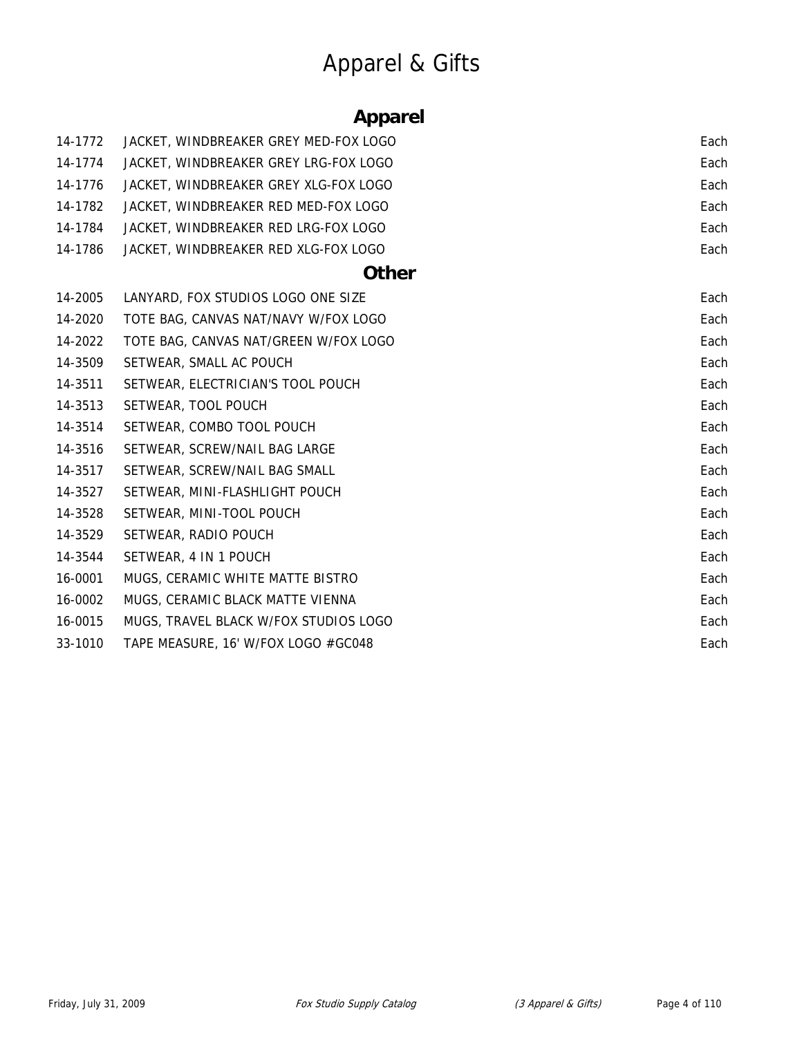# Apparel & Gifts

## Apparel

| | | |
|---|---|---|
| 14-1772 | JACKET, WINDBREAKER GREY MED-FOX LOGO | Each |
| 14-1774 | JACKET, WINDBREAKER GREY LRG-FOX LOGO | Each |
| 14-1776 | JACKET, WINDBREAKER GREY XLG-FOX LOGO | Each |
| 14-1782 | JACKET, WINDBREAKER RED MED-FOX LOGO | Each |
| 14-1784 | JACKET, WINDBREAKER RED LRG-FOX LOGO | Each |
| 14-1786 | JACKET, WINDBREAKER RED XLG-FOX LOGO | Each |

## Other

| | | |
|---|---|---|
| 14-2005 | LANYARD, FOX STUDIOS LOGO ONE SIZE | Each |
| 14-2020 | TOTE BAG, CANVAS NAT/NAVY W/FOX LOGO | Each |
| 14-2022 | TOTE BAG, CANVAS NAT/GREEN W/FOX LOGO | Each |
| 14-3509 | SETWEAR, SMALL AC POUCH | Each |
| 14-3511 | SETWEAR, ELECTRICIAN'S TOOL POUCH | Each |
| 14-3513 | SETWEAR, TOOL POUCH | Each |
| 14-3514 | SETWEAR, COMBO TOOL POUCH | Each |
| 14-3516 | SETWEAR, SCREW/NAIL BAG LARGE | Each |
| 14-3517 | SETWEAR, SCREW/NAIL BAG SMALL | Each |
| 14-3527 | SETWEAR, MINI-FLASHLIGHT POUCH | Each |
| 14-3528 | SETWEAR, MINI-TOOL POUCH | Each |
| 14-3529 | SETWEAR, RADIO POUCH | Each |
| 14-3544 | SETWEAR, 4 IN 1 POUCH | Each |
| 16-0001 | MUGS, CERAMIC WHITE MATTE BISTRO | Each |
| 16-0002 | MUGS, CERAMIC BLACK MATTE VIENNA | Each |
| 16-0015 | MUGS, TRAVEL BLACK W/FOX STUDIOS LOGO | Each |
| 33-1010 | TAPE MEASURE, 16' W/FOX LOGO #GC048 | Each |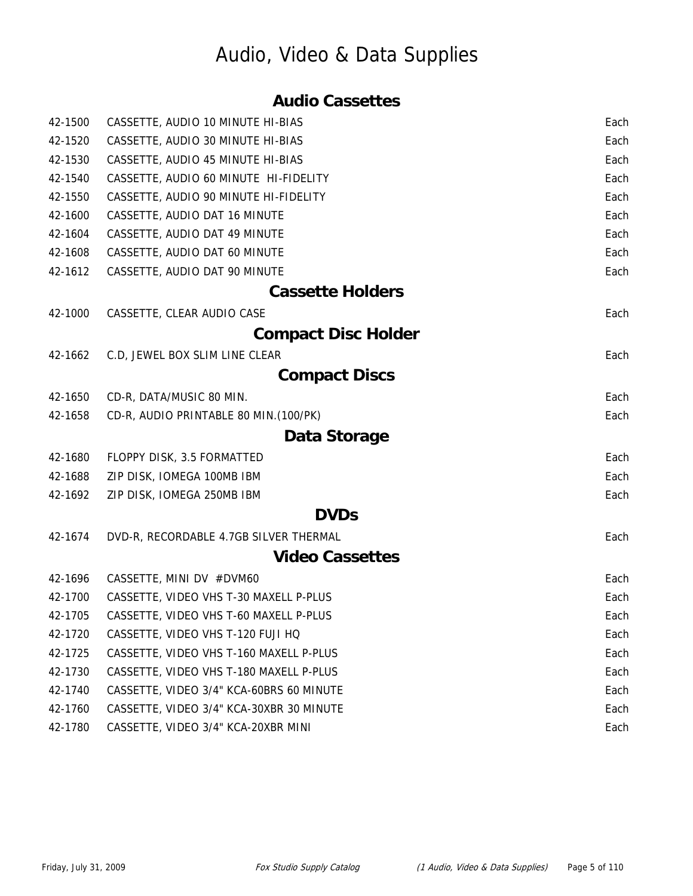# Audio, Video & Data Supplies

## Audio Cassettes

| | | |
|---|---|---|
| 42-1500 | CASSETTE, AUDIO 10 MINUTE HI-BIAS | Each |
| 42-1520 | CASSETTE, AUDIO 30 MINUTE HI-BIAS | Each |
| 42-1530 | CASSETTE, AUDIO 45 MINUTE HI-BIAS | Each |
| 42-1540 | CASSETTE, AUDIO 60 MINUTE HI-FIDELITY | Each |
| 42-1550 | CASSETTE, AUDIO 90 MINUTE HI-FIDELITY | Each |
| 42-1600 | CASSETTE, AUDIO DAT 16 MINUTE | Each |
| 42-1604 | CASSETTE, AUDIO DAT 49 MINUTE | Each |
| 42-1608 | CASSETTE, AUDIO DAT 60 MINUTE | Each |
| 42-1612 | CASSETTE, AUDIO DAT 90 MINUTE | Each |

## Cassette Holders

| | | |
|---|---|---|
| 42-1000 | CASSETTE, CLEAR AUDIO CASE | Each |

## Compact Disc Holder

| | | |
|---|---|---|
| 42-1662 | C.D, JEWEL BOX SLIM LINE CLEAR | Each |

## Compact Discs

| | | |
|---|---|---|
| 42-1650 | CD-R, DATA/MUSIC 80 MIN. | Each |
| 42-1658 | CD-R, AUDIO PRINTABLE 80 MIN.(100/PK) | Each |

## Data Storage

| | | |
|---|---|---|
| 42-1680 | FLOPPY DISK, 3.5 FORMATTED | Each |
| 42-1688 | ZIP DISK, IOMEGA 100MB IBM | Each |
| 42-1692 | ZIP DISK, IOMEGA 250MB IBM | Each |

## DVDs

| | | |
|---|---|---|
| 42-1674 | DVD-R, RECORDABLE 4.7GB SILVER THERMAL | Each |

## Video Cassettes

| | | |
|---|---|---|
| 42-1696 | CASSETTE, MINI DV #DVM60 | Each |
| 42-1700 | CASSETTE, VIDEO VHS T-30 MAXELL P-PLUS | Each |
| 42-1705 | CASSETTE, VIDEO VHS T-60 MAXELL P-PLUS | Each |
| 42-1720 | CASSETTE, VIDEO VHS T-120 FUJI HQ | Each |
| 42-1725 | CASSETTE, VIDEO VHS T-160 MAXELL P-PLUS | Each |
| 42-1730 | CASSETTE, VIDEO VHS T-180 MAXELL P-PLUS | Each |
| 42-1740 | CASSETTE, VIDEO 3/4" KCA-60BRS 60 MINUTE | Each |
| 42-1760 | CASSETTE, VIDEO 3/4" KCA-30XBR 30 MINUTE | Each |
| 42-1780 | CASSETTE, VIDEO 3/4" KCA-20XBR MINI | Each |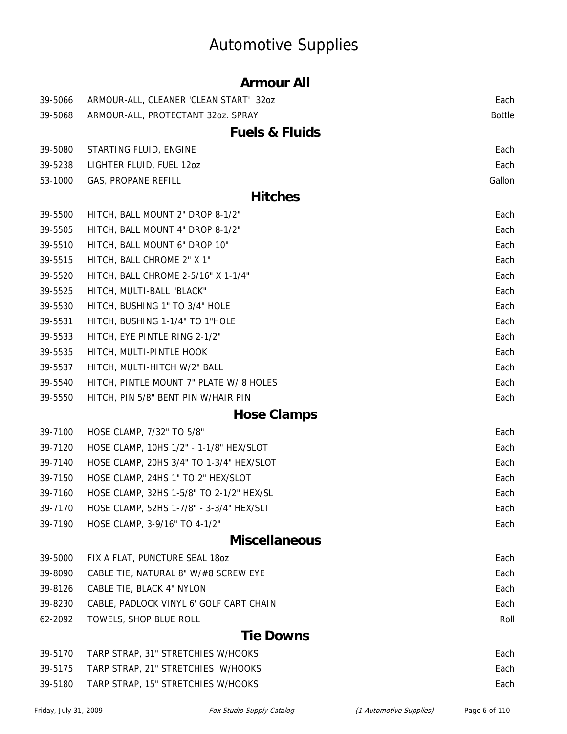# Automotive Supplies

## Armour All

| | | |
|---|---|---|
| 39-5066 | ARMOUR-ALL, CLEANER 'CLEAN START' 32oz | Each |
| 39-5068 | ARMOUR-ALL, PROTECTANT 32oz. SPRAY | Bottle |

## Fuels & Fluids

| | | |
|---|---|---|
| 39-5080 | STARTING FLUID, ENGINE | Each |
| 39-5238 | LIGHTER FLUID, FUEL 12oz | Each |
| 53-1000 | GAS, PROPANE REFILL | Gallon |

## Hitches

| | | |
|---|---|---|
| 39-5500 | HITCH, BALL MOUNT 2" DROP 8-1/2" | Each |
| 39-5505 | HITCH, BALL MOUNT 4" DROP 8-1/2" | Each |
| 39-5510 | HITCH, BALL MOUNT 6" DROP 10" | Each |
| 39-5515 | HITCH, BALL CHROME 2" X 1" | Each |
| 39-5520 | HITCH, BALL CHROME 2-5/16" X 1-1/4" | Each |
| 39-5525 | HITCH, MULTI-BALL "BLACK" | Each |
| 39-5530 | HITCH, BUSHING 1" TO 3/4" HOLE | Each |
| 39-5531 | HITCH, BUSHING 1-1/4" TO 1"HOLE | Each |
| 39-5533 | HITCH, EYE PINTLE RING 2-1/2" | Each |
| 39-5535 | HITCH, MULTI-PINTLE HOOK | Each |
| 39-5537 | HITCH, MULTI-HITCH W/2" BALL | Each |
| 39-5540 | HITCH, PINTLE MOUNT 7" PLATE W/ 8 HOLES | Each |
| 39-5550 | HITCH, PIN 5/8" BENT PIN W/HAIR PIN | Each |

## Hose Clamps

| | | |
|---|---|---|
| 39-7100 | HOSE CLAMP, 7/32" TO 5/8" | Each |
| 39-7120 | HOSE CLAMP, 10HS 1/2" - 1-1/8" HEX/SLOT | Each |
| 39-7140 | HOSE CLAMP, 20HS 3/4" TO 1-3/4" HEX/SLOT | Each |
| 39-7150 | HOSE CLAMP, 24HS 1" TO 2" HEX/SLOT | Each |
| 39-7160 | HOSE CLAMP, 32HS 1-5/8" TO 2-1/2" HEX/SL | Each |
| 39-7170 | HOSE CLAMP, 52HS 1-7/8" - 3-3/4" HEX/SLT | Each |
| 39-7190 | HOSE CLAMP, 3-9/16" TO 4-1/2" | Each |

## Miscellaneous

| | | |
|---|---|---|
| 39-5000 | FIX A FLAT, PUNCTURE SEAL 18oz | Each |
| 39-8090 | CABLE TIE, NATURAL 8" W/#8 SCREW EYE | Each |
| 39-8126 | CABLE TIE, BLACK 4" NYLON | Each |
| 39-8230 | CABLE, PADLOCK VINYL 6' GOLF CART CHAIN | Each |
| 62-2092 | TOWELS, SHOP BLUE ROLL | Roll |

## Tie Downs

| | | |
|---|---|---|
| 39-5170 | TARP STRAP, 31" STRETCHIES W/HOOKS | Each |
| 39-5175 | TARP STRAP, 21" STRETCHIES W/HOOKS | Each |
| 39-5180 | TARP STRAP, 15" STRETCHIES W/HOOKS | Each |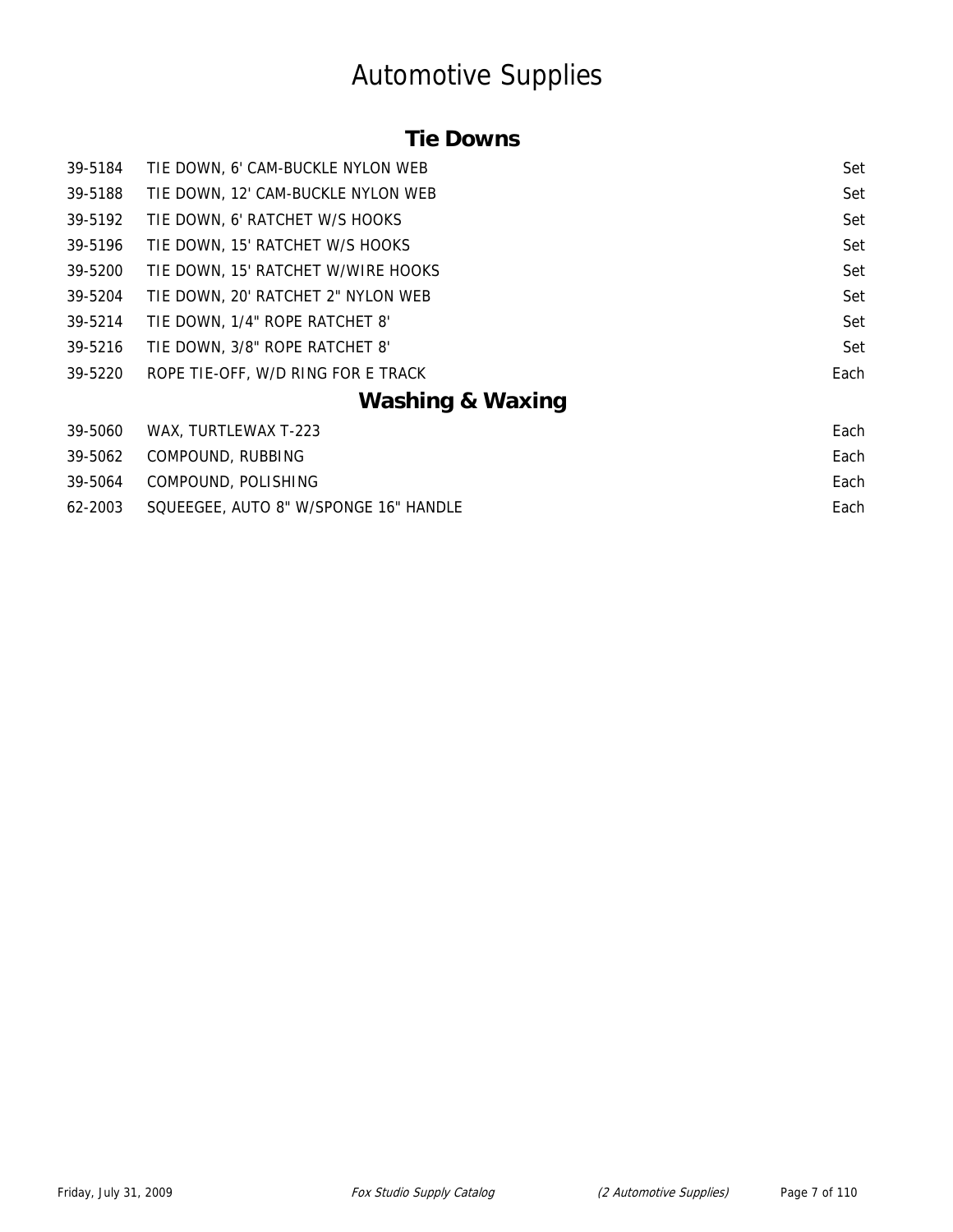# Automotive Supplies

## Tie Downs

| | | |
|---|---|---|
| 39-5184 | TIE DOWN, 6' CAM-BUCKLE NYLON WEB | Set |
| 39-5188 | TIE DOWN, 12' CAM-BUCKLE NYLON WEB | Set |
| 39-5192 | TIE DOWN, 6' RATCHET W/S HOOKS | Set |
| 39-5196 | TIE DOWN, 15' RATCHET W/S HOOKS | Set |
| 39-5200 | TIE DOWN, 15' RATCHET W/WIRE HOOKS | Set |
| 39-5204 | TIE DOWN, 20' RATCHET 2" NYLON WEB | Set |
| 39-5214 | TIE DOWN, 1/4" ROPE RATCHET 8' | Set |
| 39-5216 | TIE DOWN, 3/8" ROPE RATCHET 8' | Set |
| 39-5220 | ROPE TIE-OFF, W/D RING FOR E TRACK | Each |

## Washing & Waxing

| | | |
|---|---|---|
| 39-5060 | WAX, TURTLEWAX T-223 | Each |
| 39-5062 | COMPOUND, RUBBING | Each |
| 39-5064 | COMPOUND, POLISHING | Each |
| 62-2003 | SQUEEGEE, AUTO 8" W/SPONGE 16" HANDLE | Each |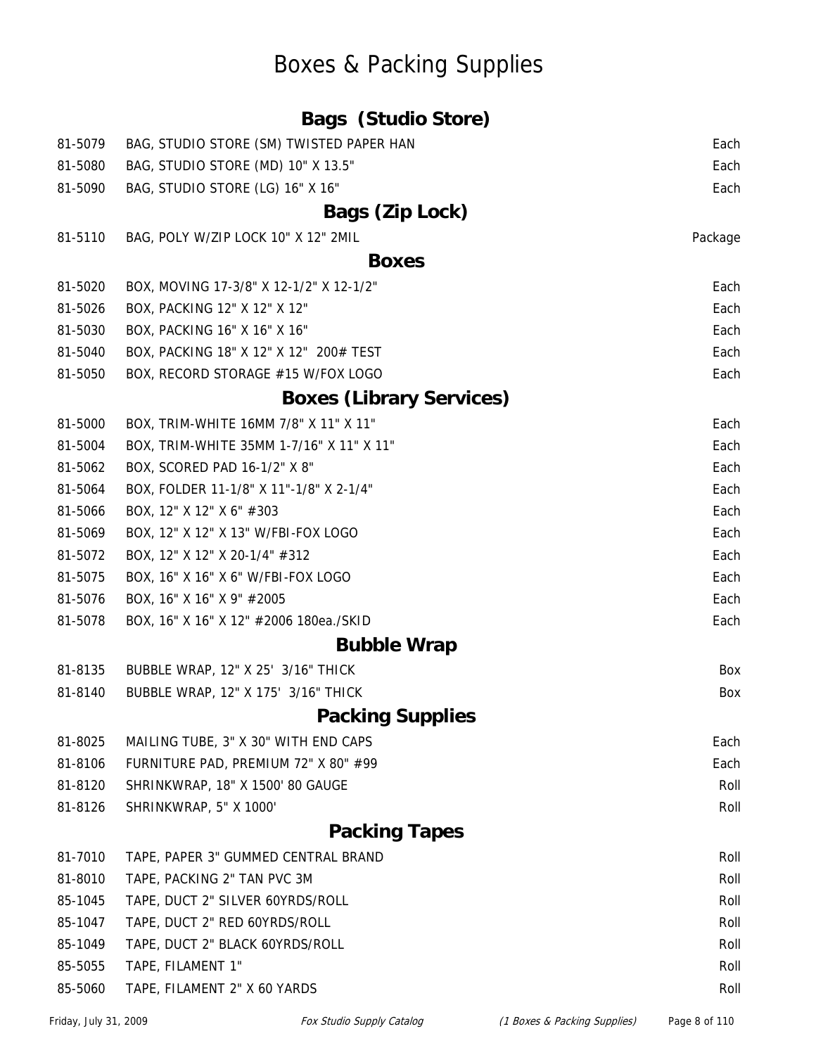# Boxes & Packing Supplies

## Bags (Studio Store)

| | | |
|---|---|---|
| 81-5079 | BAG, STUDIO STORE (SM) TWISTED PAPER HAN | Each |
| 81-5080 | BAG, STUDIO STORE (MD) 10" X 13.5" | Each |
| 81-5090 | BAG, STUDIO STORE (LG) 16" X 16" | Each |

## Bags (Zip Lock)

| | | |
|---|---|---|
| 81-5110 | BAG, POLY W/ZIP LOCK 10" X 12" 2MIL | Package |

## Boxes

| | | |
|---|---|---|
| 81-5020 | BOX, MOVING 17-3/8" X 12-1/2" X 12-1/2" | Each |
| 81-5026 | BOX, PACKING 12" X 12" X 12" | Each |
| 81-5030 | BOX, PACKING 16" X 16" X 16" | Each |
| 81-5040 | BOX, PACKING 18" X 12" X 12" 200# TEST | Each |
| 81-5050 | BOX, RECORD STORAGE #15 W/FOX LOGO | Each |

## Boxes (Library Services)

| | | |
|---|---|---|
| 81-5000 | BOX, TRIM-WHITE 16MM 7/8" X 11" X 11" | Each |
| 81-5004 | BOX, TRIM-WHITE 35MM 1-7/16" X 11" X 11" | Each |
| 81-5062 | BOX, SCORED PAD 16-1/2" X 8" | Each |
| 81-5064 | BOX, FOLDER 11-1/8" X 11"-1/8" X 2-1/4" | Each |
| 81-5066 | BOX, 12" X 12" X 6" #303 | Each |
| 81-5069 | BOX, 12" X 12" X 13" W/FBI-FOX LOGO | Each |
| 81-5072 | BOX, 12" X 12" X 20-1/4" #312 | Each |
| 81-5075 | BOX, 16" X 16" X 6" W/FBI-FOX LOGO | Each |
| 81-5076 | BOX, 16" X 16" X 9" #2005 | Each |
| 81-5078 | BOX, 16" X 16" X 12" #2006 180ea./SKID | Each |

## Bubble Wrap

| | | |
|---|---|---|
| 81-8135 | BUBBLE WRAP, 12" X 25' 3/16" THICK | Box |
| 81-8140 | BUBBLE WRAP, 12" X 175' 3/16" THICK | Box |

## Packing Supplies

| | | |
|---|---|---|
| 81-8025 | MAILING TUBE, 3" X 30" WITH END CAPS | Each |
| 81-8106 | FURNITURE PAD, PREMIUM 72" X 80" #99 | Each |
| 81-8120 | SHRINKWRAP, 18" X 1500' 80 GAUGE | Roll |
| 81-8126 | SHRINKWRAP, 5" X 1000' | Roll |

## Packing Tapes

| | | |
|---|---|---|
| 81-7010 | TAPE, PAPER 3" GUMMED CENTRAL BRAND | Roll |
| 81-8010 | TAPE, PACKING 2" TAN PVC 3M | Roll |
| 85-1045 | TAPE, DUCT 2" SILVER 60YRDS/ROLL | Roll |
| 85-1047 | TAPE, DUCT 2" RED 60YRDS/ROLL | Roll |
| 85-1049 | TAPE, DUCT 2" BLACK 60YRDS/ROLL | Roll |
| 85-5055 | TAPE, FILAMENT 1" | Roll |
| 85-5060 | TAPE, FILAMENT 2" X 60 YARDS | Roll |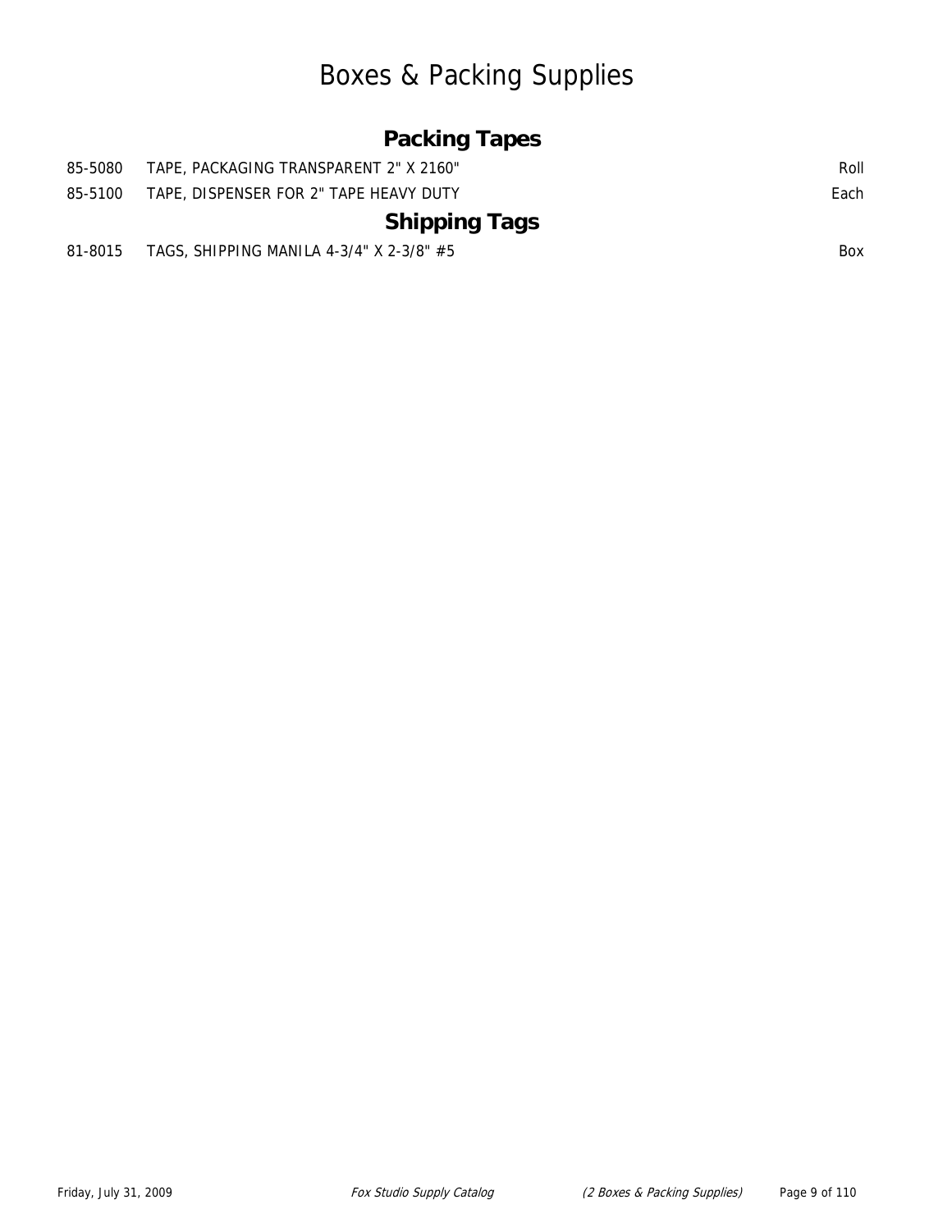# Boxes & Packing Supplies

## Packing Tapes

| | | |
|---|---|---|
| 85-5080 | TAPE, PACKAGING TRANSPARENT 2" X 2160" | Roll |
| 85-5100 | TAPE, DISPENSER FOR 2" TAPE HEAVY DUTY | Each |

## Shipping Tags

| | | |
|---|---|---|
| 81-8015 | TAGS, SHIPPING MANILA 4-3/4" X 2-3/8" #5 | Box |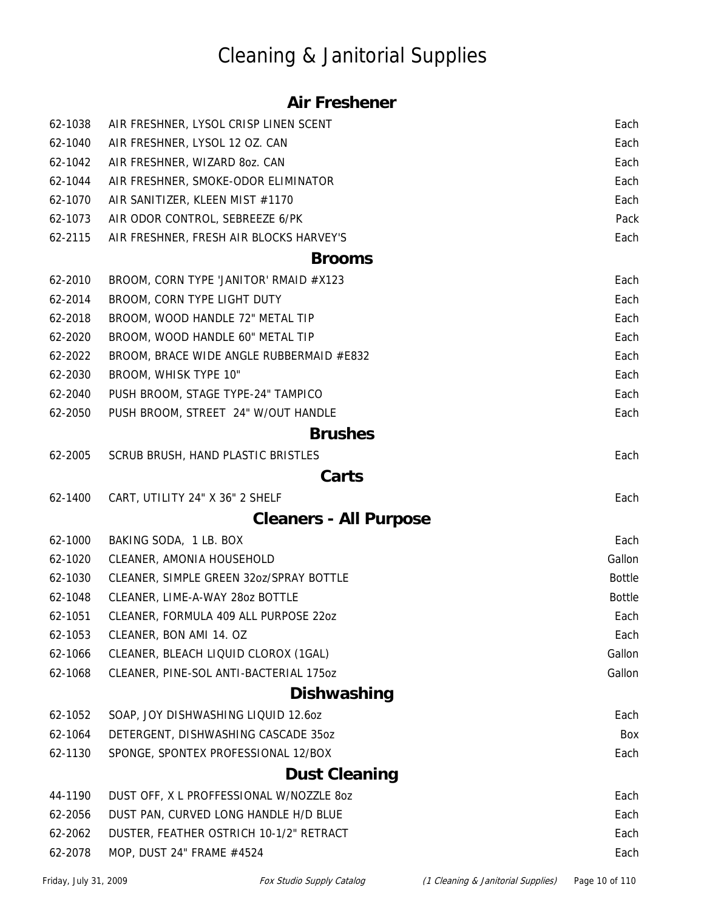# Cleaning & Janitorial Supplies

## Air Freshener

| | | |
|---|---|---|
| 62-1038 | AIR FRESHNER, LYSOL CRISP LINEN SCENT | Each |
| 62-1040 | AIR FRESHNER, LYSOL 12 OZ. CAN | Each |
| 62-1042 | AIR FRESHNER, WIZARD 8oz. CAN | Each |
| 62-1044 | AIR FRESHNER, SMOKE-ODOR ELIMINATOR | Each |
| 62-1070 | AIR SANITIZER, KLEEN MIST #1170 | Each |
| 62-1073 | AIR ODOR CONTROL, SEBREEZE 6/PK | Pack |
| 62-2115 | AIR FRESHNER, FRESH AIR BLOCKS HARVEY'S | Each |

## Brooms

| | | |
|---|---|---|
| 62-2010 | BROOM, CORN TYPE 'JANITOR' RMAID #X123 | Each |
| 62-2014 | BROOM, CORN TYPE LIGHT DUTY | Each |
| 62-2018 | BROOM, WOOD HANDLE 72" METAL TIP | Each |
| 62-2020 | BROOM, WOOD HANDLE 60" METAL TIP | Each |
| 62-2022 | BROOM, BRACE WIDE ANGLE RUBBERMAID #E832 | Each |
| 62-2030 | BROOM, WHISK TYPE 10" | Each |
| 62-2040 | PUSH BROOM, STAGE TYPE-24" TAMPICO | Each |
| 62-2050 | PUSH BROOM, STREET 24" W/OUT HANDLE | Each |

## Brushes

| | | |
|---|---|---|
| 62-2005 | SCRUB BRUSH, HAND PLASTIC BRISTLES | Each |

## Carts

| | | |
|---|---|---|
| 62-1400 | CART, UTILITY 24" X 36" 2 SHELF | Each |

## Cleaners - All Purpose

| | | |
|---|---|---|
| 62-1000 | BAKING SODA, 1 LB. BOX | Each |
| 62-1020 | CLEANER, AMONIA HOUSEHOLD | Gallon |
| 62-1030 | CLEANER, SIMPLE GREEN 32oz/SPRAY BOTTLE | Bottle |
| 62-1048 | CLEANER, LIME-A-WAY 28oz BOTTLE | Bottle |
| 62-1051 | CLEANER, FORMULA 409 ALL PURPOSE 22oz | Each |
| 62-1053 | CLEANER, BON AMI 14. OZ | Each |
| 62-1066 | CLEANER, BLEACH LIQUID CLOROX (1GAL) | Gallon |
| 62-1068 | CLEANER, PINE-SOL ANTI-BACTERIAL 175oz | Gallon |

## Dishwashing

| | | |
|---|---|---|
| 62-1052 | SOAP, JOY DISHWASHING LIQUID 12.6oz | Each |
| 62-1064 | DETERGENT, DISHWASHING CASCADE 35oz | Box |
| 62-1130 | SPONGE, SPONTEX PROFESSIONAL 12/BOX | Each |

## Dust Cleaning

| | | |
|---|---|---|
| 44-1190 | DUST OFF, X L PROFFESSIONAL W/NOZZLE 8oz | Each |
| 62-2056 | DUST PAN, CURVED LONG HANDLE H/D BLUE | Each |
| 62-2062 | DUSTER, FEATHER OSTRICH 10-1/2" RETRACT | Each |
| 62-2078 | MOP, DUST 24" FRAME #4524 | Each |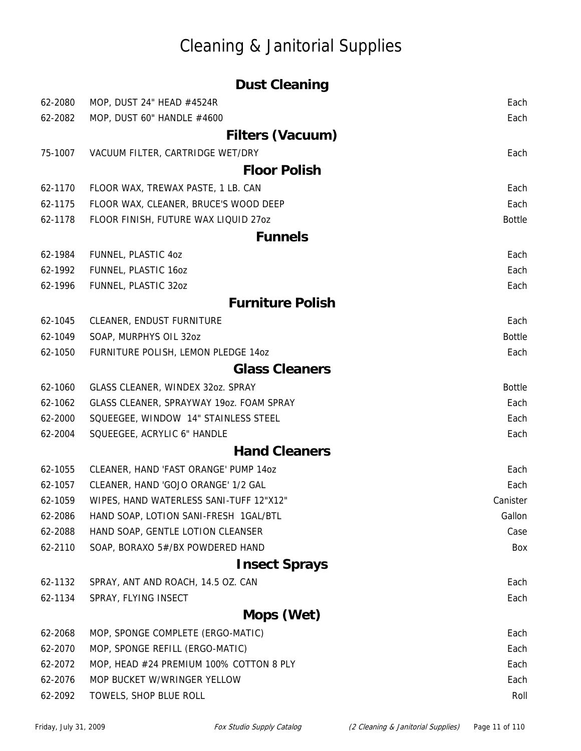# Cleaning & Janitorial Supplies

## Dust Cleaning

| | | |
|---|---|---|
| 62-2080 | MOP, DUST 24" HEAD #4524R | Each |
| 62-2082 | MOP, DUST 60" HANDLE #4600 | Each |

## Filters (Vacuum)

| | | |
|---|---|---|
| 75-1007 | VACUUM FILTER, CARTRIDGE WET/DRY | Each |

## Floor Polish

| | | |
|---|---|---|
| 62-1170 | FLOOR WAX, TREWAX PASTE, 1 LB. CAN | Each |
| 62-1175 | FLOOR WAX, CLEANER, BRUCE'S WOOD DEEP | Each |
| 62-1178 | FLOOR FINISH, FUTURE WAX LIQUID 27oz | Bottle |

## Funnels

| | | |
|---|---|---|
| 62-1984 | FUNNEL, PLASTIC 4oz | Each |
| 62-1992 | FUNNEL, PLASTIC 16oz | Each |
| 62-1996 | FUNNEL, PLASTIC 32oz | Each |

## Furniture Polish

| | | |
|---|---|---|
| 62-1045 | CLEANER, ENDUST FURNITURE | Each |
| 62-1049 | SOAP, MURPHYS OIL 32oz | Bottle |
| 62-1050 | FURNITURE POLISH, LEMON PLEDGE 14oz | Each |

## Glass Cleaners

| | | |
|---|---|---|
| 62-1060 | GLASS CLEANER, WINDEX 32oz. SPRAY | Bottle |
| 62-1062 | GLASS CLEANER, SPRAYWAY 19oz. FOAM SPRAY | Each |
| 62-2000 | SQUEEGEE, WINDOW 14" STAINLESS STEEL | Each |
| 62-2004 | SQUEEGEE, ACRYLIC 6" HANDLE | Each |

## Hand Cleaners

| | | |
|---|---|---|
| 62-1055 | CLEANER, HAND 'FAST ORANGE' PUMP 14oz | Each |
| 62-1057 | CLEANER, HAND 'GOJO ORANGE' 1/2 GAL | Each |
| 62-1059 | WIPES, HAND WATERLESS SANI-TUFF 12"X12" | Canister |
| 62-2086 | HAND SOAP, LOTION SANI-FRESH 1GAL/BTL | Gallon |
| 62-2088 | HAND SOAP, GENTLE LOTION CLEANSER | Case |
| 62-2110 | SOAP, BORAXO 5#/BX POWDERED HAND | Box |

## Insect Sprays

| | | |
|---|---|---|
| 62-1132 | SPRAY, ANT AND ROACH, 14.5 OZ. CAN | Each |
| 62-1134 | SPRAY, FLYING INSECT | Each |

## Mops (Wet)

| | | |
|---|---|---|
| 62-2068 | MOP, SPONGE COMPLETE (ERGO-MATIC) | Each |
| 62-2070 | MOP, SPONGE REFILL (ERGO-MATIC) | Each |
| 62-2072 | MOP, HEAD #24 PREMIUM 100% COTTON 8 PLY | Each |
| 62-2076 | MOP BUCKET W/WRINGER YELLOW | Each |
| 62-2092 | TOWELS, SHOP BLUE ROLL | Roll |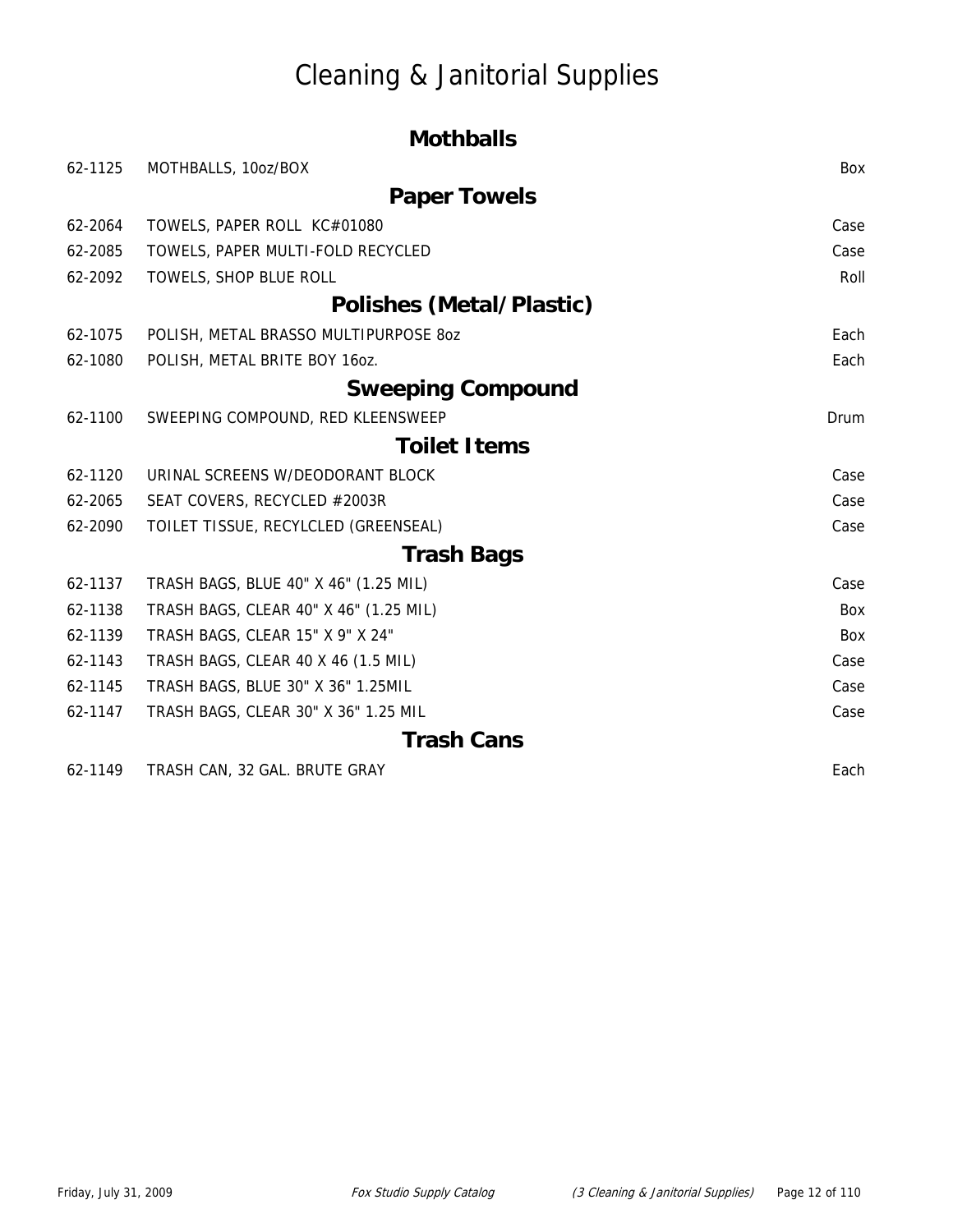# Cleaning & Janitorial Supplies

## Mothballs

| | | |
|---|---|---|
| 62-1125 | MOTHBALLS, 10oz/BOX | Box |

## Paper Towels

| | | |
|---|---|---|
| 62-2064 | TOWELS, PAPER ROLL KC#01080 | Case |
| 62-2085 | TOWELS, PAPER MULTI-FOLD RECYCLED | Case |
| 62-2092 | TOWELS, SHOP BLUE ROLL | Roll |

## Polishes (Metal/Plastic)

| | | |
|---|---|---|
| 62-1075 | POLISH, METAL BRASSO MULTIPURPOSE 8oz | Each |
| 62-1080 | POLISH, METAL BRITE BOY 16oz. | Each |

## Sweeping Compound

| | | |
|---|---|---|
| 62-1100 | SWEEPING COMPOUND, RED KLEENSWEEP | Drum |

## Toilet Items

| | | |
|---|---|---|
| 62-1120 | URINAL SCREENS W/DEODORANT BLOCK | Case |
| 62-2065 | SEAT COVERS, RECYCLED #2003R | Case |
| 62-2090 | TOILET TISSUE, RECYLCLED (GREENSEAL) | Case |

## Trash Bags

| | | |
|---|---|---|
| 62-1137 | TRASH BAGS, BLUE 40" X 46" (1.25 MIL) | Case |
| 62-1138 | TRASH BAGS, CLEAR 40" X 46" (1.25 MIL) | Box |
| 62-1139 | TRASH BAGS, CLEAR 15" X 9" X 24" | Box |
| 62-1143 | TRASH BAGS, CLEAR 40 X 46 (1.5 MIL) | Case |
| 62-1145 | TRASH BAGS, BLUE 30" X 36" 1.25MIL | Case |
| 62-1147 | TRASH BAGS, CLEAR 30" X 36" 1.25 MIL | Case |

## Trash Cans

| | | |
|---|---|---|
| 62-1149 | TRASH CAN, 32 GAL. BRUTE GRAY | Each |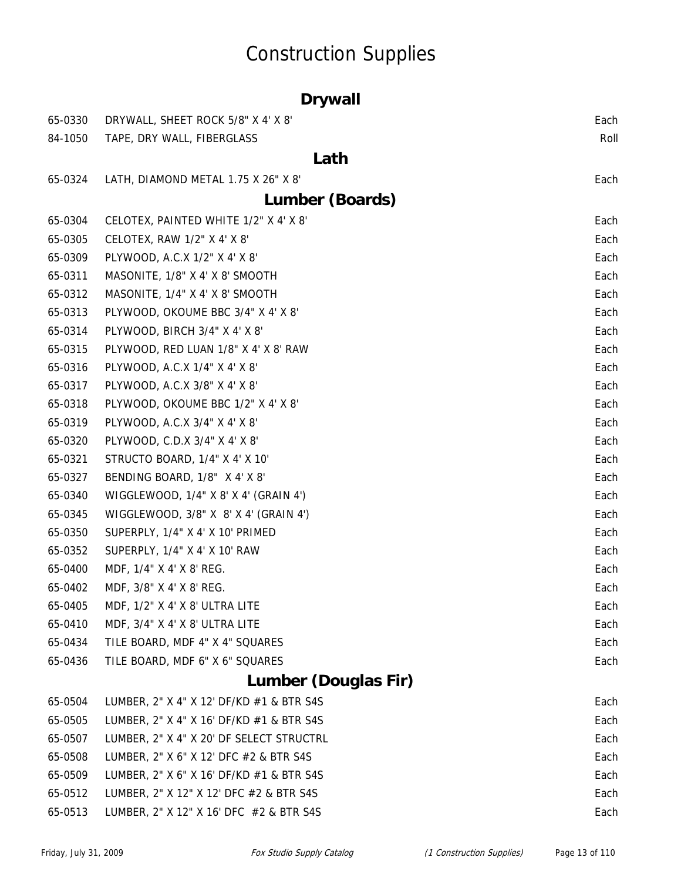# Construction Supplies

## Drywall

| | | |
|---|---|---|
| 65-0330 | DRYWALL, SHEET ROCK 5/8" X 4' X 8' | Each |
| 84-1050 | TAPE, DRY WALL, FIBERGLASS | Roll |

## Lath

| | | |
|---|---|---|
| 65-0324 | LATH, DIAMOND METAL 1.75 X 26" X 8' | Each |

## Lumber (Boards)

| | | |
|---|---|---|
| 65-0304 | CELOTEX, PAINTED WHITE 1/2" X 4' X 8' | Each |
| 65-0305 | CELOTEX, RAW 1/2" X 4' X 8' | Each |
| 65-0309 | PLYWOOD, A.C.X 1/2" X 4' X 8' | Each |
| 65-0311 | MASONITE, 1/8" X 4' X 8' SMOOTH | Each |
| 65-0312 | MASONITE, 1/4" X 4' X 8' SMOOTH | Each |
| 65-0313 | PLYWOOD, OKOUME BBC 3/4" X 4' X 8' | Each |
| 65-0314 | PLYWOOD, BIRCH 3/4" X 4' X 8' | Each |
| 65-0315 | PLYWOOD, RED LUAN 1/8" X 4' X 8' RAW | Each |
| 65-0316 | PLYWOOD, A.C.X 1/4" X 4' X 8' | Each |
| 65-0317 | PLYWOOD, A.C.X 3/8" X 4' X 8' | Each |
| 65-0318 | PLYWOOD, OKOUME BBC 1/2" X 4' X 8' | Each |
| 65-0319 | PLYWOOD, A.C.X 3/4" X 4' X 8' | Each |
| 65-0320 | PLYWOOD, C.D.X 3/4" X 4' X 8' | Each |
| 65-0321 | STRUCTO BOARD, 1/4" X 4' X 10' | Each |
| 65-0327 | BENDING BOARD, 1/8" X 4' X 8' | Each |
| 65-0340 | WIGGLEWOOD, 1/4" X 8' X 4' (GRAIN 4') | Each |
| 65-0345 | WIGGLEWOOD, 3/8" X 8' X 4' (GRAIN 4') | Each |
| 65-0350 | SUPERPLY, 1/4" X 4' X 10' PRIMED | Each |
| 65-0352 | SUPERPLY, 1/4" X 4' X 10' RAW | Each |
| 65-0400 | MDF, 1/4" X 4' X 8' REG. | Each |
| 65-0402 | MDF, 3/8" X 4' X 8' REG. | Each |
| 65-0405 | MDF, 1/2" X 4' X 8' ULTRA LITE | Each |
| 65-0410 | MDF, 3/4" X 4' X 8' ULTRA LITE | Each |
| 65-0434 | TILE BOARD, MDF 4" X 4" SQUARES | Each |
| 65-0436 | TILE BOARD, MDF 6" X 6" SQUARES | Each |

## Lumber (Douglas Fir)

| | | |
|---|---|---|
| 65-0504 | LUMBER, 2" X 4" X 12' DF/KD #1 & BTR S4S | Each |
| 65-0505 | LUMBER, 2" X 4" X 16' DF/KD #1 & BTR S4S | Each |
| 65-0507 | LUMBER, 2" X 4" X 20' DF SELECT STRUCTRL | Each |
| 65-0508 | LUMBER, 2" X 6" X 12' DFC #2 & BTR S4S | Each |
| 65-0509 | LUMBER, 2" X 6" X 16' DF/KD #1 & BTR S4S | Each |
| 65-0512 | LUMBER, 2" X 12" X 12' DFC #2 & BTR S4S | Each |
| 65-0513 | LUMBER, 2" X 12" X 16' DFC #2 & BTR S4S | Each |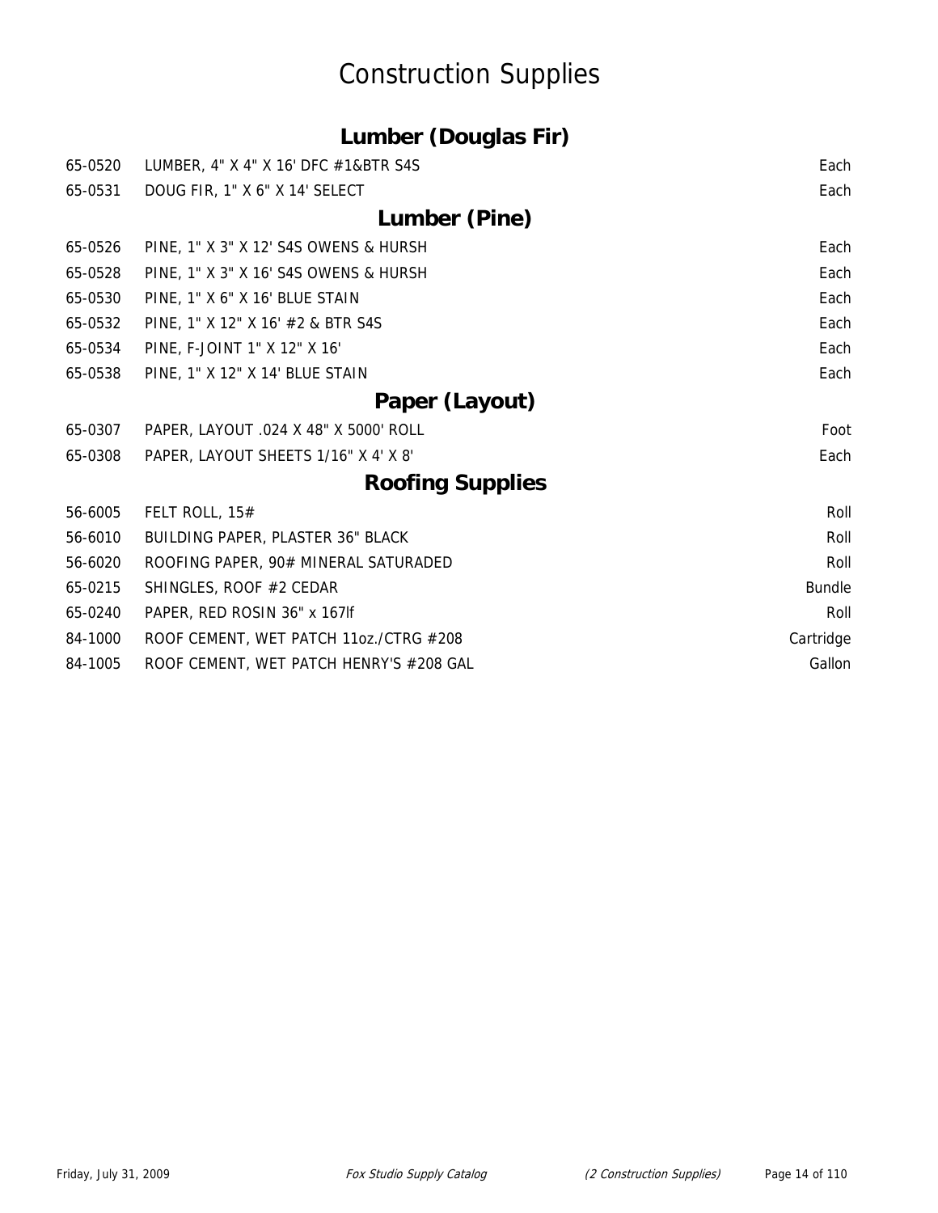# Construction Supplies

## Lumber (Douglas Fir)

| | | |
|---|---|---|
| 65-0520 | LUMBER, 4" X 4" X 16' DFC #1&BTR S4S | Each |
| 65-0531 | DOUG FIR, 1" X 6" X 14' SELECT | Each |

## Lumber (Pine)

| | | |
|---|---|---|
| 65-0526 | PINE, 1" X 3" X 12' S4S OWENS & HURSH | Each |
| 65-0528 | PINE, 1" X 3" X 16' S4S OWENS & HURSH | Each |
| 65-0530 | PINE, 1" X 6" X 16' BLUE STAIN | Each |
| 65-0532 | PINE, 1" X 12" X 16' #2 & BTR S4S | Each |
| 65-0534 | PINE, F-JOINT 1" X 12" X 16' | Each |
| 65-0538 | PINE, 1" X 12" X 14' BLUE STAIN | Each |

## Paper (Layout)

| | | |
|---|---|---|
| 65-0307 | PAPER, LAYOUT .024 X 48" X 5000' ROLL | Foot |
| 65-0308 | PAPER, LAYOUT SHEETS 1/16" X 4' X 8' | Each |

## Roofing Supplies

| | | |
|---|---|---|
| 56-6005 | FELT ROLL, 15# | Roll |
| 56-6010 | BUILDING PAPER, PLASTER 36" BLACK | Roll |
| 56-6020 | ROOFING PAPER, 90# MINERAL SATURADED | Roll |
| 65-0215 | SHINGLES, ROOF #2 CEDAR | Bundle |
| 65-0240 | PAPER, RED ROSIN 36" x 167lf | Roll |
| 84-1000 | ROOF CEMENT, WET PATCH 11oz./CTRG #208 | Cartridge |
| 84-1005 | ROOF CEMENT, WET PATCH HENRY'S #208 GAL | Gallon |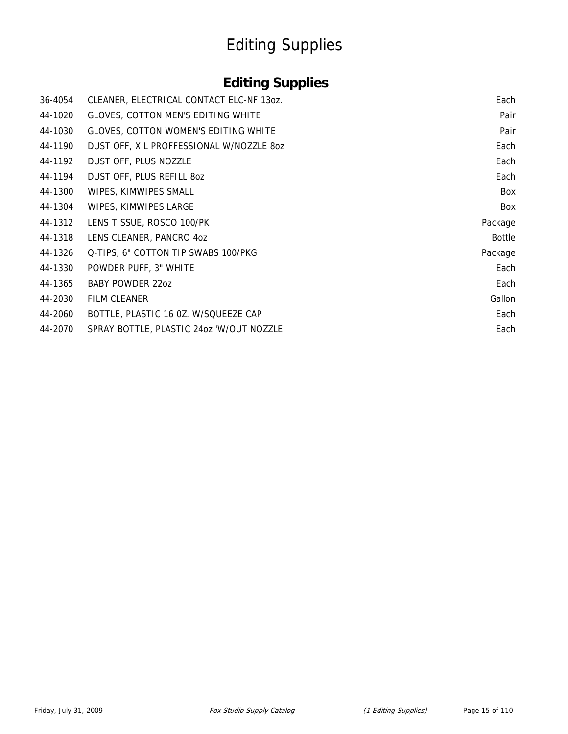# Editing Supplies

## Editing Supplies

| | | |
|---|---|---|
| 36-4054 | CLEANER, ELECTRICAL CONTACT ELC-NF 13oz. | Each |
| 44-1020 | GLOVES, COTTON MEN'S EDITING WHITE | Pair |
| 44-1030 | GLOVES, COTTON WOMEN'S EDITING WHITE | Pair |
| 44-1190 | DUST OFF, X L PROFFESSIONAL W/NOZZLE 8oz | Each |
| 44-1192 | DUST OFF, PLUS NOZZLE | Each |
| 44-1194 | DUST OFF, PLUS REFILL 8oz | Each |
| 44-1300 | WIPES, KIMWIPES SMALL | Box |
| 44-1304 | WIPES, KIMWIPES LARGE | Box |
| 44-1312 | LENS TISSUE, ROSCO 100/PK | Package |
| 44-1318 | LENS CLEANER, PANCRO 4oz | Bottle |
| 44-1326 | Q-TIPS, 6" COTTON TIP SWABS 100/PKG | Package |
| 44-1330 | POWDER PUFF, 3" WHITE | Each |
| 44-1365 | BABY POWDER 22oz | Each |
| 44-2030 | FILM CLEANER | Gallon |
| 44-2060 | BOTTLE, PLASTIC 16 0Z. W/SQUEEZE CAP | Each |
| 44-2070 | SPRAY BOTTLE, PLASTIC 24oz 'W/OUT NOZZLE | Each |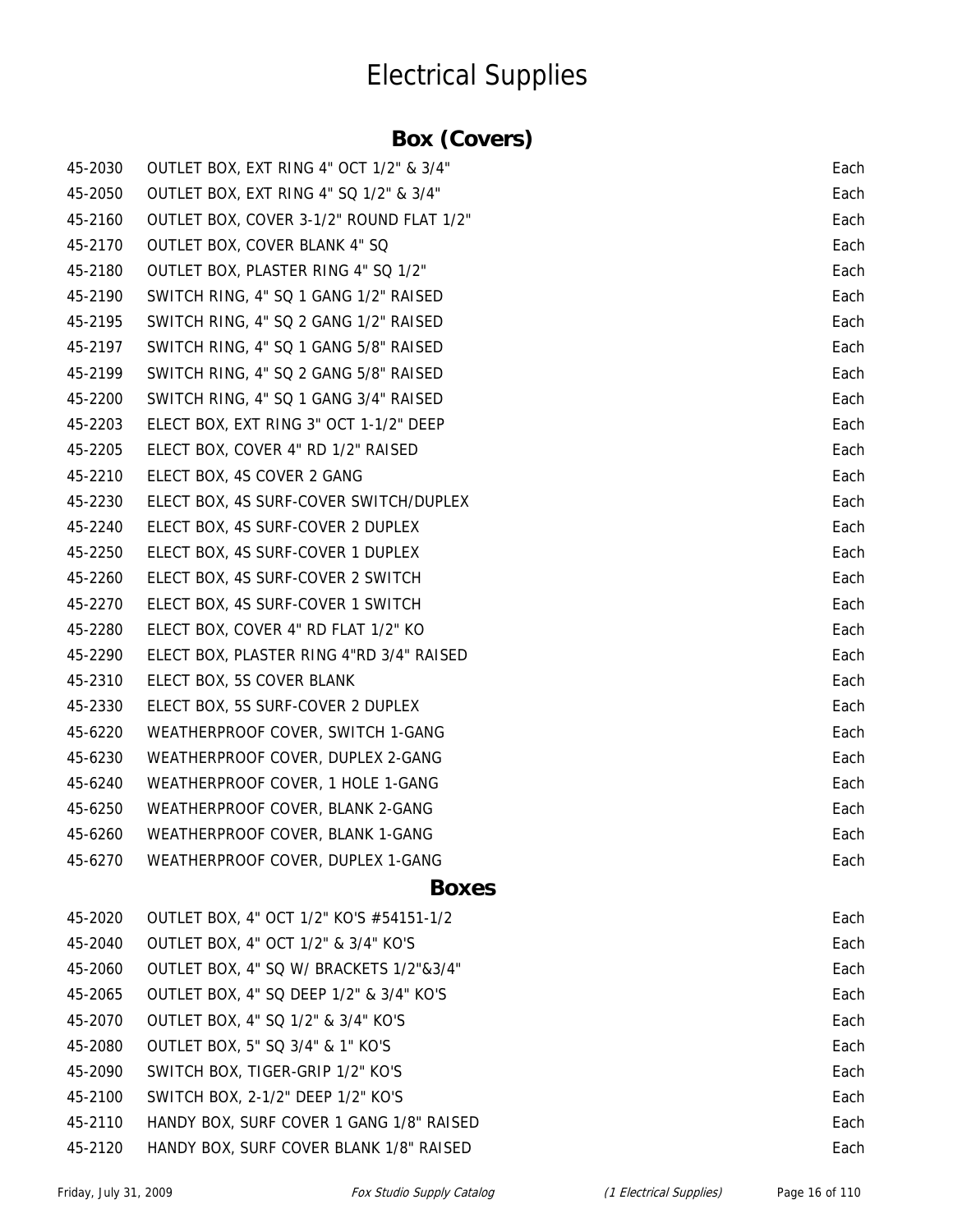# Electrical Supplies

## Box (Covers)

| | | |
|---|---|---|
| 45-2030 | OUTLET BOX, EXT RING 4" OCT 1/2" & 3/4" | Each |
| 45-2050 | OUTLET BOX, EXT RING 4" SQ 1/2" & 3/4" | Each |
| 45-2160 | OUTLET BOX, COVER 3-1/2" ROUND FLAT 1/2" | Each |
| 45-2170 | OUTLET BOX, COVER BLANK 4" SQ | Each |
| 45-2180 | OUTLET BOX, PLASTER RING 4" SQ 1/2" | Each |
| 45-2190 | SWITCH RING, 4" SQ 1 GANG 1/2" RAISED | Each |
| 45-2195 | SWITCH RING, 4" SQ 2 GANG 1/2" RAISED | Each |
| 45-2197 | SWITCH RING, 4" SQ 1 GANG 5/8" RAISED | Each |
| 45-2199 | SWITCH RING, 4" SQ 2 GANG 5/8" RAISED | Each |
| 45-2200 | SWITCH RING, 4" SQ 1 GANG 3/4" RAISED | Each |
| 45-2203 | ELECT BOX, EXT RING 3" OCT 1-1/2" DEEP | Each |
| 45-2205 | ELECT BOX, COVER 4" RD 1/2" RAISED | Each |
| 45-2210 | ELECT BOX, 4S COVER 2 GANG | Each |
| 45-2230 | ELECT BOX, 4S SURF-COVER SWITCH/DUPLEX | Each |
| 45-2240 | ELECT BOX, 4S SURF-COVER 2 DUPLEX | Each |
| 45-2250 | ELECT BOX, 4S SURF-COVER 1 DUPLEX | Each |
| 45-2260 | ELECT BOX, 4S SURF-COVER 2 SWITCH | Each |
| 45-2270 | ELECT BOX, 4S SURF-COVER 1 SWITCH | Each |
| 45-2280 | ELECT BOX, COVER 4" RD FLAT 1/2" KO | Each |
| 45-2290 | ELECT BOX, PLASTER RING 4"RD 3/4" RAISED | Each |
| 45-2310 | ELECT BOX, 5S COVER BLANK | Each |
| 45-2330 | ELECT BOX, 5S SURF-COVER 2 DUPLEX | Each |
| 45-6220 | WEATHERPROOF COVER, SWITCH 1-GANG | Each |
| 45-6230 | WEATHERPROOF COVER, DUPLEX 2-GANG | Each |
| 45-6240 | WEATHERPROOF COVER, 1 HOLE 1-GANG | Each |
| 45-6250 | WEATHERPROOF COVER, BLANK 2-GANG | Each |
| 45-6260 | WEATHERPROOF COVER, BLANK 1-GANG | Each |
| 45-6270 | WEATHERPROOF COVER, DUPLEX 1-GANG | Each |

## Boxes

| | | |
|---|---|---|
| 45-2020 | OUTLET BOX, 4" OCT 1/2" KO'S #54151-1/2 | Each |
| 45-2040 | OUTLET BOX, 4" OCT 1/2" & 3/4" KO'S | Each |
| 45-2060 | OUTLET BOX, 4" SQ W/ BRACKETS 1/2"&3/4" | Each |
| 45-2065 | OUTLET BOX, 4" SQ DEEP 1/2" & 3/4" KO'S | Each |
| 45-2070 | OUTLET BOX, 4" SQ 1/2" & 3/4" KO'S | Each |
| 45-2080 | OUTLET BOX, 5" SQ 3/4" & 1" KO'S | Each |
| 45-2090 | SWITCH BOX, TIGER-GRIP 1/2" KO'S | Each |
| 45-2100 | SWITCH BOX, 2-1/2" DEEP 1/2" KO'S | Each |
| 45-2110 | HANDY BOX, SURF COVER 1 GANG 1/8" RAISED | Each |
| 45-2120 | HANDY BOX, SURF COVER BLANK 1/8" RAISED | Each |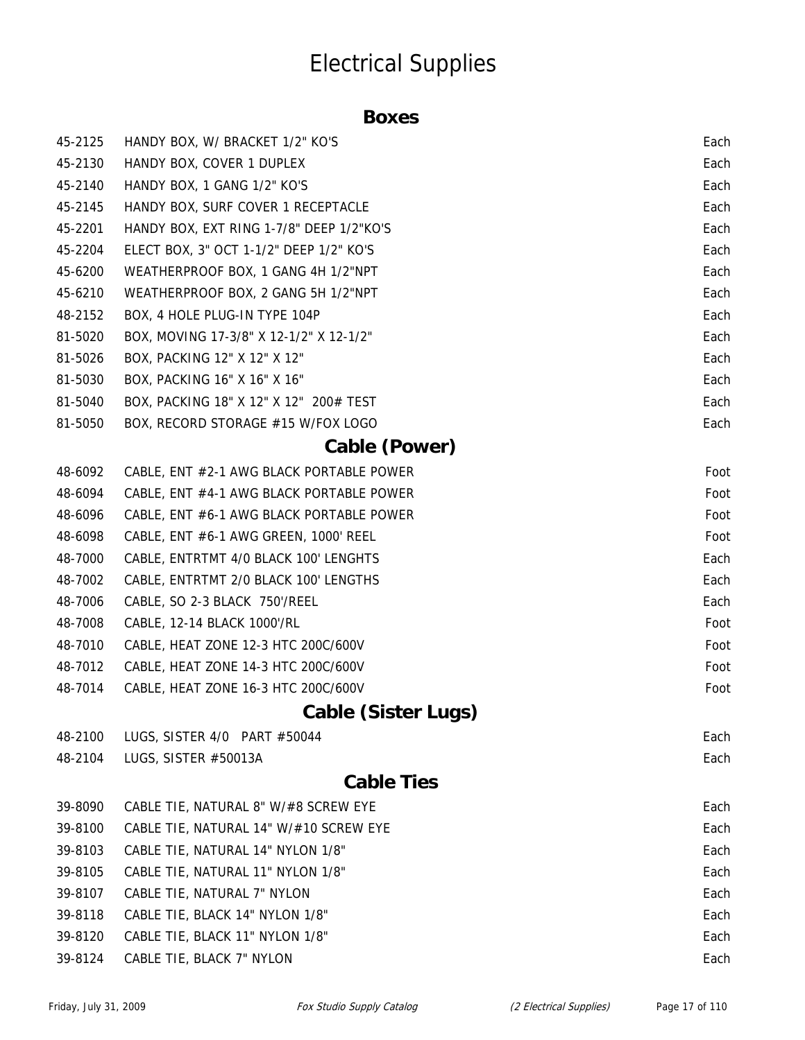# Electrical Supplies

## Boxes

| | | |
|---|---|---|
| 45-2125 | HANDY BOX, W/ BRACKET 1/2" KO'S | Each |
| 45-2130 | HANDY BOX, COVER 1 DUPLEX | Each |
| 45-2140 | HANDY BOX, 1 GANG 1/2" KO'S | Each |
| 45-2145 | HANDY BOX, SURF COVER 1 RECEPTACLE | Each |
| 45-2201 | HANDY BOX, EXT RING 1-7/8" DEEP 1/2"KO'S | Each |
| 45-2204 | ELECT BOX, 3" OCT 1-1/2" DEEP 1/2" KO'S | Each |
| 45-6200 | WEATHERPROOF BOX, 1 GANG 4H 1/2"NPT | Each |
| 45-6210 | WEATHERPROOF BOX, 2 GANG 5H 1/2"NPT | Each |
| 48-2152 | BOX, 4 HOLE PLUG-IN TYPE 104P | Each |
| 81-5020 | BOX, MOVING 17-3/8" X 12-1/2" X 12-1/2" | Each |
| 81-5026 | BOX, PACKING 12" X 12" X 12" | Each |
| 81-5030 | BOX, PACKING 16" X 16" X 16" | Each |
| 81-5040 | BOX, PACKING 18" X 12" X 12"  200# TEST | Each |
| 81-5050 | BOX, RECORD STORAGE #15 W/FOX LOGO | Each |

## Cable (Power)

| | | |
|---|---|---|
| 48-6092 | CABLE, ENT #2-1 AWG BLACK PORTABLE POWER | Foot |
| 48-6094 | CABLE, ENT #4-1 AWG BLACK PORTABLE POWER | Foot |
| 48-6096 | CABLE, ENT #6-1 AWG BLACK PORTABLE POWER | Foot |
| 48-6098 | CABLE, ENT #6-1 AWG GREEN, 1000' REEL | Foot |
| 48-7000 | CABLE, ENTRTMT 4/0 BLACK 100' LENGHTS | Each |
| 48-7002 | CABLE, ENTRTMT 2/0 BLACK 100' LENGTHS | Each |
| 48-7006 | CABLE, SO 2-3 BLACK  750'/REEL | Each |
| 48-7008 | CABLE, 12-14 BLACK 1000'/RL | Foot |
| 48-7010 | CABLE, HEAT ZONE 12-3 HTC 200C/600V | Foot |
| 48-7012 | CABLE, HEAT ZONE 14-3 HTC 200C/600V | Foot |
| 48-7014 | CABLE, HEAT ZONE 16-3 HTC 200C/600V | Foot |

## Cable (Sister Lugs)

| | | |
|---|---|---|
| 48-2100 | LUGS, SISTER 4/0   PART #50044 | Each |
| 48-2104 | LUGS, SISTER #50013A | Each |

## Cable Ties

| | | |
|---|---|---|
| 39-8090 | CABLE TIE, NATURAL 8" W/#8 SCREW EYE | Each |
| 39-8100 | CABLE TIE, NATURAL 14" W/#10 SCREW EYE | Each |
| 39-8103 | CABLE TIE, NATURAL 14" NYLON 1/8" | Each |
| 39-8105 | CABLE TIE, NATURAL 11" NYLON 1/8" | Each |
| 39-8107 | CABLE TIE, NATURAL 7" NYLON | Each |
| 39-8118 | CABLE TIE, BLACK 14" NYLON 1/8" | Each |
| 39-8120 | CABLE TIE, BLACK 11" NYLON 1/8" | Each |
| 39-8124 | CABLE TIE, BLACK 7" NYLON | Each |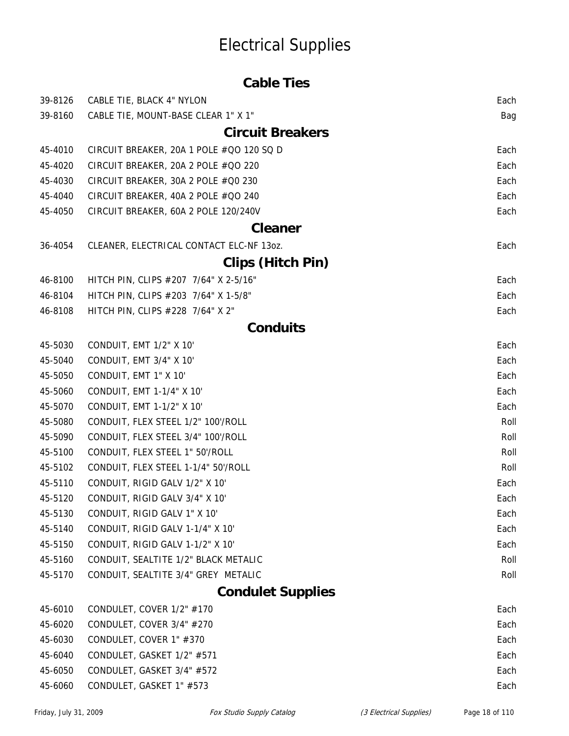# Electrical Supplies

## Cable Ties

| | | |
|---|---|---|
| 39-8126 | CABLE TIE, BLACK 4" NYLON | Each |
| 39-8160 | CABLE TIE, MOUNT-BASE CLEAR 1" X 1" | Bag |

## Circuit Breakers

| | | |
|---|---|---|
| 45-4010 | CIRCUIT BREAKER, 20A 1 POLE #QO 120 SQ D | Each |
| 45-4020 | CIRCUIT BREAKER, 20A 2 POLE #QO 220 | Each |
| 45-4030 | CIRCUIT BREAKER, 30A 2 POLE #Q0 230 | Each |
| 45-4040 | CIRCUIT BREAKER, 40A 2 POLE #QO 240 | Each |
| 45-4050 | CIRCUIT BREAKER, 60A 2 POLE 120/240V | Each |

## Cleaner

| | | |
|---|---|---|
| 36-4054 | CLEANER, ELECTRICAL CONTACT ELC-NF 13oz. | Each |

## Clips (Hitch Pin)

| | | |
|---|---|---|
| 46-8100 | HITCH PIN, CLIPS #207 7/64" X 2-5/16" | Each |
| 46-8104 | HITCH PIN, CLIPS #203 7/64" X 1-5/8" | Each |
| 46-8108 | HITCH PIN, CLIPS #228 7/64" X 2" | Each |

## Conduits

| | | |
|---|---|---|
| 45-5030 | CONDUIT, EMT 1/2" X 10' | Each |
| 45-5040 | CONDUIT, EMT 3/4" X 10' | Each |
| 45-5050 | CONDUIT, EMT 1" X 10' | Each |
| 45-5060 | CONDUIT, EMT 1-1/4" X 10' | Each |
| 45-5070 | CONDUIT, EMT 1-1/2" X 10' | Each |
| 45-5080 | CONDUIT, FLEX STEEL 1/2" 100'/ROLL | Roll |
| 45-5090 | CONDUIT, FLEX STEEL 3/4" 100'/ROLL | Roll |
| 45-5100 | CONDUIT, FLEX STEEL 1" 50'/ROLL | Roll |
| 45-5102 | CONDUIT, FLEX STEEL 1-1/4" 50'/ROLL | Roll |
| 45-5110 | CONDUIT, RIGID GALV 1/2" X 10' | Each |
| 45-5120 | CONDUIT, RIGID GALV 3/4" X 10' | Each |
| 45-5130 | CONDUIT, RIGID GALV 1" X 10' | Each |
| 45-5140 | CONDUIT, RIGID GALV 1-1/4" X 10' | Each |
| 45-5150 | CONDUIT, RIGID GALV 1-1/2" X 10' | Each |
| 45-5160 | CONDUIT, SEALTITE 1/2" BLACK METALIC | Roll |
| 45-5170 | CONDUIT, SEALTITE 3/4" GREY METALIC | Roll |

## Condulet Supplies

| | | |
|---|---|---|
| 45-6010 | CONDULET, COVER 1/2" #170 | Each |
| 45-6020 | CONDULET, COVER 3/4" #270 | Each |
| 45-6030 | CONDULET, COVER 1" #370 | Each |
| 45-6040 | CONDULET, GASKET 1/2" #571 | Each |
| 45-6050 | CONDULET, GASKET 3/4" #572 | Each |
| 45-6060 | CONDULET, GASKET 1" #573 | Each |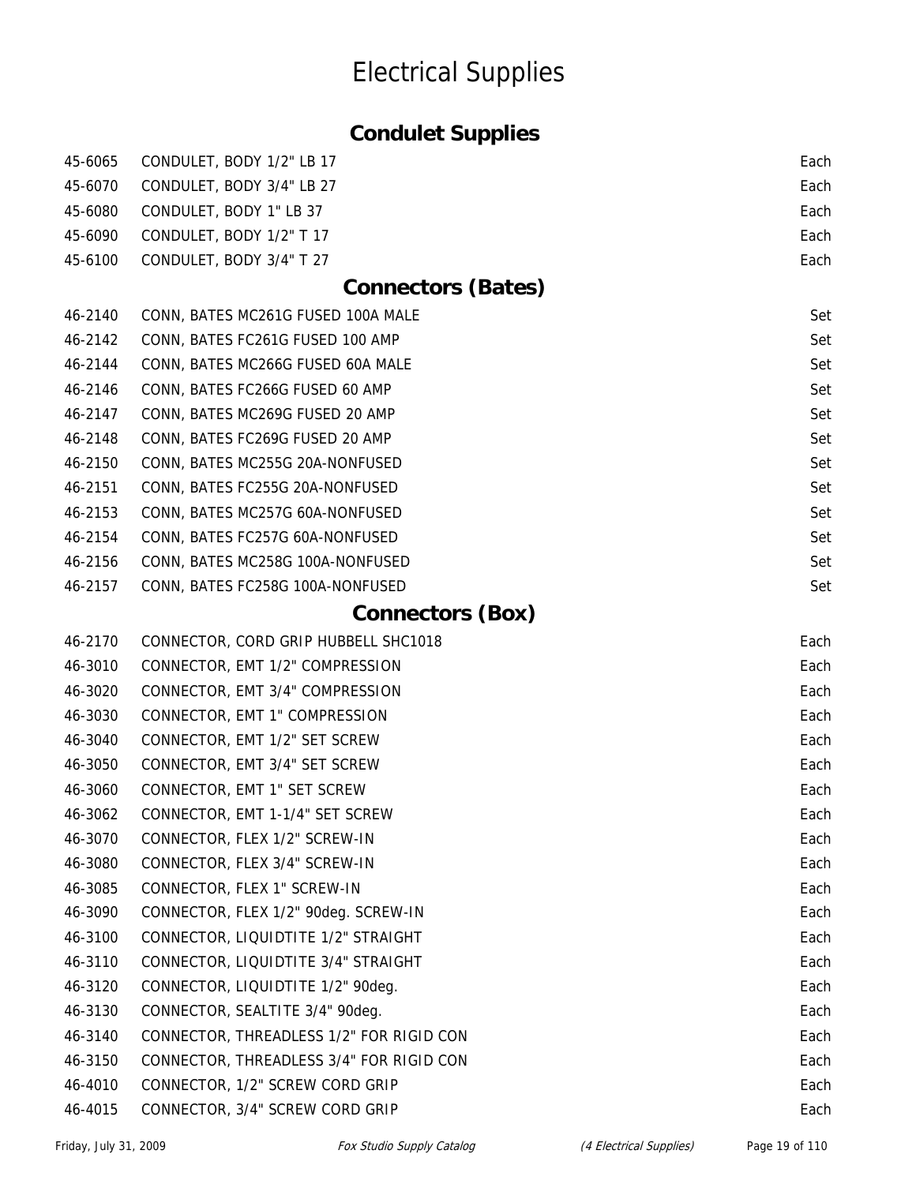# Electrical Supplies

## Condulet Supplies

| | | |
|---|---|---|
| 45-6065 | CONDULET, BODY 1/2" LB 17 | Each |
| 45-6070 | CONDULET, BODY 3/4" LB 27 | Each |
| 45-6080 | CONDULET, BODY 1" LB 37 | Each |
| 45-6090 | CONDULET, BODY 1/2" T 17 | Each |
| 45-6100 | CONDULET, BODY 3/4" T 27 | Each |

## Connectors (Bates)

| | | |
|---|---|---|
| 46-2140 | CONN, BATES MC261G FUSED 100A MALE | Set |
| 46-2142 | CONN, BATES FC261G FUSED 100 AMP | Set |
| 46-2144 | CONN, BATES MC266G FUSED 60A MALE | Set |
| 46-2146 | CONN, BATES FC266G FUSED 60 AMP | Set |
| 46-2147 | CONN, BATES MC269G FUSED 20 AMP | Set |
| 46-2148 | CONN, BATES FC269G FUSED 20 AMP | Set |
| 46-2150 | CONN, BATES MC255G 20A-NONFUSED | Set |
| 46-2151 | CONN, BATES FC255G 20A-NONFUSED | Set |
| 46-2153 | CONN, BATES MC257G 60A-NONFUSED | Set |
| 46-2154 | CONN, BATES FC257G 60A-NONFUSED | Set |
| 46-2156 | CONN, BATES MC258G 100A-NONFUSED | Set |
| 46-2157 | CONN, BATES FC258G 100A-NONFUSED | Set |

## Connectors (Box)

| | | |
|---|---|---|
| 46-2170 | CONNECTOR, CORD GRIP HUBBELL SHC1018 | Each |
| 46-3010 | CONNECTOR, EMT 1/2" COMPRESSION | Each |
| 46-3020 | CONNECTOR, EMT 3/4" COMPRESSION | Each |
| 46-3030 | CONNECTOR, EMT 1" COMPRESSION | Each |
| 46-3040 | CONNECTOR, EMT 1/2" SET SCREW | Each |
| 46-3050 | CONNECTOR, EMT 3/4" SET SCREW | Each |
| 46-3060 | CONNECTOR, EMT 1" SET SCREW | Each |
| 46-3062 | CONNECTOR, EMT 1-1/4" SET SCREW | Each |
| 46-3070 | CONNECTOR, FLEX 1/2" SCREW-IN | Each |
| 46-3080 | CONNECTOR, FLEX 3/4" SCREW-IN | Each |
| 46-3085 | CONNECTOR, FLEX 1" SCREW-IN | Each |
| 46-3090 | CONNECTOR, FLEX 1/2" 90deg. SCREW-IN | Each |
| 46-3100 | CONNECTOR, LIQUIDTITE 1/2" STRAIGHT | Each |
| 46-3110 | CONNECTOR, LIQUIDTITE 3/4" STRAIGHT | Each |
| 46-3120 | CONNECTOR, LIQUIDTITE 1/2" 90deg. | Each |
| 46-3130 | CONNECTOR, SEALTITE 3/4" 90deg. | Each |
| 46-3140 | CONNECTOR, THREADLESS 1/2" FOR RIGID CON | Each |
| 46-3150 | CONNECTOR, THREADLESS 3/4" FOR RIGID CON | Each |
| 46-4010 | CONNECTOR, 1/2" SCREW CORD GRIP | Each |
| 46-4015 | CONNECTOR, 3/4" SCREW CORD GRIP | Each |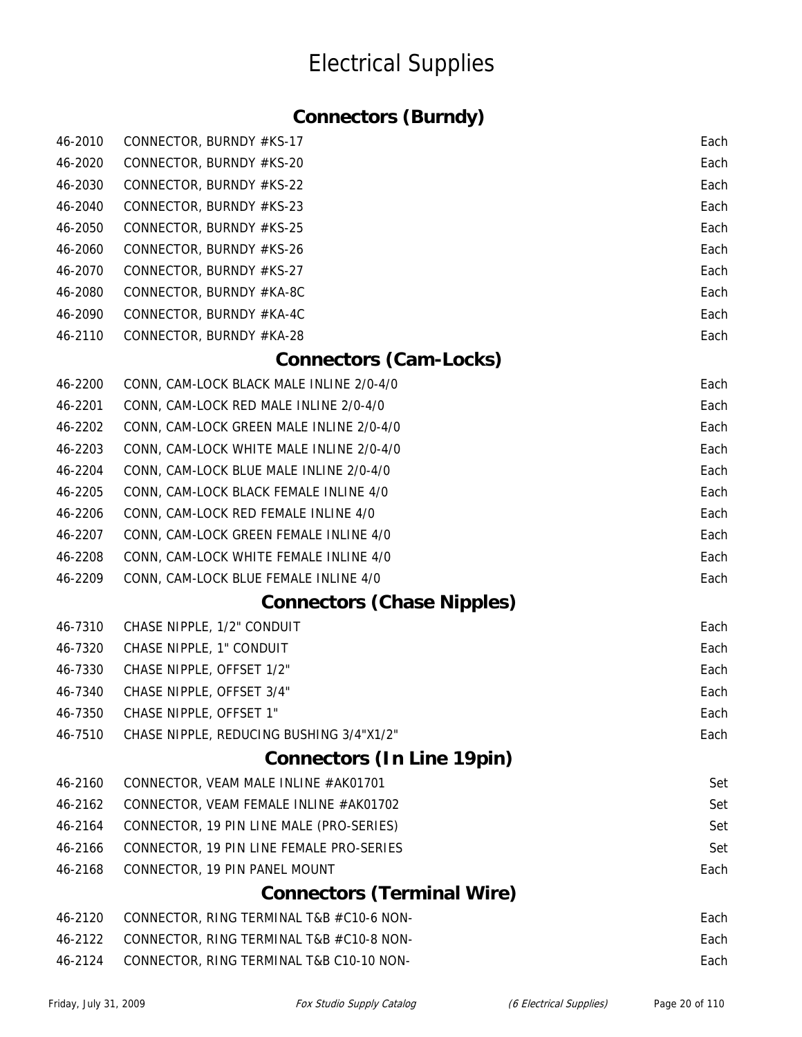# Electrical Supplies

## Connectors (Burndy)

| | | |
|---|---|---|
| 46-2010 | CONNECTOR, BURNDY #KS-17 | Each |
| 46-2020 | CONNECTOR, BURNDY #KS-20 | Each |
| 46-2030 | CONNECTOR, BURNDY #KS-22 | Each |
| 46-2040 | CONNECTOR, BURNDY #KS-23 | Each |
| 46-2050 | CONNECTOR, BURNDY #KS-25 | Each |
| 46-2060 | CONNECTOR, BURNDY #KS-26 | Each |
| 46-2070 | CONNECTOR, BURNDY #KS-27 | Each |
| 46-2080 | CONNECTOR, BURNDY #KA-8C | Each |
| 46-2090 | CONNECTOR, BURNDY #KA-4C | Each |
| 46-2110 | CONNECTOR, BURNDY #KA-28 | Each |

## Connectors (Cam-Locks)

| | | |
|---|---|---|
| 46-2200 | CONN, CAM-LOCK BLACK MALE INLINE 2/0-4/0 | Each |
| 46-2201 | CONN, CAM-LOCK RED MALE INLINE 2/0-4/0 | Each |
| 46-2202 | CONN, CAM-LOCK GREEN MALE INLINE 2/0-4/0 | Each |
| 46-2203 | CONN, CAM-LOCK WHITE MALE INLINE 2/0-4/0 | Each |
| 46-2204 | CONN, CAM-LOCK BLUE MALE INLINE 2/0-4/0 | Each |
| 46-2205 | CONN, CAM-LOCK BLACK FEMALE INLINE 4/0 | Each |
| 46-2206 | CONN, CAM-LOCK RED FEMALE INLINE 4/0 | Each |
| 46-2207 | CONN, CAM-LOCK GREEN FEMALE INLINE 4/0 | Each |
| 46-2208 | CONN, CAM-LOCK WHITE FEMALE INLINE 4/0 | Each |
| 46-2209 | CONN, CAM-LOCK BLUE FEMALE INLINE 4/0 | Each |

## Connectors (Chase Nipples)

| | | |
|---|---|---|
| 46-7310 | CHASE NIPPLE, 1/2" CONDUIT | Each |
| 46-7320 | CHASE NIPPLE, 1" CONDUIT | Each |
| 46-7330 | CHASE NIPPLE, OFFSET 1/2" | Each |
| 46-7340 | CHASE NIPPLE, OFFSET 3/4" | Each |
| 46-7350 | CHASE NIPPLE, OFFSET 1" | Each |
| 46-7510 | CHASE NIPPLE, REDUCING BUSHING 3/4"X1/2" | Each |

## Connectors (In Line 19pin)

| | | |
|---|---|---|
| 46-2160 | CONNECTOR, VEAM MALE INLINE #AK01701 | Set |
| 46-2162 | CONNECTOR, VEAM FEMALE INLINE #AK01702 | Set |
| 46-2164 | CONNECTOR, 19 PIN LINE MALE (PRO-SERIES) | Set |
| 46-2166 | CONNECTOR, 19 PIN LINE FEMALE PRO-SERIES | Set |
| 46-2168 | CONNECTOR, 19 PIN PANEL MOUNT | Each |

## Connectors (Terminal Wire)

| | | |
|---|---|---|
| 46-2120 | CONNECTOR, RING TERMINAL T&B #C10-6 NON- | Each |
| 46-2122 | CONNECTOR, RING TERMINAL T&B #C10-8 NON- | Each |
| 46-2124 | CONNECTOR, RING TERMINAL T&B C10-10 NON- | Each |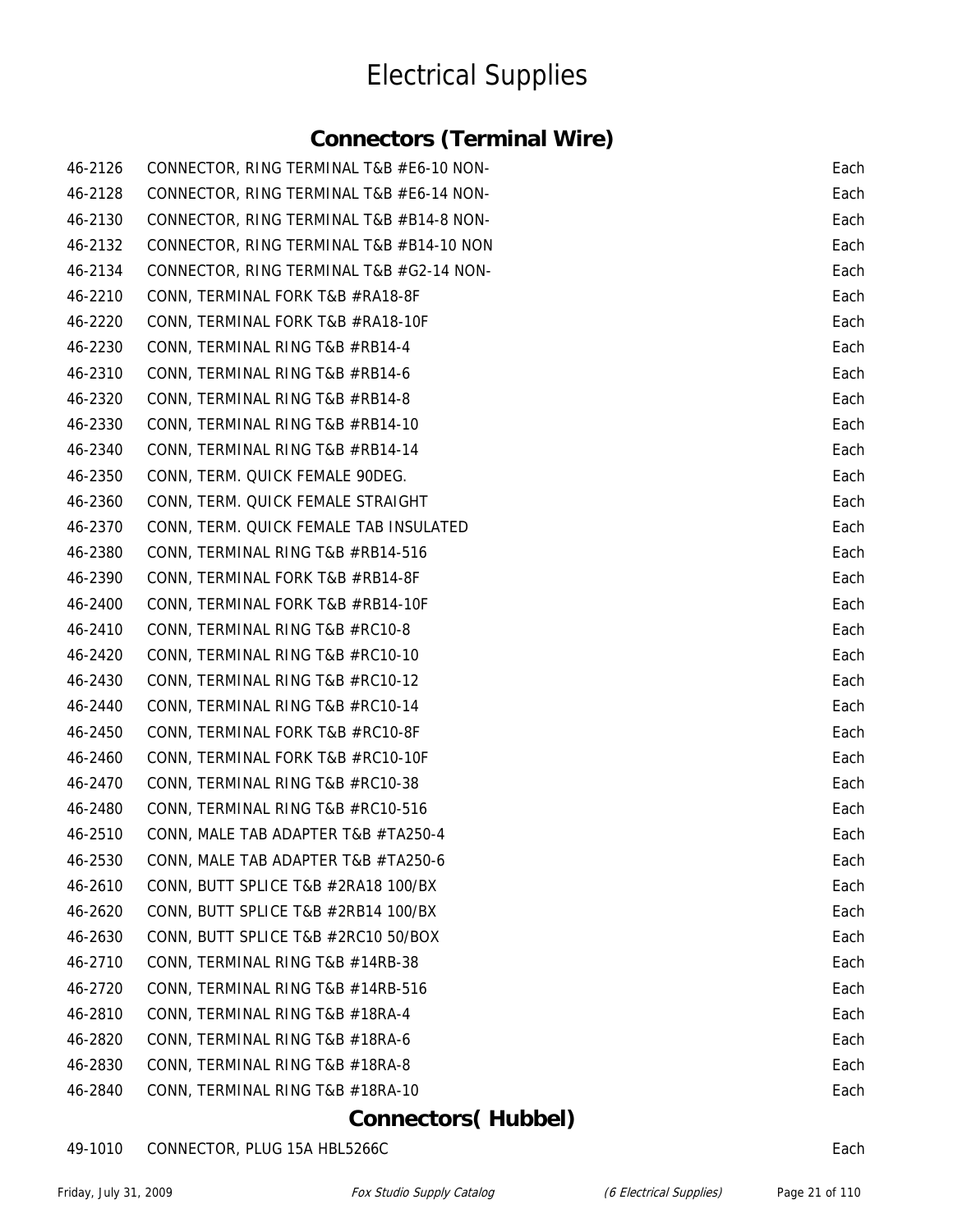# Electrical Supplies

## Connectors (Terminal Wire)

| | | |
|---|---|---|
| 46-2126 | CONNECTOR, RING TERMINAL T&B #E6-10 NON- | Each |
| 46-2128 | CONNECTOR, RING TERMINAL T&B #E6-14 NON- | Each |
| 46-2130 | CONNECTOR, RING TERMINAL T&B #B14-8 NON- | Each |
| 46-2132 | CONNECTOR, RING TERMINAL T&B #B14-10 NON | Each |
| 46-2134 | CONNECTOR, RING TERMINAL T&B #G2-14 NON- | Each |
| 46-2210 | CONN, TERMINAL FORK T&B #RA18-8F | Each |
| 46-2220 | CONN, TERMINAL FORK T&B #RA18-10F | Each |
| 46-2230 | CONN, TERMINAL RING T&B #RB14-4 | Each |
| 46-2310 | CONN, TERMINAL RING T&B #RB14-6 | Each |
| 46-2320 | CONN, TERMINAL RING T&B #RB14-8 | Each |
| 46-2330 | CONN, TERMINAL RING T&B #RB14-10 | Each |
| 46-2340 | CONN, TERMINAL RING T&B #RB14-14 | Each |
| 46-2350 | CONN, TERM. QUICK FEMALE 90DEG. | Each |
| 46-2360 | CONN, TERM. QUICK FEMALE STRAIGHT | Each |
| 46-2370 | CONN, TERM. QUICK FEMALE TAB INSULATED | Each |
| 46-2380 | CONN, TERMINAL RING T&B #RB14-516 | Each |
| 46-2390 | CONN, TERMINAL FORK T&B #RB14-8F | Each |
| 46-2400 | CONN, TERMINAL FORK T&B #RB14-10F | Each |
| 46-2410 | CONN, TERMINAL RING T&B #RC10-8 | Each |
| 46-2420 | CONN, TERMINAL RING T&B #RC10-10 | Each |
| 46-2430 | CONN, TERMINAL RING T&B #RC10-12 | Each |
| 46-2440 | CONN, TERMINAL RING T&B #RC10-14 | Each |
| 46-2450 | CONN, TERMINAL FORK T&B #RC10-8F | Each |
| 46-2460 | CONN, TERMINAL FORK T&B #RC10-10F | Each |
| 46-2470 | CONN, TERMINAL RING T&B #RC10-38 | Each |
| 46-2480 | CONN, TERMINAL RING T&B #RC10-516 | Each |
| 46-2510 | CONN, MALE TAB ADAPTER T&B #TA250-4 | Each |
| 46-2530 | CONN, MALE TAB ADAPTER T&B #TA250-6 | Each |
| 46-2610 | CONN, BUTT SPLICE T&B #2RA18 100/BX | Each |
| 46-2620 | CONN, BUTT SPLICE T&B #2RB14 100/BX | Each |
| 46-2630 | CONN, BUTT SPLICE T&B #2RC10 50/BOX | Each |
| 46-2710 | CONN, TERMINAL RING T&B #14RB-38 | Each |
| 46-2720 | CONN, TERMINAL RING T&B #14RB-516 | Each |
| 46-2810 | CONN, TERMINAL RING T&B #18RA-4 | Each |
| 46-2820 | CONN, TERMINAL RING T&B #18RA-6 | Each |
| 46-2830 | CONN, TERMINAL RING T&B #18RA-8 | Each |
| 46-2840 | CONN, TERMINAL RING T&B #18RA-10 | Each |

## Connectors( Hubbel)

| | | |
|---|---|---|
| 49-1010 | CONNECTOR, PLUG 15A HBL5266C | Each |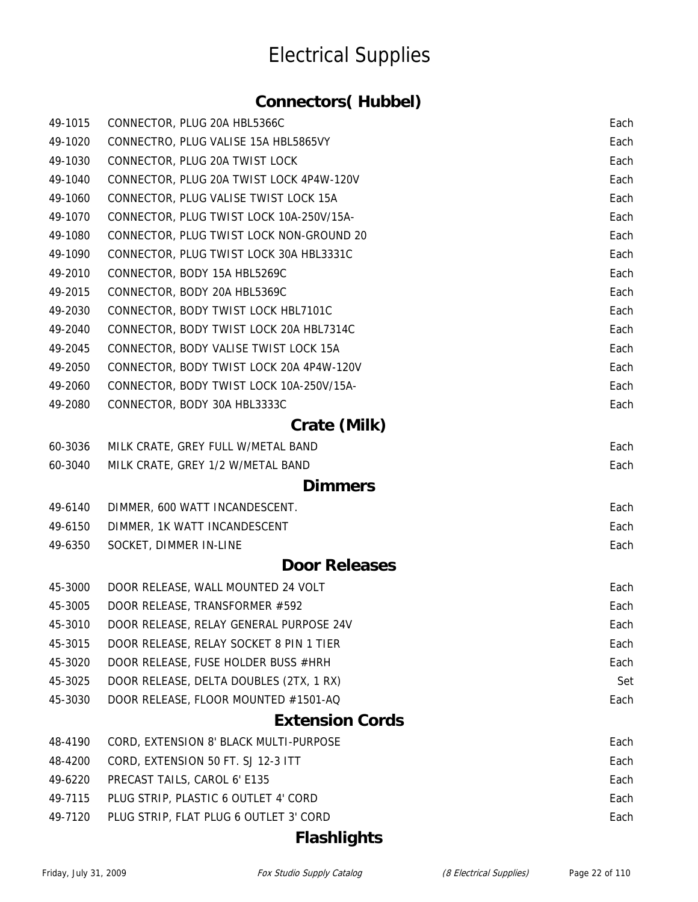# Electrical Supplies

## Connectors( Hubbel)

| | | |
|---|---|---|
| 49-1015 | CONNECTOR, PLUG 20A HBL5366C | Each |
| 49-1020 | CONNECTRO, PLUG VALISE 15A HBL5865VY | Each |
| 49-1030 | CONNECTOR, PLUG 20A TWIST LOCK | Each |
| 49-1040 | CONNECTOR, PLUG 20A TWIST LOCK 4P4W-120V | Each |
| 49-1060 | CONNECTOR, PLUG VALISE TWIST LOCK 15A | Each |
| 49-1070 | CONNECTOR, PLUG TWIST LOCK 10A-250V/15A- | Each |
| 49-1080 | CONNECTOR, PLUG TWIST LOCK NON-GROUND 20 | Each |
| 49-1090 | CONNECTOR, PLUG TWIST LOCK 30A HBL3331C | Each |
| 49-2010 | CONNECTOR, BODY 15A HBL5269C | Each |
| 49-2015 | CONNECTOR, BODY 20A HBL5369C | Each |
| 49-2030 | CONNECTOR, BODY TWIST LOCK HBL7101C | Each |
| 49-2040 | CONNECTOR, BODY TWIST LOCK 20A HBL7314C | Each |
| 49-2045 | CONNECTOR, BODY VALISE TWIST LOCK 15A | Each |
| 49-2050 | CONNECTOR, BODY TWIST LOCK 20A 4P4W-120V | Each |
| 49-2060 | CONNECTOR, BODY TWIST LOCK 10A-250V/15A- | Each |
| 49-2080 | CONNECTOR, BODY 30A HBL3333C | Each |

## Crate (Milk)

| | | |
|---|---|---|
| 60-3036 | MILK CRATE, GREY FULL W/METAL BAND | Each |
| 60-3040 | MILK CRATE, GREY 1/2 W/METAL BAND | Each |

## Dimmers

| | | |
|---|---|---|
| 49-6140 | DIMMER, 600 WATT INCANDESCENT. | Each |
| 49-6150 | DIMMER, 1K WATT INCANDESCENT | Each |
| 49-6350 | SOCKET, DIMMER IN-LINE | Each |

## Door Releases

| | | |
|---|---|---|
| 45-3000 | DOOR RELEASE, WALL MOUNTED 24 VOLT | Each |
| 45-3005 | DOOR RELEASE, TRANSFORMER #592 | Each |
| 45-3010 | DOOR RELEASE, RELAY GENERAL PURPOSE 24V | Each |
| 45-3015 | DOOR RELEASE, RELAY SOCKET 8 PIN 1 TIER | Each |
| 45-3020 | DOOR RELEASE, FUSE HOLDER BUSS #HRH | Each |
| 45-3025 | DOOR RELEASE, DELTA DOUBLES (2TX, 1 RX) | Set |
| 45-3030 | DOOR RELEASE, FLOOR MOUNTED #1501-AQ | Each |

## Extension Cords

| | | |
|---|---|---|
| 48-4190 | CORD, EXTENSION 8' BLACK MULTI-PURPOSE | Each |
| 48-4200 | CORD, EXTENSION 50 FT. SJ 12-3 ITT | Each |
| 49-6220 | PRECAST TAILS, CAROL 6' E135 | Each |
| 49-7115 | PLUG STRIP, PLASTIC 6 OUTLET 4' CORD | Each |
| 49-7120 | PLUG STRIP, FLAT PLUG 6 OUTLET 3' CORD | Each |

## Flashlights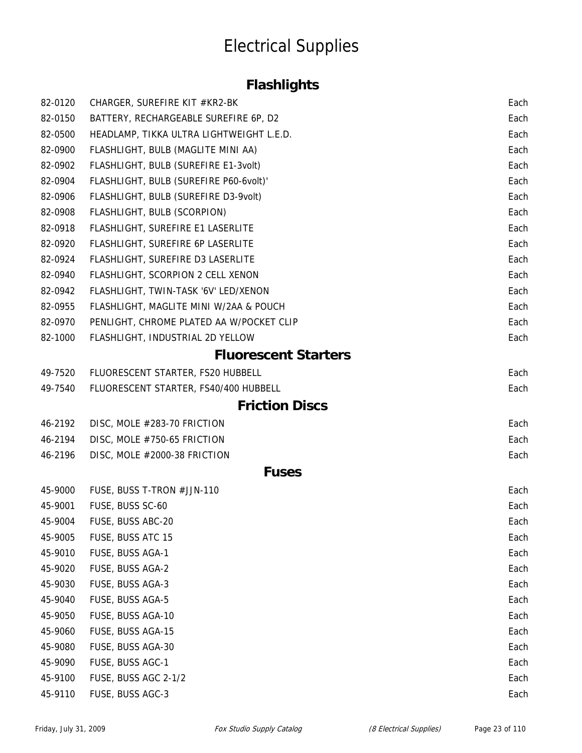# Electrical Supplies

## Flashlights

| | | |
|---|---|---|
| 82-0120 | CHARGER, SUREFIRE KIT #KR2-BK | Each |
| 82-0150 | BATTERY, RECHARGEABLE SUREFIRE 6P, D2 | Each |
| 82-0500 | HEADLAMP, TIKKA ULTRA LIGHTWEIGHT L.E.D. | Each |
| 82-0900 | FLASHLIGHT, BULB (MAGLITE MINI AA) | Each |
| 82-0902 | FLASHLIGHT, BULB (SUREFIRE E1-3volt) | Each |
| 82-0904 | FLASHLIGHT, BULB (SUREFIRE P60-6volt)' | Each |
| 82-0906 | FLASHLIGHT, BULB (SUREFIRE D3-9volt) | Each |
| 82-0908 | FLASHLIGHT, BULB (SCORPION) | Each |
| 82-0918 | FLASHLIGHT, SUREFIRE E1 LASERLITE | Each |
| 82-0920 | FLASHLIGHT, SUREFIRE 6P LASERLITE | Each |
| 82-0924 | FLASHLIGHT, SUREFIRE D3 LASERLITE | Each |
| 82-0940 | FLASHLIGHT, SCORPION 2 CELL XENON | Each |
| 82-0942 | FLASHLIGHT, TWIN-TASK '6V' LED/XENON | Each |
| 82-0955 | FLASHLIGHT, MAGLITE MINI W/2AA & POUCH | Each |
| 82-0970 | PENLIGHT, CHROME PLATED AA W/POCKET CLIP | Each |
| 82-1000 | FLASHLIGHT, INDUSTRIAL 2D YELLOW | Each |

## Fluorescent Starters

| | | |
|---|---|---|
| 49-7520 | FLUORESCENT STARTER, FS20 HUBBELL | Each |
| 49-7540 | FLUORESCENT STARTER, FS40/400 HUBBELL | Each |

## Friction Discs

| | | |
|---|---|---|
| 46-2192 | DISC, MOLE #283-70 FRICTION | Each |
| 46-2194 | DISC, MOLE #750-65 FRICTION | Each |
| 46-2196 | DISC, MOLE #2000-38 FRICTION | Each |

## Fuses

| | | |
|---|---|---|
| 45-9000 | FUSE, BUSS T-TRON #JJN-110 | Each |
| 45-9001 | FUSE, BUSS SC-60 | Each |
| 45-9004 | FUSE, BUSS ABC-20 | Each |
| 45-9005 | FUSE, BUSS ATC 15 | Each |
| 45-9010 | FUSE, BUSS AGA-1 | Each |
| 45-9020 | FUSE, BUSS AGA-2 | Each |
| 45-9030 | FUSE, BUSS AGA-3 | Each |
| 45-9040 | FUSE, BUSS AGA-5 | Each |
| 45-9050 | FUSE, BUSS AGA-10 | Each |
| 45-9060 | FUSE, BUSS AGA-15 | Each |
| 45-9080 | FUSE, BUSS AGA-30 | Each |
| 45-9090 | FUSE, BUSS AGC-1 | Each |
| 45-9100 | FUSE, BUSS AGC 2-1/2 | Each |
| 45-9110 | FUSE, BUSS AGC-3 | Each |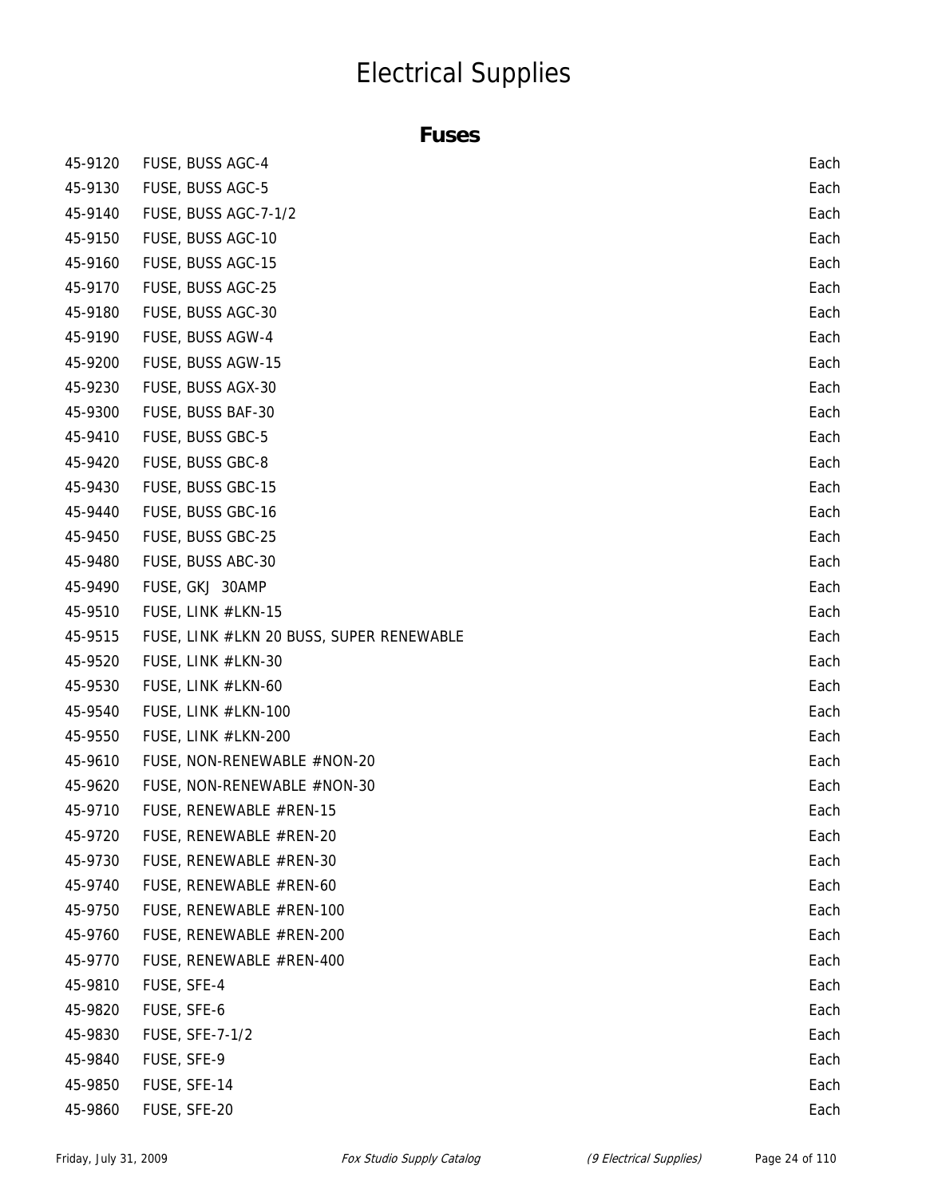# Electrical Supplies

## Fuses

| | | |
|---|---|---|
| 45-9120 | FUSE, BUSS AGC-4 | Each |
| 45-9130 | FUSE, BUSS AGC-5 | Each |
| 45-9140 | FUSE, BUSS AGC-7-1/2 | Each |
| 45-9150 | FUSE, BUSS AGC-10 | Each |
| 45-9160 | FUSE, BUSS AGC-15 | Each |
| 45-9170 | FUSE, BUSS AGC-25 | Each |
| 45-9180 | FUSE, BUSS AGC-30 | Each |
| 45-9190 | FUSE, BUSS AGW-4 | Each |
| 45-9200 | FUSE, BUSS AGW-15 | Each |
| 45-9230 | FUSE, BUSS AGX-30 | Each |
| 45-9300 | FUSE, BUSS BAF-30 | Each |
| 45-9410 | FUSE, BUSS GBC-5 | Each |
| 45-9420 | FUSE, BUSS GBC-8 | Each |
| 45-9430 | FUSE, BUSS GBC-15 | Each |
| 45-9440 | FUSE, BUSS GBC-16 | Each |
| 45-9450 | FUSE, BUSS GBC-25 | Each |
| 45-9480 | FUSE, BUSS ABC-30 | Each |
| 45-9490 | FUSE, GKJ 30AMP | Each |
| 45-9510 | FUSE, LINK #LKN-15 | Each |
| 45-9515 | FUSE, LINK #LKN 20 BUSS, SUPER RENEWABLE | Each |
| 45-9520 | FUSE, LINK #LKN-30 | Each |
| 45-9530 | FUSE, LINK #LKN-60 | Each |
| 45-9540 | FUSE, LINK #LKN-100 | Each |
| 45-9550 | FUSE, LINK #LKN-200 | Each |
| 45-9610 | FUSE, NON-RENEWABLE #NON-20 | Each |
| 45-9620 | FUSE, NON-RENEWABLE #NON-30 | Each |
| 45-9710 | FUSE, RENEWABLE #REN-15 | Each |
| 45-9720 | FUSE, RENEWABLE #REN-20 | Each |
| 45-9730 | FUSE, RENEWABLE #REN-30 | Each |
| 45-9740 | FUSE, RENEWABLE #REN-60 | Each |
| 45-9750 | FUSE, RENEWABLE #REN-100 | Each |
| 45-9760 | FUSE, RENEWABLE #REN-200 | Each |
| 45-9770 | FUSE, RENEWABLE #REN-400 | Each |
| 45-9810 | FUSE, SFE-4 | Each |
| 45-9820 | FUSE, SFE-6 | Each |
| 45-9830 | FUSE, SFE-7-1/2 | Each |
| 45-9840 | FUSE, SFE-9 | Each |
| 45-9850 | FUSE, SFE-14 | Each |
| 45-9860 | FUSE, SFE-20 | Each |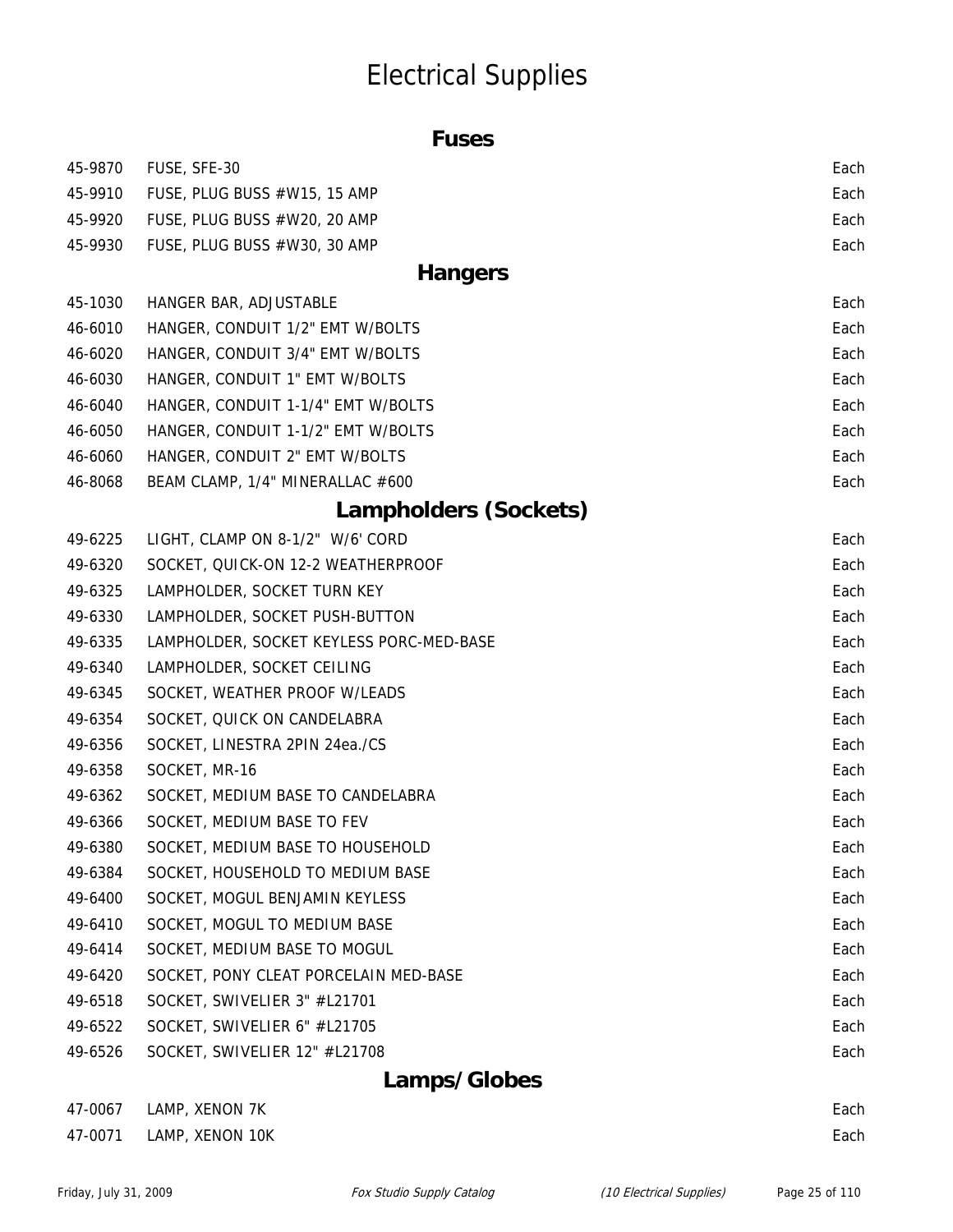# Electrical Supplies

## Fuses

| | | |
|---|---|---|
| 45-9870 | FUSE, SFE-30 | Each |
| 45-9910 | FUSE, PLUG BUSS #W15, 15 AMP | Each |
| 45-9920 | FUSE, PLUG BUSS #W20, 20 AMP | Each |
| 45-9930 | FUSE, PLUG BUSS #W30, 30 AMP | Each |

## Hangers

| | | |
|---|---|---|
| 45-1030 | HANGER BAR, ADJUSTABLE | Each |
| 46-6010 | HANGER, CONDUIT 1/2" EMT W/BOLTS | Each |
| 46-6020 | HANGER, CONDUIT 3/4" EMT W/BOLTS | Each |
| 46-6030 | HANGER, CONDUIT 1" EMT W/BOLTS | Each |
| 46-6040 | HANGER, CONDUIT 1-1/4" EMT W/BOLTS | Each |
| 46-6050 | HANGER, CONDUIT 1-1/2" EMT W/BOLTS | Each |
| 46-6060 | HANGER, CONDUIT 2" EMT W/BOLTS | Each |
| 46-8068 | BEAM CLAMP, 1/4" MINERALLAC #600 | Each |

## Lampholders (Sockets)

| | | |
|---|---|---|
| 49-6225 | LIGHT, CLAMP ON 8-1/2" W/6' CORD | Each |
| 49-6320 | SOCKET, QUICK-ON 12-2 WEATHERPROOF | Each |
| 49-6325 | LAMPHOLDER, SOCKET TURN KEY | Each |
| 49-6330 | LAMPHOLDER, SOCKET PUSH-BUTTON | Each |
| 49-6335 | LAMPHOLDER, SOCKET KEYLESS PORC-MED-BASE | Each |
| 49-6340 | LAMPHOLDER, SOCKET CEILING | Each |
| 49-6345 | SOCKET, WEATHER PROOF W/LEADS | Each |
| 49-6354 | SOCKET, QUICK ON CANDELABRA | Each |
| 49-6356 | SOCKET, LINESTRA 2PIN 24ea./CS | Each |
| 49-6358 | SOCKET, MR-16 | Each |
| 49-6362 | SOCKET, MEDIUM BASE TO CANDELABRA | Each |
| 49-6366 | SOCKET, MEDIUM BASE TO FEV | Each |
| 49-6380 | SOCKET, MEDIUM BASE TO HOUSEHOLD | Each |
| 49-6384 | SOCKET, HOUSEHOLD TO MEDIUM BASE | Each |
| 49-6400 | SOCKET, MOGUL BENJAMIN KEYLESS | Each |
| 49-6410 | SOCKET, MOGUL TO MEDIUM BASE | Each |
| 49-6414 | SOCKET, MEDIUM BASE TO MOGUL | Each |
| 49-6420 | SOCKET, PONY CLEAT PORCELAIN MED-BASE | Each |
| 49-6518 | SOCKET, SWIVELIER 3" #L21701 | Each |
| 49-6522 | SOCKET, SWIVELIER 6" #L21705 | Each |
| 49-6526 | SOCKET, SWIVELIER 12" #L21708 | Each |

## Lamps/Globes

| | | |
|---|---|---|
| 47-0067 | LAMP, XENON 7K | Each |
| 47-0071 | LAMP, XENON 10K | Each |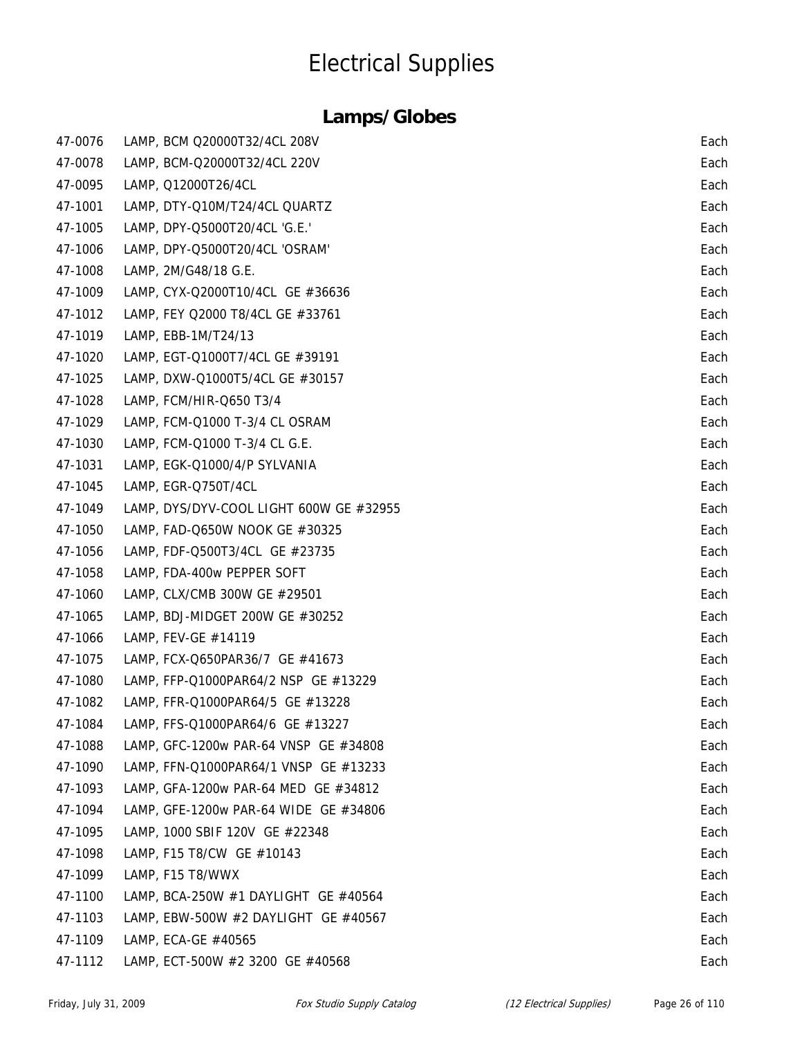# Electrical Supplies

## Lamps/Globes

| | | |
|---|---|---|
| 47-0076 | LAMP, BCM Q20000T32/4CL 208V | Each |
| 47-0078 | LAMP, BCM-Q20000T32/4CL 220V | Each |
| 47-0095 | LAMP, Q12000T26/4CL | Each |
| 47-1001 | LAMP, DTY-Q10M/T24/4CL QUARTZ | Each |
| 47-1005 | LAMP, DPY-Q5000T20/4CL 'G.E.' | Each |
| 47-1006 | LAMP, DPY-Q5000T20/4CL 'OSRAM' | Each |
| 47-1008 | LAMP, 2M/G48/18 G.E. | Each |
| 47-1009 | LAMP, CYX-Q2000T10/4CL GE #36636 | Each |
| 47-1012 | LAMP, FEY Q2000 T8/4CL GE #33761 | Each |
| 47-1019 | LAMP, EBB-1M/T24/13 | Each |
| 47-1020 | LAMP, EGT-Q1000T7/4CL GE #39191 | Each |
| 47-1025 | LAMP, DXW-Q1000T5/4CL GE #30157 | Each |
| 47-1028 | LAMP, FCM/HIR-Q650 T3/4 | Each |
| 47-1029 | LAMP, FCM-Q1000 T-3/4 CL OSRAM | Each |
| 47-1030 | LAMP, FCM-Q1000 T-3/4 CL G.E. | Each |
| 47-1031 | LAMP, EGK-Q1000/4/P SYLVANIA | Each |
| 47-1045 | LAMP, EGR-Q750T/4CL | Each |
| 47-1049 | LAMP, DYS/DYV-COOL LIGHT 600W GE #32955 | Each |
| 47-1050 | LAMP, FAD-Q650W NOOK GE #30325 | Each |
| 47-1056 | LAMP, FDF-Q500T3/4CL GE #23735 | Each |
| 47-1058 | LAMP, FDA-400w PEPPER SOFT | Each |
| 47-1060 | LAMP, CLX/CMB 300W GE #29501 | Each |
| 47-1065 | LAMP, BDJ-MIDGET 200W GE #30252 | Each |
| 47-1066 | LAMP, FEV-GE #14119 | Each |
| 47-1075 | LAMP, FCX-Q650PAR36/7 GE #41673 | Each |
| 47-1080 | LAMP, FFP-Q1000PAR64/2 NSP GE #13229 | Each |
| 47-1082 | LAMP, FFR-Q1000PAR64/5 GE #13228 | Each |
| 47-1084 | LAMP, FFS-Q1000PAR64/6 GE #13227 | Each |
| 47-1088 | LAMP, GFC-1200w PAR-64 VNSP GE #34808 | Each |
| 47-1090 | LAMP, FFN-Q1000PAR64/1 VNSP GE #13233 | Each |
| 47-1093 | LAMP, GFA-1200w PAR-64 MED GE #34812 | Each |
| 47-1094 | LAMP, GFE-1200w PAR-64 WIDE GE #34806 | Each |
| 47-1095 | LAMP, 1000 SBIF 120V GE #22348 | Each |
| 47-1098 | LAMP, F15 T8/CW GE #10143 | Each |
| 47-1099 | LAMP, F15 T8/WWX | Each |
| 47-1100 | LAMP, BCA-250W #1 DAYLIGHT GE #40564 | Each |
| 47-1103 | LAMP, EBW-500W #2 DAYLIGHT GE #40567 | Each |
| 47-1109 | LAMP, ECA-GE #40565 | Each |
| 47-1112 | LAMP, ECT-500W #2 3200 GE #40568 | Each |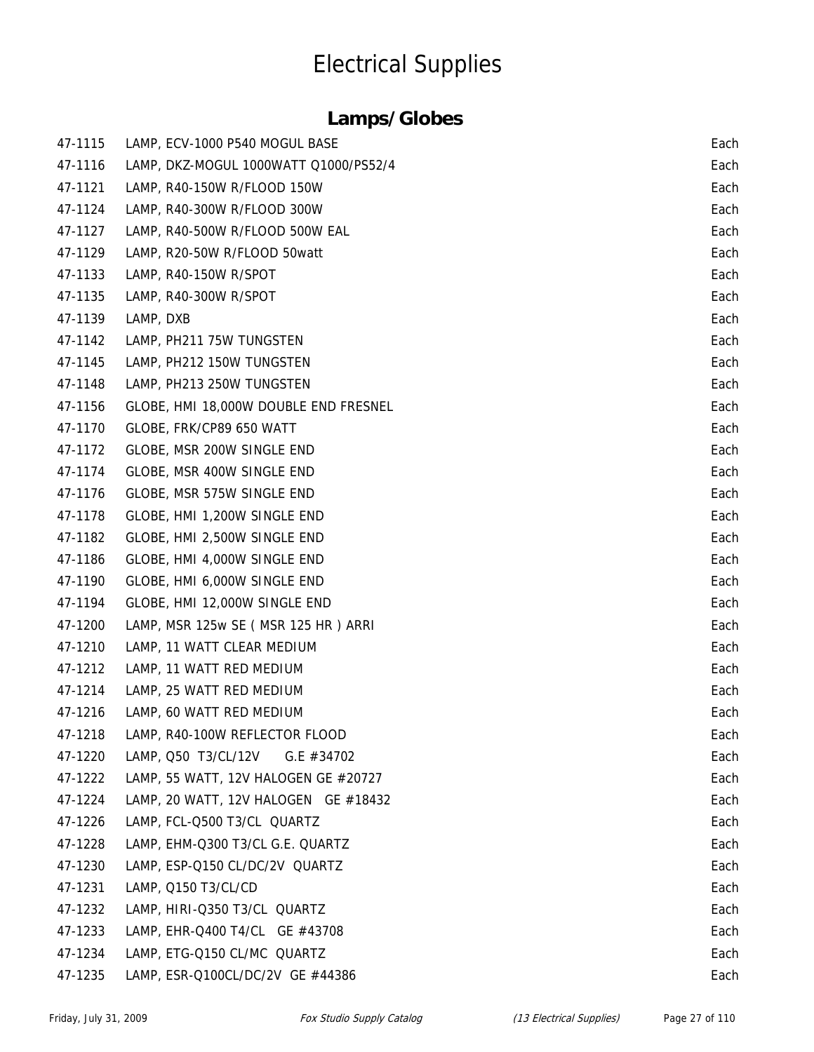# Electrical Supplies

## Lamps/Globes

| | | |
|---|---|---|
| 47-1115 | LAMP, ECV-1000 P540 MOGUL BASE | Each |
| 47-1116 | LAMP, DKZ-MOGUL 1000WATT Q1000/PS52/4 | Each |
| 47-1121 | LAMP, R40-150W R/FLOOD 150W | Each |
| 47-1124 | LAMP, R40-300W R/FLOOD 300W | Each |
| 47-1127 | LAMP, R40-500W R/FLOOD 500W EAL | Each |
| 47-1129 | LAMP, R20-50W R/FLOOD 50watt | Each |
| 47-1133 | LAMP, R40-150W R/SPOT | Each |
| 47-1135 | LAMP, R40-300W R/SPOT | Each |
| 47-1139 | LAMP, DXB | Each |
| 47-1142 | LAMP, PH211 75W TUNGSTEN | Each |
| 47-1145 | LAMP, PH212 150W TUNGSTEN | Each |
| 47-1148 | LAMP, PH213 250W TUNGSTEN | Each |
| 47-1156 | GLOBE, HMI 18,000W DOUBLE END FRESNEL | Each |
| 47-1170 | GLOBE, FRK/CP89 650 WATT | Each |
| 47-1172 | GLOBE, MSR 200W SINGLE END | Each |
| 47-1174 | GLOBE, MSR 400W SINGLE END | Each |
| 47-1176 | GLOBE, MSR 575W SINGLE END | Each |
| 47-1178 | GLOBE, HMI 1,200W SINGLE END | Each |
| 47-1182 | GLOBE, HMI 2,500W SINGLE END | Each |
| 47-1186 | GLOBE, HMI 4,000W SINGLE END | Each |
| 47-1190 | GLOBE, HMI 6,000W SINGLE END | Each |
| 47-1194 | GLOBE, HMI 12,000W SINGLE END | Each |
| 47-1200 | LAMP, MSR 125w SE ( MSR 125 HR ) ARRI | Each |
| 47-1210 | LAMP, 11 WATT CLEAR MEDIUM | Each |
| 47-1212 | LAMP, 11 WATT RED MEDIUM | Each |
| 47-1214 | LAMP, 25 WATT RED MEDIUM | Each |
| 47-1216 | LAMP, 60 WATT RED MEDIUM | Each |
| 47-1218 | LAMP, R40-100W REFLECTOR FLOOD | Each |
| 47-1220 | LAMP, Q50 T3/CL/12V G.E #34702 | Each |
| 47-1222 | LAMP, 55 WATT, 12V HALOGEN GE #20727 | Each |
| 47-1224 | LAMP, 20 WATT, 12V HALOGEN GE #18432 | Each |
| 47-1226 | LAMP, FCL-Q500 T3/CL QUARTZ | Each |
| 47-1228 | LAMP, EHM-Q300 T3/CL G.E. QUARTZ | Each |
| 47-1230 | LAMP, ESP-Q150 CL/DC/2V QUARTZ | Each |
| 47-1231 | LAMP, Q150 T3/CL/CD | Each |
| 47-1232 | LAMP, HIRI-Q350 T3/CL QUARTZ | Each |
| 47-1233 | LAMP, EHR-Q400 T4/CL GE #43708 | Each |
| 47-1234 | LAMP, ETG-Q150 CL/MC QUARTZ | Each |
| 47-1235 | LAMP, ESR-Q100CL/DC/2V GE #44386 | Each |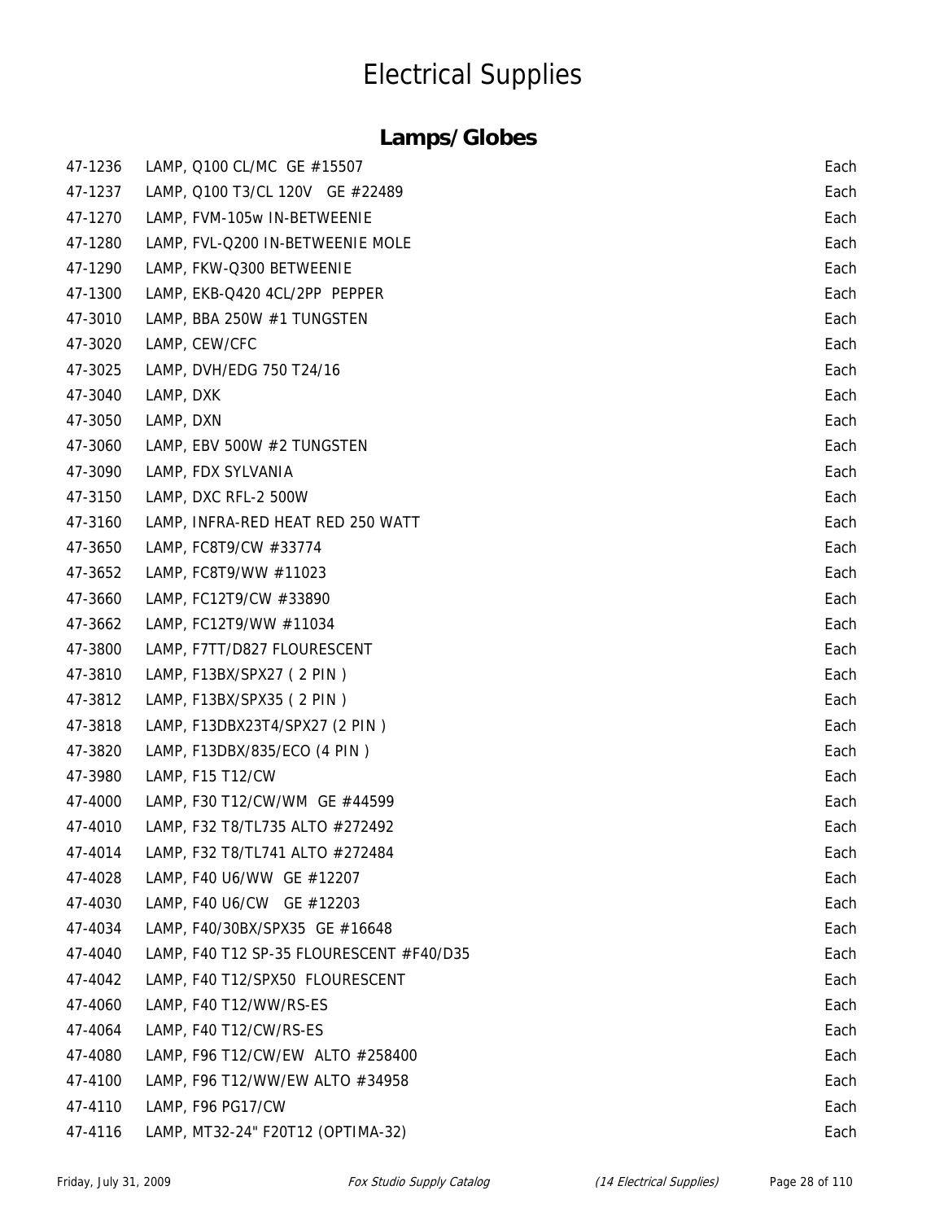# Electrical Supplies

## Lamps/Globes

| | | |
|---|---|---|
| 47-1236 | LAMP, Q100 CL/MC GE #15507 | Each |
| 47-1237 | LAMP, Q100 T3/CL 120V GE #22489 | Each |
| 47-1270 | LAMP, FVM-105w IN-BETWEENIE | Each |
| 47-1280 | LAMP, FVL-Q200 IN-BETWEENIE MOLE | Each |
| 47-1290 | LAMP, FKW-Q300 BETWEENIE | Each |
| 47-1300 | LAMP, EKB-Q420 4CL/2PP PEPPER | Each |
| 47-3010 | LAMP, BBA 250W #1 TUNGSTEN | Each |
| 47-3020 | LAMP, CEW/CFC | Each |
| 47-3025 | LAMP, DVH/EDG 750 T24/16 | Each |
| 47-3040 | LAMP, DXK | Each |
| 47-3050 | LAMP, DXN | Each |
| 47-3060 | LAMP, EBV 500W #2 TUNGSTEN | Each |
| 47-3090 | LAMP, FDX SYLVANIA | Each |
| 47-3150 | LAMP, DXC RFL-2 500W | Each |
| 47-3160 | LAMP, INFRA-RED HEAT RED 250 WATT | Each |
| 47-3650 | LAMP, FC8T9/CW #33774 | Each |
| 47-3652 | LAMP, FC8T9/WW #11023 | Each |
| 47-3660 | LAMP, FC12T9/CW #33890 | Each |
| 47-3662 | LAMP, FC12T9/WW #11034 | Each |
| 47-3800 | LAMP, F7TT/D827 FLOURESCENT | Each |
| 47-3810 | LAMP, F13BX/SPX27 ( 2 PIN ) | Each |
| 47-3812 | LAMP, F13BX/SPX35 ( 2 PIN ) | Each |
| 47-3818 | LAMP, F13DBX23T4/SPX27 (2 PIN ) | Each |
| 47-3820 | LAMP, F13DBX/835/ECO (4 PIN ) | Each |
| 47-3980 | LAMP, F15 T12/CW | Each |
| 47-4000 | LAMP, F30 T12/CW/WM GE #44599 | Each |
| 47-4010 | LAMP, F32 T8/TL735 ALTO #272492 | Each |
| 47-4014 | LAMP, F32 T8/TL741 ALTO #272484 | Each |
| 47-4028 | LAMP, F40 U6/WW GE #12207 | Each |
| 47-4030 | LAMP, F40 U6/CW GE #12203 | Each |
| 47-4034 | LAMP, F40/30BX/SPX35 GE #16648 | Each |
| 47-4040 | LAMP, F40 T12 SP-35 FLOURESCENT #F40/D35 | Each |
| 47-4042 | LAMP, F40 T12/SPX50 FLOURESCENT | Each |
| 47-4060 | LAMP, F40 T12/WW/RS-ES | Each |
| 47-4064 | LAMP, F40 T12/CW/RS-ES | Each |
| 47-4080 | LAMP, F96 T12/CW/EW ALTO #258400 | Each |
| 47-4100 | LAMP, F96 T12/WW/EW ALTO #34958 | Each |
| 47-4110 | LAMP, F96 PG17/CW | Each |
| 47-4116 | LAMP, MT32-24" F20T12 (OPTIMA-32) | Each |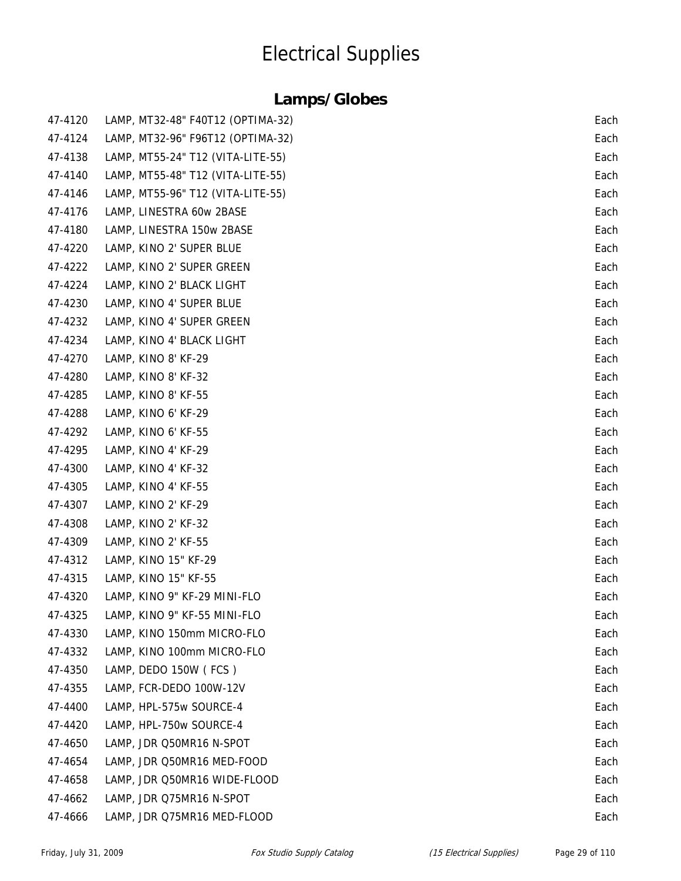# Electrical Supplies

## Lamps/Globes

| | | |
|---|---|---|
| 47-4120 | LAMP, MT32-48" F40T12 (OPTIMA-32) | Each |
| 47-4124 | LAMP, MT32-96" F96T12 (OPTIMA-32) | Each |
| 47-4138 | LAMP, MT55-24" T12 (VITA-LITE-55) | Each |
| 47-4140 | LAMP, MT55-48" T12 (VITA-LITE-55) | Each |
| 47-4146 | LAMP, MT55-96" T12 (VITA-LITE-55) | Each |
| 47-4176 | LAMP, LINESTRA 60w 2BASE | Each |
| 47-4180 | LAMP, LINESTRA 150w 2BASE | Each |
| 47-4220 | LAMP, KINO 2' SUPER BLUE | Each |
| 47-4222 | LAMP, KINO 2' SUPER GREEN | Each |
| 47-4224 | LAMP, KINO 2' BLACK LIGHT | Each |
| 47-4230 | LAMP, KINO 4' SUPER BLUE | Each |
| 47-4232 | LAMP, KINO 4' SUPER GREEN | Each |
| 47-4234 | LAMP, KINO 4' BLACK LIGHT | Each |
| 47-4270 | LAMP, KINO 8' KF-29 | Each |
| 47-4280 | LAMP, KINO 8' KF-32 | Each |
| 47-4285 | LAMP, KINO 8' KF-55 | Each |
| 47-4288 | LAMP, KINO 6' KF-29 | Each |
| 47-4292 | LAMP, KINO 6' KF-55 | Each |
| 47-4295 | LAMP, KINO 4' KF-29 | Each |
| 47-4300 | LAMP, KINO 4' KF-32 | Each |
| 47-4305 | LAMP, KINO 4' KF-55 | Each |
| 47-4307 | LAMP, KINO 2' KF-29 | Each |
| 47-4308 | LAMP, KINO 2' KF-32 | Each |
| 47-4309 | LAMP, KINO 2' KF-55 | Each |
| 47-4312 | LAMP, KINO 15" KF-29 | Each |
| 47-4315 | LAMP, KINO 15" KF-55 | Each |
| 47-4320 | LAMP, KINO 9" KF-29 MINI-FLO | Each |
| 47-4325 | LAMP, KINO 9" KF-55 MINI-FLO | Each |
| 47-4330 | LAMP, KINO 150mm MICRO-FLO | Each |
| 47-4332 | LAMP, KINO 100mm MICRO-FLO | Each |
| 47-4350 | LAMP, DEDO 150W ( FCS ) | Each |
| 47-4355 | LAMP, FCR-DEDO 100W-12V | Each |
| 47-4400 | LAMP, HPL-575w SOURCE-4 | Each |
| 47-4420 | LAMP, HPL-750w SOURCE-4 | Each |
| 47-4650 | LAMP, JDR Q50MR16 N-SPOT | Each |
| 47-4654 | LAMP, JDR Q50MR16 MED-FOOD | Each |
| 47-4658 | LAMP, JDR Q50MR16 WIDE-FLOOD | Each |
| 47-4662 | LAMP, JDR Q75MR16 N-SPOT | Each |
| 47-4666 | LAMP, JDR Q75MR16 MED-FLOOD | Each |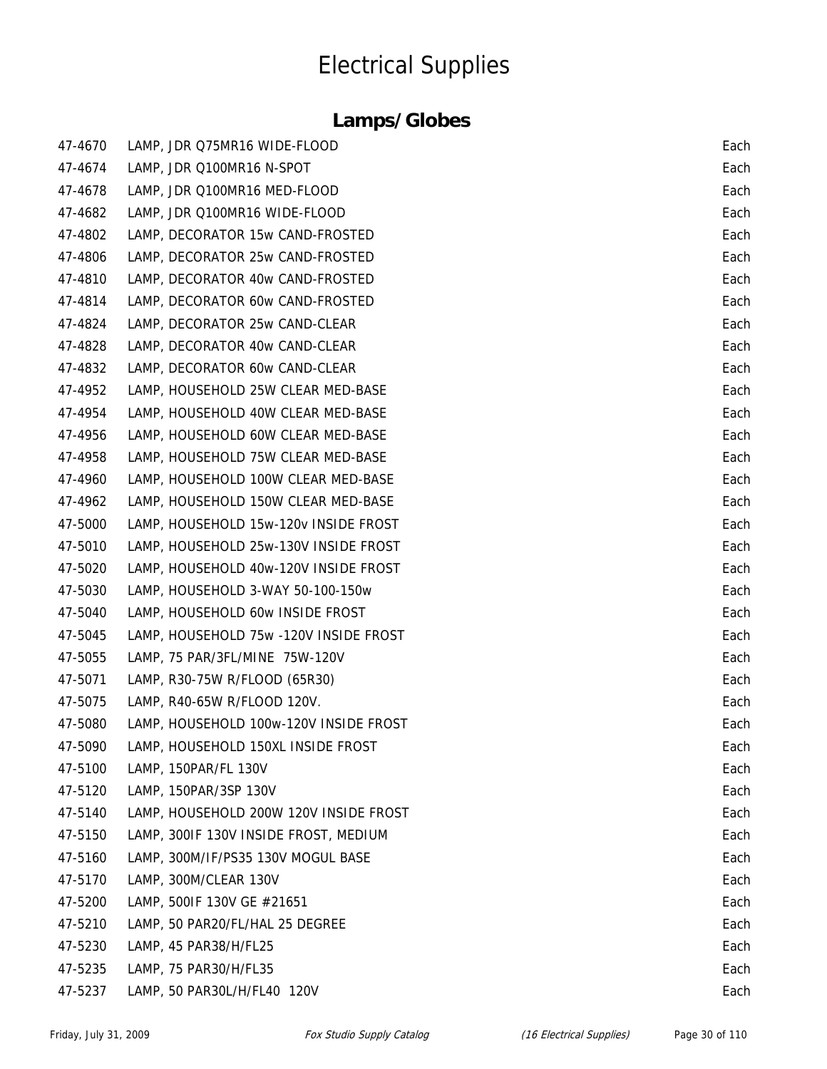# Electrical Supplies

## Lamps/Globes

| | | |
|---|---|---|
| 47-4670 | LAMP, JDR Q75MR16 WIDE-FLOOD | Each |
| 47-4674 | LAMP, JDR Q100MR16 N-SPOT | Each |
| 47-4678 | LAMP, JDR Q100MR16 MED-FLOOD | Each |
| 47-4682 | LAMP, JDR Q100MR16 WIDE-FLOOD | Each |
| 47-4802 | LAMP, DECORATOR 15w CAND-FROSTED | Each |
| 47-4806 | LAMP, DECORATOR 25w CAND-FROSTED | Each |
| 47-4810 | LAMP, DECORATOR 40w CAND-FROSTED | Each |
| 47-4814 | LAMP, DECORATOR 60w CAND-FROSTED | Each |
| 47-4824 | LAMP, DECORATOR 25w CAND-CLEAR | Each |
| 47-4828 | LAMP, DECORATOR 40w CAND-CLEAR | Each |
| 47-4832 | LAMP, DECORATOR 60w CAND-CLEAR | Each |
| 47-4952 | LAMP, HOUSEHOLD 25W CLEAR MED-BASE | Each |
| 47-4954 | LAMP, HOUSEHOLD 40W CLEAR MED-BASE | Each |
| 47-4956 | LAMP, HOUSEHOLD 60W CLEAR MED-BASE | Each |
| 47-4958 | LAMP, HOUSEHOLD 75W CLEAR MED-BASE | Each |
| 47-4960 | LAMP, HOUSEHOLD 100W CLEAR MED-BASE | Each |
| 47-4962 | LAMP, HOUSEHOLD 150W CLEAR MED-BASE | Each |
| 47-5000 | LAMP, HOUSEHOLD 15w-120v INSIDE FROST | Each |
| 47-5010 | LAMP, HOUSEHOLD 25w-130V INSIDE FROST | Each |
| 47-5020 | LAMP, HOUSEHOLD 40w-120V INSIDE FROST | Each |
| 47-5030 | LAMP, HOUSEHOLD 3-WAY 50-100-150w | Each |
| 47-5040 | LAMP, HOUSEHOLD 60w INSIDE FROST | Each |
| 47-5045 | LAMP, HOUSEHOLD 75w -120V INSIDE FROST | Each |
| 47-5055 | LAMP, 75 PAR/3FL/MINE 75W-120V | Each |
| 47-5071 | LAMP, R30-75W R/FLOOD (65R30) | Each |
| 47-5075 | LAMP, R40-65W R/FLOOD 120V. | Each |
| 47-5080 | LAMP, HOUSEHOLD 100w-120V INSIDE FROST | Each |
| 47-5090 | LAMP, HOUSEHOLD 150XL INSIDE FROST | Each |
| 47-5100 | LAMP, 150PAR/FL 130V | Each |
| 47-5120 | LAMP, 150PAR/3SP 130V | Each |
| 47-5140 | LAMP, HOUSEHOLD 200W 120V INSIDE FROST | Each |
| 47-5150 | LAMP, 300IF 130V INSIDE FROST, MEDIUM | Each |
| 47-5160 | LAMP, 300M/IF/PS35 130V MOGUL BASE | Each |
| 47-5170 | LAMP, 300M/CLEAR 130V | Each |
| 47-5200 | LAMP, 500IF 130V GE #21651 | Each |
| 47-5210 | LAMP, 50 PAR20/FL/HAL 25 DEGREE | Each |
| 47-5230 | LAMP, 45 PAR38/H/FL25 | Each |
| 47-5235 | LAMP, 75 PAR30/H/FL35 | Each |
| 47-5237 | LAMP, 50 PAR30L/H/FL40 120V | Each |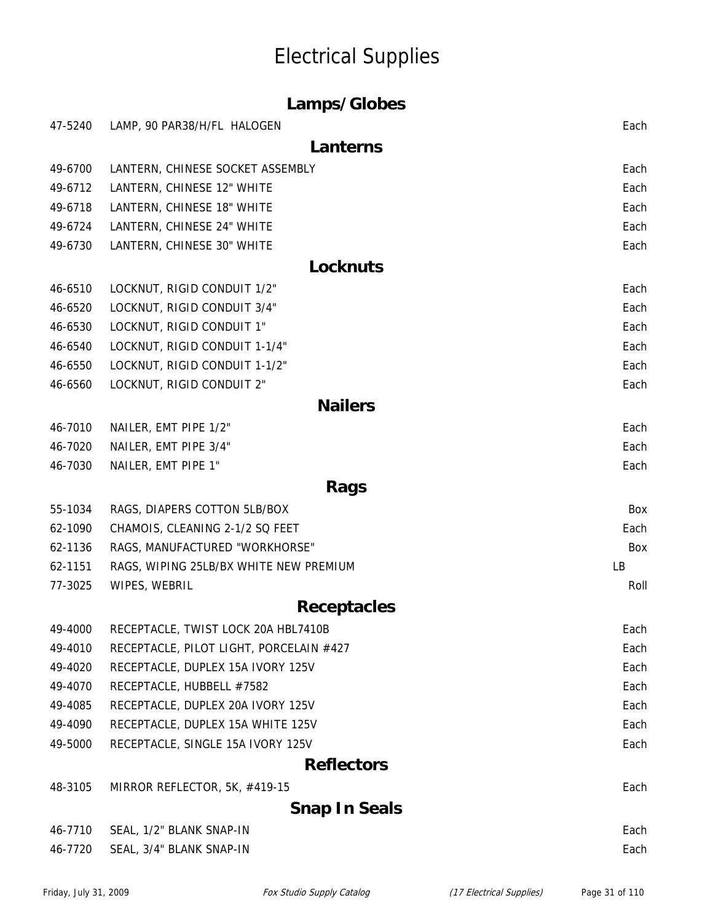# Electrical Supplies

## Lamps/Globes

| | | |
|---|---|---|
| 47-5240 | LAMP, 90 PAR38/H/FL HALOGEN | Each |

## Lanterns

| | | |
|---|---|---|
| 49-6700 | LANTERN, CHINESE SOCKET ASSEMBLY | Each |
| 49-6712 | LANTERN, CHINESE 12" WHITE | Each |
| 49-6718 | LANTERN, CHINESE 18" WHITE | Each |
| 49-6724 | LANTERN, CHINESE 24" WHITE | Each |
| 49-6730 | LANTERN, CHINESE 30" WHITE | Each |

## Locknuts

| | | |
|---|---|---|
| 46-6510 | LOCKNUT, RIGID CONDUIT 1/2" | Each |
| 46-6520 | LOCKNUT, RIGID CONDUIT 3/4" | Each |
| 46-6530 | LOCKNUT, RIGID CONDUIT 1" | Each |
| 46-6540 | LOCKNUT, RIGID CONDUIT 1-1/4" | Each |
| 46-6550 | LOCKNUT, RIGID CONDUIT 1-1/2" | Each |
| 46-6560 | LOCKNUT, RIGID CONDUIT 2" | Each |

## Nailers

| | | |
|---|---|---|
| 46-7010 | NAILER, EMT PIPE 1/2" | Each |
| 46-7020 | NAILER, EMT PIPE 3/4" | Each |
| 46-7030 | NAILER, EMT PIPE 1" | Each |

## Rags

| | | |
|---|---|---|
| 55-1034 | RAGS, DIAPERS COTTON 5LB/BOX | Box |
| 62-1090 | CHAMOIS, CLEANING 2-1/2 SQ FEET | Each |
| 62-1136 | RAGS, MANUFACTURED "WORKHORSE" | Box |
| 62-1151 | RAGS, WIPING 25LB/BX WHITE NEW PREMIUM | LB |
| 77-3025 | WIPES, WEBRIL | Roll |

## Receptacles

| | | |
|---|---|---|
| 49-4000 | RECEPTACLE, TWIST LOCK 20A HBL7410B | Each |
| 49-4010 | RECEPTACLE, PILOT LIGHT, PORCELAIN #427 | Each |
| 49-4020 | RECEPTACLE, DUPLEX 15A IVORY 125V | Each |
| 49-4070 | RECEPTACLE, HUBBELL #7582 | Each |
| 49-4085 | RECEPTACLE, DUPLEX 20A IVORY 125V | Each |
| 49-4090 | RECEPTACLE, DUPLEX 15A WHITE 125V | Each |
| 49-5000 | RECEPTACLE, SINGLE 15A IVORY 125V | Each |

## Reflectors

| | | |
|---|---|---|
| 48-3105 | MIRROR REFLECTOR, 5K, #419-15 | Each |

## Snap In Seals

| | | |
|---|---|---|
| 46-7710 | SEAL, 1/2" BLANK SNAP-IN | Each |
| 46-7720 | SEAL, 3/4" BLANK SNAP-IN | Each |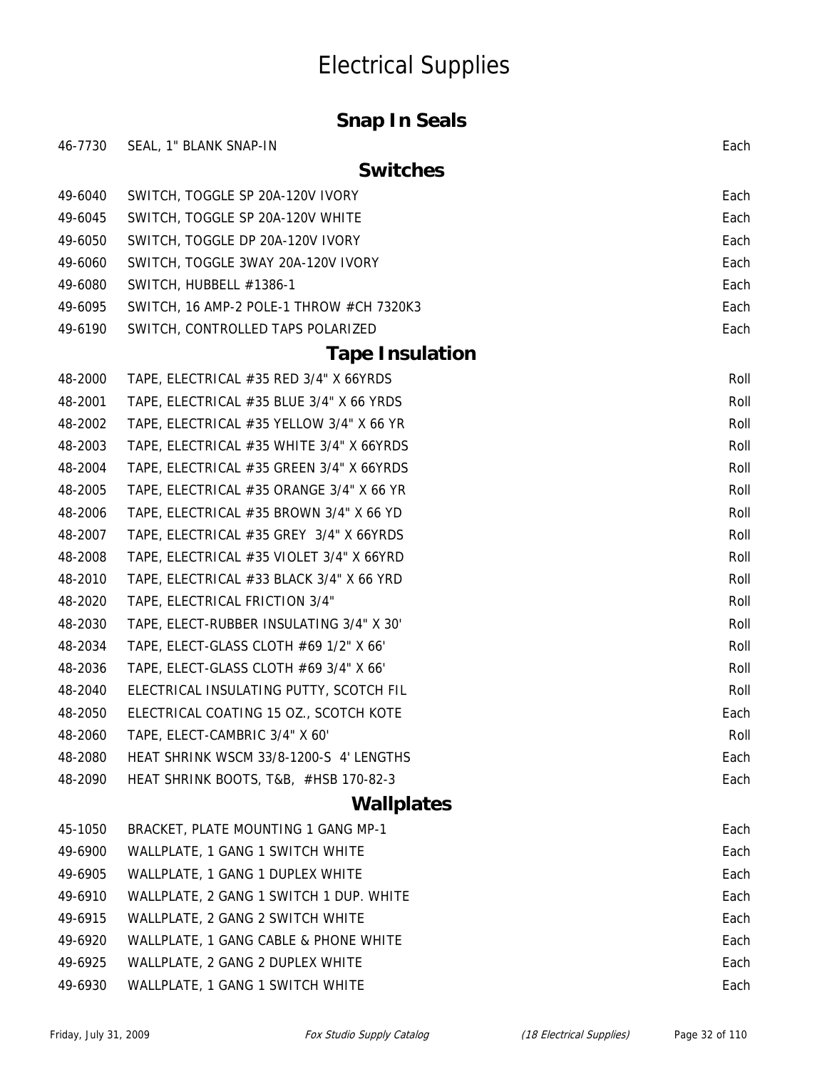# Electrical Supplies

## Snap In Seals

| | | |
|---|---|---|
| 46-7730 | SEAL, 1" BLANK SNAP-IN | Each |

## Switches

| | | |
|---|---|---|
| 49-6040 | SWITCH, TOGGLE SP 20A-120V IVORY | Each |
| 49-6045 | SWITCH, TOGGLE SP 20A-120V WHITE | Each |
| 49-6050 | SWITCH, TOGGLE DP 20A-120V IVORY | Each |
| 49-6060 | SWITCH, TOGGLE 3WAY 20A-120V IVORY | Each |
| 49-6080 | SWITCH, HUBBELL #1386-1 | Each |
| 49-6095 | SWITCH, 16 AMP-2 POLE-1 THROW #CH 7320K3 | Each |
| 49-6190 | SWITCH, CONTROLLED TAPS POLARIZED | Each |

## Tape Insulation

| | | |
|---|---|---|
| 48-2000 | TAPE, ELECTRICAL #35 RED 3/4" X 66YRDS | Roll |
| 48-2001 | TAPE, ELECTRICAL #35 BLUE 3/4" X 66 YRDS | Roll |
| 48-2002 | TAPE, ELECTRICAL #35 YELLOW 3/4" X 66 YR | Roll |
| 48-2003 | TAPE, ELECTRICAL #35 WHITE 3/4" X 66YRDS | Roll |
| 48-2004 | TAPE, ELECTRICAL #35 GREEN 3/4" X 66YRDS | Roll |
| 48-2005 | TAPE, ELECTRICAL #35 ORANGE 3/4" X 66 YR | Roll |
| 48-2006 | TAPE, ELECTRICAL #35 BROWN 3/4" X 66 YD | Roll |
| 48-2007 | TAPE, ELECTRICAL #35 GREY 3/4" X 66YRDS | Roll |
| 48-2008 | TAPE, ELECTRICAL #35 VIOLET 3/4" X 66YRD | Roll |
| 48-2010 | TAPE, ELECTRICAL #33 BLACK 3/4" X 66 YRD | Roll |
| 48-2020 | TAPE, ELECTRICAL FRICTION 3/4" | Roll |
| 48-2030 | TAPE, ELECT-RUBBER INSULATING 3/4" X 30' | Roll |
| 48-2034 | TAPE, ELECT-GLASS CLOTH #69 1/2" X 66' | Roll |
| 48-2036 | TAPE, ELECT-GLASS CLOTH #69 3/4" X 66' | Roll |
| 48-2040 | ELECTRICAL INSULATING PUTTY, SCOTCH FIL | Roll |
| 48-2050 | ELECTRICAL COATING 15 OZ., SCOTCH KOTE | Each |
| 48-2060 | TAPE, ELECT-CAMBRIC 3/4" X 60' | Roll |
| 48-2080 | HEAT SHRINK WSCM 33/8-1200-S 4' LENGTHS | Each |
| 48-2090 | HEAT SHRINK BOOTS, T&B, #HSB 170-82-3 | Each |

## Wallplates

| | | |
|---|---|---|
| 45-1050 | BRACKET, PLATE MOUNTING 1 GANG MP-1 | Each |
| 49-6900 | WALLPLATE, 1 GANG 1 SWITCH WHITE | Each |
| 49-6905 | WALLPLATE, 1 GANG 1 DUPLEX WHITE | Each |
| 49-6910 | WALLPLATE, 2 GANG 1 SWITCH 1 DUP. WHITE | Each |
| 49-6915 | WALLPLATE, 2 GANG 2 SWITCH WHITE | Each |
| 49-6920 | WALLPLATE, 1 GANG CABLE & PHONE WHITE | Each |
| 49-6925 | WALLPLATE, 2 GANG 2 DUPLEX WHITE | Each |
| 49-6930 | WALLPLATE, 1 GANG 1 SWITCH WHITE | Each |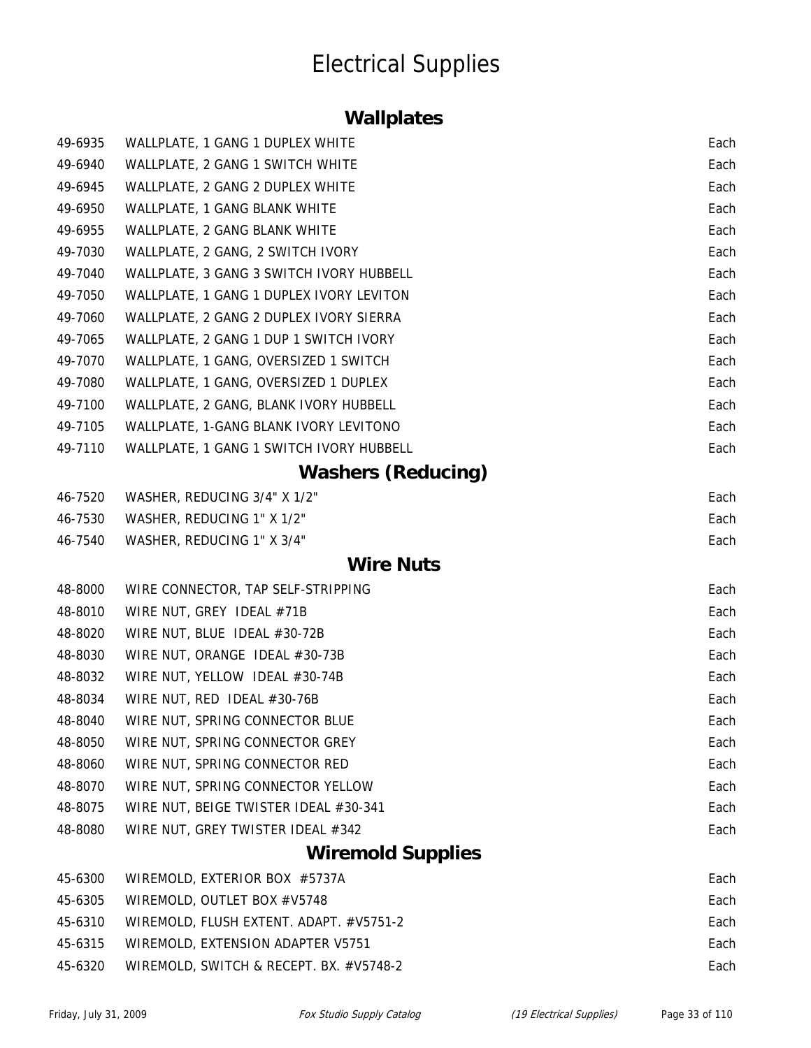# Electrical Supplies

## Wallplates

| | | |
|---|---|---|
| 49-6935 | WALLPLATE, 1 GANG 1 DUPLEX WHITE | Each |
| 49-6940 | WALLPLATE, 2 GANG 1 SWITCH WHITE | Each |
| 49-6945 | WALLPLATE, 2 GANG 2 DUPLEX WHITE | Each |
| 49-6950 | WALLPLATE, 1 GANG BLANK WHITE | Each |
| 49-6955 | WALLPLATE, 2 GANG BLANK WHITE | Each |
| 49-7030 | WALLPLATE, 2 GANG, 2 SWITCH IVORY | Each |
| 49-7040 | WALLPLATE, 3 GANG 3 SWITCH IVORY HUBBELL | Each |
| 49-7050 | WALLPLATE, 1 GANG 1 DUPLEX IVORY LEVITON | Each |
| 49-7060 | WALLPLATE, 2 GANG 2 DUPLEX IVORY SIERRA | Each |
| 49-7065 | WALLPLATE, 2 GANG 1 DUP 1 SWITCH IVORY | Each |
| 49-7070 | WALLPLATE, 1 GANG, OVERSIZED 1 SWITCH | Each |
| 49-7080 | WALLPLATE, 1 GANG, OVERSIZED 1 DUPLEX | Each |
| 49-7100 | WALLPLATE, 2 GANG, BLANK IVORY HUBBELL | Each |
| 49-7105 | WALLPLATE, 1-GANG BLANK IVORY LEVITONO | Each |
| 49-7110 | WALLPLATE, 1 GANG 1 SWITCH IVORY HUBBELL | Each |

## Washers (Reducing)

| | | |
|---|---|---|
| 46-7520 | WASHER, REDUCING 3/4" X 1/2" | Each |
| 46-7530 | WASHER, REDUCING 1" X 1/2" | Each |
| 46-7540 | WASHER, REDUCING 1" X 3/4" | Each |

## Wire Nuts

| | | |
|---|---|---|
| 48-8000 | WIRE CONNECTOR, TAP SELF-STRIPPING | Each |
| 48-8010 | WIRE NUT, GREY IDEAL #71B | Each |
| 48-8020 | WIRE NUT, BLUE IDEAL #30-72B | Each |
| 48-8030 | WIRE NUT, ORANGE IDEAL #30-73B | Each |
| 48-8032 | WIRE NUT, YELLOW IDEAL #30-74B | Each |
| 48-8034 | WIRE NUT, RED IDEAL #30-76B | Each |
| 48-8040 | WIRE NUT, SPRING CONNECTOR BLUE | Each |
| 48-8050 | WIRE NUT, SPRING CONNECTOR GREY | Each |
| 48-8060 | WIRE NUT, SPRING CONNECTOR RED | Each |
| 48-8070 | WIRE NUT, SPRING CONNECTOR YELLOW | Each |
| 48-8075 | WIRE NUT, BEIGE TWISTER IDEAL #30-341 | Each |
| 48-8080 | WIRE NUT, GREY TWISTER IDEAL #342 | Each |

## Wiremold Supplies

| | | |
|---|---|---|
| 45-6300 | WIREMOLD, EXTERIOR BOX #5737A | Each |
| 45-6305 | WIREMOLD, OUTLET BOX #V5748 | Each |
| 45-6310 | WIREMOLD, FLUSH EXTENT. ADAPT. #V5751-2 | Each |
| 45-6315 | WIREMOLD, EXTENSION ADAPTER V5751 | Each |
| 45-6320 | WIREMOLD, SWITCH & RECEPT. BX. #V5748-2 | Each |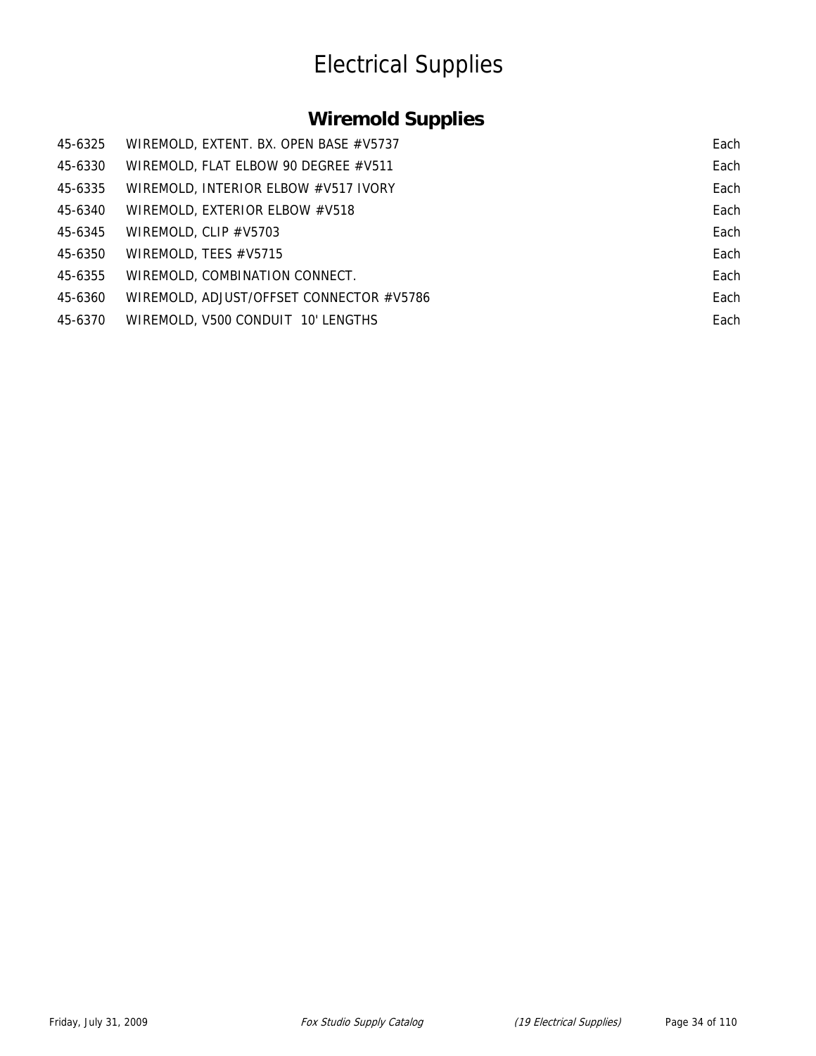# Electrical Supplies

## Wiremold Supplies

| | | |
|---|---|---|
| 45-6325 | WIREMOLD, EXTENT. BX. OPEN BASE #V5737 | Each |
| 45-6330 | WIREMOLD, FLAT ELBOW 90 DEGREE #V511 | Each |
| 45-6335 | WIREMOLD, INTERIOR ELBOW #V517 IVORY | Each |
| 45-6340 | WIREMOLD, EXTERIOR ELBOW #V518 | Each |
| 45-6345 | WIREMOLD, CLIP #V5703 | Each |
| 45-6350 | WIREMOLD, TEES #V5715 | Each |
| 45-6355 | WIREMOLD, COMBINATION CONNECT. | Each |
| 45-6360 | WIREMOLD, ADJUST/OFFSET CONNECTOR #V5786 | Each |
| 45-6370 | WIREMOLD, V500 CONDUIT 10' LENGTHS | Each |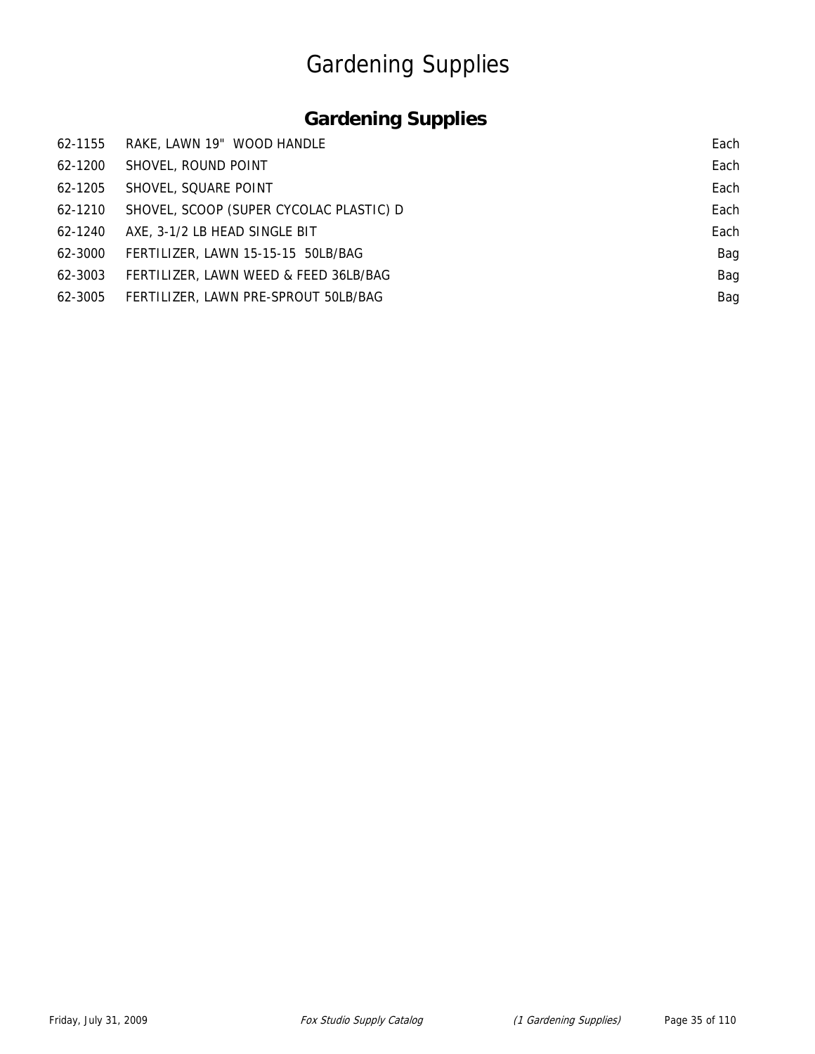# Gardening Supplies

## Gardening Supplies

| | | |
|---|---|---|
| 62-1155 | RAKE, LAWN 19" WOOD HANDLE | Each |
| 62-1200 | SHOVEL, ROUND POINT | Each |
| 62-1205 | SHOVEL, SQUARE POINT | Each |
| 62-1210 | SHOVEL, SCOOP (SUPER CYCOLAC PLASTIC) D | Each |
| 62-1240 | AXE, 3-1/2 LB HEAD SINGLE BIT | Each |
| 62-3000 | FERTILIZER, LAWN 15-15-15 50LB/BAG | Bag |
| 62-3003 | FERTILIZER, LAWN WEED & FEED 36LB/BAG | Bag |
| 62-3005 | FERTILIZER, LAWN PRE-SPROUT 50LB/BAG | Bag |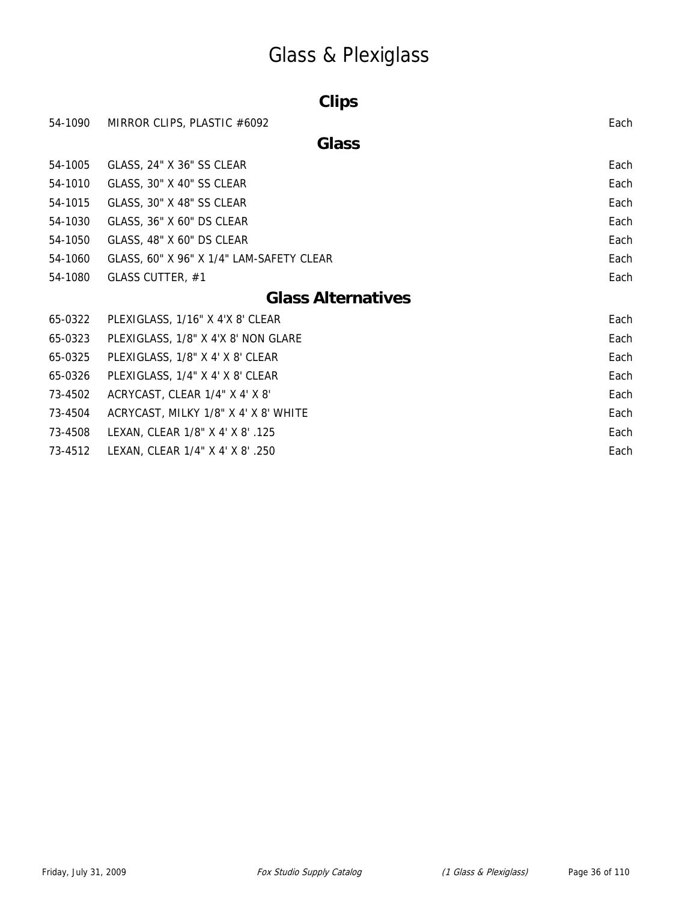# Glass & Plexiglass

## Clips

| | | |
|---|---|---|
| 54-1090 | MIRROR CLIPS, PLASTIC #6092 | Each |

## Glass

| | | |
|---|---|---|
| 54-1005 | GLASS, 24" X 36" SS CLEAR | Each |
| 54-1010 | GLASS, 30" X 40" SS CLEAR | Each |
| 54-1015 | GLASS, 30" X 48" SS CLEAR | Each |
| 54-1030 | GLASS, 36" X 60" DS CLEAR | Each |
| 54-1050 | GLASS, 48" X 60" DS CLEAR | Each |
| 54-1060 | GLASS, 60" X 96" X 1/4" LAM-SAFETY CLEAR | Each |
| 54-1080 | GLASS CUTTER, #1 | Each |

## Glass Alternatives

| | | |
|---|---|---|
| 65-0322 | PLEXIGLASS, 1/16" X 4'X 8' CLEAR | Each |
| 65-0323 | PLEXIGLASS, 1/8" X 4'X 8' NON GLARE | Each |
| 65-0325 | PLEXIGLASS, 1/8" X 4' X 8' CLEAR | Each |
| 65-0326 | PLEXIGLASS, 1/4" X 4' X 8' CLEAR | Each |
| 73-4502 | ACRYCAST, CLEAR 1/4" X 4' X 8' | Each |
| 73-4504 | ACRYCAST, MILKY 1/8" X 4' X 8' WHITE | Each |
| 73-4508 | LEXAN, CLEAR 1/8" X 4' X 8' .125 | Each |
| 73-4512 | LEXAN, CLEAR 1/4" X 4' X 8' .250 | Each |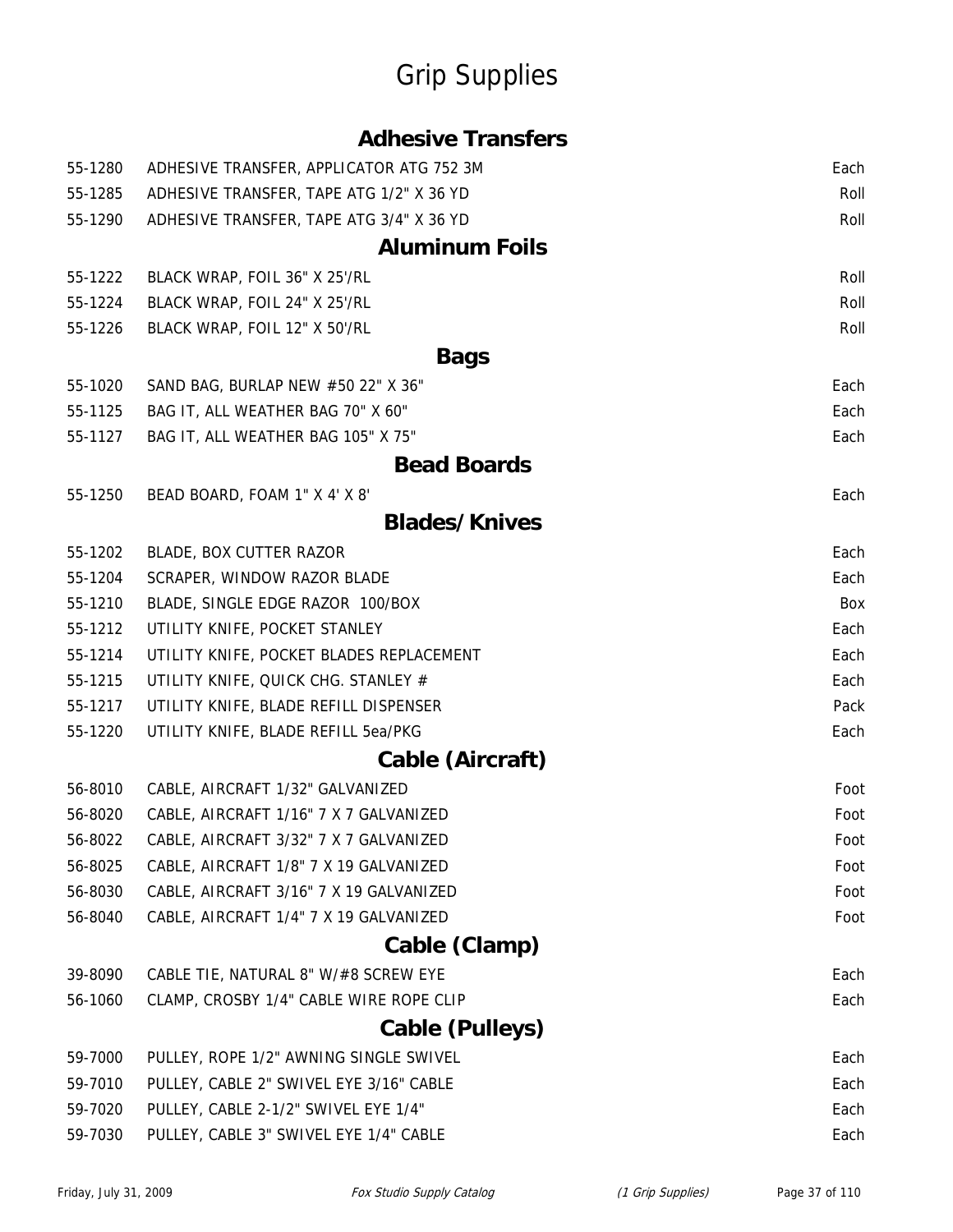# Grip Supplies

## Adhesive Transfers

| | | |
|---|---|---|
| 55-1280 | ADHESIVE TRANSFER, APPLICATOR ATG 752 3M | Each |
| 55-1285 | ADHESIVE TRANSFER, TAPE ATG 1/2" X 36 YD | Roll |
| 55-1290 | ADHESIVE TRANSFER, TAPE ATG 3/4" X 36 YD | Roll |

## Aluminum Foils

| | | |
|---|---|---|
| 55-1222 | BLACK WRAP, FOIL 36" X 25'/RL | Roll |
| 55-1224 | BLACK WRAP, FOIL 24" X 25'/RL | Roll |
| 55-1226 | BLACK WRAP, FOIL 12" X 50'/RL | Roll |

## Bags

| | | |
|---|---|---|
| 55-1020 | SAND BAG, BURLAP NEW #50 22" X 36" | Each |
| 55-1125 | BAG IT, ALL WEATHER BAG 70" X 60" | Each |
| 55-1127 | BAG IT, ALL WEATHER BAG 105" X 75" | Each |

## Bead Boards

| | | |
|---|---|---|
| 55-1250 | BEAD BOARD, FOAM 1" X 4' X 8' | Each |

## Blades/Knives

| | | |
|---|---|---|
| 55-1202 | BLADE, BOX CUTTER RAZOR | Each |
| 55-1204 | SCRAPER, WINDOW RAZOR BLADE | Each |
| 55-1210 | BLADE, SINGLE EDGE RAZOR 100/BOX | Box |
| 55-1212 | UTILITY KNIFE, POCKET STANLEY | Each |
| 55-1214 | UTILITY KNIFE, POCKET BLADES REPLACEMENT | Each |
| 55-1215 | UTILITY KNIFE, QUICK CHG. STANLEY # | Each |
| 55-1217 | UTILITY KNIFE, BLADE REFILL DISPENSER | Pack |
| 55-1220 | UTILITY KNIFE, BLADE REFILL 5ea/PKG | Each |

## Cable (Aircraft)

| | | |
|---|---|---|
| 56-8010 | CABLE, AIRCRAFT 1/32" GALVANIZED | Foot |
| 56-8020 | CABLE, AIRCRAFT 1/16" 7 X 7 GALVANIZED | Foot |
| 56-8022 | CABLE, AIRCRAFT 3/32" 7 X 7 GALVANIZED | Foot |
| 56-8025 | CABLE, AIRCRAFT 1/8" 7 X 19 GALVANIZED | Foot |
| 56-8030 | CABLE, AIRCRAFT 3/16" 7 X 19 GALVANIZED | Foot |
| 56-8040 | CABLE, AIRCRAFT 1/4" 7 X 19 GALVANIZED | Foot |

## Cable (Clamp)

| | | |
|---|---|---|
| 39-8090 | CABLE TIE, NATURAL 8" W/#8 SCREW EYE | Each |
| 56-1060 | CLAMP, CROSBY 1/4" CABLE WIRE ROPE CLIP | Each |

## Cable (Pulleys)

| | | |
|---|---|---|
| 59-7000 | PULLEY, ROPE 1/2" AWNING SINGLE SWIVEL | Each |
| 59-7010 | PULLEY, CABLE 2" SWIVEL EYE 3/16" CABLE | Each |
| 59-7020 | PULLEY, CABLE 2-1/2" SWIVEL EYE 1/4" | Each |
| 59-7030 | PULLEY, CABLE 3" SWIVEL EYE 1/4" CABLE | Each |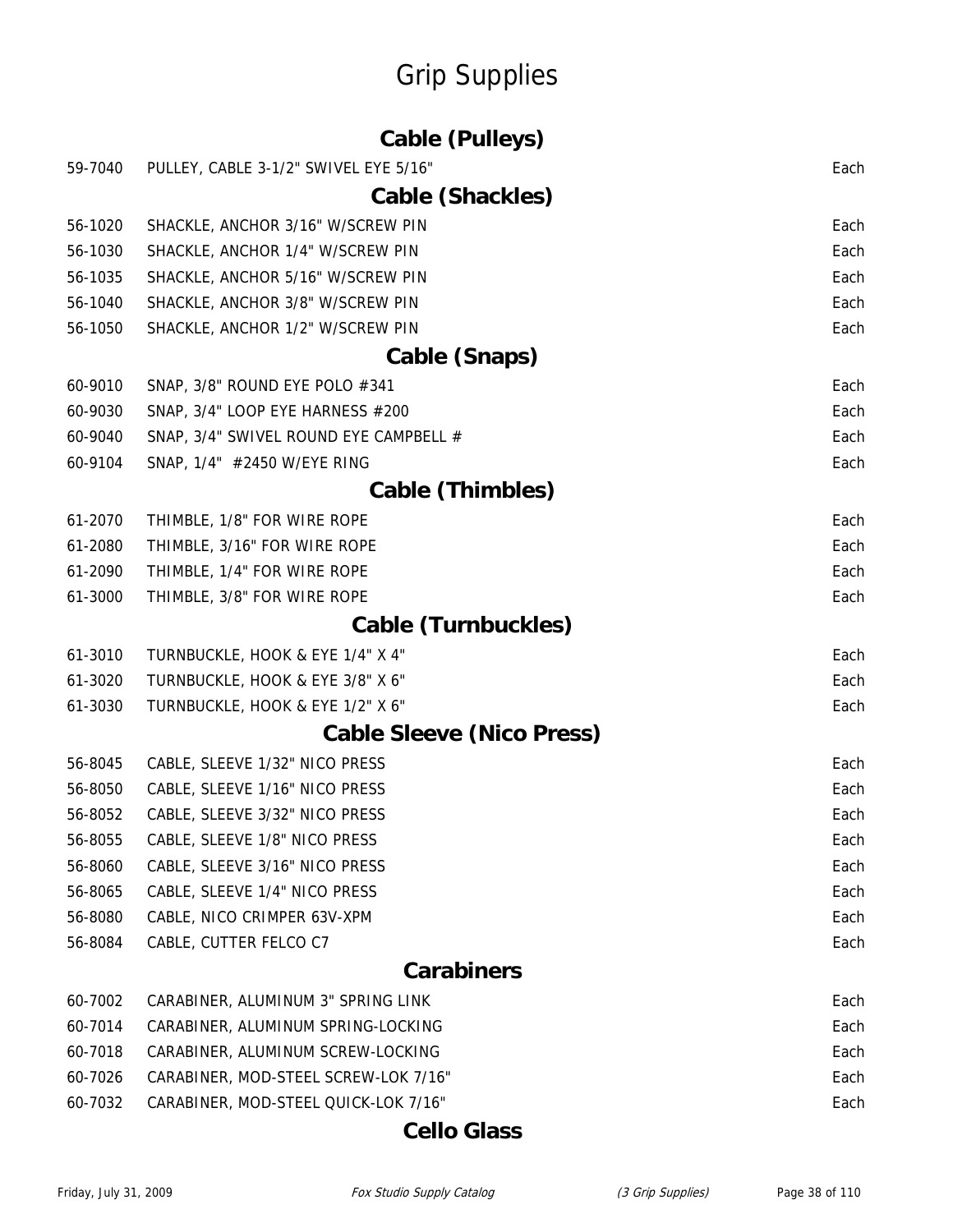# Grip Supplies

## Cable (Pulleys)

| | | |
|---|---|---|
| 59-7040 | PULLEY, CABLE 3-1/2" SWIVEL EYE 5/16" | Each |

## Cable (Shackles)

| | | |
|---|---|---|
| 56-1020 | SHACKLE, ANCHOR 3/16" W/SCREW PIN | Each |
| 56-1030 | SHACKLE, ANCHOR 1/4" W/SCREW PIN | Each |
| 56-1035 | SHACKLE, ANCHOR 5/16" W/SCREW PIN | Each |
| 56-1040 | SHACKLE, ANCHOR 3/8" W/SCREW PIN | Each |
| 56-1050 | SHACKLE, ANCHOR 1/2" W/SCREW PIN | Each |

## Cable (Snaps)

| | | |
|---|---|---|
| 60-9010 | SNAP, 3/8" ROUND EYE POLO #341 | Each |
| 60-9030 | SNAP, 3/4" LOOP EYE HARNESS #200 | Each |
| 60-9040 | SNAP, 3/4" SWIVEL ROUND EYE CAMPBELL # | Each |
| 60-9104 | SNAP, 1/4" #2450 W/EYE RING | Each |

## Cable (Thimbles)

| | | |
|---|---|---|
| 61-2070 | THIMBLE, 1/8" FOR WIRE ROPE | Each |
| 61-2080 | THIMBLE, 3/16" FOR WIRE ROPE | Each |
| 61-2090 | THIMBLE, 1/4" FOR WIRE ROPE | Each |
| 61-3000 | THIMBLE, 3/8" FOR WIRE ROPE | Each |

## Cable (Turnbuckles)

| | | |
|---|---|---|
| 61-3010 | TURNBUCKLE, HOOK & EYE 1/4" X 4" | Each |
| 61-3020 | TURNBUCKLE, HOOK & EYE 3/8" X 6" | Each |
| 61-3030 | TURNBUCKLE, HOOK & EYE 1/2" X 6" | Each |

## Cable Sleeve (Nico Press)

| | | |
|---|---|---|
| 56-8045 | CABLE, SLEEVE 1/32" NICO PRESS | Each |
| 56-8050 | CABLE, SLEEVE 1/16" NICO PRESS | Each |
| 56-8052 | CABLE, SLEEVE 3/32" NICO PRESS | Each |
| 56-8055 | CABLE, SLEEVE 1/8" NICO PRESS | Each |
| 56-8060 | CABLE, SLEEVE 3/16" NICO PRESS | Each |
| 56-8065 | CABLE, SLEEVE 1/4" NICO PRESS | Each |
| 56-8080 | CABLE, NICO CRIMPER 63V-XPM | Each |
| 56-8084 | CABLE, CUTTER FELCO C7 | Each |

## Carabiners

| | | |
|---|---|---|
| 60-7002 | CARABINER, ALUMINUM 3" SPRING LINK | Each |
| 60-7014 | CARABINER, ALUMINUM SPRING-LOCKING | Each |
| 60-7018 | CARABINER, ALUMINUM SCREW-LOCKING | Each |
| 60-7026 | CARABINER, MOD-STEEL SCREW-LOK 7/16" | Each |
| 60-7032 | CARABINER, MOD-STEEL QUICK-LOK 7/16" | Each |

## Cello Glass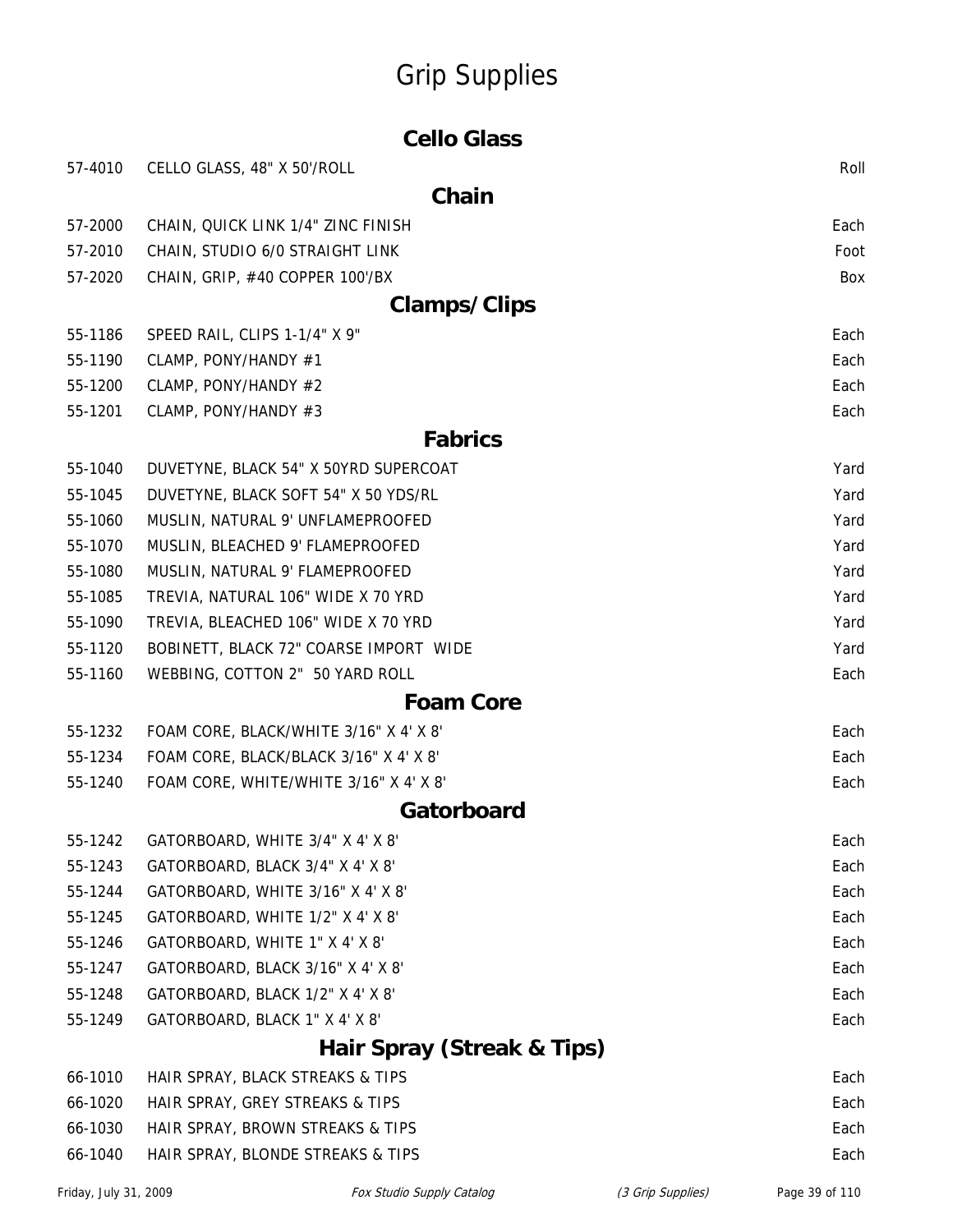# Grip Supplies

## Cello Glass

| | | |
|---|---|---|
| 57-4010 | CELLO GLASS, 48" X 50'/ROLL | Roll |

## Chain

| | | |
|---|---|---|
| 57-2000 | CHAIN, QUICK LINK 1/4" ZINC FINISH | Each |
| 57-2010 | CHAIN, STUDIO 6/0 STRAIGHT LINK | Foot |
| 57-2020 | CHAIN, GRIP, #40 COPPER 100'/BX | Box |

## Clamps/Clips

| | | |
|---|---|---|
| 55-1186 | SPEED RAIL, CLIPS 1-1/4" X 9" | Each |
| 55-1190 | CLAMP, PONY/HANDY #1 | Each |
| 55-1200 | CLAMP, PONY/HANDY #2 | Each |
| 55-1201 | CLAMP, PONY/HANDY #3 | Each |

## Fabrics

| | | |
|---|---|---|
| 55-1040 | DUVETYNE, BLACK 54" X 50YRD SUPERCOAT | Yard |
| 55-1045 | DUVETYNE, BLACK SOFT 54" X 50 YDS/RL | Yard |
| 55-1060 | MUSLIN, NATURAL 9' UNFLAMEPROOFED | Yard |
| 55-1070 | MUSLIN, BLEACHED 9' FLAMEPROOFED | Yard |
| 55-1080 | MUSLIN, NATURAL 9' FLAMEPROOFED | Yard |
| 55-1085 | TREVIA, NATURAL 106" WIDE X 70 YRD | Yard |
| 55-1090 | TREVIA, BLEACHED 106" WIDE X 70 YRD | Yard |
| 55-1120 | BOBINETT, BLACK 72" COARSE IMPORT WIDE | Yard |
| 55-1160 | WEBBING, COTTON 2" 50 YARD ROLL | Each |

## Foam Core

| | | |
|---|---|---|
| 55-1232 | FOAM CORE, BLACK/WHITE 3/16" X 4' X 8' | Each |
| 55-1234 | FOAM CORE, BLACK/BLACK 3/16" X 4' X 8' | Each |
| 55-1240 | FOAM CORE, WHITE/WHITE 3/16" X 4' X 8' | Each |

## Gatorboard

| | | |
|---|---|---|
| 55-1242 | GATORBOARD, WHITE 3/4" X 4' X 8' | Each |
| 55-1243 | GATORBOARD, BLACK 3/4" X 4' X 8' | Each |
| 55-1244 | GATORBOARD, WHITE 3/16" X 4' X 8' | Each |
| 55-1245 | GATORBOARD, WHITE 1/2" X 4' X 8' | Each |
| 55-1246 | GATORBOARD, WHITE 1" X 4' X 8' | Each |
| 55-1247 | GATORBOARD, BLACK 3/16" X 4' X 8' | Each |
| 55-1248 | GATORBOARD, BLACK 1/2" X 4' X 8' | Each |
| 55-1249 | GATORBOARD, BLACK 1" X 4' X 8' | Each |

## Hair Spray (Streak & Tips)

| | | |
|---|---|---|
| 66-1010 | HAIR SPRAY, BLACK STREAKS & TIPS | Each |
| 66-1020 | HAIR SPRAY, GREY STREAKS & TIPS | Each |
| 66-1030 | HAIR SPRAY, BROWN STREAKS & TIPS | Each |
| 66-1040 | HAIR SPRAY, BLONDE STREAKS & TIPS | Each |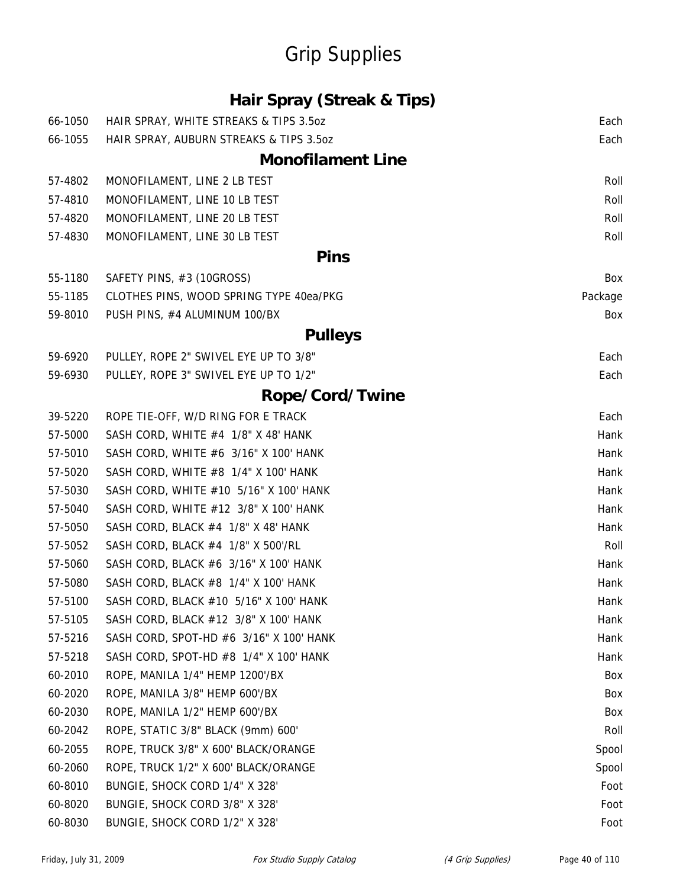# Grip Supplies

## Hair Spray (Streak & Tips)

| | | |
|---|---|---|
| 66-1050 | HAIR SPRAY, WHITE STREAKS & TIPS 3.5oz | Each |
| 66-1055 | HAIR SPRAY, AUBURN STREAKS & TIPS 3.5oz | Each |

## Monofilament Line

| | | |
|---|---|---|
| 57-4802 | MONOFILAMENT, LINE 2 LB TEST | Roll |
| 57-4810 | MONOFILAMENT, LINE 10 LB TEST | Roll |
| 57-4820 | MONOFILAMENT, LINE 20 LB TEST | Roll |
| 57-4830 | MONOFILAMENT, LINE 30 LB TEST | Roll |

## Pins

| | | |
|---|---|---|
| 55-1180 | SAFETY PINS, #3 (10GROSS) | Box |
| 55-1185 | CLOTHES PINS, WOOD SPRING TYPE 40ea/PKG | Package |
| 59-8010 | PUSH PINS, #4 ALUMINUM 100/BX | Box |

## Pulleys

| | | |
|---|---|---|
| 59-6920 | PULLEY, ROPE 2" SWIVEL EYE UP TO 3/8" | Each |
| 59-6930 | PULLEY, ROPE 3" SWIVEL EYE UP TO 1/2" | Each |

## Rope/Cord/Twine

| | | |
|---|---|---|
| 39-5220 | ROPE TIE-OFF, W/D RING FOR E TRACK | Each |
| 57-5000 | SASH CORD, WHITE #4 1/8" X 48' HANK | Hank |
| 57-5010 | SASH CORD, WHITE #6 3/16" X 100' HANK | Hank |
| 57-5020 | SASH CORD, WHITE #8 1/4" X 100' HANK | Hank |
| 57-5030 | SASH CORD, WHITE #10 5/16" X 100' HANK | Hank |
| 57-5040 | SASH CORD, WHITE #12 3/8" X 100' HANK | Hank |
| 57-5050 | SASH CORD, BLACK #4 1/8" X 48' HANK | Hank |
| 57-5052 | SASH CORD, BLACK #4 1/8" X 500'/RL | Roll |
| 57-5060 | SASH CORD, BLACK #6 3/16" X 100' HANK | Hank |
| 57-5080 | SASH CORD, BLACK #8 1/4" X 100' HANK | Hank |
| 57-5100 | SASH CORD, BLACK #10 5/16" X 100' HANK | Hank |
| 57-5105 | SASH CORD, BLACK #12 3/8" X 100' HANK | Hank |
| 57-5216 | SASH CORD, SPOT-HD #6 3/16" X 100' HANK | Hank |
| 57-5218 | SASH CORD, SPOT-HD #8 1/4" X 100' HANK | Hank |
| 60-2010 | ROPE, MANILA 1/4" HEMP 1200'/BX | Box |
| 60-2020 | ROPE, MANILA 3/8" HEMP 600'/BX | Box |
| 60-2030 | ROPE, MANILA 1/2" HEMP 600'/BX | Box |
| 60-2042 | ROPE, STATIC 3/8" BLACK (9mm) 600' | Roll |
| 60-2055 | ROPE, TRUCK 3/8" X 600' BLACK/ORANGE | Spool |
| 60-2060 | ROPE, TRUCK 1/2" X 600' BLACK/ORANGE | Spool |
| 60-8010 | BUNGIE, SHOCK CORD 1/4" X 328' | Foot |
| 60-8020 | BUNGIE, SHOCK CORD 3/8" X 328' | Foot |
| 60-8030 | BUNGIE, SHOCK CORD 1/2" X 328' | Foot |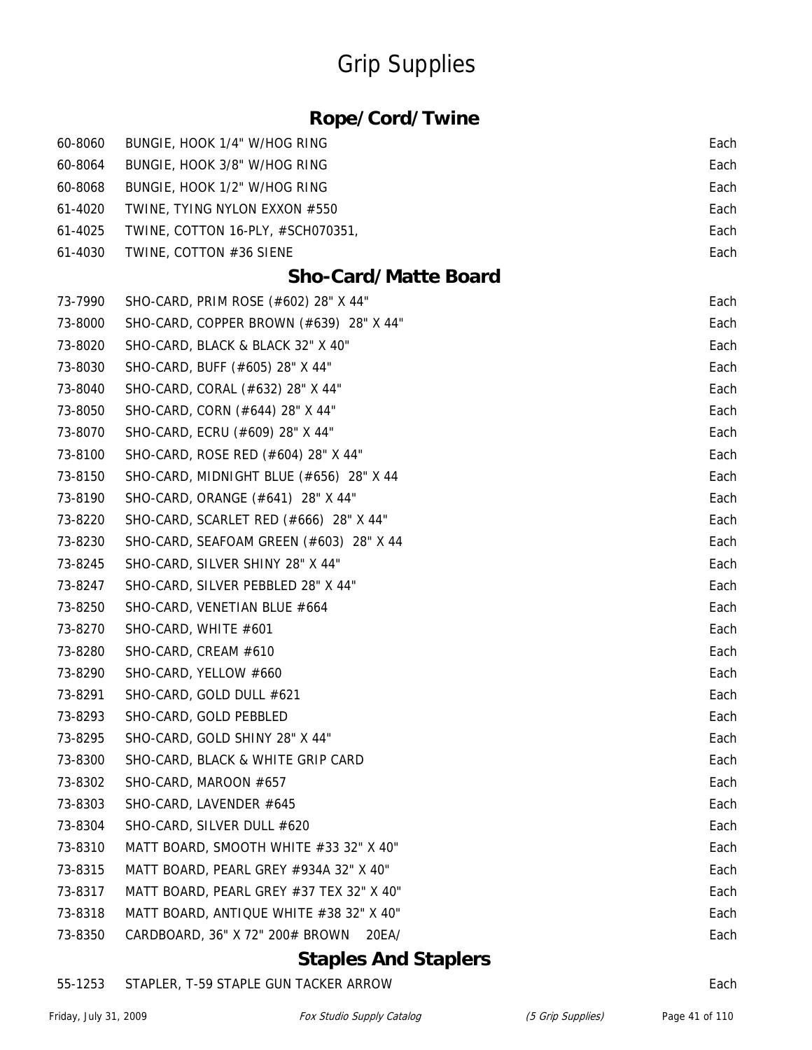# Grip Supplies

## Rope/Cord/Twine

| | | |
|---|---|---|
| 60-8060 | BUNGIE, HOOK 1/4" W/HOG RING | Each |
| 60-8064 | BUNGIE, HOOK 3/8" W/HOG RING | Each |
| 60-8068 | BUNGIE, HOOK 1/2" W/HOG RING | Each |
| 61-4020 | TWINE, TYING NYLON EXXON #550 | Each |
| 61-4025 | TWINE, COTTON 16-PLY, #SCH070351, | Each |
| 61-4030 | TWINE, COTTON #36 SIENE | Each |

## Sho-Card/Matte Board

| | | |
|---|---|---|
| 73-7990 | SHO-CARD, PRIM ROSE (#602) 28" X 44" | Each |
| 73-8000 | SHO-CARD, COPPER BROWN (#639) 28" X 44" | Each |
| 73-8020 | SHO-CARD, BLACK & BLACK 32" X 40" | Each |
| 73-8030 | SHO-CARD, BUFF (#605) 28" X 44" | Each |
| 73-8040 | SHO-CARD, CORAL (#632) 28" X 44" | Each |
| 73-8050 | SHO-CARD, CORN (#644) 28" X 44" | Each |
| 73-8070 | SHO-CARD, ECRU (#609) 28" X 44" | Each |
| 73-8100 | SHO-CARD, ROSE RED (#604) 28" X 44" | Each |
| 73-8150 | SHO-CARD, MIDNIGHT BLUE (#656) 28" X 44 | Each |
| 73-8190 | SHO-CARD, ORANGE (#641) 28" X 44" | Each |
| 73-8220 | SHO-CARD, SCARLET RED (#666) 28" X 44" | Each |
| 73-8230 | SHO-CARD, SEAFOAM GREEN (#603) 28" X 44 | Each |
| 73-8245 | SHO-CARD, SILVER SHINY 28" X 44" | Each |
| 73-8247 | SHO-CARD, SILVER PEBBLED 28" X 44" | Each |
| 73-8250 | SHO-CARD, VENETIAN BLUE #664 | Each |
| 73-8270 | SHO-CARD, WHITE #601 | Each |
| 73-8280 | SHO-CARD, CREAM #610 | Each |
| 73-8290 | SHO-CARD, YELLOW #660 | Each |
| 73-8291 | SHO-CARD, GOLD DULL #621 | Each |
| 73-8293 | SHO-CARD, GOLD PEBBLED | Each |
| 73-8295 | SHO-CARD, GOLD SHINY 28" X 44" | Each |
| 73-8300 | SHO-CARD, BLACK & WHITE GRIP CARD | Each |
| 73-8302 | SHO-CARD, MAROON #657 | Each |
| 73-8303 | SHO-CARD, LAVENDER #645 | Each |
| 73-8304 | SHO-CARD, SILVER DULL #620 | Each |
| 73-8310 | MATT BOARD, SMOOTH WHITE #33 32" X 40" | Each |
| 73-8315 | MATT BOARD, PEARL GREY #934A 32" X 40" | Each |
| 73-8317 | MATT BOARD, PEARL GREY #37 TEX 32" X 40" | Each |
| 73-8318 | MATT BOARD, ANTIQUE WHITE #38 32" X 40" | Each |
| 73-8350 | CARDBOARD, 36" X 72" 200# BROWN 20EA/ | Each |

## Staples And Staplers

| | | |
|---|---|---|
| 55-1253 | STAPLER, T-59 STAPLE GUN TACKER ARROW | Each |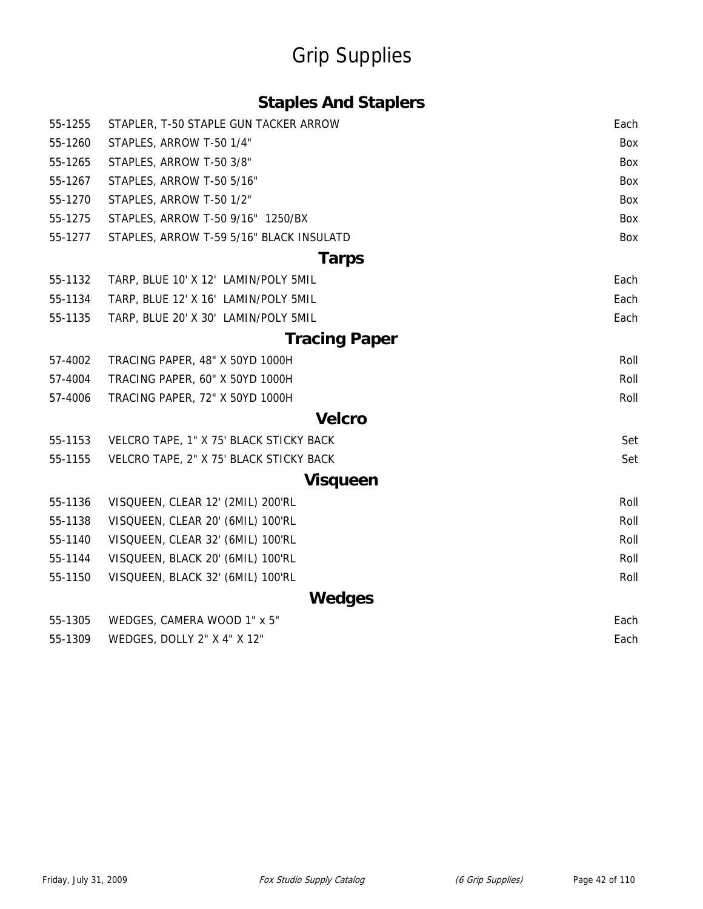# Grip Supplies

## Staples And Staplers

| | | |
|---|---|---|
| 55-1255 | STAPLER, T-50 STAPLE GUN TACKER ARROW | Each |
| 55-1260 | STAPLES, ARROW T-50 1/4" | Box |
| 55-1265 | STAPLES, ARROW T-50 3/8" | Box |
| 55-1267 | STAPLES, ARROW T-50 5/16" | Box |
| 55-1270 | STAPLES, ARROW T-50 1/2" | Box |
| 55-1275 | STAPLES, ARROW T-50 9/16" 1250/BX | Box |
| 55-1277 | STAPLES, ARROW T-59 5/16" BLACK INSULATD | Box |

## Tarps

| | | |
|---|---|---|
| 55-1132 | TARP, BLUE 10' X 12' LAMIN/POLY 5MIL | Each |
| 55-1134 | TARP, BLUE 12' X 16' LAMIN/POLY 5MIL | Each |
| 55-1135 | TARP, BLUE 20' X 30' LAMIN/POLY 5MIL | Each |

## Tracing Paper

| | | |
|---|---|---|
| 57-4002 | TRACING PAPER, 48" X 50YD 1000H | Roll |
| 57-4004 | TRACING PAPER, 60" X 50YD 1000H | Roll |
| 57-4006 | TRACING PAPER, 72" X 50YD 1000H | Roll |

## Velcro

| | | |
|---|---|---|
| 55-1153 | VELCRO TAPE, 1" X 75' BLACK STICKY BACK | Set |
| 55-1155 | VELCRO TAPE, 2" X 75' BLACK STICKY BACK | Set |

## Visqueen

| | | |
|---|---|---|
| 55-1136 | VISQUEEN, CLEAR 12' (2MIL) 200'RL | Roll |
| 55-1138 | VISQUEEN, CLEAR 20' (6MIL) 100'RL | Roll |
| 55-1140 | VISQUEEN, CLEAR 32' (6MIL) 100'RL | Roll |
| 55-1144 | VISQUEEN, BLACK 20' (6MIL) 100'RL | Roll |
| 55-1150 | VISQUEEN, BLACK 32' (6MIL) 100'RL | Roll |

## Wedges

| | | |
|---|---|---|
| 55-1305 | WEDGES, CAMERA WOOD 1" x 5" | Each |
| 55-1309 | WEDGES, DOLLY 2" X 4" X 12" | Each |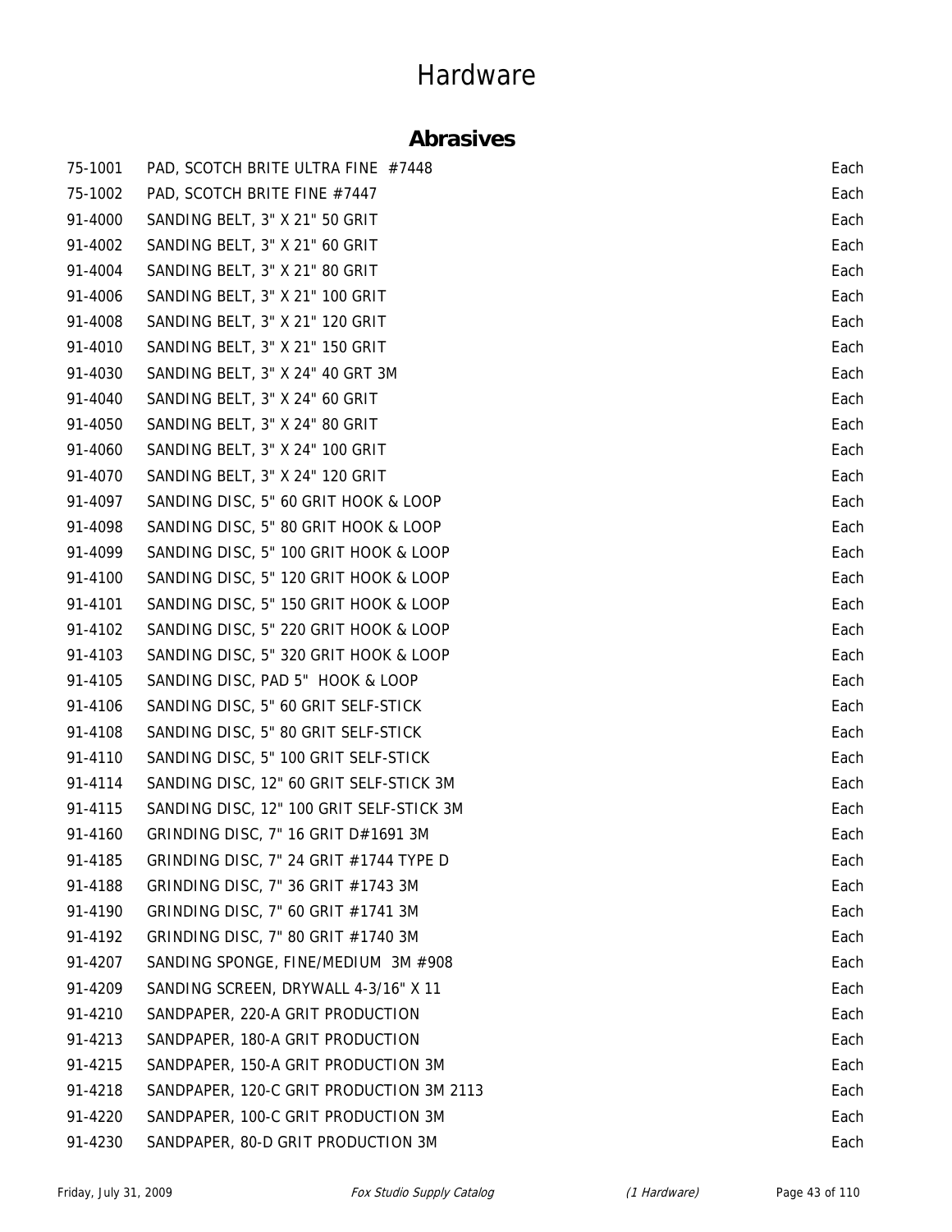# Hardware

## Abrasives

| | | |
|---|---|---|
| 75-1001 | PAD, SCOTCH BRITE ULTRA FINE #7448 | Each |
| 75-1002 | PAD, SCOTCH BRITE FINE #7447 | Each |
| 91-4000 | SANDING BELT, 3" X 21" 50 GRIT | Each |
| 91-4002 | SANDING BELT, 3" X 21" 60 GRIT | Each |
| 91-4004 | SANDING BELT, 3" X 21" 80 GRIT | Each |
| 91-4006 | SANDING BELT, 3" X 21" 100 GRIT | Each |
| 91-4008 | SANDING BELT, 3" X 21" 120 GRIT | Each |
| 91-4010 | SANDING BELT, 3" X 21" 150 GRIT | Each |
| 91-4030 | SANDING BELT, 3" X 24" 40 GRT 3M | Each |
| 91-4040 | SANDING BELT, 3" X 24" 60 GRIT | Each |
| 91-4050 | SANDING BELT, 3" X 24" 80 GRIT | Each |
| 91-4060 | SANDING BELT, 3" X 24" 100 GRIT | Each |
| 91-4070 | SANDING BELT, 3" X 24" 120 GRIT | Each |
| 91-4097 | SANDING DISC, 5" 60 GRIT HOOK & LOOP | Each |
| 91-4098 | SANDING DISC, 5" 80 GRIT HOOK & LOOP | Each |
| 91-4099 | SANDING DISC, 5" 100 GRIT HOOK & LOOP | Each |
| 91-4100 | SANDING DISC, 5" 120 GRIT HOOK & LOOP | Each |
| 91-4101 | SANDING DISC, 5" 150 GRIT HOOK & LOOP | Each |
| 91-4102 | SANDING DISC, 5" 220 GRIT HOOK & LOOP | Each |
| 91-4103 | SANDING DISC, 5" 320 GRIT HOOK & LOOP | Each |
| 91-4105 | SANDING DISC, PAD 5" HOOK & LOOP | Each |
| 91-4106 | SANDING DISC, 5" 60 GRIT SELF-STICK | Each |
| 91-4108 | SANDING DISC, 5" 80 GRIT SELF-STICK | Each |
| 91-4110 | SANDING DISC, 5" 100 GRIT SELF-STICK | Each |
| 91-4114 | SANDING DISC, 12" 60 GRIT SELF-STICK 3M | Each |
| 91-4115 | SANDING DISC, 12" 100 GRIT SELF-STICK 3M | Each |
| 91-4160 | GRINDING DISC, 7" 16 GRIT D#1691 3M | Each |
| 91-4185 | GRINDING DISC, 7" 24 GRIT #1744 TYPE D | Each |
| 91-4188 | GRINDING DISC, 7" 36 GRIT #1743 3M | Each |
| 91-4190 | GRINDING DISC, 7" 60 GRIT #1741 3M | Each |
| 91-4192 | GRINDING DISC, 7" 80 GRIT #1740 3M | Each |
| 91-4207 | SANDING SPONGE, FINE/MEDIUM 3M #908 | Each |
| 91-4209 | SANDING SCREEN, DRYWALL 4-3/16" X 11 | Each |
| 91-4210 | SANDPAPER, 220-A GRIT PRODUCTION | Each |
| 91-4213 | SANDPAPER, 180-A GRIT PRODUCTION | Each |
| 91-4215 | SANDPAPER, 150-A GRIT PRODUCTION 3M | Each |
| 91-4218 | SANDPAPER, 120-C GRIT PRODUCTION 3M 2113 | Each |
| 91-4220 | SANDPAPER, 100-C GRIT PRODUCTION 3M | Each |
| 91-4230 | SANDPAPER, 80-D GRIT PRODUCTION 3M | Each |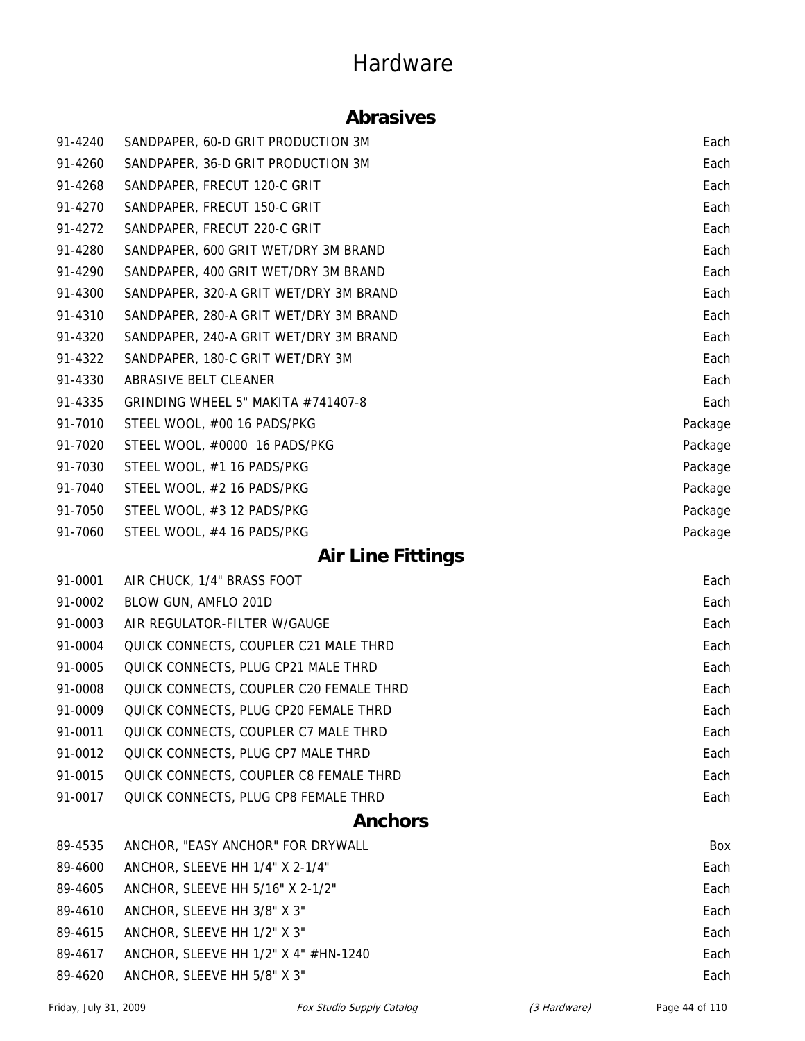# Hardware

## Abrasives

| | | |
|---|---|---|
| 91-4240 | SANDPAPER, 60-D GRIT PRODUCTION 3M | Each |
| 91-4260 | SANDPAPER, 36-D GRIT PRODUCTION 3M | Each |
| 91-4268 | SANDPAPER, FRECUT 120-C GRIT | Each |
| 91-4270 | SANDPAPER, FRECUT 150-C GRIT | Each |
| 91-4272 | SANDPAPER, FRECUT 220-C GRIT | Each |
| 91-4280 | SANDPAPER, 600 GRIT WET/DRY 3M BRAND | Each |
| 91-4290 | SANDPAPER, 400 GRIT WET/DRY 3M BRAND | Each |
| 91-4300 | SANDPAPER, 320-A GRIT WET/DRY 3M BRAND | Each |
| 91-4310 | SANDPAPER, 280-A GRIT WET/DRY 3M BRAND | Each |
| 91-4320 | SANDPAPER, 240-A GRIT WET/DRY 3M BRAND | Each |
| 91-4322 | SANDPAPER, 180-C GRIT WET/DRY 3M | Each |
| 91-4330 | ABRASIVE BELT CLEANER | Each |
| 91-4335 | GRINDING WHEEL 5" MAKITA #741407-8 | Each |
| 91-7010 | STEEL WOOL, #00 16 PADS/PKG | Package |
| 91-7020 | STEEL WOOL, #0000 16 PADS/PKG | Package |
| 91-7030 | STEEL WOOL, #1 16 PADS/PKG | Package |
| 91-7040 | STEEL WOOL, #2 16 PADS/PKG | Package |
| 91-7050 | STEEL WOOL, #3 12 PADS/PKG | Package |
| 91-7060 | STEEL WOOL, #4 16 PADS/PKG | Package |

## Air Line Fittings

| | | |
|---|---|---|
| 91-0001 | AIR CHUCK, 1/4" BRASS FOOT | Each |
| 91-0002 | BLOW GUN, AMFLO 201D | Each |
| 91-0003 | AIR REGULATOR-FILTER W/GAUGE | Each |
| 91-0004 | QUICK CONNECTS, COUPLER C21 MALE THRD | Each |
| 91-0005 | QUICK CONNECTS, PLUG CP21 MALE THRD | Each |
| 91-0008 | QUICK CONNECTS, COUPLER C20 FEMALE THRD | Each |
| 91-0009 | QUICK CONNECTS, PLUG CP20 FEMALE THRD | Each |
| 91-0011 | QUICK CONNECTS, COUPLER C7 MALE THRD | Each |
| 91-0012 | QUICK CONNECTS, PLUG CP7 MALE THRD | Each |
| 91-0015 | QUICK CONNECTS, COUPLER C8 FEMALE THRD | Each |
| 91-0017 | QUICK CONNECTS, PLUG CP8 FEMALE THRD | Each |

## Anchors

| | | |
|---|---|---|
| 89-4535 | ANCHOR, "EASY ANCHOR" FOR DRYWALL | Box |
| 89-4600 | ANCHOR, SLEEVE HH 1/4" X 2-1/4" | Each |
| 89-4605 | ANCHOR, SLEEVE HH 5/16" X 2-1/2" | Each |
| 89-4610 | ANCHOR, SLEEVE HH 3/8" X 3" | Each |
| 89-4615 | ANCHOR, SLEEVE HH 1/2" X 3" | Each |
| 89-4617 | ANCHOR, SLEEVE HH 1/2" X 4" #HN-1240 | Each |
| 89-4620 | ANCHOR, SLEEVE HH 5/8" X 3" | Each |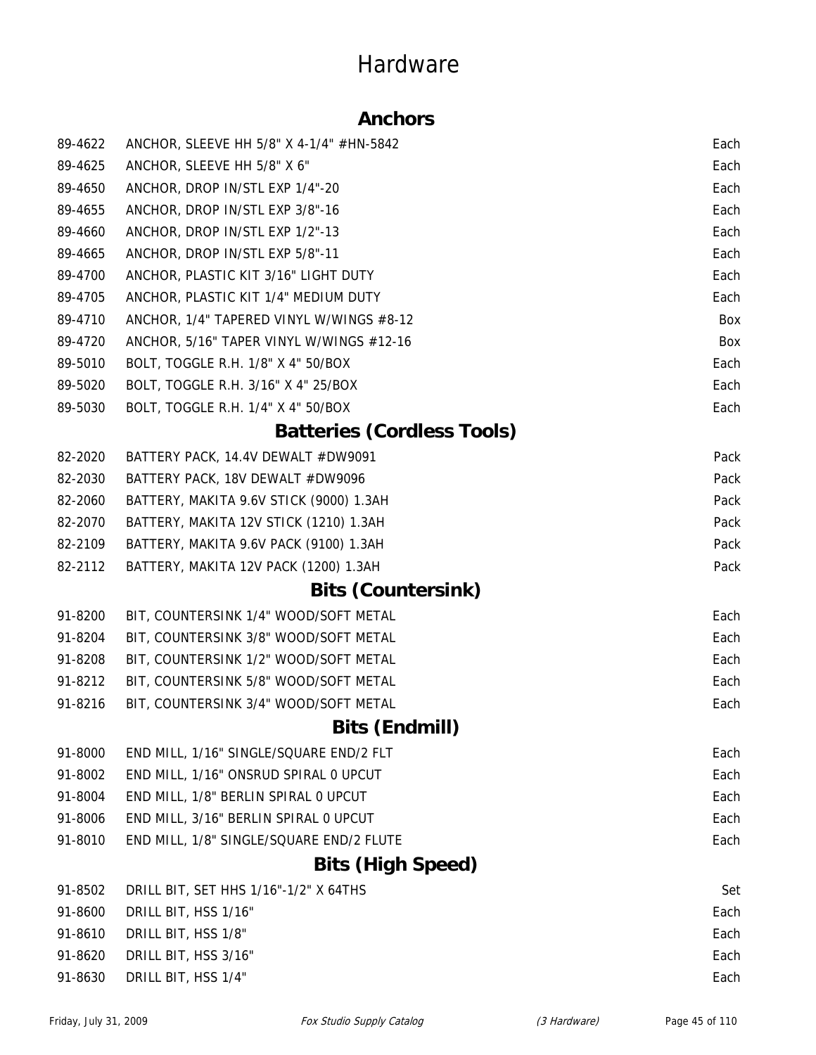# Hardware

## Anchors

| | | |
|---|---|---|
| 89-4622 | ANCHOR, SLEEVE HH 5/8" X 4-1/4" #HN-5842 | Each |
| 89-4625 | ANCHOR, SLEEVE HH 5/8" X 6" | Each |
| 89-4650 | ANCHOR, DROP IN/STL EXP 1/4"-20 | Each |
| 89-4655 | ANCHOR, DROP IN/STL EXP 3/8"-16 | Each |
| 89-4660 | ANCHOR, DROP IN/STL EXP 1/2"-13 | Each |
| 89-4665 | ANCHOR, DROP IN/STL EXP 5/8"-11 | Each |
| 89-4700 | ANCHOR, PLASTIC KIT 3/16" LIGHT DUTY | Each |
| 89-4705 | ANCHOR, PLASTIC KIT 1/4" MEDIUM DUTY | Each |
| 89-4710 | ANCHOR, 1/4" TAPERED VINYL W/WINGS #8-12 | Box |
| 89-4720 | ANCHOR, 5/16" TAPER VINYL W/WINGS #12-16 | Box |
| 89-5010 | BOLT, TOGGLE R.H. 1/8" X 4" 50/BOX | Each |
| 89-5020 | BOLT, TOGGLE R.H. 3/16" X 4" 25/BOX | Each |
| 89-5030 | BOLT, TOGGLE R.H. 1/4" X 4" 50/BOX | Each |

## Batteries (Cordless Tools)

| | | |
|---|---|---|
| 82-2020 | BATTERY PACK, 14.4V DEWALT #DW9091 | Pack |
| 82-2030 | BATTERY PACK, 18V DEWALT #DW9096 | Pack |
| 82-2060 | BATTERY, MAKITA 9.6V STICK (9000) 1.3AH | Pack |
| 82-2070 | BATTERY, MAKITA 12V STICK (1210) 1.3AH | Pack |
| 82-2109 | BATTERY, MAKITA 9.6V PACK (9100) 1.3AH | Pack |
| 82-2112 | BATTERY, MAKITA 12V PACK (1200) 1.3AH | Pack |

## Bits (Countersink)

| | | |
|---|---|---|
| 91-8200 | BIT, COUNTERSINK 1/4" WOOD/SOFT METAL | Each |
| 91-8204 | BIT, COUNTERSINK 3/8" WOOD/SOFT METAL | Each |
| 91-8208 | BIT, COUNTERSINK 1/2" WOOD/SOFT METAL | Each |
| 91-8212 | BIT, COUNTERSINK 5/8" WOOD/SOFT METAL | Each |
| 91-8216 | BIT, COUNTERSINK 3/4" WOOD/SOFT METAL | Each |

## Bits (Endmill)

| | | |
|---|---|---|
| 91-8000 | END MILL, 1/16" SINGLE/SQUARE END/2 FLT | Each |
| 91-8002 | END MILL, 1/16" ONSRUD SPIRAL 0 UPCUT | Each |
| 91-8004 | END MILL, 1/8" BERLIN SPIRAL 0 UPCUT | Each |
| 91-8006 | END MILL, 3/16" BERLIN SPIRAL 0 UPCUT | Each |
| 91-8010 | END MILL, 1/8" SINGLE/SQUARE END/2 FLUTE | Each |

## Bits (High Speed)

| | | |
|---|---|---|
| 91-8502 | DRILL BIT, SET HHS 1/16"-1/2" X 64THS | Set |
| 91-8600 | DRILL BIT, HSS 1/16" | Each |
| 91-8610 | DRILL BIT, HSS 1/8" | Each |
| 91-8620 | DRILL BIT, HSS 3/16" | Each |
| 91-8630 | DRILL BIT, HSS 1/4" | Each |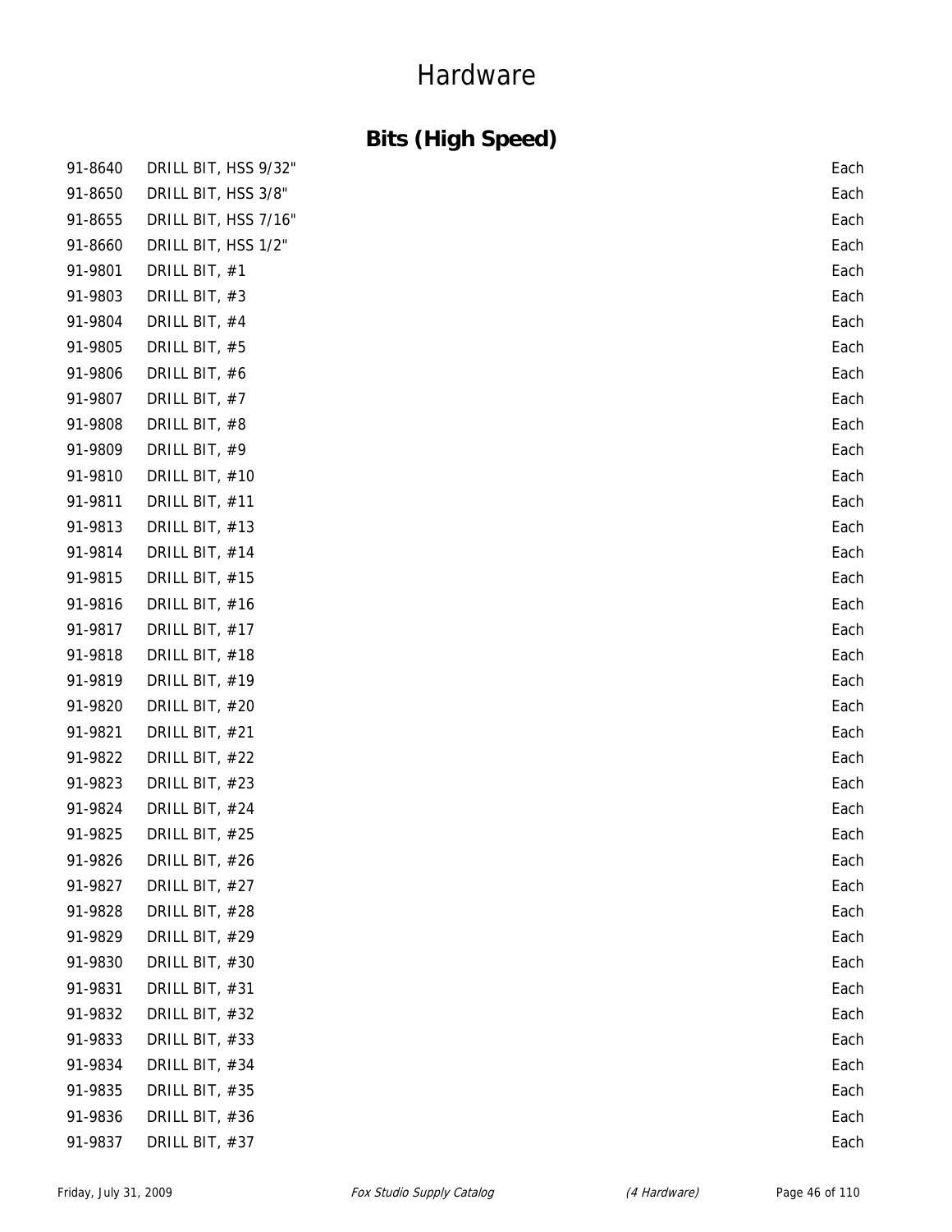# Hardware

## Bits (High Speed)

| | | |
|---|---|---|
| 91-8640 | DRILL BIT, HSS 9/32" | Each |
| 91-8650 | DRILL BIT, HSS 3/8" | Each |
| 91-8655 | DRILL BIT, HSS 7/16" | Each |
| 91-8660 | DRILL BIT, HSS 1/2" | Each |
| 91-9801 | DRILL BIT, #1 | Each |
| 91-9803 | DRILL BIT, #3 | Each |
| 91-9804 | DRILL BIT, #4 | Each |
| 91-9805 | DRILL BIT, #5 | Each |
| 91-9806 | DRILL BIT, #6 | Each |
| 91-9807 | DRILL BIT, #7 | Each |
| 91-9808 | DRILL BIT, #8 | Each |
| 91-9809 | DRILL BIT, #9 | Each |
| 91-9810 | DRILL BIT, #10 | Each |
| 91-9811 | DRILL BIT, #11 | Each |
| 91-9813 | DRILL BIT, #13 | Each |
| 91-9814 | DRILL BIT, #14 | Each |
| 91-9815 | DRILL BIT, #15 | Each |
| 91-9816 | DRILL BIT, #16 | Each |
| 91-9817 | DRILL BIT, #17 | Each |
| 91-9818 | DRILL BIT, #18 | Each |
| 91-9819 | DRILL BIT, #19 | Each |
| 91-9820 | DRILL BIT, #20 | Each |
| 91-9821 | DRILL BIT, #21 | Each |
| 91-9822 | DRILL BIT, #22 | Each |
| 91-9823 | DRILL BIT, #23 | Each |
| 91-9824 | DRILL BIT, #24 | Each |
| 91-9825 | DRILL BIT, #25 | Each |
| 91-9826 | DRILL BIT, #26 | Each |
| 91-9827 | DRILL BIT, #27 | Each |
| 91-9828 | DRILL BIT, #28 | Each |
| 91-9829 | DRILL BIT, #29 | Each |
| 91-9830 | DRILL BIT, #30 | Each |
| 91-9831 | DRILL BIT, #31 | Each |
| 91-9832 | DRILL BIT, #32 | Each |
| 91-9833 | DRILL BIT, #33 | Each |
| 91-9834 | DRILL BIT, #34 | Each |
| 91-9835 | DRILL BIT, #35 | Each |
| 91-9836 | DRILL BIT, #36 | Each |
| 91-9837 | DRILL BIT, #37 | Each |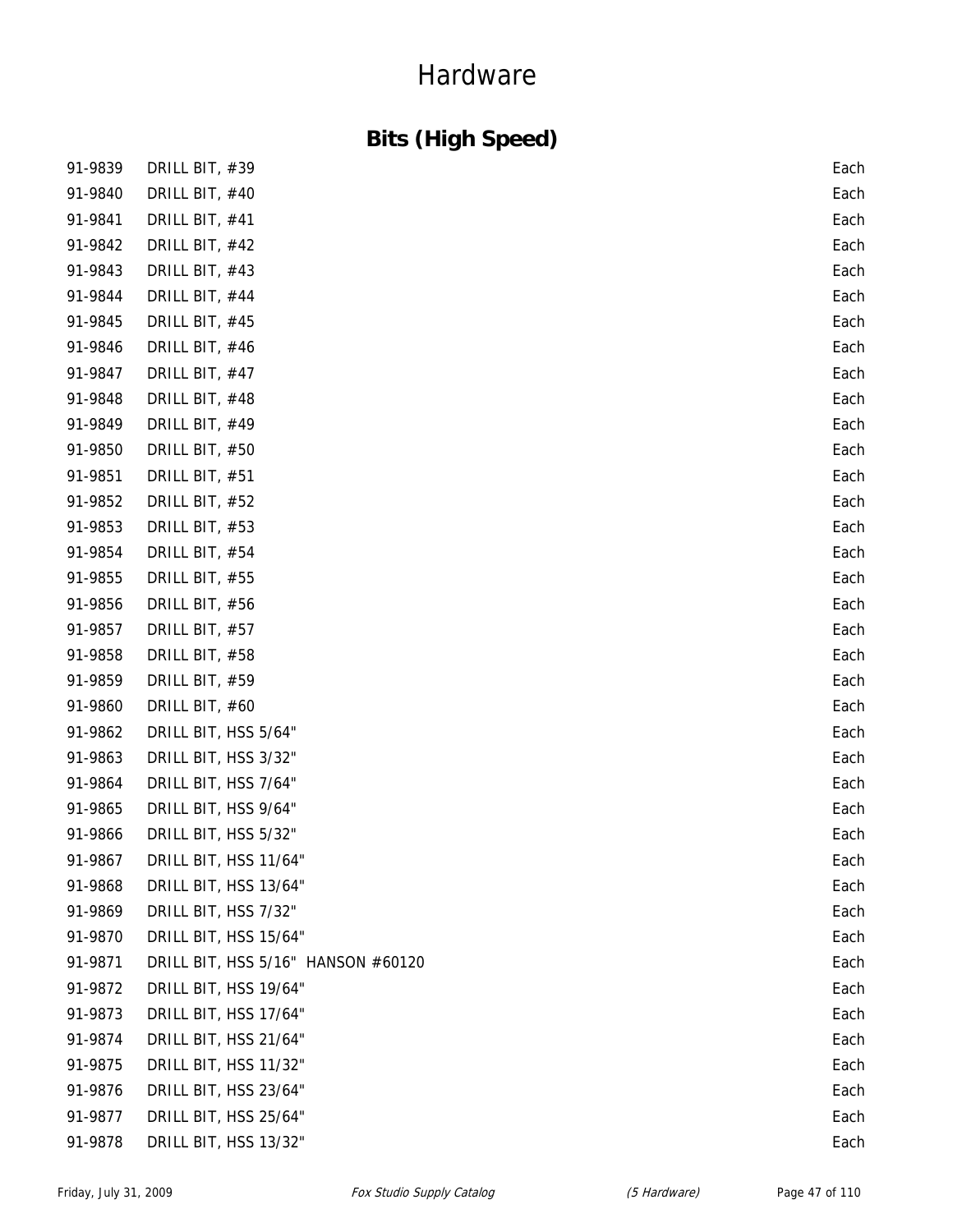# Hardware

## Bits (High Speed)

| | | |
|---|---|---|
| 91-9839 | DRILL BIT, #39 | Each |
| 91-9840 | DRILL BIT, #40 | Each |
| 91-9841 | DRILL BIT, #41 | Each |
| 91-9842 | DRILL BIT, #42 | Each |
| 91-9843 | DRILL BIT, #43 | Each |
| 91-9844 | DRILL BIT, #44 | Each |
| 91-9845 | DRILL BIT, #45 | Each |
| 91-9846 | DRILL BIT, #46 | Each |
| 91-9847 | DRILL BIT, #47 | Each |
| 91-9848 | DRILL BIT, #48 | Each |
| 91-9849 | DRILL BIT, #49 | Each |
| 91-9850 | DRILL BIT, #50 | Each |
| 91-9851 | DRILL BIT, #51 | Each |
| 91-9852 | DRILL BIT, #52 | Each |
| 91-9853 | DRILL BIT, #53 | Each |
| 91-9854 | DRILL BIT, #54 | Each |
| 91-9855 | DRILL BIT, #55 | Each |
| 91-9856 | DRILL BIT, #56 | Each |
| 91-9857 | DRILL BIT, #57 | Each |
| 91-9858 | DRILL BIT, #58 | Each |
| 91-9859 | DRILL BIT, #59 | Each |
| 91-9860 | DRILL BIT, #60 | Each |
| 91-9862 | DRILL BIT, HSS 5/64" | Each |
| 91-9863 | DRILL BIT, HSS 3/32" | Each |
| 91-9864 | DRILL BIT, HSS 7/64" | Each |
| 91-9865 | DRILL BIT, HSS 9/64" | Each |
| 91-9866 | DRILL BIT, HSS 5/32" | Each |
| 91-9867 | DRILL BIT, HSS 11/64" | Each |
| 91-9868 | DRILL BIT, HSS 13/64" | Each |
| 91-9869 | DRILL BIT, HSS 7/32" | Each |
| 91-9870 | DRILL BIT, HSS 15/64" | Each |
| 91-9871 | DRILL BIT, HSS 5/16" HANSON #60120 | Each |
| 91-9872 | DRILL BIT, HSS 19/64" | Each |
| 91-9873 | DRILL BIT, HSS 17/64" | Each |
| 91-9874 | DRILL BIT, HSS 21/64" | Each |
| 91-9875 | DRILL BIT, HSS 11/32" | Each |
| 91-9876 | DRILL BIT, HSS 23/64" | Each |
| 91-9877 | DRILL BIT, HSS 25/64" | Each |
| 91-9878 | DRILL BIT, HSS 13/32" | Each |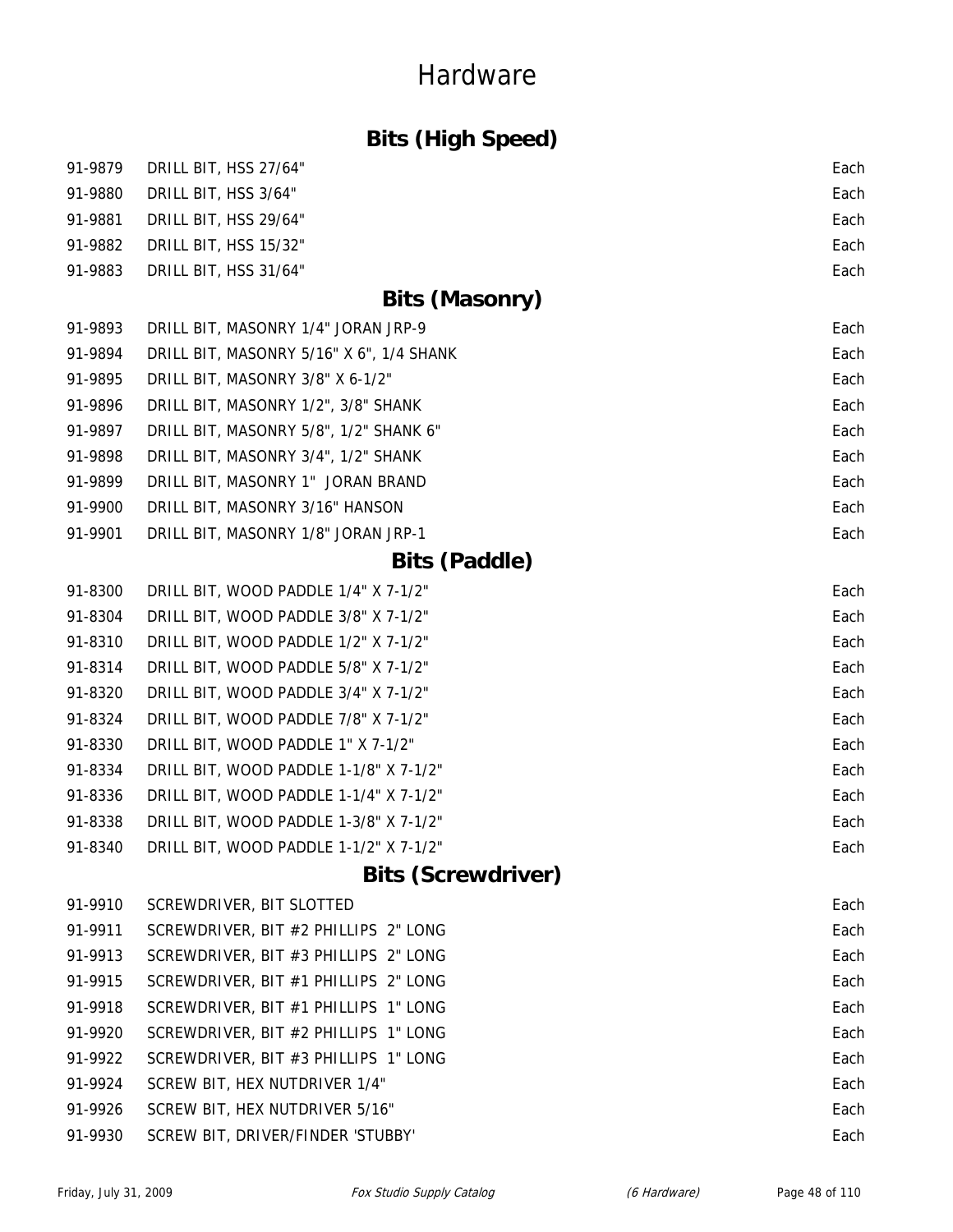# Hardware

## Bits (High Speed)

| | | |
|---|---|---|
| 91-9879 | DRILL BIT, HSS 27/64" | Each |
| 91-9880 | DRILL BIT, HSS 3/64" | Each |
| 91-9881 | DRILL BIT, HSS 29/64" | Each |
| 91-9882 | DRILL BIT, HSS 15/32" | Each |
| 91-9883 | DRILL BIT, HSS 31/64" | Each |

## Bits (Masonry)

| | | |
|---|---|---|
| 91-9893 | DRILL BIT, MASONRY 1/4" JORAN JRP-9 | Each |
| 91-9894 | DRILL BIT, MASONRY 5/16" X 6", 1/4 SHANK | Each |
| 91-9895 | DRILL BIT, MASONRY 3/8" X 6-1/2" | Each |
| 91-9896 | DRILL BIT, MASONRY 1/2", 3/8" SHANK | Each |
| 91-9897 | DRILL BIT, MASONRY 5/8", 1/2" SHANK 6" | Each |
| 91-9898 | DRILL BIT, MASONRY 3/4", 1/2" SHANK | Each |
| 91-9899 | DRILL BIT, MASONRY 1" JORAN BRAND | Each |
| 91-9900 | DRILL BIT, MASONRY 3/16" HANSON | Each |
| 91-9901 | DRILL BIT, MASONRY 1/8" JORAN JRP-1 | Each |

## Bits (Paddle)

| | | |
|---|---|---|
| 91-8300 | DRILL BIT, WOOD PADDLE 1/4" X 7-1/2" | Each |
| 91-8304 | DRILL BIT, WOOD PADDLE 3/8" X 7-1/2" | Each |
| 91-8310 | DRILL BIT, WOOD PADDLE 1/2" X 7-1/2" | Each |
| 91-8314 | DRILL BIT, WOOD PADDLE 5/8" X 7-1/2" | Each |
| 91-8320 | DRILL BIT, WOOD PADDLE 3/4" X 7-1/2" | Each |
| 91-8324 | DRILL BIT, WOOD PADDLE 7/8" X 7-1/2" | Each |
| 91-8330 | DRILL BIT, WOOD PADDLE 1" X 7-1/2" | Each |
| 91-8334 | DRILL BIT, WOOD PADDLE 1-1/8" X 7-1/2" | Each |
| 91-8336 | DRILL BIT, WOOD PADDLE 1-1/4" X 7-1/2" | Each |
| 91-8338 | DRILL BIT, WOOD PADDLE 1-3/8" X 7-1/2" | Each |
| 91-8340 | DRILL BIT, WOOD PADDLE 1-1/2" X 7-1/2" | Each |

## Bits (Screwdriver)

| | | |
|---|---|---|
| 91-9910 | SCREWDRIVER, BIT SLOTTED | Each |
| 91-9911 | SCREWDRIVER, BIT #2 PHILLIPS 2" LONG | Each |
| 91-9913 | SCREWDRIVER, BIT #3 PHILLIPS 2" LONG | Each |
| 91-9915 | SCREWDRIVER, BIT #1 PHILLIPS 2" LONG | Each |
| 91-9918 | SCREWDRIVER, BIT #1 PHILLIPS 1" LONG | Each |
| 91-9920 | SCREWDRIVER, BIT #2 PHILLIPS 1" LONG | Each |
| 91-9922 | SCREWDRIVER, BIT #3 PHILLIPS 1" LONG | Each |
| 91-9924 | SCREW BIT, HEX NUTDRIVER 1/4" | Each |
| 91-9926 | SCREW BIT, HEX NUTDRIVER 5/16" | Each |
| 91-9930 | SCREW BIT, DRIVER/FINDER 'STUBBY' | Each |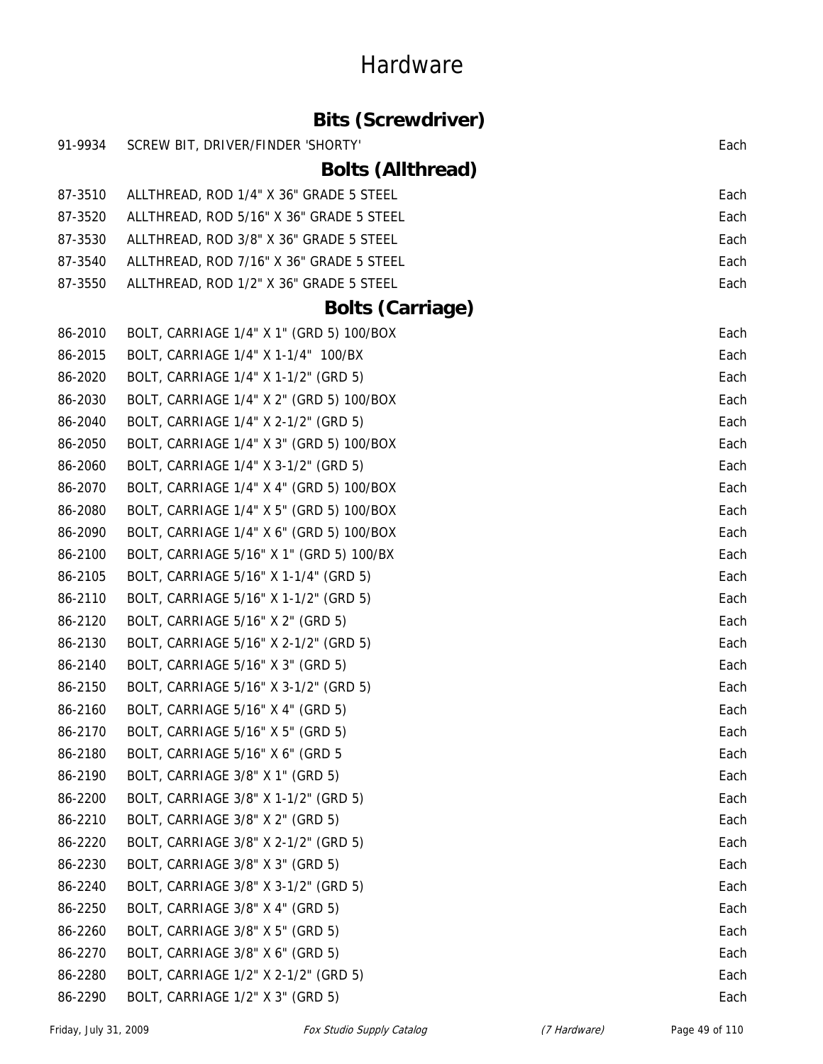# Hardware

## Bits (Screwdriver)

| | | |
|---|---|---|
| 91-9934 | SCREW BIT, DRIVER/FINDER 'SHORTY' | Each |

## Bolts (Allthread)

| | | |
|---|---|---|
| 87-3510 | ALLTHREAD, ROD 1/4" X 36" GRADE 5 STEEL | Each |
| 87-3520 | ALLTHREAD, ROD 5/16" X 36" GRADE 5 STEEL | Each |
| 87-3530 | ALLTHREAD, ROD 3/8" X 36" GRADE 5 STEEL | Each |
| 87-3540 | ALLTHREAD, ROD 7/16" X 36" GRADE 5 STEEL | Each |
| 87-3550 | ALLTHREAD, ROD 1/2" X 36" GRADE 5 STEEL | Each |

## Bolts (Carriage)

| | | |
|---|---|---|
| 86-2010 | BOLT, CARRIAGE 1/4" X 1" (GRD 5) 100/BOX | Each |
| 86-2015 | BOLT, CARRIAGE 1/4" X 1-1/4" 100/BX | Each |
| 86-2020 | BOLT, CARRIAGE 1/4" X 1-1/2" (GRD 5) | Each |
| 86-2030 | BOLT, CARRIAGE 1/4" X 2" (GRD 5) 100/BOX | Each |
| 86-2040 | BOLT, CARRIAGE 1/4" X 2-1/2" (GRD 5) | Each |
| 86-2050 | BOLT, CARRIAGE 1/4" X 3" (GRD 5) 100/BOX | Each |
| 86-2060 | BOLT, CARRIAGE 1/4" X 3-1/2" (GRD 5) | Each |
| 86-2070 | BOLT, CARRIAGE 1/4" X 4" (GRD 5) 100/BOX | Each |
| 86-2080 | BOLT, CARRIAGE 1/4" X 5" (GRD 5) 100/BOX | Each |
| 86-2090 | BOLT, CARRIAGE 1/4" X 6" (GRD 5) 100/BOX | Each |
| 86-2100 | BOLT, CARRIAGE 5/16" X 1" (GRD 5) 100/BX | Each |
| 86-2105 | BOLT, CARRIAGE 5/16" X 1-1/4" (GRD 5) | Each |
| 86-2110 | BOLT, CARRIAGE 5/16" X 1-1/2" (GRD 5) | Each |
| 86-2120 | BOLT, CARRIAGE 5/16" X 2" (GRD 5) | Each |
| 86-2130 | BOLT, CARRIAGE 5/16" X 2-1/2" (GRD 5) | Each |
| 86-2140 | BOLT, CARRIAGE 5/16" X 3" (GRD 5) | Each |
| 86-2150 | BOLT, CARRIAGE 5/16" X 3-1/2" (GRD 5) | Each |
| 86-2160 | BOLT, CARRIAGE 5/16" X 4" (GRD 5) | Each |
| 86-2170 | BOLT, CARRIAGE 5/16" X 5" (GRD 5) | Each |
| 86-2180 | BOLT, CARRIAGE 5/16" X 6" (GRD 5 | Each |
| 86-2190 | BOLT, CARRIAGE 3/8" X 1" (GRD 5) | Each |
| 86-2200 | BOLT, CARRIAGE 3/8" X 1-1/2" (GRD 5) | Each |
| 86-2210 | BOLT, CARRIAGE 3/8" X 2" (GRD 5) | Each |
| 86-2220 | BOLT, CARRIAGE 3/8" X 2-1/2" (GRD 5) | Each |
| 86-2230 | BOLT, CARRIAGE 3/8" X 3" (GRD 5) | Each |
| 86-2240 | BOLT, CARRIAGE 3/8" X 3-1/2" (GRD 5) | Each |
| 86-2250 | BOLT, CARRIAGE 3/8" X 4" (GRD 5) | Each |
| 86-2260 | BOLT, CARRIAGE 3/8" X 5" (GRD 5) | Each |
| 86-2270 | BOLT, CARRIAGE 3/8" X 6" (GRD 5) | Each |
| 86-2280 | BOLT, CARRIAGE 1/2" X 2-1/2" (GRD 5) | Each |
| 86-2290 | BOLT, CARRIAGE 1/2" X 3" (GRD 5) | Each |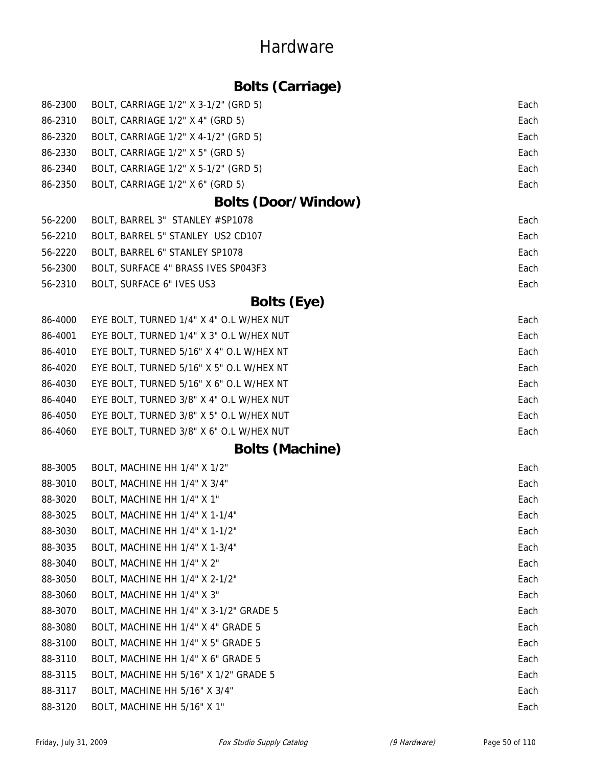# Hardware

## Bolts (Carriage)

| | | |
|---|---|---|
| 86-2300 | BOLT, CARRIAGE 1/2" X 3-1/2" (GRD 5) | Each |
| 86-2310 | BOLT, CARRIAGE 1/2" X 4" (GRD 5) | Each |
| 86-2320 | BOLT, CARRIAGE 1/2" X 4-1/2" (GRD 5) | Each |
| 86-2330 | BOLT, CARRIAGE 1/2" X 5" (GRD 5) | Each |
| 86-2340 | BOLT, CARRIAGE 1/2" X 5-1/2" (GRD 5) | Each |
| 86-2350 | BOLT, CARRIAGE 1/2" X 6" (GRD 5) | Each |

## Bolts (Door/Window)

| | | |
|---|---|---|
| 56-2200 | BOLT, BARREL 3" STANLEY #SP1078 | Each |
| 56-2210 | BOLT, BARREL 5" STANLEY US2 CD107 | Each |
| 56-2220 | BOLT, BARREL 6" STANLEY SP1078 | Each |
| 56-2300 | BOLT, SURFACE 4" BRASS IVES SP043F3 | Each |
| 56-2310 | BOLT, SURFACE 6" IVES US3 | Each |

## Bolts (Eye)

| | | |
|---|---|---|
| 86-4000 | EYE BOLT, TURNED 1/4" X 4" O.L W/HEX NUT | Each |
| 86-4001 | EYE BOLT, TURNED 1/4" X 3" O.L W/HEX NUT | Each |
| 86-4010 | EYE BOLT, TURNED 5/16" X 4" O.L W/HEX NT | Each |
| 86-4020 | EYE BOLT, TURNED 5/16" X 5" O.L W/HEX NT | Each |
| 86-4030 | EYE BOLT, TURNED 5/16" X 6" O.L W/HEX NT | Each |
| 86-4040 | EYE BOLT, TURNED 3/8" X 4" O.L W/HEX NUT | Each |
| 86-4050 | EYE BOLT, TURNED 3/8" X 5" O.L W/HEX NUT | Each |
| 86-4060 | EYE BOLT, TURNED 3/8" X 6" O.L W/HEX NUT | Each |

## Bolts (Machine)

| | | |
|---|---|---|
| 88-3005 | BOLT, MACHINE HH 1/4" X 1/2" | Each |
| 88-3010 | BOLT, MACHINE HH 1/4" X 3/4" | Each |
| 88-3020 | BOLT, MACHINE HH 1/4" X 1" | Each |
| 88-3025 | BOLT, MACHINE HH 1/4" X 1-1/4" | Each |
| 88-3030 | BOLT, MACHINE HH 1/4" X 1-1/2" | Each |
| 88-3035 | BOLT, MACHINE HH 1/4" X 1-3/4" | Each |
| 88-3040 | BOLT, MACHINE HH 1/4" X 2" | Each |
| 88-3050 | BOLT, MACHINE HH 1/4" X 2-1/2" | Each |
| 88-3060 | BOLT, MACHINE HH 1/4" X 3" | Each |
| 88-3070 | BOLT, MACHINE HH 1/4" X 3-1/2" GRADE 5 | Each |
| 88-3080 | BOLT, MACHINE HH 1/4" X 4" GRADE 5 | Each |
| 88-3100 | BOLT, MACHINE HH 1/4" X 5" GRADE 5 | Each |
| 88-3110 | BOLT, MACHINE HH 1/4" X 6" GRADE 5 | Each |
| 88-3115 | BOLT, MACHINE HH 5/16" X 1/2" GRADE 5 | Each |
| 88-3117 | BOLT, MACHINE HH 5/16" X 3/4" | Each |
| 88-3120 | BOLT, MACHINE HH 5/16" X 1" | Each |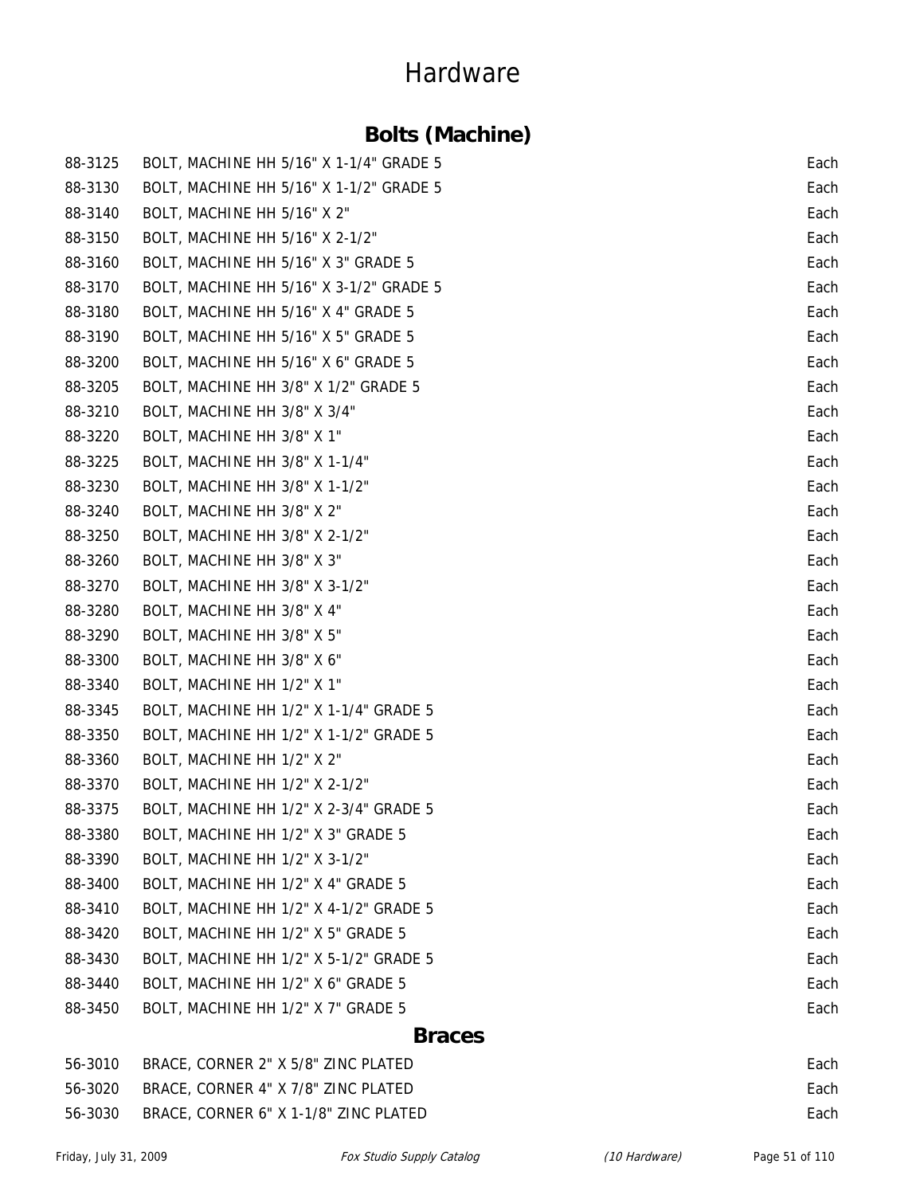# Hardware

## Bolts (Machine)

| | | |
|---|---|---|
| 88-3125 | BOLT, MACHINE HH 5/16" X 1-1/4" GRADE 5 | Each |
| 88-3130 | BOLT, MACHINE HH 5/16" X 1-1/2" GRADE 5 | Each |
| 88-3140 | BOLT, MACHINE HH 5/16" X 2" | Each |
| 88-3150 | BOLT, MACHINE HH 5/16" X 2-1/2" | Each |
| 88-3160 | BOLT, MACHINE HH 5/16" X 3" GRADE 5 | Each |
| 88-3170 | BOLT, MACHINE HH 5/16" X 3-1/2" GRADE 5 | Each |
| 88-3180 | BOLT, MACHINE HH 5/16" X 4" GRADE 5 | Each |
| 88-3190 | BOLT, MACHINE HH 5/16" X 5" GRADE 5 | Each |
| 88-3200 | BOLT, MACHINE HH 5/16" X 6" GRADE 5 | Each |
| 88-3205 | BOLT, MACHINE HH 3/8" X 1/2" GRADE 5 | Each |
| 88-3210 | BOLT, MACHINE HH 3/8" X 3/4" | Each |
| 88-3220 | BOLT, MACHINE HH 3/8" X 1" | Each |
| 88-3225 | BOLT, MACHINE HH 3/8" X 1-1/4" | Each |
| 88-3230 | BOLT, MACHINE HH 3/8" X 1-1/2" | Each |
| 88-3240 | BOLT, MACHINE HH 3/8" X 2" | Each |
| 88-3250 | BOLT, MACHINE HH 3/8" X 2-1/2" | Each |
| 88-3260 | BOLT, MACHINE HH 3/8" X 3" | Each |
| 88-3270 | BOLT, MACHINE HH 3/8" X 3-1/2" | Each |
| 88-3280 | BOLT, MACHINE HH 3/8" X 4" | Each |
| 88-3290 | BOLT, MACHINE HH 3/8" X 5" | Each |
| 88-3300 | BOLT, MACHINE HH 3/8" X 6" | Each |
| 88-3340 | BOLT, MACHINE HH 1/2" X 1" | Each |
| 88-3345 | BOLT, MACHINE HH 1/2" X 1-1/4" GRADE 5 | Each |
| 88-3350 | BOLT, MACHINE HH 1/2" X 1-1/2" GRADE 5 | Each |
| 88-3360 | BOLT, MACHINE HH 1/2" X 2" | Each |
| 88-3370 | BOLT, MACHINE HH 1/2" X 2-1/2" | Each |
| 88-3375 | BOLT, MACHINE HH 1/2" X 2-3/4" GRADE 5 | Each |
| 88-3380 | BOLT, MACHINE HH 1/2" X 3" GRADE 5 | Each |
| 88-3390 | BOLT, MACHINE HH 1/2" X 3-1/2" | Each |
| 88-3400 | BOLT, MACHINE HH 1/2" X 4" GRADE 5 | Each |
| 88-3410 | BOLT, MACHINE HH 1/2" X 4-1/2" GRADE 5 | Each |
| 88-3420 | BOLT, MACHINE HH 1/2" X 5" GRADE 5 | Each |
| 88-3430 | BOLT, MACHINE HH 1/2" X 5-1/2" GRADE 5 | Each |
| 88-3440 | BOLT, MACHINE HH 1/2" X 6" GRADE 5 | Each |
| 88-3450 | BOLT, MACHINE HH 1/2" X 7" GRADE 5 | Each |

## Braces

| | | |
|---|---|---|
| 56-3010 | BRACE, CORNER 2" X 5/8" ZINC PLATED | Each |
| 56-3020 | BRACE, CORNER 4" X 7/8" ZINC PLATED | Each |
| 56-3030 | BRACE, CORNER 6" X 1-1/8" ZINC PLATED | Each |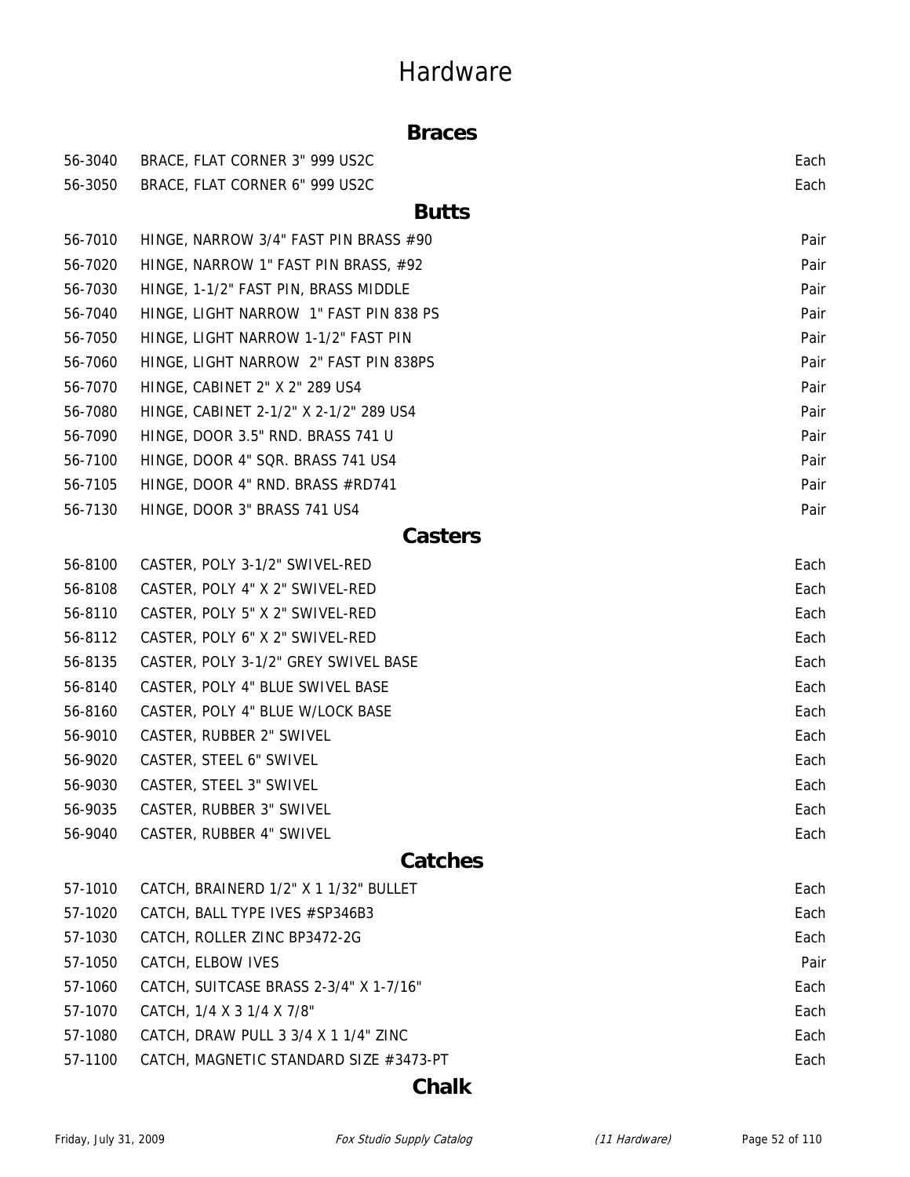# Hardware

## Braces

| | | |
|---|---|---|
| 56-3040 | BRACE, FLAT CORNER 3" 999 US2C | Each |
| 56-3050 | BRACE, FLAT CORNER 6" 999 US2C | Each |

## Butts

| | | |
|---|---|---|
| 56-7010 | HINGE, NARROW 3/4" FAST PIN BRASS #90 | Pair |
| 56-7020 | HINGE, NARROW 1" FAST PIN BRASS, #92 | Pair |
| 56-7030 | HINGE, 1-1/2" FAST PIN, BRASS MIDDLE | Pair |
| 56-7040 | HINGE, LIGHT NARROW 1" FAST PIN 838 PS | Pair |
| 56-7050 | HINGE, LIGHT NARROW 1-1/2" FAST PIN | Pair |
| 56-7060 | HINGE, LIGHT NARROW 2" FAST PIN 838PS | Pair |
| 56-7070 | HINGE, CABINET 2" X 2" 289 US4 | Pair |
| 56-7080 | HINGE, CABINET 2-1/2" X 2-1/2" 289 US4 | Pair |
| 56-7090 | HINGE, DOOR 3.5" RND. BRASS 741 U | Pair |
| 56-7100 | HINGE, DOOR 4" SQR. BRASS 741 US4 | Pair |
| 56-7105 | HINGE, DOOR 4" RND. BRASS #RD741 | Pair |
| 56-7130 | HINGE, DOOR 3" BRASS 741 US4 | Pair |

## Casters

| | | |
|---|---|---|
| 56-8100 | CASTER, POLY 3-1/2" SWIVEL-RED | Each |
| 56-8108 | CASTER, POLY 4" X 2" SWIVEL-RED | Each |
| 56-8110 | CASTER, POLY 5" X 2" SWIVEL-RED | Each |
| 56-8112 | CASTER, POLY 6" X 2" SWIVEL-RED | Each |
| 56-8135 | CASTER, POLY 3-1/2" GREY SWIVEL BASE | Each |
| 56-8140 | CASTER, POLY 4" BLUE SWIVEL BASE | Each |
| 56-8160 | CASTER, POLY 4" BLUE W/LOCK BASE | Each |
| 56-9010 | CASTER, RUBBER 2" SWIVEL | Each |
| 56-9020 | CASTER, STEEL 6" SWIVEL | Each |
| 56-9030 | CASTER, STEEL 3" SWIVEL | Each |
| 56-9035 | CASTER, RUBBER 3" SWIVEL | Each |
| 56-9040 | CASTER, RUBBER 4" SWIVEL | Each |

## Catches

| | | |
|---|---|---|
| 57-1010 | CATCH, BRAINERD 1/2" X 1 1/32" BULLET | Each |
| 57-1020 | CATCH, BALL TYPE IVES #SP346B3 | Each |
| 57-1030 | CATCH, ROLLER ZINC BP3472-2G | Each |
| 57-1050 | CATCH, ELBOW IVES | Pair |
| 57-1060 | CATCH, SUITCASE BRASS 2-3/4" X 1-7/16" | Each |
| 57-1070 | CATCH, 1/4 X 3 1/4 X 7/8" | Each |
| 57-1080 | CATCH, DRAW PULL 3 3/4 X 1 1/4" ZINC | Each |
| 57-1100 | CATCH, MAGNETIC STANDARD SIZE #3473-PT | Each |

## Chalk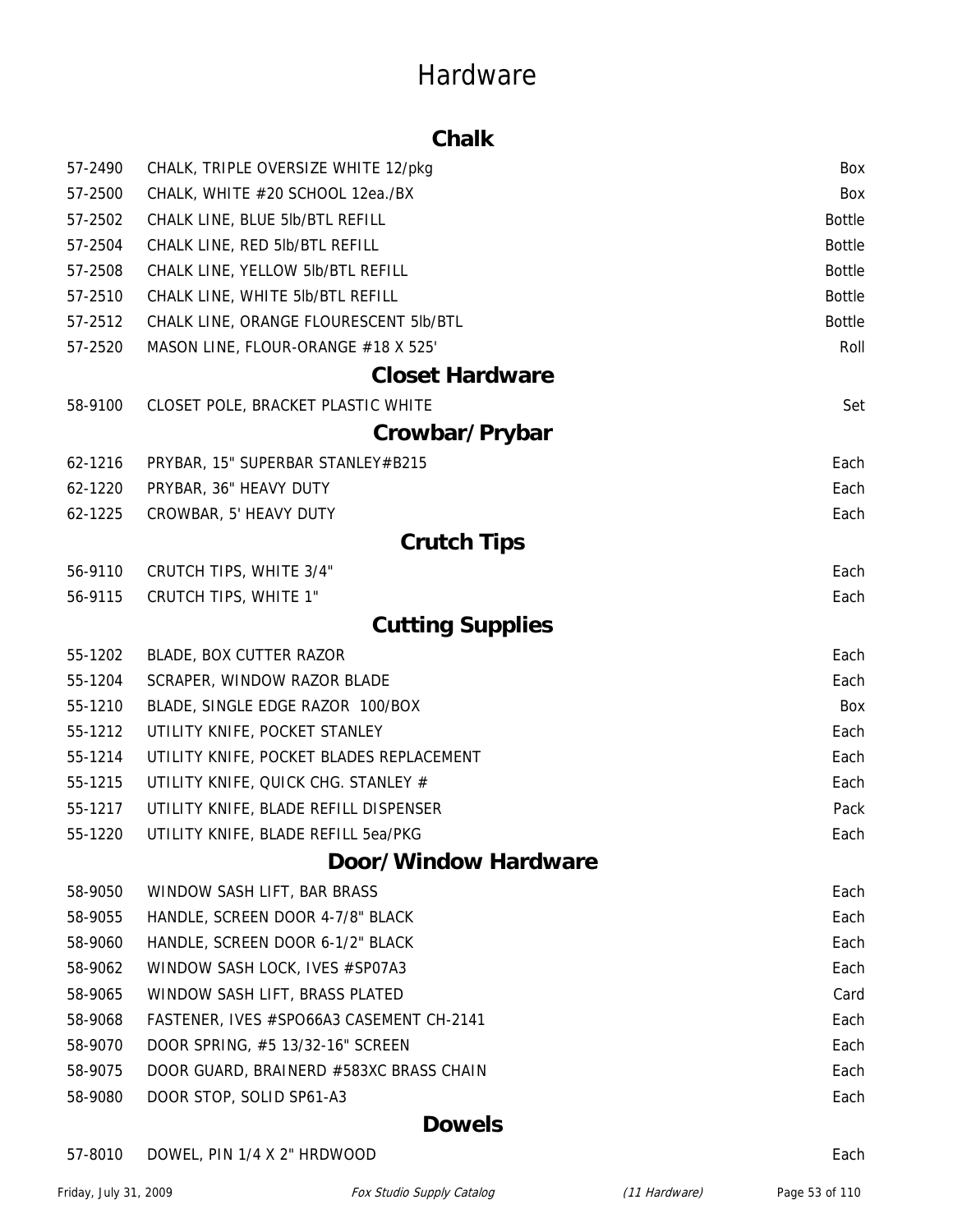# Hardware

## Chalk

| | | |
|---|---|---|
| 57-2490 | CHALK, TRIPLE OVERSIZE WHITE 12/pkg | Box |
| 57-2500 | CHALK, WHITE #20 SCHOOL 12ea./BX | Box |
| 57-2502 | CHALK LINE, BLUE 5lb/BTL REFILL | Bottle |
| 57-2504 | CHALK LINE, RED 5lb/BTL REFILL | Bottle |
| 57-2508 | CHALK LINE, YELLOW 5lb/BTL REFILL | Bottle |
| 57-2510 | CHALK LINE, WHITE 5lb/BTL REFILL | Bottle |
| 57-2512 | CHALK LINE, ORANGE FLOURESCENT 5lb/BTL | Bottle |
| 57-2520 | MASON LINE, FLOUR-ORANGE #18 X 525' | Roll |

## Closet Hardware

| | | |
|---|---|---|
| 58-9100 | CLOSET POLE, BRACKET PLASTIC WHITE | Set |

## Crowbar/Prybar

| | | |
|---|---|---|
| 62-1216 | PRYBAR, 15" SUPERBAR STANLEY#B215 | Each |
| 62-1220 | PRYBAR, 36" HEAVY DUTY | Each |
| 62-1225 | CROWBAR, 5' HEAVY DUTY | Each |

## Crutch Tips

| | | |
|---|---|---|
| 56-9110 | CRUTCH TIPS, WHITE 3/4" | Each |
| 56-9115 | CRUTCH TIPS, WHITE 1" | Each |

## Cutting Supplies

| | | |
|---|---|---|
| 55-1202 | BLADE, BOX CUTTER RAZOR | Each |
| 55-1204 | SCRAPER, WINDOW RAZOR BLADE | Each |
| 55-1210 | BLADE, SINGLE EDGE RAZOR 100/BOX | Box |
| 55-1212 | UTILITY KNIFE, POCKET STANLEY | Each |
| 55-1214 | UTILITY KNIFE, POCKET BLADES REPLACEMENT | Each |
| 55-1215 | UTILITY KNIFE, QUICK CHG. STANLEY # | Each |
| 55-1217 | UTILITY KNIFE, BLADE REFILL DISPENSER | Pack |
| 55-1220 | UTILITY KNIFE, BLADE REFILL 5ea/PKG | Each |

## Door/Window Hardware

| | | |
|---|---|---|
| 58-9050 | WINDOW SASH LIFT, BAR BRASS | Each |
| 58-9055 | HANDLE, SCREEN DOOR 4-7/8" BLACK | Each |
| 58-9060 | HANDLE, SCREEN DOOR 6-1/2" BLACK | Each |
| 58-9062 | WINDOW SASH LOCK, IVES #SP07A3 | Each |
| 58-9065 | WINDOW SASH LIFT, BRASS PLATED | Card |
| 58-9068 | FASTENER, IVES #SPO66A3 CASEMENT CH-2141 | Each |
| 58-9070 | DOOR SPRING, #5 13/32-16" SCREEN | Each |
| 58-9075 | DOOR GUARD, BRAINERD #583XC BRASS CHAIN | Each |
| 58-9080 | DOOR STOP, SOLID SP61-A3 | Each |

## Dowels

| | | |
|---|---|---|
| 57-8010 | DOWEL, PIN 1/4 X 2" HRDWOOD | Each |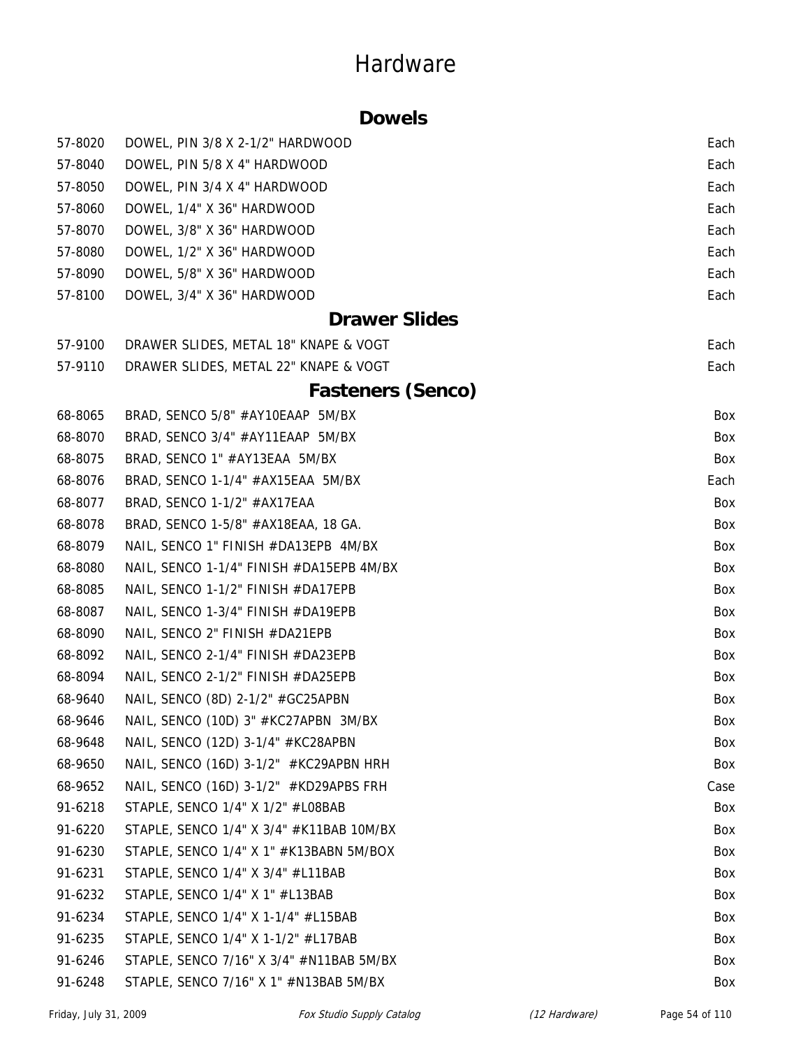# Hardware

## Dowels

| | | |
|---|---|---|
| 57-8020 | DOWEL, PIN 3/8 X 2-1/2" HARDWOOD | Each |
| 57-8040 | DOWEL, PIN 5/8 X 4" HARDWOOD | Each |
| 57-8050 | DOWEL, PIN 3/4 X 4" HARDWOOD | Each |
| 57-8060 | DOWEL, 1/4" X 36" HARDWOOD | Each |
| 57-8070 | DOWEL, 3/8" X 36" HARDWOOD | Each |
| 57-8080 | DOWEL, 1/2" X 36" HARDWOOD | Each |
| 57-8090 | DOWEL, 5/8" X 36" HARDWOOD | Each |
| 57-8100 | DOWEL, 3/4" X 36" HARDWOOD | Each |

## Drawer Slides

| | | |
|---|---|---|
| 57-9100 | DRAWER SLIDES, METAL 18" KNAPE & VOGT | Each |
| 57-9110 | DRAWER SLIDES, METAL 22" KNAPE & VOGT | Each |

## Fasteners (Senco)

| | | |
|---|---|---|
| 68-8065 | BRAD, SENCO 5/8" #AY10EAAP 5M/BX | Box |
| 68-8070 | BRAD, SENCO 3/4" #AY11EAAP 5M/BX | Box |
| 68-8075 | BRAD, SENCO 1" #AY13EAA 5M/BX | Box |
| 68-8076 | BRAD, SENCO 1-1/4" #AX15EAA 5M/BX | Each |
| 68-8077 | BRAD, SENCO 1-1/2" #AX17EAA | Box |
| 68-8078 | BRAD, SENCO 1-5/8" #AX18EAA, 18 GA. | Box |
| 68-8079 | NAIL, SENCO 1" FINISH #DA13EPB 4M/BX | Box |
| 68-8080 | NAIL, SENCO 1-1/4" FINISH #DA15EPB 4M/BX | Box |
| 68-8085 | NAIL, SENCO 1-1/2" FINISH #DA17EPB | Box |
| 68-8087 | NAIL, SENCO 1-3/4" FINISH #DA19EPB | Box |
| 68-8090 | NAIL, SENCO 2" FINISH #DA21EPB | Box |
| 68-8092 | NAIL, SENCO 2-1/4" FINISH #DA23EPB | Box |
| 68-8094 | NAIL, SENCO 2-1/2" FINISH #DA25EPB | Box |
| 68-9640 | NAIL, SENCO (8D) 2-1/2" #GC25APBN | Box |
| 68-9646 | NAIL, SENCO (10D) 3" #KC27APBN 3M/BX | Box |
| 68-9648 | NAIL, SENCO (12D) 3-1/4" #KC28APBN | Box |
| 68-9650 | NAIL, SENCO (16D) 3-1/2" #KC29APBN HRH | Box |
| 68-9652 | NAIL, SENCO (16D) 3-1/2" #KD29APBS FRH | Case |
| 91-6218 | STAPLE, SENCO 1/4" X 1/2" #L08BAB | Box |
| 91-6220 | STAPLE, SENCO 1/4" X 3/4" #K11BAB 10M/BX | Box |
| 91-6230 | STAPLE, SENCO 1/4" X 1" #K13BABN 5M/BOX | Box |
| 91-6231 | STAPLE, SENCO 1/4" X 3/4" #L11BAB | Box |
| 91-6232 | STAPLE, SENCO 1/4" X 1" #L13BAB | Box |
| 91-6234 | STAPLE, SENCO 1/4" X 1-1/4" #L15BAB | Box |
| 91-6235 | STAPLE, SENCO 1/4" X 1-1/2" #L17BAB | Box |
| 91-6246 | STAPLE, SENCO 7/16" X 3/4" #N11BAB 5M/BX | Box |
| 91-6248 | STAPLE, SENCO 7/16" X 1" #N13BAB 5M/BX | Box |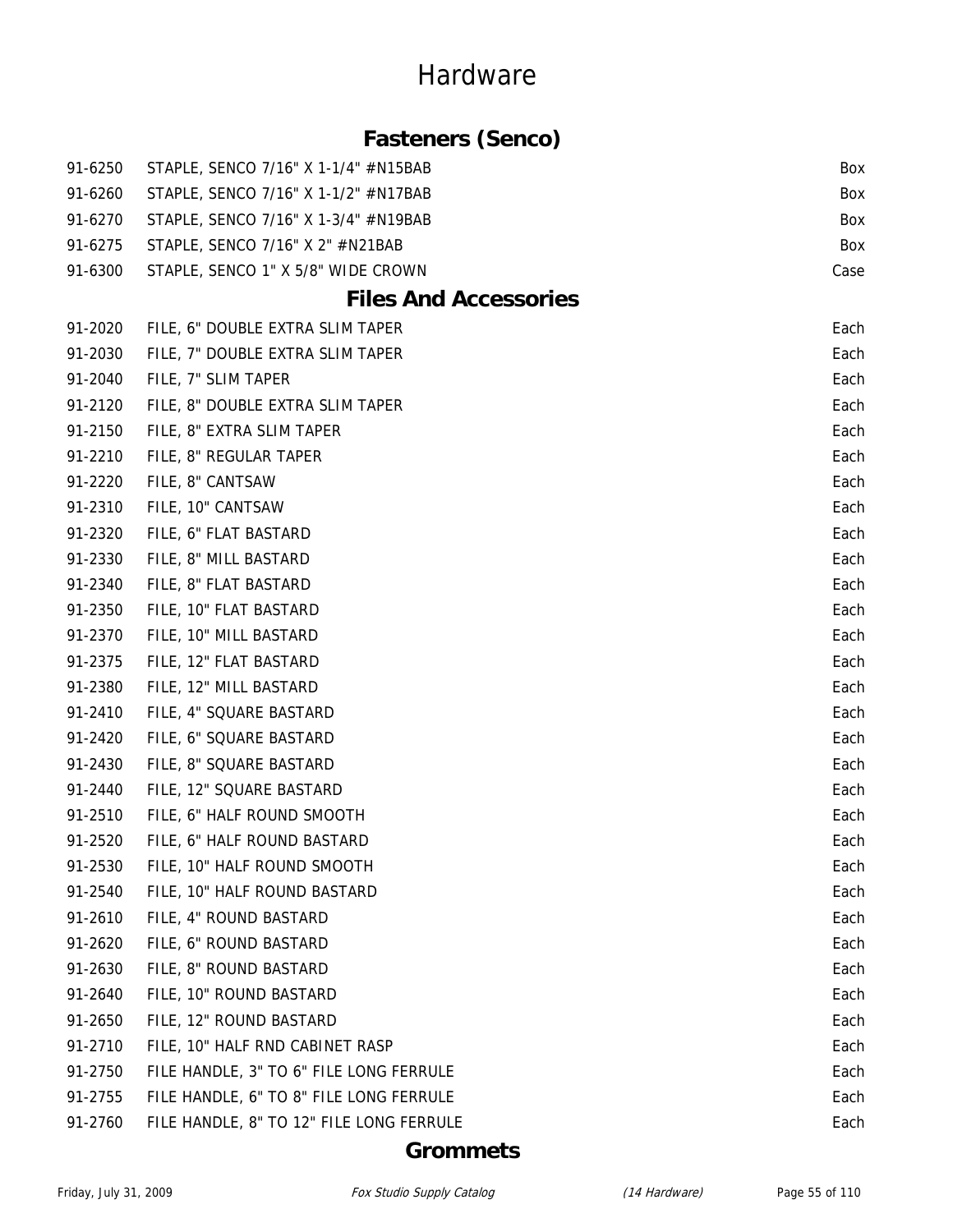# Hardware

## Fasteners (Senco)

| | | |
|---|---|---|
| 91-6250 | STAPLE, SENCO 7/16" X 1-1/4" #N15BAB | Box |
| 91-6260 | STAPLE, SENCO 7/16" X 1-1/2" #N17BAB | Box |
| 91-6270 | STAPLE, SENCO 7/16" X 1-3/4" #N19BAB | Box |
| 91-6275 | STAPLE, SENCO 7/16" X 2" #N21BAB | Box |
| 91-6300 | STAPLE, SENCO 1" X 5/8" WIDE CROWN | Case |

## Files And Accessories

| | | |
|---|---|---|
| 91-2020 | FILE, 6" DOUBLE EXTRA SLIM TAPER | Each |
| 91-2030 | FILE, 7" DOUBLE EXTRA SLIM TAPER | Each |
| 91-2040 | FILE, 7" SLIM TAPER | Each |
| 91-2120 | FILE, 8" DOUBLE EXTRA SLIM TAPER | Each |
| 91-2150 | FILE, 8" EXTRA SLIM TAPER | Each |
| 91-2210 | FILE, 8" REGULAR TAPER | Each |
| 91-2220 | FILE, 8" CANTSAW | Each |
| 91-2310 | FILE, 10" CANTSAW | Each |
| 91-2320 | FILE, 6" FLAT BASTARD | Each |
| 91-2330 | FILE, 8" MILL BASTARD | Each |
| 91-2340 | FILE, 8" FLAT BASTARD | Each |
| 91-2350 | FILE, 10" FLAT BASTARD | Each |
| 91-2370 | FILE, 10" MILL BASTARD | Each |
| 91-2375 | FILE, 12" FLAT BASTARD | Each |
| 91-2380 | FILE, 12" MILL BASTARD | Each |
| 91-2410 | FILE, 4" SQUARE BASTARD | Each |
| 91-2420 | FILE, 6" SQUARE BASTARD | Each |
| 91-2430 | FILE, 8" SQUARE BASTARD | Each |
| 91-2440 | FILE, 12" SQUARE BASTARD | Each |
| 91-2510 | FILE, 6" HALF ROUND SMOOTH | Each |
| 91-2520 | FILE, 6" HALF ROUND BASTARD | Each |
| 91-2530 | FILE, 10" HALF ROUND SMOOTH | Each |
| 91-2540 | FILE, 10" HALF ROUND BASTARD | Each |
| 91-2610 | FILE, 4" ROUND BASTARD | Each |
| 91-2620 | FILE, 6" ROUND BASTARD | Each |
| 91-2630 | FILE, 8" ROUND BASTARD | Each |
| 91-2640 | FILE, 10" ROUND BASTARD | Each |
| 91-2650 | FILE, 12" ROUND BASTARD | Each |
| 91-2710 | FILE, 10" HALF RND CABINET RASP | Each |
| 91-2750 | FILE HANDLE, 3" TO 6" FILE LONG FERRULE | Each |
| 91-2755 | FILE HANDLE, 6" TO 8" FILE LONG FERRULE | Each |
| 91-2760 | FILE HANDLE, 8" TO 12" FILE LONG FERRULE | Each |

## Grommets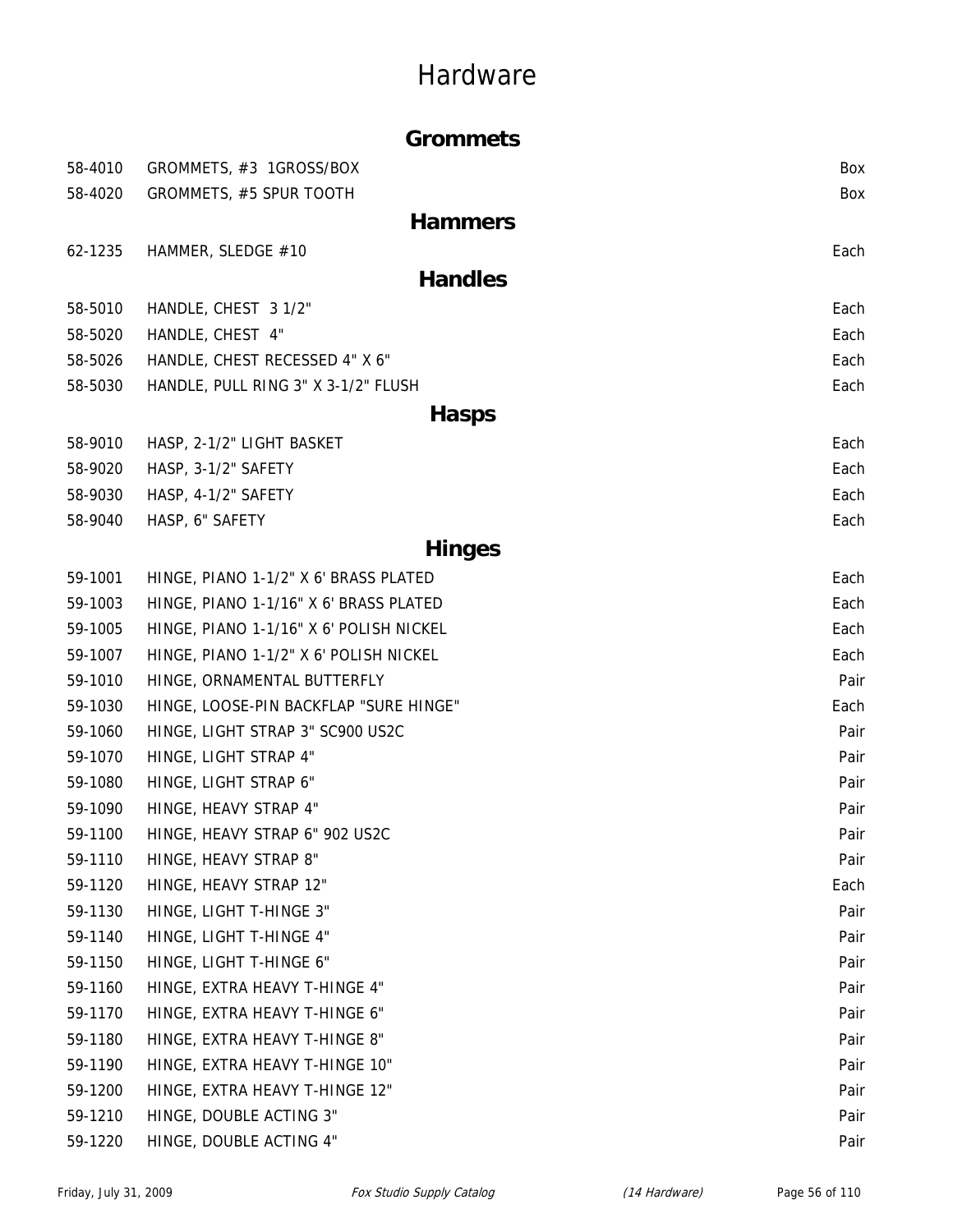# Hardware

## Grommets

| | | |
|---|---|---|
| 58-4010 | GROMMETS, #3 1GROSS/BOX | Box |
| 58-4020 | GROMMETS, #5 SPUR TOOTH | Box |

## Hammers

| | | |
|---|---|---|
| 62-1235 | HAMMER, SLEDGE #10 | Each |

## Handles

| | | |
|---|---|---|
| 58-5010 | HANDLE, CHEST 3 1/2" | Each |
| 58-5020 | HANDLE, CHEST 4" | Each |
| 58-5026 | HANDLE, CHEST RECESSED 4" X 6" | Each |
| 58-5030 | HANDLE, PULL RING 3" X 3-1/2" FLUSH | Each |

## Hasps

| | | |
|---|---|---|
| 58-9010 | HASP, 2-1/2" LIGHT BASKET | Each |
| 58-9020 | HASP, 3-1/2" SAFETY | Each |
| 58-9030 | HASP, 4-1/2" SAFETY | Each |
| 58-9040 | HASP, 6" SAFETY | Each |

## Hinges

| | | |
|---|---|---|
| 59-1001 | HINGE, PIANO 1-1/2" X 6' BRASS PLATED | Each |
| 59-1003 | HINGE, PIANO 1-1/16" X 6' BRASS PLATED | Each |
| 59-1005 | HINGE, PIANO 1-1/16" X 6' POLISH NICKEL | Each |
| 59-1007 | HINGE, PIANO 1-1/2" X 6' POLISH NICKEL | Each |
| 59-1010 | HINGE, ORNAMENTAL BUTTERFLY | Pair |
| 59-1030 | HINGE, LOOSE-PIN BACKFLAP "SURE HINGE" | Each |
| 59-1060 | HINGE, LIGHT STRAP 3" SC900 US2C | Pair |
| 59-1070 | HINGE, LIGHT STRAP 4" | Pair |
| 59-1080 | HINGE, LIGHT STRAP 6" | Pair |
| 59-1090 | HINGE, HEAVY STRAP 4" | Pair |
| 59-1100 | HINGE, HEAVY STRAP 6" 902 US2C | Pair |
| 59-1110 | HINGE, HEAVY STRAP 8" | Pair |
| 59-1120 | HINGE, HEAVY STRAP 12" | Each |
| 59-1130 | HINGE, LIGHT T-HINGE 3" | Pair |
| 59-1140 | HINGE, LIGHT T-HINGE 4" | Pair |
| 59-1150 | HINGE, LIGHT T-HINGE 6" | Pair |
| 59-1160 | HINGE, EXTRA HEAVY T-HINGE 4" | Pair |
| 59-1170 | HINGE, EXTRA HEAVY T-HINGE 6" | Pair |
| 59-1180 | HINGE, EXTRA HEAVY T-HINGE 8" | Pair |
| 59-1190 | HINGE, EXTRA HEAVY T-HINGE 10" | Pair |
| 59-1200 | HINGE, EXTRA HEAVY T-HINGE 12" | Pair |
| 59-1210 | HINGE, DOUBLE ACTING 3" | Pair |
| 59-1220 | HINGE, DOUBLE ACTING 4" | Pair |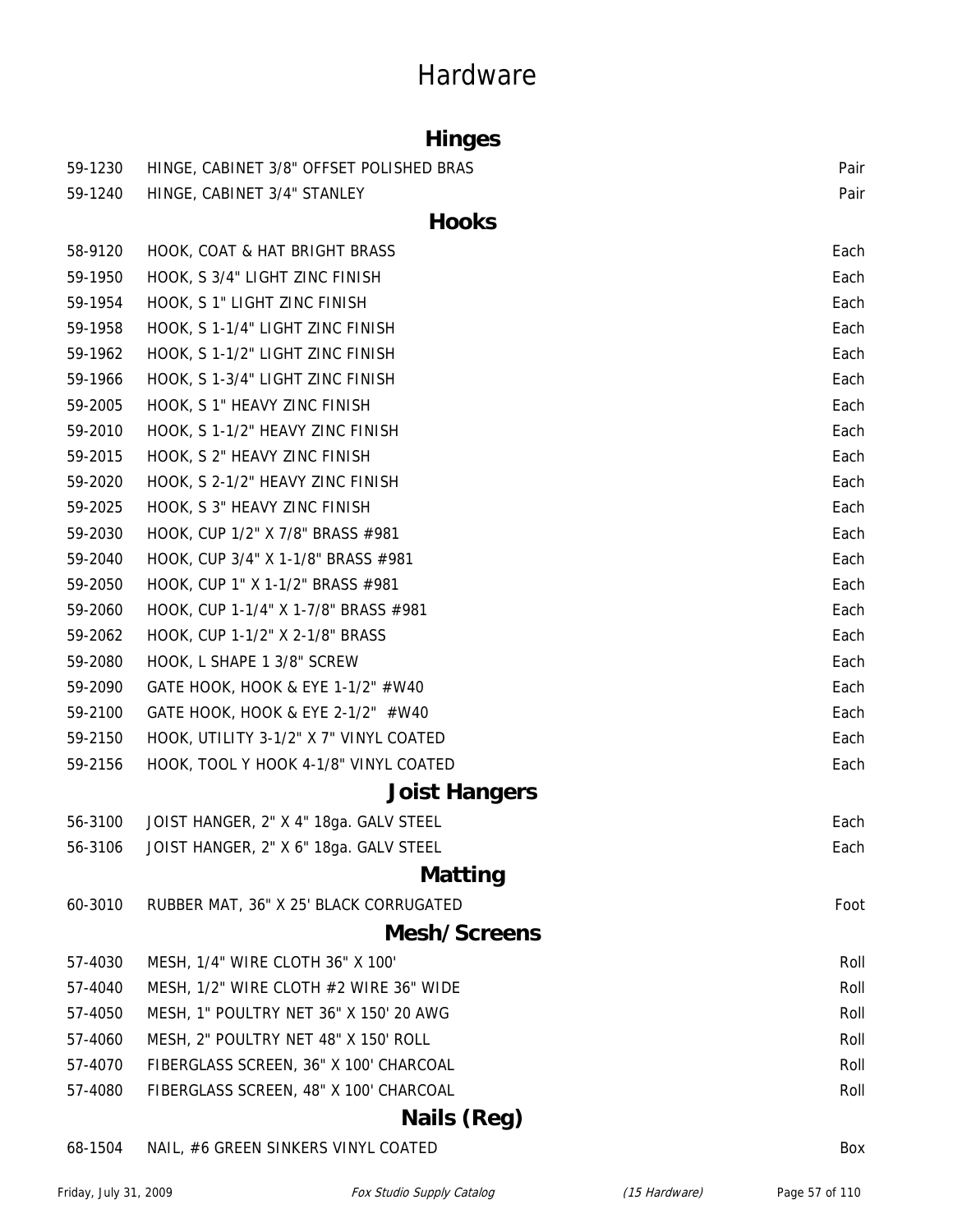# Hardware

## Hinges

| | | |
|---|---|---|
| 59-1230 | HINGE, CABINET 3/8" OFFSET POLISHED BRAS | Pair |
| 59-1240 | HINGE, CABINET 3/4" STANLEY | Pair |

## Hooks

| | | |
|---|---|---|
| 58-9120 | HOOK, COAT & HAT BRIGHT BRASS | Each |
| 59-1950 | HOOK, S 3/4" LIGHT ZINC FINISH | Each |
| 59-1954 | HOOK, S 1" LIGHT ZINC FINISH | Each |
| 59-1958 | HOOK, S 1-1/4" LIGHT ZINC FINISH | Each |
| 59-1962 | HOOK, S 1-1/2" LIGHT ZINC FINISH | Each |
| 59-1966 | HOOK, S 1-3/4" LIGHT ZINC FINISH | Each |
| 59-2005 | HOOK, S 1" HEAVY ZINC FINISH | Each |
| 59-2010 | HOOK, S 1-1/2" HEAVY ZINC FINISH | Each |
| 59-2015 | HOOK, S 2" HEAVY ZINC FINISH | Each |
| 59-2020 | HOOK, S 2-1/2" HEAVY ZINC FINISH | Each |
| 59-2025 | HOOK, S 3" HEAVY ZINC FINISH | Each |
| 59-2030 | HOOK, CUP 1/2" X 7/8" BRASS #981 | Each |
| 59-2040 | HOOK, CUP 3/4" X 1-1/8" BRASS #981 | Each |
| 59-2050 | HOOK, CUP 1" X 1-1/2" BRASS #981 | Each |
| 59-2060 | HOOK, CUP 1-1/4" X 1-7/8" BRASS #981 | Each |
| 59-2062 | HOOK, CUP 1-1/2" X 2-1/8" BRASS | Each |
| 59-2080 | HOOK, L SHAPE 1 3/8" SCREW | Each |
| 59-2090 | GATE HOOK, HOOK & EYE 1-1/2" #W40 | Each |
| 59-2100 | GATE HOOK, HOOK & EYE 2-1/2" #W40 | Each |
| 59-2150 | HOOK, UTILITY 3-1/2" X 7" VINYL COATED | Each |
| 59-2156 | HOOK, TOOL Y HOOK 4-1/8" VINYL COATED | Each |

## Joist Hangers

| | | |
|---|---|---|
| 56-3100 | JOIST HANGER, 2" X 4" 18ga. GALV STEEL | Each |
| 56-3106 | JOIST HANGER, 2" X 6" 18ga. GALV STEEL | Each |

## Matting

| | | |
|---|---|---|
| 60-3010 | RUBBER MAT, 36" X 25' BLACK CORRUGATED | Foot |

## Mesh/Screens

| | | |
|---|---|---|
| 57-4030 | MESH, 1/4" WIRE CLOTH 36" X 100' | Roll |
| 57-4040 | MESH, 1/2" WIRE CLOTH #2 WIRE 36" WIDE | Roll |
| 57-4050 | MESH, 1" POULTRY NET 36" X 150' 20 AWG | Roll |
| 57-4060 | MESH, 2" POULTRY NET 48" X 150' ROLL | Roll |
| 57-4070 | FIBERGLASS SCREEN, 36" X 100' CHARCOAL | Roll |
| 57-4080 | FIBERGLASS SCREEN, 48" X 100' CHARCOAL | Roll |

## Nails (Reg)

| | | |
|---|---|---|
| 68-1504 | NAIL, #6 GREEN SINKERS VINYL COATED | Box |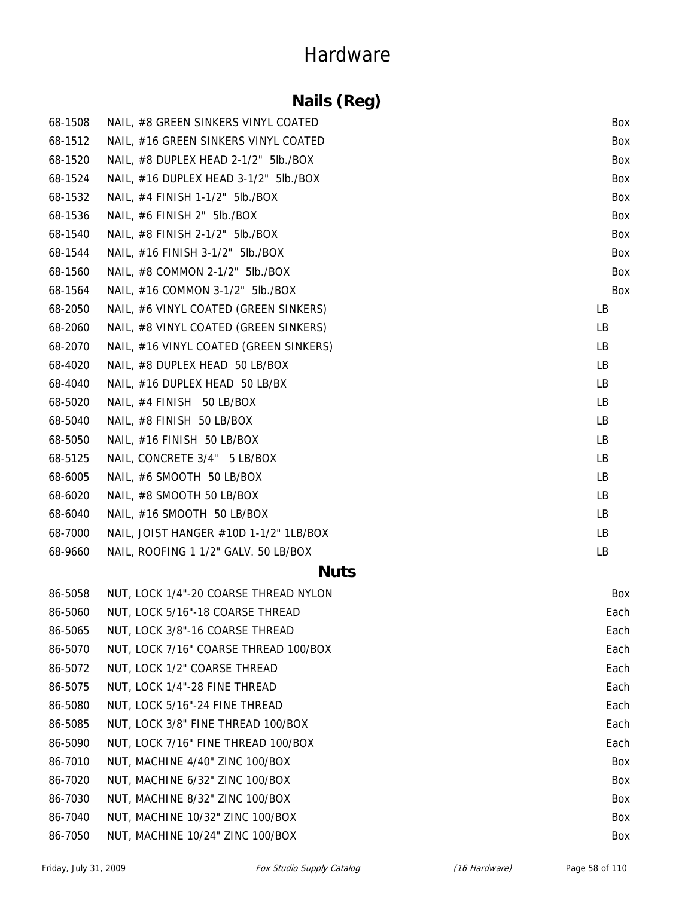# Hardware

## Nails (Reg)

| | | |
|---|---|---|
| 68-1508 | NAIL, #8 GREEN SINKERS VINYL COATED | Box |
| 68-1512 | NAIL, #16 GREEN SINKERS VINYL COATED | Box |
| 68-1520 | NAIL, #8 DUPLEX HEAD 2-1/2" 5lb./BOX | Box |
| 68-1524 | NAIL, #16 DUPLEX HEAD 3-1/2" 5lb./BOX | Box |
| 68-1532 | NAIL, #4 FINISH 1-1/2" 5lb./BOX | Box |
| 68-1536 | NAIL, #6 FINISH 2" 5lb./BOX | Box |
| 68-1540 | NAIL, #8 FINISH 2-1/2" 5lb./BOX | Box |
| 68-1544 | NAIL, #16 FINISH 3-1/2" 5lb./BOX | Box |
| 68-1560 | NAIL, #8 COMMON 2-1/2" 5lb./BOX | Box |
| 68-1564 | NAIL, #16 COMMON 3-1/2" 5lb./BOX | Box |
| 68-2050 | NAIL, #6 VINYL COATED (GREEN SINKERS) | LB |
| 68-2060 | NAIL, #8 VINYL COATED (GREEN SINKERS) | LB |
| 68-2070 | NAIL, #16 VINYL COATED (GREEN SINKERS) | LB |
| 68-4020 | NAIL, #8 DUPLEX HEAD 50 LB/BOX | LB |
| 68-4040 | NAIL, #16 DUPLEX HEAD 50 LB/BX | LB |
| 68-5020 | NAIL, #4 FINISH 50 LB/BOX | LB |
| 68-5040 | NAIL, #8 FINISH 50 LB/BOX | LB |
| 68-5050 | NAIL, #16 FINISH 50 LB/BOX | LB |
| 68-5125 | NAIL, CONCRETE 3/4" 5 LB/BOX | LB |
| 68-6005 | NAIL, #6 SMOOTH 50 LB/BOX | LB |
| 68-6020 | NAIL, #8 SMOOTH 50 LB/BOX | LB |
| 68-6040 | NAIL, #16 SMOOTH 50 LB/BOX | LB |
| 68-7000 | NAIL, JOIST HANGER #10D 1-1/2" 1LB/BOX | LB |
| 68-9660 | NAIL, ROOFING 1 1/2" GALV. 50 LB/BOX | LB |

## Nuts

| | | |
|---|---|---|
| 86-5058 | NUT, LOCK 1/4"-20 COARSE THREAD NYLON | Box |
| 86-5060 | NUT, LOCK 5/16"-18 COARSE THREAD | Each |
| 86-5065 | NUT, LOCK 3/8"-16 COARSE THREAD | Each |
| 86-5070 | NUT, LOCK 7/16" COARSE THREAD 100/BOX | Each |
| 86-5072 | NUT, LOCK 1/2" COARSE THREAD | Each |
| 86-5075 | NUT, LOCK 1/4"-28 FINE THREAD | Each |
| 86-5080 | NUT, LOCK 5/16"-24 FINE THREAD | Each |
| 86-5085 | NUT, LOCK 3/8" FINE THREAD 100/BOX | Each |
| 86-5090 | NUT, LOCK 7/16" FINE THREAD 100/BOX | Each |
| 86-7010 | NUT, MACHINE 4/40" ZINC 100/BOX | Box |
| 86-7020 | NUT, MACHINE 6/32" ZINC 100/BOX | Box |
| 86-7030 | NUT, MACHINE 8/32" ZINC 100/BOX | Box |
| 86-7040 | NUT, MACHINE 10/32" ZINC 100/BOX | Box |
| 86-7050 | NUT, MACHINE 10/24" ZINC 100/BOX | Box |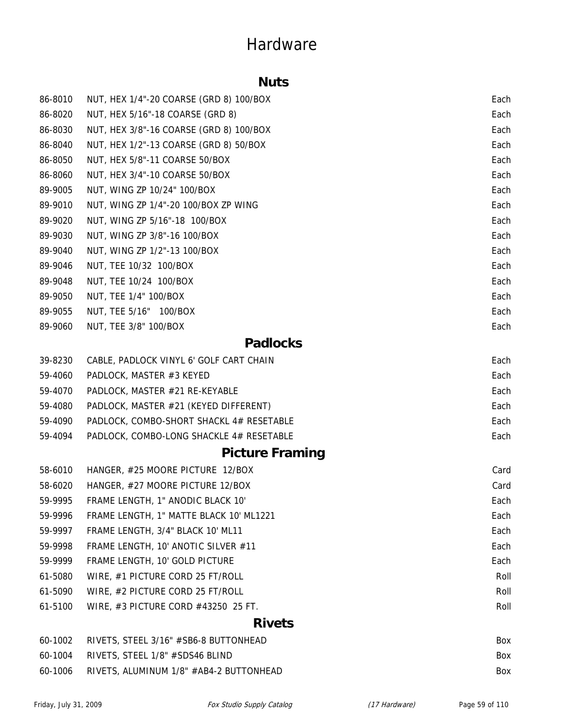# Hardware

## Nuts

| | | |
|---|---|---|
| 86-8010 | NUT, HEX 1/4"-20 COARSE (GRD 8) 100/BOX | Each |
| 86-8020 | NUT, HEX 5/16"-18 COARSE (GRD 8) | Each |
| 86-8030 | NUT, HEX 3/8"-16 COARSE (GRD 8) 100/BOX | Each |
| 86-8040 | NUT, HEX 1/2"-13 COARSE (GRD 8) 50/BOX | Each |
| 86-8050 | NUT, HEX 5/8"-11 COARSE 50/BOX | Each |
| 86-8060 | NUT, HEX 3/4"-10 COARSE 50/BOX | Each |
| 89-9005 | NUT, WING ZP 10/24" 100/BOX | Each |
| 89-9010 | NUT, WING ZP 1/4"-20 100/BOX ZP WING | Each |
| 89-9020 | NUT, WING ZP 5/16"-18 100/BOX | Each |
| 89-9030 | NUT, WING ZP 3/8"-16 100/BOX | Each |
| 89-9040 | NUT, WING ZP 1/2"-13 100/BOX | Each |
| 89-9046 | NUT, TEE 10/32 100/BOX | Each |
| 89-9048 | NUT, TEE 10/24 100/BOX | Each |
| 89-9050 | NUT, TEE 1/4" 100/BOX | Each |
| 89-9055 | NUT, TEE 5/16" 100/BOX | Each |
| 89-9060 | NUT, TEE 3/8" 100/BOX | Each |

## Padlocks

| | | |
|---|---|---|
| 39-8230 | CABLE, PADLOCK VINYL 6' GOLF CART CHAIN | Each |
| 59-4060 | PADLOCK, MASTER #3 KEYED | Each |
| 59-4070 | PADLOCK, MASTER #21 RE-KEYABLE | Each |
| 59-4080 | PADLOCK, MASTER #21 (KEYED DIFFERENT) | Each |
| 59-4090 | PADLOCK, COMBO-SHORT SHACKL 4# RESETABLE | Each |
| 59-4094 | PADLOCK, COMBO-LONG SHACKLE 4# RESETABLE | Each |

## Picture Framing

| | | |
|---|---|---|
| 58-6010 | HANGER, #25 MOORE PICTURE 12/BOX | Card |
| 58-6020 | HANGER, #27 MOORE PICTURE 12/BOX | Card |
| 59-9995 | FRAME LENGTH, 1" ANODIC BLACK 10' | Each |
| 59-9996 | FRAME LENGTH, 1" MATTE BLACK 10' ML1221 | Each |
| 59-9997 | FRAME LENGTH, 3/4" BLACK 10' ML11 | Each |
| 59-9998 | FRAME LENGTH, 10' ANOTIC SILVER #11 | Each |
| 59-9999 | FRAME LENGTH, 10' GOLD PICTURE | Each |
| 61-5080 | WIRE, #1 PICTURE CORD 25 FT/ROLL | Roll |
| 61-5090 | WIRE, #2 PICTURE CORD 25 FT/ROLL | Roll |
| 61-5100 | WIRE, #3 PICTURE CORD #43250 25 FT. | Roll |

## Rivets

| | | |
|---|---|---|
| 60-1002 | RIVETS, STEEL 3/16" #SB6-8 BUTTONHEAD | Box |
| 60-1004 | RIVETS, STEEL 1/8" #SDS46 BLIND | Box |
| 60-1006 | RIVETS, ALUMINUM 1/8" #AB4-2 BUTTONHEAD | Box |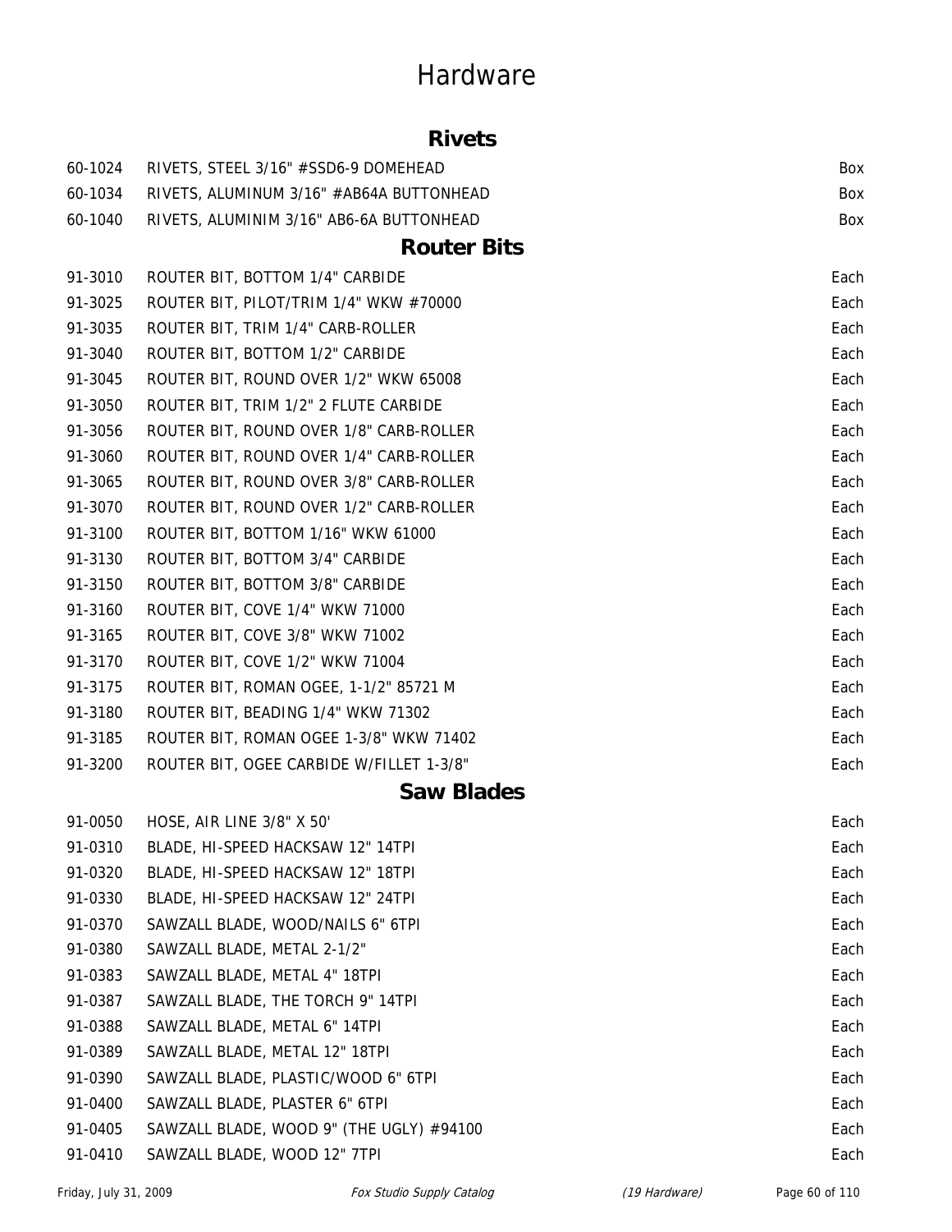# Hardware

## Rivets

| | | |
|---|---|---|
| 60-1024 | RIVETS, STEEL 3/16" #SSD6-9 DOMEHEAD | Box |
| 60-1034 | RIVETS, ALUMINUM 3/16" #AB64A BUTTONHEAD | Box |
| 60-1040 | RIVETS, ALUMINIM 3/16" AB6-6A BUTTONHEAD | Box |

## Router Bits

| | | |
|---|---|---|
| 91-3010 | ROUTER BIT, BOTTOM 1/4" CARBIDE | Each |
| 91-3025 | ROUTER BIT, PILOT/TRIM 1/4" WKW #70000 | Each |
| 91-3035 | ROUTER BIT, TRIM 1/4" CARB-ROLLER | Each |
| 91-3040 | ROUTER BIT, BOTTOM 1/2" CARBIDE | Each |
| 91-3045 | ROUTER BIT, ROUND OVER 1/2" WKW 65008 | Each |
| 91-3050 | ROUTER BIT, TRIM 1/2" 2 FLUTE CARBIDE | Each |
| 91-3056 | ROUTER BIT, ROUND OVER 1/8" CARB-ROLLER | Each |
| 91-3060 | ROUTER BIT, ROUND OVER 1/4" CARB-ROLLER | Each |
| 91-3065 | ROUTER BIT, ROUND OVER 3/8" CARB-ROLLER | Each |
| 91-3070 | ROUTER BIT, ROUND OVER 1/2" CARB-ROLLER | Each |
| 91-3100 | ROUTER BIT, BOTTOM 1/16" WKW 61000 | Each |
| 91-3130 | ROUTER BIT, BOTTOM 3/4" CARBIDE | Each |
| 91-3150 | ROUTER BIT, BOTTOM 3/8" CARBIDE | Each |
| 91-3160 | ROUTER BIT, COVE 1/4" WKW 71000 | Each |
| 91-3165 | ROUTER BIT, COVE 3/8" WKW 71002 | Each |
| 91-3170 | ROUTER BIT, COVE 1/2" WKW 71004 | Each |
| 91-3175 | ROUTER BIT, ROMAN OGEE, 1-1/2" 85721 M | Each |
| 91-3180 | ROUTER BIT, BEADING 1/4" WKW 71302 | Each |
| 91-3185 | ROUTER BIT, ROMAN OGEE 1-3/8" WKW 71402 | Each |
| 91-3200 | ROUTER BIT, OGEE CARBIDE W/FILLET 1-3/8" | Each |

## Saw Blades

| | | |
|---|---|---|
| 91-0050 | HOSE, AIR LINE 3/8" X 50' | Each |
| 91-0310 | BLADE, HI-SPEED HACKSAW 12" 14TPI | Each |
| 91-0320 | BLADE, HI-SPEED HACKSAW 12" 18TPI | Each |
| 91-0330 | BLADE, HI-SPEED HACKSAW 12" 24TPI | Each |
| 91-0370 | SAWZALL BLADE, WOOD/NAILS 6" 6TPI | Each |
| 91-0380 | SAWZALL BLADE, METAL 2-1/2" | Each |
| 91-0383 | SAWZALL BLADE, METAL 4" 18TPI | Each |
| 91-0387 | SAWZALL BLADE, THE TORCH 9" 14TPI | Each |
| 91-0388 | SAWZALL BLADE, METAL 6" 14TPI | Each |
| 91-0389 | SAWZALL BLADE, METAL 12" 18TPI | Each |
| 91-0390 | SAWZALL BLADE, PLASTIC/WOOD 6" 6TPI | Each |
| 91-0400 | SAWZALL BLADE, PLASTER 6" 6TPI | Each |
| 91-0405 | SAWZALL BLADE, WOOD 9" (THE UGLY) #94100 | Each |
| 91-0410 | SAWZALL BLADE, WOOD 12" 7TPI | Each |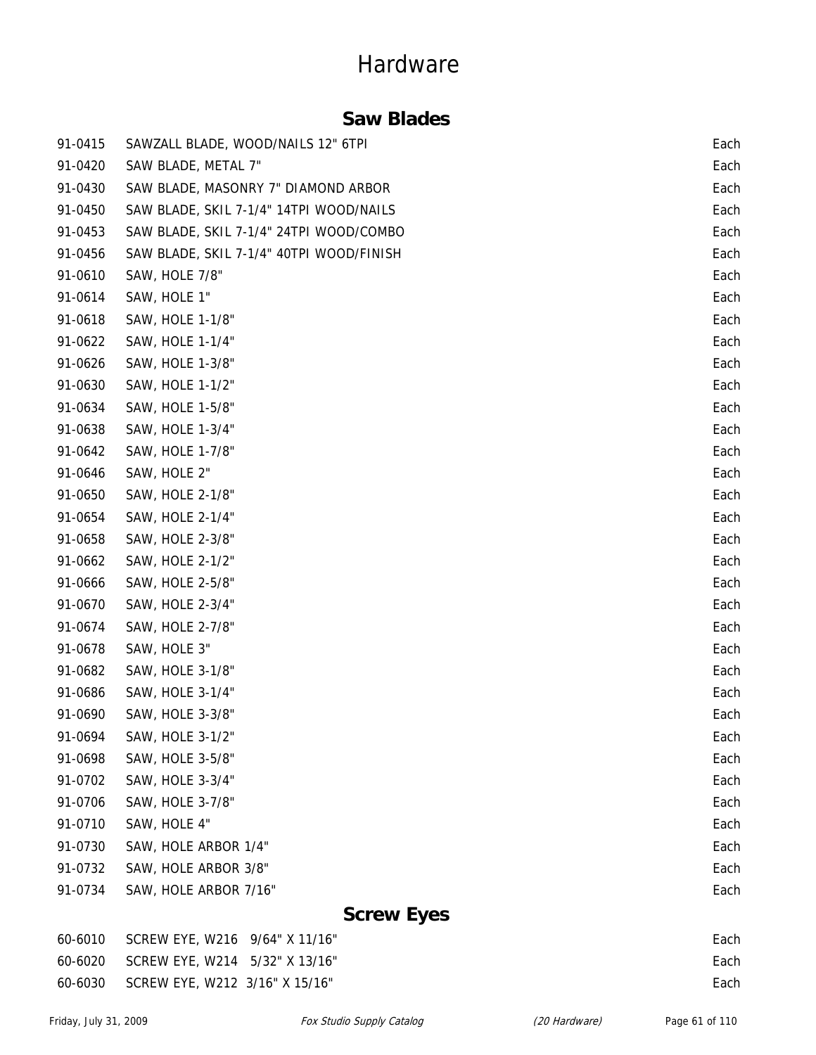# Hardware

## Saw Blades

| | | |
|---|---|---|
| 91-0415 | SAWZALL BLADE, WOOD/NAILS 12" 6TPI | Each |
| 91-0420 | SAW BLADE, METAL 7" | Each |
| 91-0430 | SAW BLADE, MASONRY 7" DIAMOND ARBOR | Each |
| 91-0450 | SAW BLADE, SKIL 7-1/4" 14TPI WOOD/NAILS | Each |
| 91-0453 | SAW BLADE, SKIL 7-1/4" 24TPI WOOD/COMBO | Each |
| 91-0456 | SAW BLADE, SKIL 7-1/4" 40TPI WOOD/FINISH | Each |
| 91-0610 | SAW, HOLE 7/8" | Each |
| 91-0614 | SAW, HOLE 1" | Each |
| 91-0618 | SAW, HOLE 1-1/8" | Each |
| 91-0622 | SAW, HOLE 1-1/4" | Each |
| 91-0626 | SAW, HOLE 1-3/8" | Each |
| 91-0630 | SAW, HOLE 1-1/2" | Each |
| 91-0634 | SAW, HOLE 1-5/8" | Each |
| 91-0638 | SAW, HOLE 1-3/4" | Each |
| 91-0642 | SAW, HOLE 1-7/8" | Each |
| 91-0646 | SAW, HOLE 2" | Each |
| 91-0650 | SAW, HOLE 2-1/8" | Each |
| 91-0654 | SAW, HOLE 2-1/4" | Each |
| 91-0658 | SAW, HOLE 2-3/8" | Each |
| 91-0662 | SAW, HOLE 2-1/2" | Each |
| 91-0666 | SAW, HOLE 2-5/8" | Each |
| 91-0670 | SAW, HOLE 2-3/4" | Each |
| 91-0674 | SAW, HOLE 2-7/8" | Each |
| 91-0678 | SAW, HOLE 3" | Each |
| 91-0682 | SAW, HOLE 3-1/8" | Each |
| 91-0686 | SAW, HOLE 3-1/4" | Each |
| 91-0690 | SAW, HOLE 3-3/8" | Each |
| 91-0694 | SAW, HOLE 3-1/2" | Each |
| 91-0698 | SAW, HOLE 3-5/8" | Each |
| 91-0702 | SAW, HOLE 3-3/4" | Each |
| 91-0706 | SAW, HOLE 3-7/8" | Each |
| 91-0710 | SAW, HOLE 4" | Each |
| 91-0730 | SAW, HOLE ARBOR 1/4" | Each |
| 91-0732 | SAW, HOLE ARBOR 3/8" | Each |
| 91-0734 | SAW, HOLE ARBOR 7/16" | Each |

## Screw Eyes

| | | |
|---|---|---|
| 60-6010 | SCREW EYE, W216 9/64" X 11/16" | Each |
| 60-6020 | SCREW EYE, W214 5/32" X 13/16" | Each |
| 60-6030 | SCREW EYE, W212 3/16" X 15/16" | Each |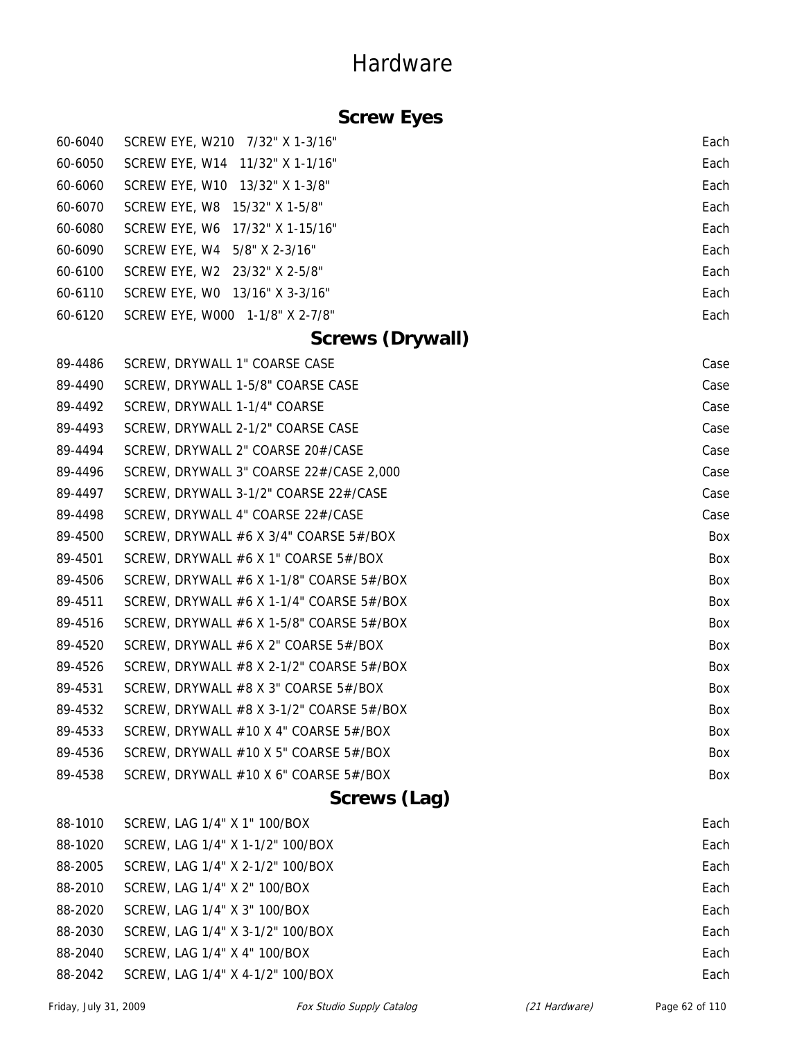# Hardware

## Screw Eyes

| | | |
|---|---|---|
| 60-6040 | SCREW EYE, W210 7/32" X 1-3/16" | Each |
| 60-6050 | SCREW EYE, W14 11/32" X 1-1/16" | Each |
| 60-6060 | SCREW EYE, W10 13/32" X 1-3/8" | Each |
| 60-6070 | SCREW EYE, W8 15/32" X 1-5/8" | Each |
| 60-6080 | SCREW EYE, W6 17/32" X 1-15/16" | Each |
| 60-6090 | SCREW EYE, W4 5/8" X 2-3/16" | Each |
| 60-6100 | SCREW EYE, W2 23/32" X 2-5/8" | Each |
| 60-6110 | SCREW EYE, W0 13/16" X 3-3/16" | Each |
| 60-6120 | SCREW EYE, W000 1-1/8" X 2-7/8" | Each |

## Screws (Drywall)

| | | |
|---|---|---|
| 89-4486 | SCREW, DRYWALL 1" COARSE CASE | Case |
| 89-4490 | SCREW, DRYWALL 1-5/8" COARSE CASE | Case |
| 89-4492 | SCREW, DRYWALL 1-1/4" COARSE | Case |
| 89-4493 | SCREW, DRYWALL 2-1/2" COARSE CASE | Case |
| 89-4494 | SCREW, DRYWALL 2" COARSE 20#/CASE | Case |
| 89-4496 | SCREW, DRYWALL 3" COARSE 22#/CASE 2,000 | Case |
| 89-4497 | SCREW, DRYWALL 3-1/2" COARSE 22#/CASE | Case |
| 89-4498 | SCREW, DRYWALL 4" COARSE 22#/CASE | Case |
| 89-4500 | SCREW, DRYWALL #6 X 3/4" COARSE 5#/BOX | Box |
| 89-4501 | SCREW, DRYWALL #6 X 1" COARSE 5#/BOX | Box |
| 89-4506 | SCREW, DRYWALL #6 X 1-1/8" COARSE 5#/BOX | Box |
| 89-4511 | SCREW, DRYWALL #6 X 1-1/4" COARSE 5#/BOX | Box |
| 89-4516 | SCREW, DRYWALL #6 X 1-5/8" COARSE 5#/BOX | Box |
| 89-4520 | SCREW, DRYWALL #6 X 2" COARSE 5#/BOX | Box |
| 89-4526 | SCREW, DRYWALL #8 X 2-1/2" COARSE 5#/BOX | Box |
| 89-4531 | SCREW, DRYWALL #8 X 3" COARSE 5#/BOX | Box |
| 89-4532 | SCREW, DRYWALL #8 X 3-1/2" COARSE 5#/BOX | Box |
| 89-4533 | SCREW, DRYWALL #10 X 4" COARSE 5#/BOX | Box |
| 89-4536 | SCREW, DRYWALL #10 X 5" COARSE 5#/BOX | Box |
| 89-4538 | SCREW, DRYWALL #10 X 6" COARSE 5#/BOX | Box |

## Screws (Lag)

| | | |
|---|---|---|
| 88-1010 | SCREW, LAG 1/4" X 1" 100/BOX | Each |
| 88-1020 | SCREW, LAG 1/4" X 1-1/2" 100/BOX | Each |
| 88-2005 | SCREW, LAG 1/4" X 2-1/2" 100/BOX | Each |
| 88-2010 | SCREW, LAG 1/4" X 2" 100/BOX | Each |
| 88-2020 | SCREW, LAG 1/4" X 3" 100/BOX | Each |
| 88-2030 | SCREW, LAG 1/4" X 3-1/2" 100/BOX | Each |
| 88-2040 | SCREW, LAG 1/4" X 4" 100/BOX | Each |
| 88-2042 | SCREW, LAG 1/4" X 4-1/2" 100/BOX | Each |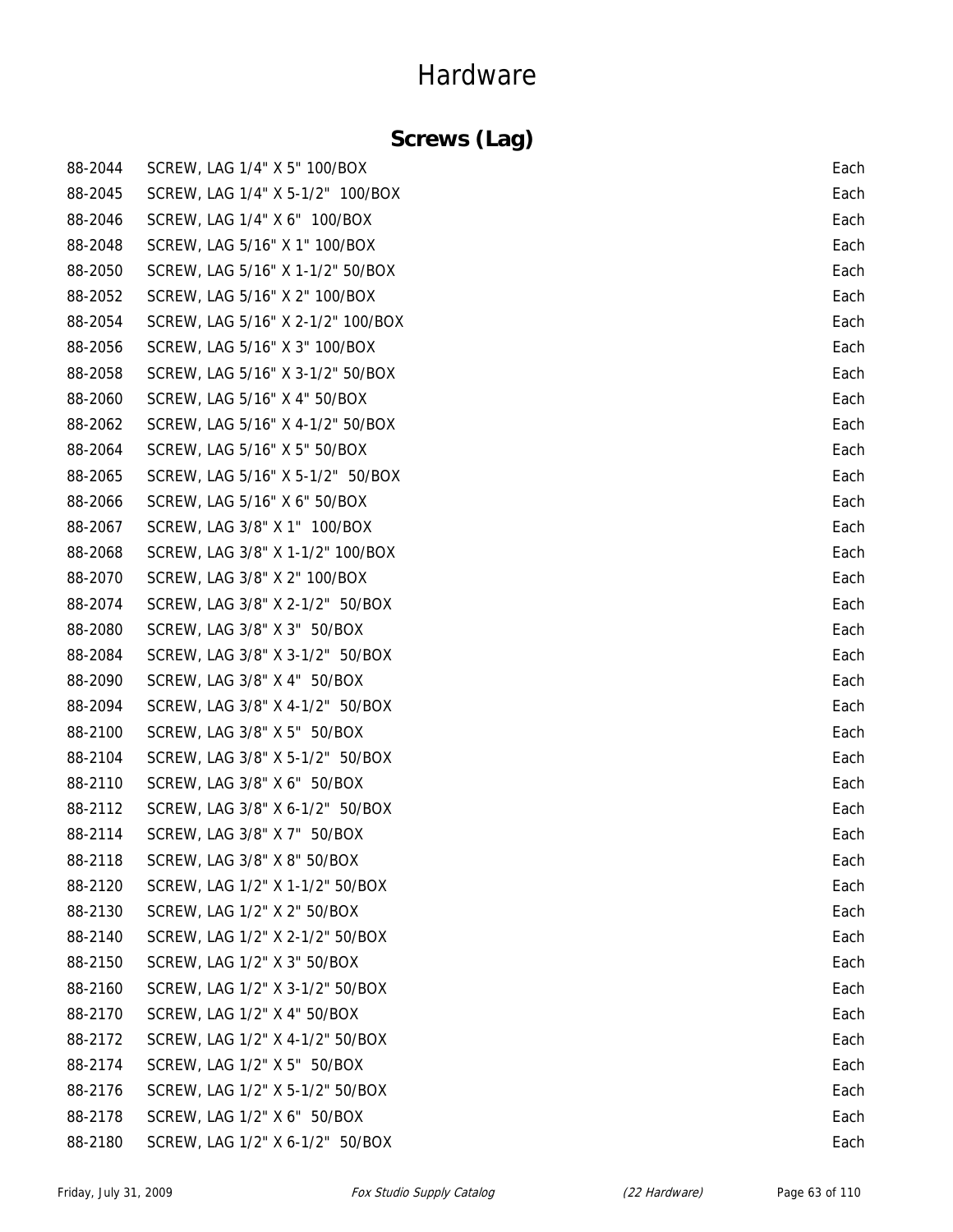# Hardware

## Screws (Lag)

| | | |
|---|---|---|
| 88-2044 | SCREW, LAG 1/4" X 5" 100/BOX | Each |
| 88-2045 | SCREW, LAG 1/4" X 5-1/2" 100/BOX | Each |
| 88-2046 | SCREW, LAG 1/4" X 6" 100/BOX | Each |
| 88-2048 | SCREW, LAG 5/16" X 1" 100/BOX | Each |
| 88-2050 | SCREW, LAG 5/16" X 1-1/2" 50/BOX | Each |
| 88-2052 | SCREW, LAG 5/16" X 2" 100/BOX | Each |
| 88-2054 | SCREW, LAG 5/16" X 2-1/2" 100/BOX | Each |
| 88-2056 | SCREW, LAG 5/16" X 3" 100/BOX | Each |
| 88-2058 | SCREW, LAG 5/16" X 3-1/2" 50/BOX | Each |
| 88-2060 | SCREW, LAG 5/16" X 4" 50/BOX | Each |
| 88-2062 | SCREW, LAG 5/16" X 4-1/2" 50/BOX | Each |
| 88-2064 | SCREW, LAG 5/16" X 5" 50/BOX | Each |
| 88-2065 | SCREW, LAG 5/16" X 5-1/2" 50/BOX | Each |
| 88-2066 | SCREW, LAG 5/16" X 6" 50/BOX | Each |
| 88-2067 | SCREW, LAG 3/8" X 1" 100/BOX | Each |
| 88-2068 | SCREW, LAG 3/8" X 1-1/2" 100/BOX | Each |
| 88-2070 | SCREW, LAG 3/8" X 2" 100/BOX | Each |
| 88-2074 | SCREW, LAG 3/8" X 2-1/2" 50/BOX | Each |
| 88-2080 | SCREW, LAG 3/8" X 3" 50/BOX | Each |
| 88-2084 | SCREW, LAG 3/8" X 3-1/2" 50/BOX | Each |
| 88-2090 | SCREW, LAG 3/8" X 4" 50/BOX | Each |
| 88-2094 | SCREW, LAG 3/8" X 4-1/2" 50/BOX | Each |
| 88-2100 | SCREW, LAG 3/8" X 5" 50/BOX | Each |
| 88-2104 | SCREW, LAG 3/8" X 5-1/2" 50/BOX | Each |
| 88-2110 | SCREW, LAG 3/8" X 6" 50/BOX | Each |
| 88-2112 | SCREW, LAG 3/8" X 6-1/2" 50/BOX | Each |
| 88-2114 | SCREW, LAG 3/8" X 7" 50/BOX | Each |
| 88-2118 | SCREW, LAG 3/8" X 8" 50/BOX | Each |
| 88-2120 | SCREW, LAG 1/2" X 1-1/2" 50/BOX | Each |
| 88-2130 | SCREW, LAG 1/2" X 2" 50/BOX | Each |
| 88-2140 | SCREW, LAG 1/2" X 2-1/2" 50/BOX | Each |
| 88-2150 | SCREW, LAG 1/2" X 3" 50/BOX | Each |
| 88-2160 | SCREW, LAG 1/2" X 3-1/2" 50/BOX | Each |
| 88-2170 | SCREW, LAG 1/2" X 4" 50/BOX | Each |
| 88-2172 | SCREW, LAG 1/2" X 4-1/2" 50/BOX | Each |
| 88-2174 | SCREW, LAG 1/2" X 5" 50/BOX | Each |
| 88-2176 | SCREW, LAG 1/2" X 5-1/2" 50/BOX | Each |
| 88-2178 | SCREW, LAG 1/2" X 6" 50/BOX | Each |
| 88-2180 | SCREW, LAG 1/2" X 6-1/2" 50/BOX | Each |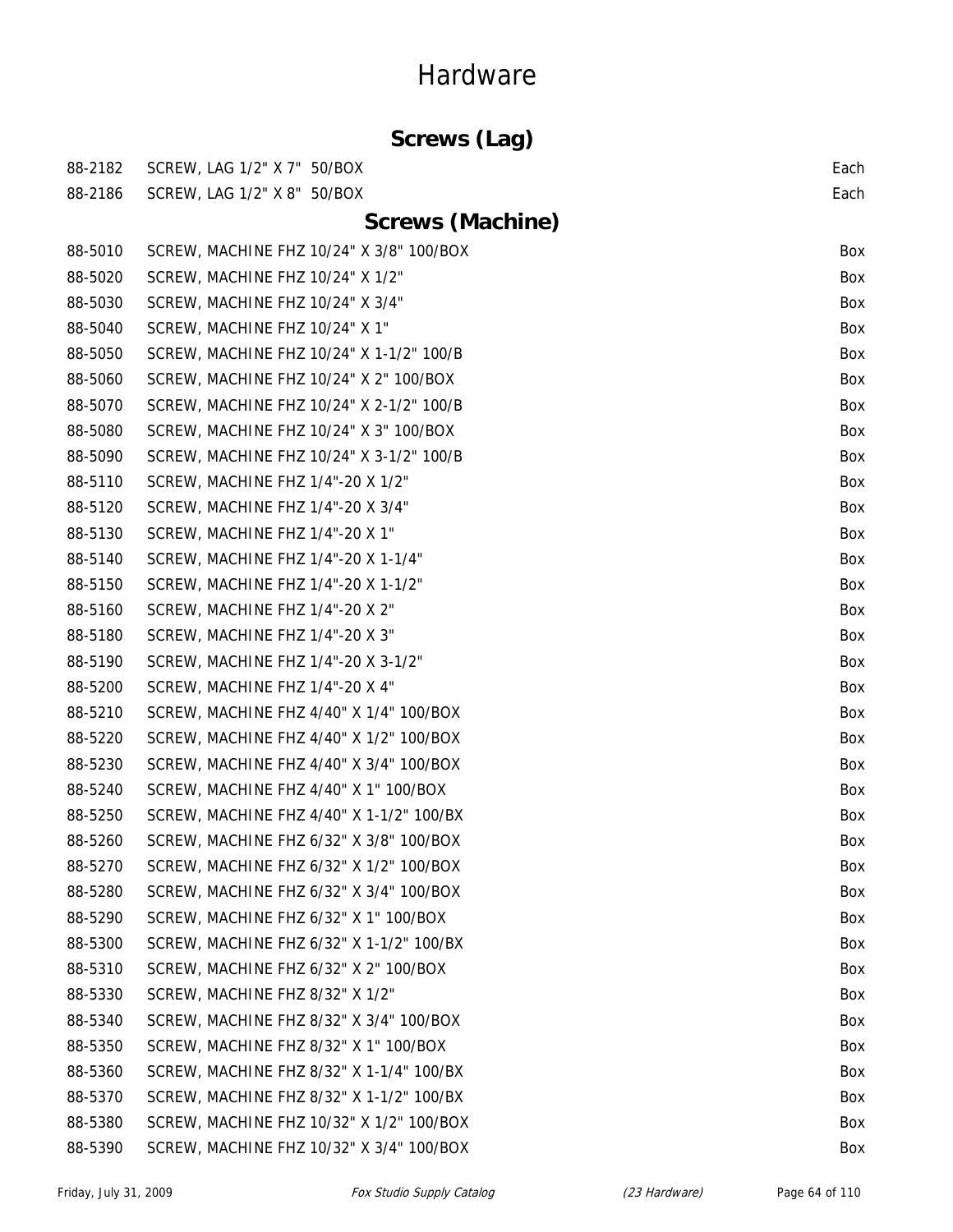# Hardware

## Screws (Lag)

| | | |
|---|---|---|
| 88-2182 | SCREW, LAG 1/2" X 7" 50/BOX | Each |
| 88-2186 | SCREW, LAG 1/2" X 8" 50/BOX | Each |

## Screws (Machine)

| | | |
|---|---|---|
| 88-5010 | SCREW, MACHINE FHZ 10/24" X 3/8" 100/BOX | Box |
| 88-5020 | SCREW, MACHINE FHZ 10/24" X 1/2" | Box |
| 88-5030 | SCREW, MACHINE FHZ 10/24" X 3/4" | Box |
| 88-5040 | SCREW, MACHINE FHZ 10/24" X 1" | Box |
| 88-5050 | SCREW, MACHINE FHZ 10/24" X 1-1/2" 100/B | Box |
| 88-5060 | SCREW, MACHINE FHZ 10/24" X 2" 100/BOX | Box |
| 88-5070 | SCREW, MACHINE FHZ 10/24" X 2-1/2" 100/B | Box |
| 88-5080 | SCREW, MACHINE FHZ 10/24" X 3" 100/BOX | Box |
| 88-5090 | SCREW, MACHINE FHZ 10/24" X 3-1/2" 100/B | Box |
| 88-5110 | SCREW, MACHINE FHZ 1/4"-20 X 1/2" | Box |
| 88-5120 | SCREW, MACHINE FHZ 1/4"-20 X 3/4" | Box |
| 88-5130 | SCREW, MACHINE FHZ 1/4"-20 X 1" | Box |
| 88-5140 | SCREW, MACHINE FHZ 1/4"-20 X 1-1/4" | Box |
| 88-5150 | SCREW, MACHINE FHZ 1/4"-20 X 1-1/2" | Box |
| 88-5160 | SCREW, MACHINE FHZ 1/4"-20 X 2" | Box |
| 88-5180 | SCREW, MACHINE FHZ 1/4"-20 X 3" | Box |
| 88-5190 | SCREW, MACHINE FHZ 1/4"-20 X 3-1/2" | Box |
| 88-5200 | SCREW, MACHINE FHZ 1/4"-20 X 4" | Box |
| 88-5210 | SCREW, MACHINE FHZ 4/40" X 1/4" 100/BOX | Box |
| 88-5220 | SCREW, MACHINE FHZ 4/40" X 1/2" 100/BOX | Box |
| 88-5230 | SCREW, MACHINE FHZ 4/40" X 3/4" 100/BOX | Box |
| 88-5240 | SCREW, MACHINE FHZ 4/40" X 1" 100/BOX | Box |
| 88-5250 | SCREW, MACHINE FHZ 4/40" X 1-1/2" 100/BX | Box |
| 88-5260 | SCREW, MACHINE FHZ 6/32" X 3/8" 100/BOX | Box |
| 88-5270 | SCREW, MACHINE FHZ 6/32" X 1/2" 100/BOX | Box |
| 88-5280 | SCREW, MACHINE FHZ 6/32" X 3/4" 100/BOX | Box |
| 88-5290 | SCREW, MACHINE FHZ 6/32" X 1" 100/BOX | Box |
| 88-5300 | SCREW, MACHINE FHZ 6/32" X 1-1/2" 100/BX | Box |
| 88-5310 | SCREW, MACHINE FHZ 6/32" X 2" 100/BOX | Box |
| 88-5330 | SCREW, MACHINE FHZ 8/32" X 1/2" | Box |
| 88-5340 | SCREW, MACHINE FHZ 8/32" X 3/4" 100/BOX | Box |
| 88-5350 | SCREW, MACHINE FHZ 8/32" X 1" 100/BOX | Box |
| 88-5360 | SCREW, MACHINE FHZ 8/32" X 1-1/4" 100/BX | Box |
| 88-5370 | SCREW, MACHINE FHZ 8/32" X 1-1/2" 100/BX | Box |
| 88-5380 | SCREW, MACHINE FHZ 10/32" X 1/2" 100/BOX | Box |
| 88-5390 | SCREW, MACHINE FHZ 10/32" X 3/4" 100/BOX | Box |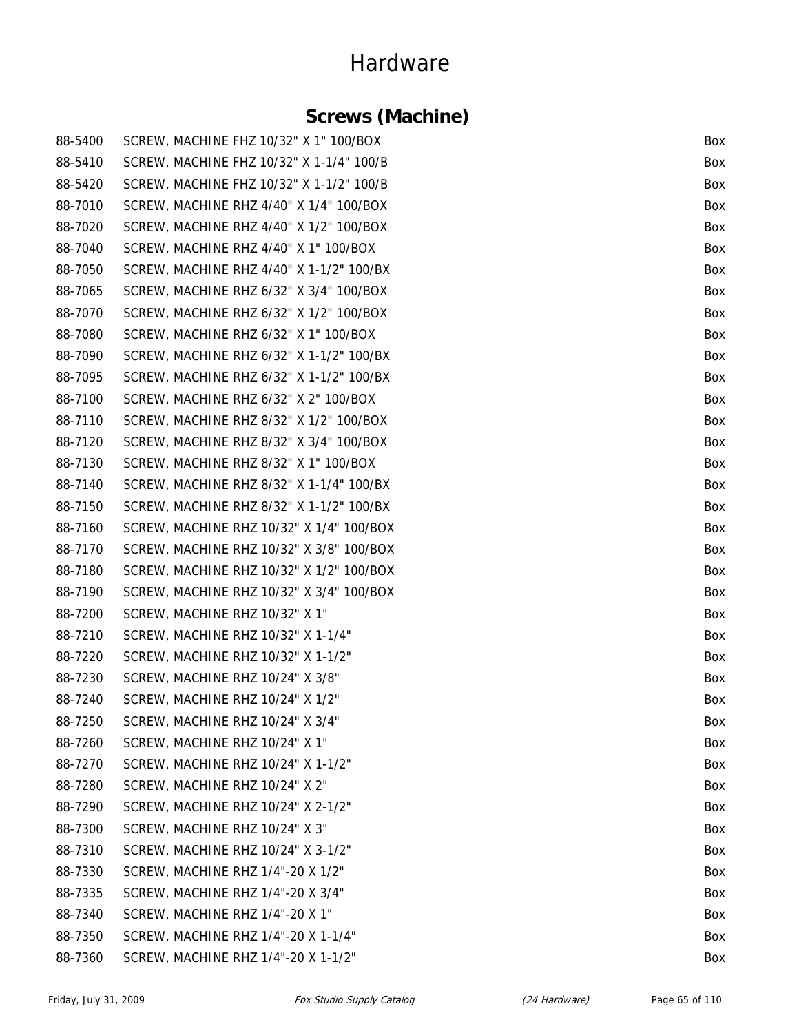# Hardware

## Screws (Machine)

| | | |
|---|---|---|
| 88-5400 | SCREW, MACHINE FHZ 10/32" X 1" 100/BOX | Box |
| 88-5410 | SCREW, MACHINE FHZ 10/32" X 1-1/4" 100/B | Box |
| 88-5420 | SCREW, MACHINE FHZ 10/32" X 1-1/2" 100/B | Box |
| 88-7010 | SCREW, MACHINE RHZ 4/40" X 1/4" 100/BOX | Box |
| 88-7020 | SCREW, MACHINE RHZ 4/40" X 1/2" 100/BOX | Box |
| 88-7040 | SCREW, MACHINE RHZ 4/40" X 1" 100/BOX | Box |
| 88-7050 | SCREW, MACHINE RHZ 4/40" X 1-1/2" 100/BX | Box |
| 88-7065 | SCREW, MACHINE RHZ 6/32" X 3/4" 100/BOX | Box |
| 88-7070 | SCREW, MACHINE RHZ 6/32" X 1/2" 100/BOX | Box |
| 88-7080 | SCREW, MACHINE RHZ 6/32" X 1" 100/BOX | Box |
| 88-7090 | SCREW, MACHINE RHZ 6/32" X 1-1/2" 100/BX | Box |
| 88-7095 | SCREW, MACHINE RHZ 6/32" X 1-1/2" 100/BX | Box |
| 88-7100 | SCREW, MACHINE RHZ 6/32" X 2" 100/BOX | Box |
| 88-7110 | SCREW, MACHINE RHZ 8/32" X 1/2" 100/BOX | Box |
| 88-7120 | SCREW, MACHINE RHZ 8/32" X 3/4" 100/BOX | Box |
| 88-7130 | SCREW, MACHINE RHZ 8/32" X 1" 100/BOX | Box |
| 88-7140 | SCREW, MACHINE RHZ 8/32" X 1-1/4" 100/BX | Box |
| 88-7150 | SCREW, MACHINE RHZ 8/32" X 1-1/2" 100/BX | Box |
| 88-7160 | SCREW, MACHINE RHZ 10/32" X 1/4" 100/BOX | Box |
| 88-7170 | SCREW, MACHINE RHZ 10/32" X 3/8" 100/BOX | Box |
| 88-7180 | SCREW, MACHINE RHZ 10/32" X 1/2" 100/BOX | Box |
| 88-7190 | SCREW, MACHINE RHZ 10/32" X 3/4" 100/BOX | Box |
| 88-7200 | SCREW, MACHINE RHZ 10/32" X 1" | Box |
| 88-7210 | SCREW, MACHINE RHZ 10/32" X 1-1/4" | Box |
| 88-7220 | SCREW, MACHINE RHZ 10/32" X 1-1/2" | Box |
| 88-7230 | SCREW, MACHINE RHZ 10/24" X 3/8" | Box |
| 88-7240 | SCREW, MACHINE RHZ 10/24" X 1/2" | Box |
| 88-7250 | SCREW, MACHINE RHZ 10/24" X 3/4" | Box |
| 88-7260 | SCREW, MACHINE RHZ 10/24" X 1" | Box |
| 88-7270 | SCREW, MACHINE RHZ 10/24" X 1-1/2" | Box |
| 88-7280 | SCREW, MACHINE RHZ 10/24" X 2" | Box |
| 88-7290 | SCREW, MACHINE RHZ 10/24" X 2-1/2" | Box |
| 88-7300 | SCREW, MACHINE RHZ 10/24" X 3" | Box |
| 88-7310 | SCREW, MACHINE RHZ 10/24" X 3-1/2" | Box |
| 88-7330 | SCREW, MACHINE RHZ 1/4"-20 X 1/2" | Box |
| 88-7335 | SCREW, MACHINE RHZ 1/4"-20 X 3/4" | Box |
| 88-7340 | SCREW, MACHINE RHZ 1/4"-20 X 1" | Box |
| 88-7350 | SCREW, MACHINE RHZ 1/4"-20 X 1-1/4" | Box |
| 88-7360 | SCREW, MACHINE RHZ 1/4"-20 X 1-1/2" | Box |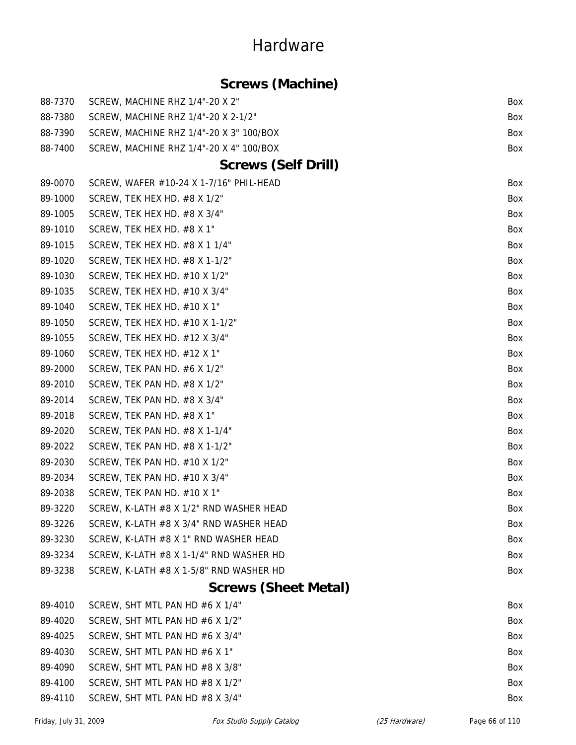# Hardware

## Screws (Machine)

| | | |
|---|---|---|
| 88-7370 | SCREW, MACHINE RHZ 1/4"-20 X 2" | Box |
| 88-7380 | SCREW, MACHINE RHZ 1/4"-20 X 2-1/2" | Box |
| 88-7390 | SCREW, MACHINE RHZ 1/4"-20 X 3" 100/BOX | Box |
| 88-7400 | SCREW, MACHINE RHZ 1/4"-20 X 4" 100/BOX | Box |

## Screws (Self Drill)

| | | |
|---|---|---|
| 89-0070 | SCREW, WAFER #10-24 X 1-7/16" PHIL-HEAD | Box |
| 89-1000 | SCREW, TEK HEX HD. #8 X 1/2" | Box |
| 89-1005 | SCREW, TEK HEX HD. #8 X 3/4" | Box |
| 89-1010 | SCREW, TEK HEX HD. #8 X 1" | Box |
| 89-1015 | SCREW, TEK HEX HD. #8 X 1 1/4" | Box |
| 89-1020 | SCREW, TEK HEX HD. #8 X 1-1/2" | Box |
| 89-1030 | SCREW, TEK HEX HD. #10 X 1/2" | Box |
| 89-1035 | SCREW, TEK HEX HD. #10 X 3/4" | Box |
| 89-1040 | SCREW, TEK HEX HD. #10 X 1" | Box |
| 89-1050 | SCREW, TEK HEX HD. #10 X 1-1/2" | Box |
| 89-1055 | SCREW, TEK HEX HD. #12 X 3/4" | Box |
| 89-1060 | SCREW, TEK HEX HD. #12 X 1" | Box |
| 89-2000 | SCREW, TEK PAN HD. #6 X 1/2" | Box |
| 89-2010 | SCREW, TEK PAN HD. #8 X 1/2" | Box |
| 89-2014 | SCREW, TEK PAN HD. #8 X 3/4" | Box |
| 89-2018 | SCREW, TEK PAN HD. #8 X 1" | Box |
| 89-2020 | SCREW, TEK PAN HD. #8 X 1-1/4" | Box |
| 89-2022 | SCREW, TEK PAN HD. #8 X 1-1/2" | Box |
| 89-2030 | SCREW, TEK PAN HD. #10 X 1/2" | Box |
| 89-2034 | SCREW, TEK PAN HD. #10 X 3/4" | Box |
| 89-2038 | SCREW, TEK PAN HD. #10 X 1" | Box |
| 89-3220 | SCREW, K-LATH #8 X 1/2" RND WASHER HEAD | Box |
| 89-3226 | SCREW, K-LATH #8 X 3/4" RND WASHER HEAD | Box |
| 89-3230 | SCREW, K-LATH #8 X 1" RND WASHER HEAD | Box |
| 89-3234 | SCREW, K-LATH #8 X 1-1/4" RND WASHER HD | Box |
| 89-3238 | SCREW, K-LATH #8 X 1-5/8" RND WASHER HD | Box |

## Screws (Sheet Metal)

| | | |
|---|---|---|
| 89-4010 | SCREW, SHT MTL PAN HD #6 X 1/4" | Box |
| 89-4020 | SCREW, SHT MTL PAN HD #6 X 1/2" | Box |
| 89-4025 | SCREW, SHT MTL PAN HD #6 X 3/4" | Box |
| 89-4030 | SCREW, SHT MTL PAN HD #6 X 1" | Box |
| 89-4090 | SCREW, SHT MTL PAN HD #8 X 3/8" | Box |
| 89-4100 | SCREW, SHT MTL PAN HD #8 X 1/2" | Box |
| 89-4110 | SCREW, SHT MTL PAN HD #8 X 3/4" | Box |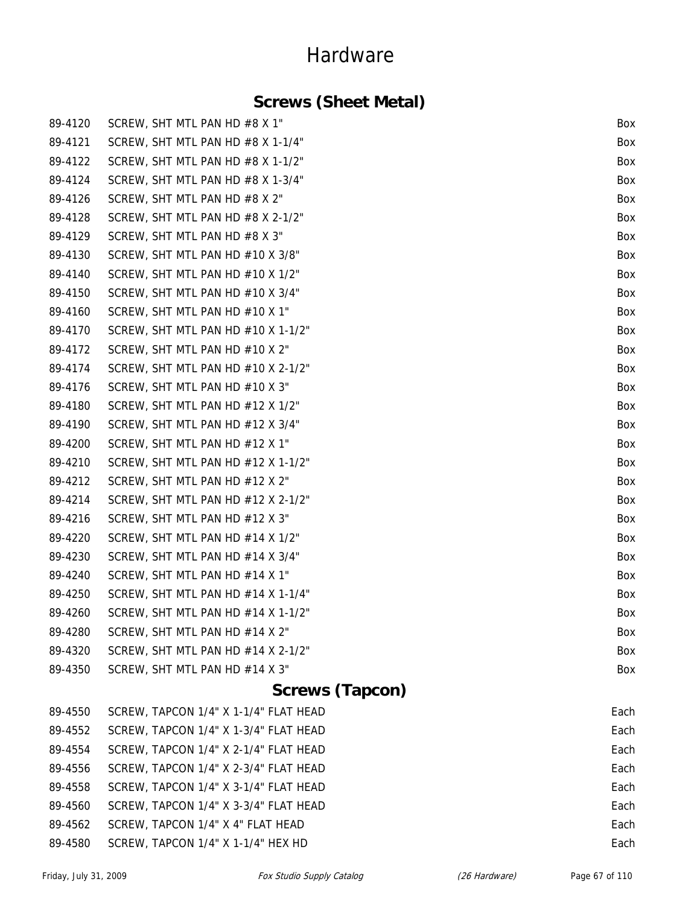# Hardware

## Screws (Sheet Metal)

| | | |
|---|---|---|
| 89-4120 | SCREW, SHT MTL PAN HD #8 X 1" | Box |
| 89-4121 | SCREW, SHT MTL PAN HD #8 X 1-1/4" | Box |
| 89-4122 | SCREW, SHT MTL PAN HD #8 X 1-1/2" | Box |
| 89-4124 | SCREW, SHT MTL PAN HD #8 X 1-3/4" | Box |
| 89-4126 | SCREW, SHT MTL PAN HD #8 X 2" | Box |
| 89-4128 | SCREW, SHT MTL PAN HD #8 X 2-1/2" | Box |
| 89-4129 | SCREW, SHT MTL PAN HD #8 X 3" | Box |
| 89-4130 | SCREW, SHT MTL PAN HD #10 X 3/8" | Box |
| 89-4140 | SCREW, SHT MTL PAN HD #10 X 1/2" | Box |
| 89-4150 | SCREW, SHT MTL PAN HD #10 X 3/4" | Box |
| 89-4160 | SCREW, SHT MTL PAN HD #10 X 1" | Box |
| 89-4170 | SCREW, SHT MTL PAN HD #10 X 1-1/2" | Box |
| 89-4172 | SCREW, SHT MTL PAN HD #10 X 2" | Box |
| 89-4174 | SCREW, SHT MTL PAN HD #10 X 2-1/2" | Box |
| 89-4176 | SCREW, SHT MTL PAN HD #10 X 3" | Box |
| 89-4180 | SCREW, SHT MTL PAN HD #12 X 1/2" | Box |
| 89-4190 | SCREW, SHT MTL PAN HD #12 X 3/4" | Box |
| 89-4200 | SCREW, SHT MTL PAN HD #12 X 1" | Box |
| 89-4210 | SCREW, SHT MTL PAN HD #12 X 1-1/2" | Box |
| 89-4212 | SCREW, SHT MTL PAN HD #12 X 2" | Box |
| 89-4214 | SCREW, SHT MTL PAN HD #12 X 2-1/2" | Box |
| 89-4216 | SCREW, SHT MTL PAN HD #12 X 3" | Box |
| 89-4220 | SCREW, SHT MTL PAN HD #14 X 1/2" | Box |
| 89-4230 | SCREW, SHT MTL PAN HD #14 X 3/4" | Box |
| 89-4240 | SCREW, SHT MTL PAN HD #14 X 1" | Box |
| 89-4250 | SCREW, SHT MTL PAN HD #14 X 1-1/4" | Box |
| 89-4260 | SCREW, SHT MTL PAN HD #14 X 1-1/2" | Box |
| 89-4280 | SCREW, SHT MTL PAN HD #14 X 2" | Box |
| 89-4320 | SCREW, SHT MTL PAN HD #14 X 2-1/2" | Box |
| 89-4350 | SCREW, SHT MTL PAN HD #14 X 3" | Box |

## Screws (Tapcon)

| | | |
|---|---|---|
| 89-4550 | SCREW, TAPCON 1/4" X 1-1/4" FLAT HEAD | Each |
| 89-4552 | SCREW, TAPCON 1/4" X 1-3/4" FLAT HEAD | Each |
| 89-4554 | SCREW, TAPCON 1/4" X 2-1/4" FLAT HEAD | Each |
| 89-4556 | SCREW, TAPCON 1/4" X 2-3/4" FLAT HEAD | Each |
| 89-4558 | SCREW, TAPCON 1/4" X 3-1/4" FLAT HEAD | Each |
| 89-4560 | SCREW, TAPCON 1/4" X 3-3/4" FLAT HEAD | Each |
| 89-4562 | SCREW, TAPCON 1/4" X 4" FLAT HEAD | Each |
| 89-4580 | SCREW, TAPCON 1/4" X 1-1/4" HEX HD | Each |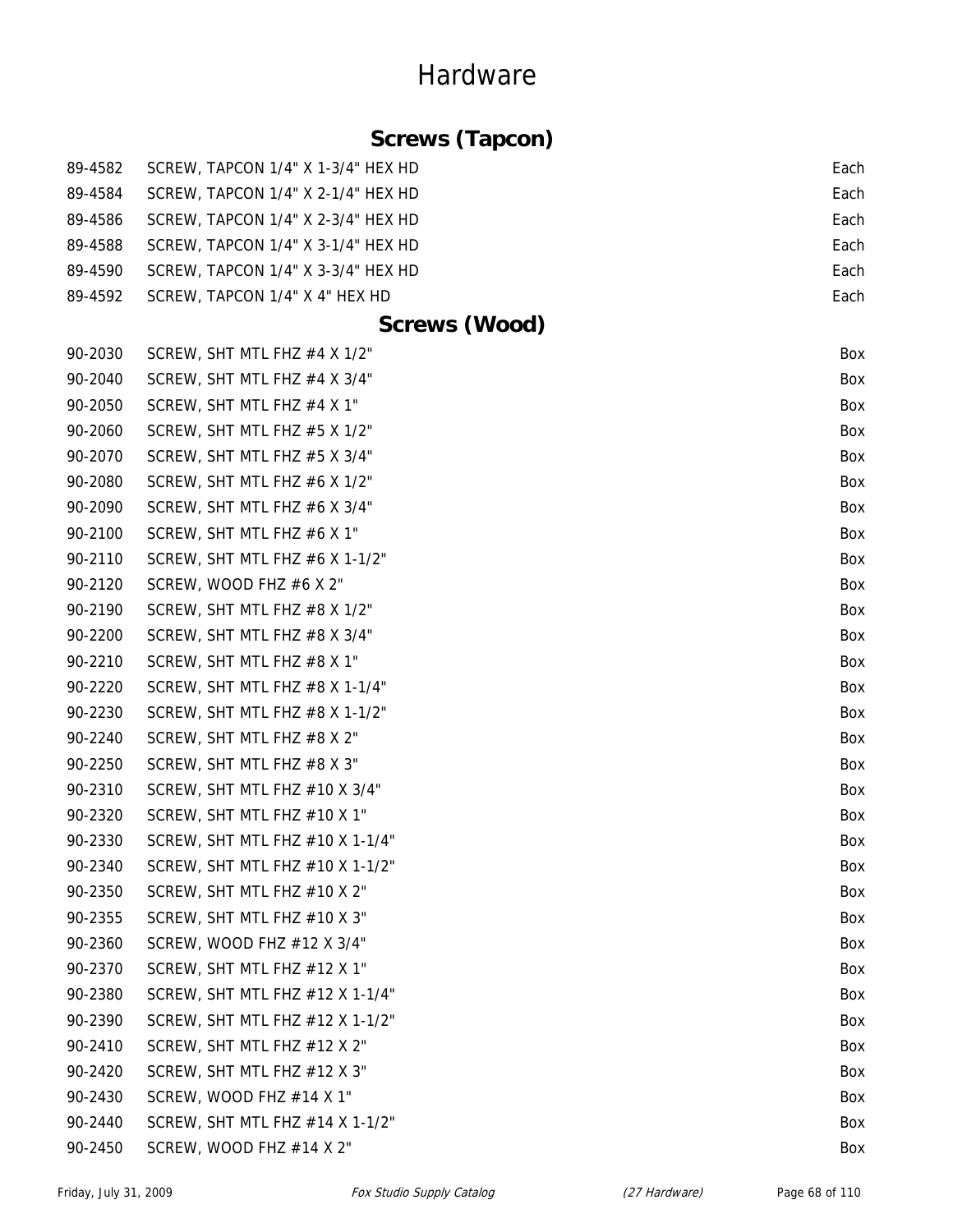# Hardware

## Screws (Tapcon)

| | | |
|---|---|---|
| 89-4582 | SCREW, TAPCON 1/4" X 1-3/4" HEX HD | Each |
| 89-4584 | SCREW, TAPCON 1/4" X 2-1/4" HEX HD | Each |
| 89-4586 | SCREW, TAPCON 1/4" X 2-3/4" HEX HD | Each |
| 89-4588 | SCREW, TAPCON 1/4" X 3-1/4" HEX HD | Each |
| 89-4590 | SCREW, TAPCON 1/4" X 3-3/4" HEX HD | Each |
| 89-4592 | SCREW, TAPCON 1/4" X 4" HEX HD | Each |

## Screws (Wood)

| | | |
|---|---|---|
| 90-2030 | SCREW, SHT MTL FHZ #4 X 1/2" | Box |
| 90-2040 | SCREW, SHT MTL FHZ #4 X 3/4" | Box |
| 90-2050 | SCREW, SHT MTL FHZ #4 X 1" | Box |
| 90-2060 | SCREW, SHT MTL FHZ #5 X 1/2" | Box |
| 90-2070 | SCREW, SHT MTL FHZ #5 X 3/4" | Box |
| 90-2080 | SCREW, SHT MTL FHZ #6 X 1/2" | Box |
| 90-2090 | SCREW, SHT MTL FHZ #6 X 3/4" | Box |
| 90-2100 | SCREW, SHT MTL FHZ #6 X 1" | Box |
| 90-2110 | SCREW, SHT MTL FHZ #6 X 1-1/2" | Box |
| 90-2120 | SCREW, WOOD FHZ #6 X 2" | Box |
| 90-2190 | SCREW, SHT MTL FHZ #8 X 1/2" | Box |
| 90-2200 | SCREW, SHT MTL FHZ #8 X 3/4" | Box |
| 90-2210 | SCREW, SHT MTL FHZ #8 X 1" | Box |
| 90-2220 | SCREW, SHT MTL FHZ #8 X 1-1/4" | Box |
| 90-2230 | SCREW, SHT MTL FHZ #8 X 1-1/2" | Box |
| 90-2240 | SCREW, SHT MTL FHZ #8 X 2" | Box |
| 90-2250 | SCREW, SHT MTL FHZ #8 X 3" | Box |
| 90-2310 | SCREW, SHT MTL FHZ #10 X 3/4" | Box |
| 90-2320 | SCREW, SHT MTL FHZ #10 X 1" | Box |
| 90-2330 | SCREW, SHT MTL FHZ #10 X 1-1/4" | Box |
| 90-2340 | SCREW, SHT MTL FHZ #10 X 1-1/2" | Box |
| 90-2350 | SCREW, SHT MTL FHZ #10 X 2" | Box |
| 90-2355 | SCREW, SHT MTL FHZ #10 X 3" | Box |
| 90-2360 | SCREW, WOOD FHZ #12 X 3/4" | Box |
| 90-2370 | SCREW, SHT MTL FHZ #12 X 1" | Box |
| 90-2380 | SCREW, SHT MTL FHZ #12 X 1-1/4" | Box |
| 90-2390 | SCREW, SHT MTL FHZ #12 X 1-1/2" | Box |
| 90-2410 | SCREW, SHT MTL FHZ #12 X 2" | Box |
| 90-2420 | SCREW, SHT MTL FHZ #12 X 3" | Box |
| 90-2430 | SCREW, WOOD FHZ #14 X 1" | Box |
| 90-2440 | SCREW, SHT MTL FHZ #14 X 1-1/2" | Box |
| 90-2450 | SCREW, WOOD FHZ #14 X 2" | Box |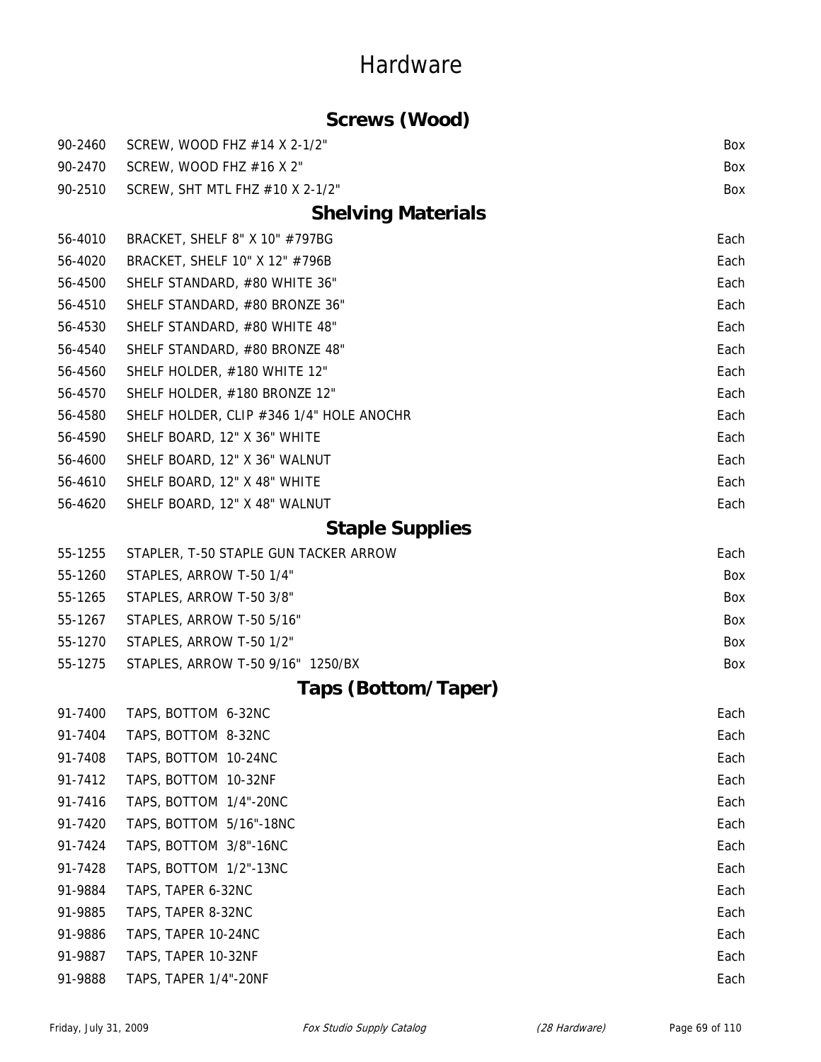# Hardware

## Screws (Wood)

| | | |
|---|---|---|
| 90-2460 | SCREW, WOOD FHZ #14 X 2-1/2" | Box |
| 90-2470 | SCREW, WOOD FHZ #16 X 2" | Box |
| 90-2510 | SCREW, SHT MTL FHZ #10 X 2-1/2" | Box |

## Shelving Materials

| | | |
|---|---|---|
| 56-4010 | BRACKET, SHELF 8" X 10" #797BG | Each |
| 56-4020 | BRACKET, SHELF 10" X 12" #796B | Each |
| 56-4500 | SHELF STANDARD, #80 WHITE 36" | Each |
| 56-4510 | SHELF STANDARD, #80 BRONZE 36" | Each |
| 56-4530 | SHELF STANDARD, #80 WHITE 48" | Each |
| 56-4540 | SHELF STANDARD, #80 BRONZE 48" | Each |
| 56-4560 | SHELF HOLDER, #180 WHITE 12" | Each |
| 56-4570 | SHELF HOLDER, #180 BRONZE 12" | Each |
| 56-4580 | SHELF HOLDER, CLIP #346 1/4" HOLE ANOCHR | Each |
| 56-4590 | SHELF BOARD, 12" X 36" WHITE | Each |
| 56-4600 | SHELF BOARD, 12" X 36" WALNUT | Each |
| 56-4610 | SHELF BOARD, 12" X 48" WHITE | Each |
| 56-4620 | SHELF BOARD, 12" X 48" WALNUT | Each |

## Staple Supplies

| | | |
|---|---|---|
| 55-1255 | STAPLER, T-50 STAPLE GUN TACKER ARROW | Each |
| 55-1260 | STAPLES, ARROW T-50 1/4" | Box |
| 55-1265 | STAPLES, ARROW T-50 3/8" | Box |
| 55-1267 | STAPLES, ARROW T-50 5/16" | Box |
| 55-1270 | STAPLES, ARROW T-50 1/2" | Box |
| 55-1275 | STAPLES, ARROW T-50 9/16" 1250/BX | Box |

## Taps (Bottom/Taper)

| | | |
|---|---|---|
| 91-7400 | TAPS, BOTTOM 6-32NC | Each |
| 91-7404 | TAPS, BOTTOM 8-32NC | Each |
| 91-7408 | TAPS, BOTTOM 10-24NC | Each |
| 91-7412 | TAPS, BOTTOM 10-32NF | Each |
| 91-7416 | TAPS, BOTTOM 1/4"-20NC | Each |
| 91-7420 | TAPS, BOTTOM 5/16"-18NC | Each |
| 91-7424 | TAPS, BOTTOM 3/8"-16NC | Each |
| 91-7428 | TAPS, BOTTOM 1/2"-13NC | Each |
| 91-9884 | TAPS, TAPER 6-32NC | Each |
| 91-9885 | TAPS, TAPER 8-32NC | Each |
| 91-9886 | TAPS, TAPER 10-24NC | Each |
| 91-9887 | TAPS, TAPER 10-32NF | Each |
| 91-9888 | TAPS, TAPER 1/4"-20NF | Each |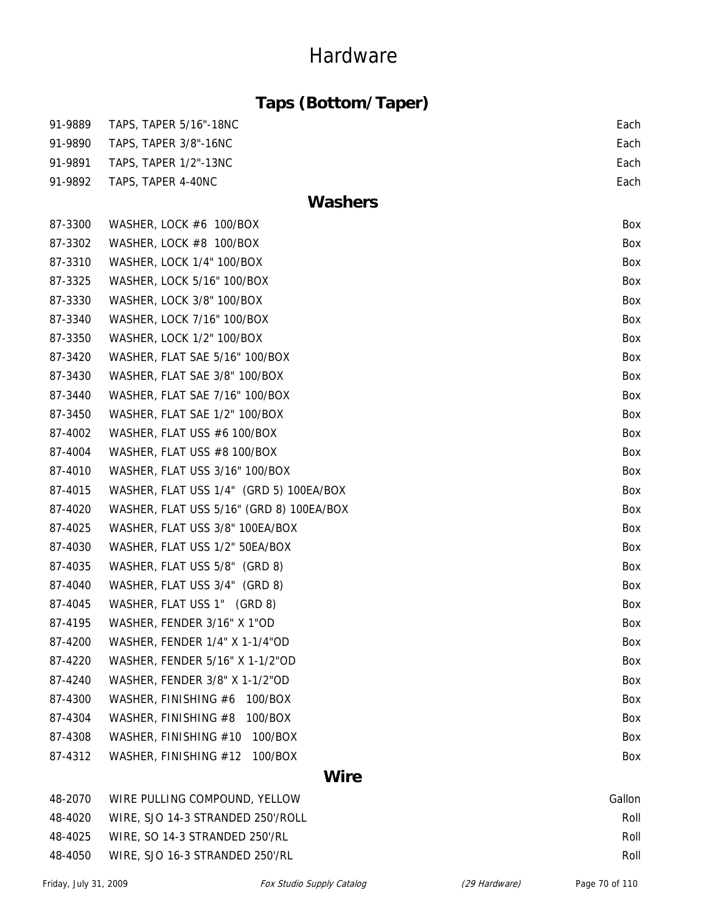# Hardware

## Taps (Bottom/Taper)

| | | |
|---|---|---|
| 91-9889 | TAPS, TAPER 5/16"-18NC | Each |
| 91-9890 | TAPS, TAPER 3/8"-16NC | Each |
| 91-9891 | TAPS, TAPER 1/2"-13NC | Each |
| 91-9892 | TAPS, TAPER 4-40NC | Each |

## Washers

| | | |
|---|---|---|
| 87-3300 | WASHER, LOCK #6 100/BOX | Box |
| 87-3302 | WASHER, LOCK #8 100/BOX | Box |
| 87-3310 | WASHER, LOCK 1/4" 100/BOX | Box |
| 87-3325 | WASHER, LOCK 5/16" 100/BOX | Box |
| 87-3330 | WASHER, LOCK 3/8" 100/BOX | Box |
| 87-3340 | WASHER, LOCK 7/16" 100/BOX | Box |
| 87-3350 | WASHER, LOCK 1/2" 100/BOX | Box |
| 87-3420 | WASHER, FLAT SAE 5/16" 100/BOX | Box |
| 87-3430 | WASHER, FLAT SAE 3/8" 100/BOX | Box |
| 87-3440 | WASHER, FLAT SAE 7/16" 100/BOX | Box |
| 87-3450 | WASHER, FLAT SAE 1/2" 100/BOX | Box |
| 87-4002 | WASHER, FLAT USS #6 100/BOX | Box |
| 87-4004 | WASHER, FLAT USS #8 100/BOX | Box |
| 87-4010 | WASHER, FLAT USS 3/16" 100/BOX | Box |
| 87-4015 | WASHER, FLAT USS 1/4" (GRD 5) 100EA/BOX | Box |
| 87-4020 | WASHER, FLAT USS 5/16" (GRD 8) 100EA/BOX | Box |
| 87-4025 | WASHER, FLAT USS 3/8" 100EA/BOX | Box |
| 87-4030 | WASHER, FLAT USS 1/2" 50EA/BOX | Box |
| 87-4035 | WASHER, FLAT USS 5/8" (GRD 8) | Box |
| 87-4040 | WASHER, FLAT USS 3/4" (GRD 8) | Box |
| 87-4045 | WASHER, FLAT USS 1" (GRD 8) | Box |
| 87-4195 | WASHER, FENDER 3/16" X 1"OD | Box |
| 87-4200 | WASHER, FENDER 1/4" X 1-1/4"OD | Box |
| 87-4220 | WASHER, FENDER 5/16" X 1-1/2"OD | Box |
| 87-4240 | WASHER, FENDER 3/8" X 1-1/2"OD | Box |
| 87-4300 | WASHER, FINISHING #6 100/BOX | Box |
| 87-4304 | WASHER, FINISHING #8 100/BOX | Box |
| 87-4308 | WASHER, FINISHING #10 100/BOX | Box |
| 87-4312 | WASHER, FINISHING #12 100/BOX | Box |

## Wire

| | | |
|---|---|---|
| 48-2070 | WIRE PULLING COMPOUND, YELLOW | Gallon |
| 48-4020 | WIRE, SJO 14-3 STRANDED 250'/ROLL | Roll |
| 48-4025 | WIRE, SO 14-3 STRANDED 250'/RL | Roll |
| 48-4050 | WIRE, SJO 16-3 STRANDED 250'/RL | Roll |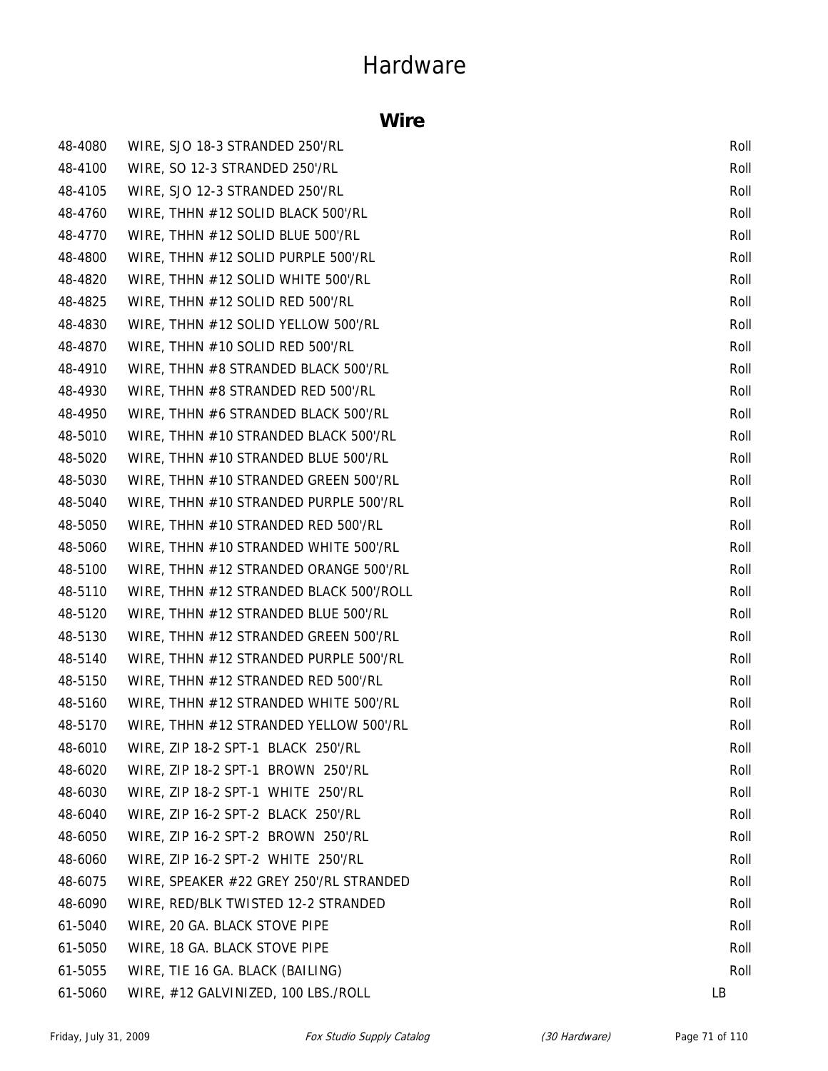# Hardware

## Wire

| | | |
|---|---|---|
| 48-4080 | WIRE, SJO 18-3 STRANDED 250'/RL | Roll |
| 48-4100 | WIRE, SO 12-3 STRANDED 250'/RL | Roll |
| 48-4105 | WIRE, SJO 12-3 STRANDED 250'/RL | Roll |
| 48-4760 | WIRE, THHN #12 SOLID BLACK 500'/RL | Roll |
| 48-4770 | WIRE, THHN #12 SOLID BLUE 500'/RL | Roll |
| 48-4800 | WIRE, THHN #12 SOLID PURPLE 500'/RL | Roll |
| 48-4820 | WIRE, THHN #12 SOLID WHITE 500'/RL | Roll |
| 48-4825 | WIRE, THHN #12 SOLID RED 500'/RL | Roll |
| 48-4830 | WIRE, THHN #12 SOLID YELLOW 500'/RL | Roll |
| 48-4870 | WIRE, THHN #10 SOLID RED 500'/RL | Roll |
| 48-4910 | WIRE, THHN #8 STRANDED BLACK 500'/RL | Roll |
| 48-4930 | WIRE, THHN #8 STRANDED RED 500'/RL | Roll |
| 48-4950 | WIRE, THHN #6 STRANDED BLACK 500'/RL | Roll |
| 48-5010 | WIRE, THHN #10 STRANDED BLACK 500'/RL | Roll |
| 48-5020 | WIRE, THHN #10 STRANDED BLUE 500'/RL | Roll |
| 48-5030 | WIRE, THHN #10 STRANDED GREEN 500'/RL | Roll |
| 48-5040 | WIRE, THHN #10 STRANDED PURPLE 500'/RL | Roll |
| 48-5050 | WIRE, THHN #10 STRANDED RED 500'/RL | Roll |
| 48-5060 | WIRE, THHN #10 STRANDED WHITE 500'/RL | Roll |
| 48-5100 | WIRE, THHN #12 STRANDED ORANGE 500'/RL | Roll |
| 48-5110 | WIRE, THHN #12 STRANDED BLACK 500'/ROLL | Roll |
| 48-5120 | WIRE, THHN #12 STRANDED BLUE 500'/RL | Roll |
| 48-5130 | WIRE, THHN #12 STRANDED GREEN 500'/RL | Roll |
| 48-5140 | WIRE, THHN #12 STRANDED PURPLE 500'/RL | Roll |
| 48-5150 | WIRE, THHN #12 STRANDED RED 500'/RL | Roll |
| 48-5160 | WIRE, THHN #12 STRANDED WHITE 500'/RL | Roll |
| 48-5170 | WIRE, THHN #12 STRANDED YELLOW 500'/RL | Roll |
| 48-6010 | WIRE, ZIP 18-2 SPT-1 BLACK 250'/RL | Roll |
| 48-6020 | WIRE, ZIP 18-2 SPT-1 BROWN 250'/RL | Roll |
| 48-6030 | WIRE, ZIP 18-2 SPT-1 WHITE 250'/RL | Roll |
| 48-6040 | WIRE, ZIP 16-2 SPT-2 BLACK 250'/RL | Roll |
| 48-6050 | WIRE, ZIP 16-2 SPT-2 BROWN 250'/RL | Roll |
| 48-6060 | WIRE, ZIP 16-2 SPT-2 WHITE 250'/RL | Roll |
| 48-6075 | WIRE, SPEAKER #22 GREY 250'/RL STRANDED | Roll |
| 48-6090 | WIRE, RED/BLK TWISTED 12-2 STRANDED | Roll |
| 61-5040 | WIRE, 20 GA. BLACK STOVE PIPE | Roll |
| 61-5050 | WIRE, 18 GA. BLACK STOVE PIPE | Roll |
| 61-5055 | WIRE, TIE 16 GA. BLACK (BAILING) | Roll |
| 61-5060 | WIRE, #12 GALVINIZED, 100 LBS./ROLL | LB |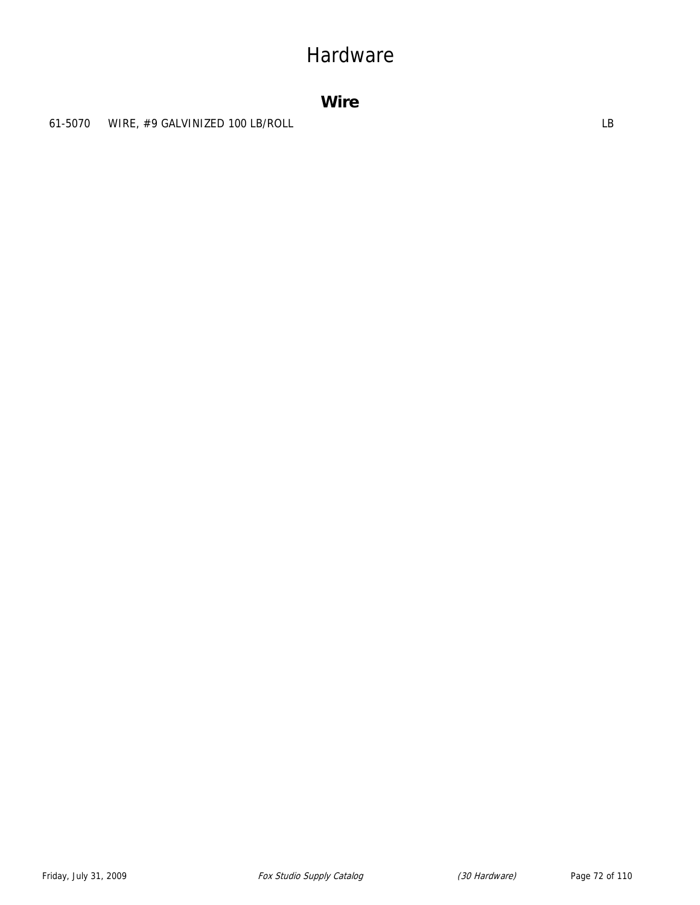# Hardware

## Wire

| | | |
|---|---|---|
| 61-5070 | WIRE, #9 GALVINIZED 100 LB/ROLL | LB |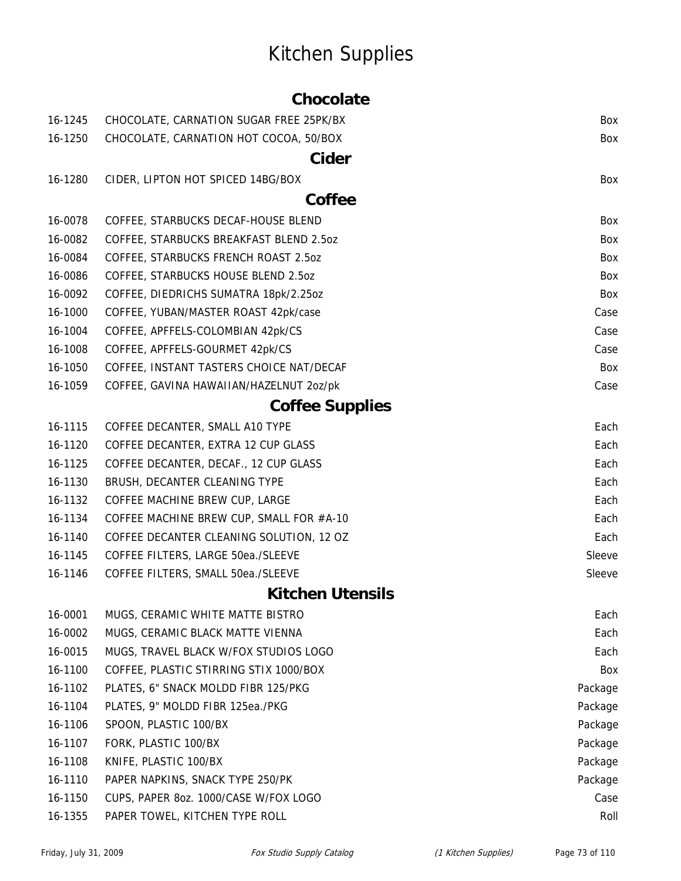# Kitchen Supplies

## Chocolate

| | | |
|---|---|---|
| 16-1245 | CHOCOLATE, CARNATION SUGAR FREE 25PK/BX | Box |
| 16-1250 | CHOCOLATE, CARNATION HOT COCOA, 50/BOX | Box |

## Cider

| | | |
|---|---|---|
| 16-1280 | CIDER, LIPTON HOT SPICED 14BG/BOX | Box |

## Coffee

| | | |
|---|---|---|
| 16-0078 | COFFEE, STARBUCKS DECAF-HOUSE BLEND | Box |
| 16-0082 | COFFEE, STARBUCKS BREAKFAST BLEND 2.5oz | Box |
| 16-0084 | COFFEE, STARBUCKS FRENCH ROAST 2.5oz | Box |
| 16-0086 | COFFEE, STARBUCKS HOUSE BLEND 2.5oz | Box |
| 16-0092 | COFFEE, DIEDRICHS SUMATRA 18pk/2.25oz | Box |
| 16-1000 | COFFEE, YUBAN/MASTER ROAST 42pk/case | Case |
| 16-1004 | COFFEE, APFFELS-COLOMBIAN 42pk/CS | Case |
| 16-1008 | COFFEE, APFFELS-GOURMET 42pk/CS | Case |
| 16-1050 | COFFEE, INSTANT TASTERS CHOICE NAT/DECAF | Box |
| 16-1059 | COFFEE, GAVINA HAWAIIAN/HAZELNUT 2oz/pk | Case |

## Coffee Supplies

| | | |
|---|---|---|
| 16-1115 | COFFEE DECANTER, SMALL A10 TYPE | Each |
| 16-1120 | COFFEE DECANTER, EXTRA 12 CUP GLASS | Each |
| 16-1125 | COFFEE DECANTER, DECAF., 12 CUP GLASS | Each |
| 16-1130 | BRUSH, DECANTER CLEANING TYPE | Each |
| 16-1132 | COFFEE MACHINE BREW CUP, LARGE | Each |
| 16-1134 | COFFEE MACHINE BREW CUP, SMALL FOR #A-10 | Each |
| 16-1140 | COFFEE DECANTER CLEANING SOLUTION, 12 OZ | Each |
| 16-1145 | COFFEE FILTERS, LARGE 50ea./SLEEVE | Sleeve |
| 16-1146 | COFFEE FILTERS, SMALL 50ea./SLEEVE | Sleeve |

## Kitchen Utensils

| | | |
|---|---|---|
| 16-0001 | MUGS, CERAMIC WHITE MATTE BISTRO | Each |
| 16-0002 | MUGS, CERAMIC BLACK MATTE VIENNA | Each |
| 16-0015 | MUGS, TRAVEL BLACK W/FOX STUDIOS LOGO | Each |
| 16-1100 | COFFEE, PLASTIC STIRRING STIX 1000/BOX | Box |
| 16-1102 | PLATES, 6" SNACK MOLDD FIBR 125/PKG | Package |
| 16-1104 | PLATES, 9" MOLDD FIBR 125ea./PKG | Package |
| 16-1106 | SPOON, PLASTIC 100/BX | Package |
| 16-1107 | FORK, PLASTIC 100/BX | Package |
| 16-1108 | KNIFE, PLASTIC 100/BX | Package |
| 16-1110 | PAPER NAPKINS, SNACK TYPE 250/PK | Package |
| 16-1150 | CUPS, PAPER 8oz. 1000/CASE W/FOX LOGO | Case |
| 16-1355 | PAPER TOWEL, KITCHEN TYPE ROLL | Roll |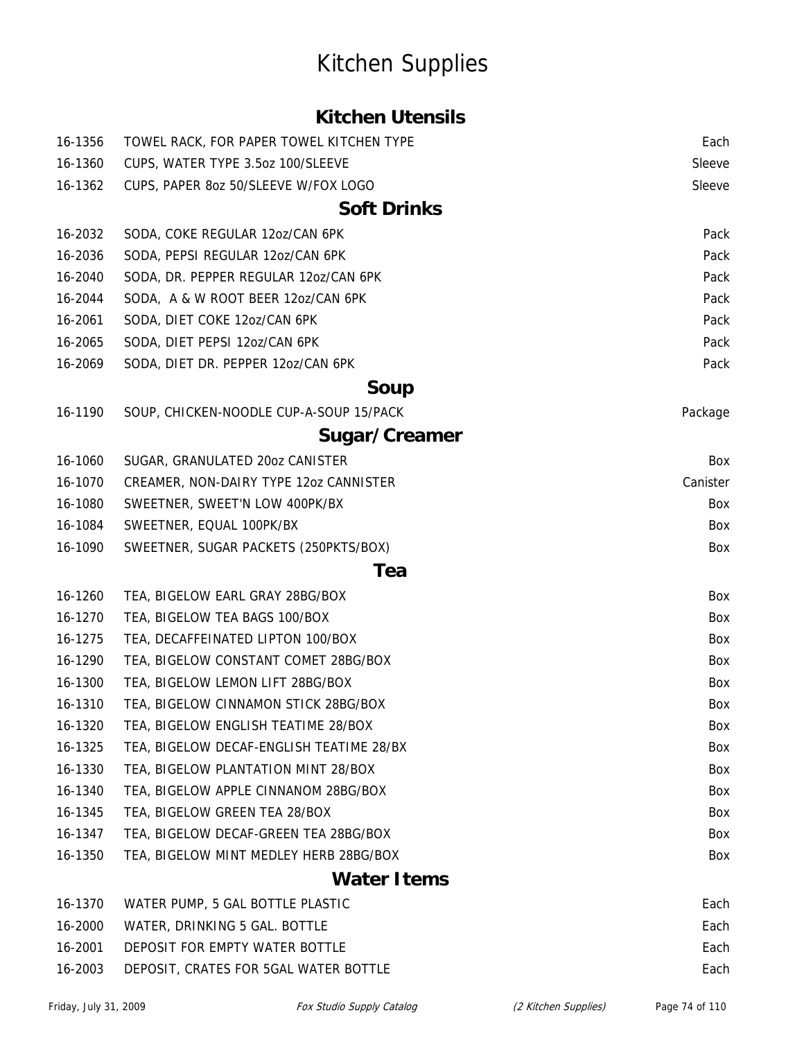# Kitchen Supplies

## Kitchen Utensils

| | | |
|---|---|---|
| 16-1356 | TOWEL RACK, FOR PAPER TOWEL KITCHEN TYPE | Each |
| 16-1360 | CUPS, WATER TYPE 3.5oz 100/SLEEVE | Sleeve |
| 16-1362 | CUPS, PAPER 8oz 50/SLEEVE W/FOX LOGO | Sleeve |

## Soft Drinks

| | | |
|---|---|---|
| 16-2032 | SODA, COKE REGULAR 12oz/CAN 6PK | Pack |
| 16-2036 | SODA, PEPSI REGULAR 12oz/CAN 6PK | Pack |
| 16-2040 | SODA, DR. PEPPER REGULAR 12oz/CAN 6PK | Pack |
| 16-2044 | SODA, A & W ROOT BEER 12oz/CAN 6PK | Pack |
| 16-2061 | SODA, DIET COKE 12oz/CAN 6PK | Pack |
| 16-2065 | SODA, DIET PEPSI 12oz/CAN 6PK | Pack |
| 16-2069 | SODA, DIET DR. PEPPER 12oz/CAN 6PK | Pack |

## Soup

| | | |
|---|---|---|
| 16-1190 | SOUP, CHICKEN-NOODLE CUP-A-SOUP 15/PACK | Package |

## Sugar/Creamer

| | | |
|---|---|---|
| 16-1060 | SUGAR, GRANULATED 20oz CANISTER | Box |
| 16-1070 | CREAMER, NON-DAIRY TYPE 12oz CANNISTER | Canister |
| 16-1080 | SWEETNER, SWEET'N LOW 400PK/BX | Box |
| 16-1084 | SWEETNER, EQUAL 100PK/BX | Box |
| 16-1090 | SWEETNER, SUGAR PACKETS (250PKTS/BOX) | Box |

## Tea

| | | |
|---|---|---|
| 16-1260 | TEA, BIGELOW EARL GRAY 28BG/BOX | Box |
| 16-1270 | TEA, BIGELOW TEA BAGS 100/BOX | Box |
| 16-1275 | TEA, DECAFFEINATED LIPTON 100/BOX | Box |
| 16-1290 | TEA, BIGELOW CONSTANT COMET 28BG/BOX | Box |
| 16-1300 | TEA, BIGELOW LEMON LIFT 28BG/BOX | Box |
| 16-1310 | TEA, BIGELOW CINNAMON STICK 28BG/BOX | Box |
| 16-1320 | TEA, BIGELOW ENGLISH TEATIME 28/BOX | Box |
| 16-1325 | TEA, BIGELOW DECAF-ENGLISH TEATIME 28/BX | Box |
| 16-1330 | TEA, BIGELOW PLANTATION MINT 28/BOX | Box |
| 16-1340 | TEA, BIGELOW APPLE CINNANOM 28BG/BOX | Box |
| 16-1345 | TEA, BIGELOW GREEN TEA 28/BOX | Box |
| 16-1347 | TEA, BIGELOW DECAF-GREEN TEA 28BG/BOX | Box |
| 16-1350 | TEA, BIGELOW MINT MEDLEY HERB 28BG/BOX | Box |

## Water Items

| | | |
|---|---|---|
| 16-1370 | WATER PUMP, 5 GAL BOTTLE PLASTIC | Each |
| 16-2000 | WATER, DRINKING 5 GAL. BOTTLE | Each |
| 16-2001 | DEPOSIT FOR EMPTY WATER BOTTLE | Each |
| 16-2003 | DEPOSIT, CRATES FOR 5GAL WATER BOTTLE | Each |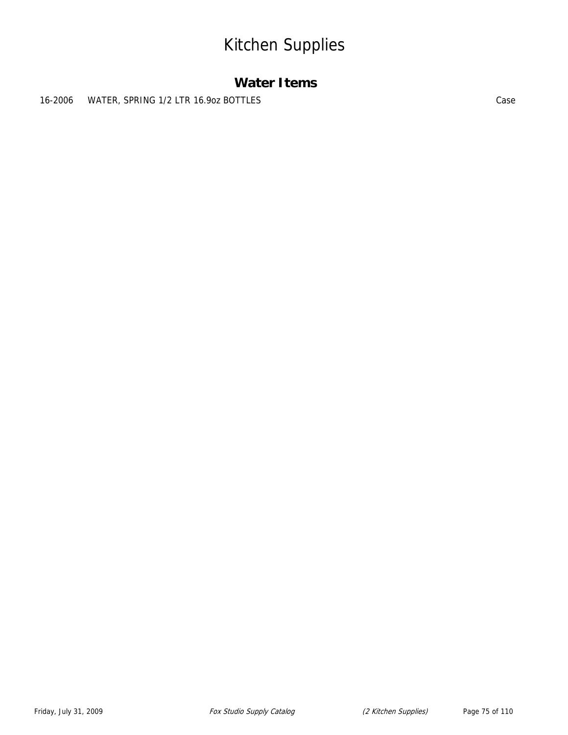# Kitchen Supplies

## Water Items

| | | |
|---|---|---|
| 16-2006 | WATER, SPRING 1/2 LTR 16.9oz BOTTLES | Case |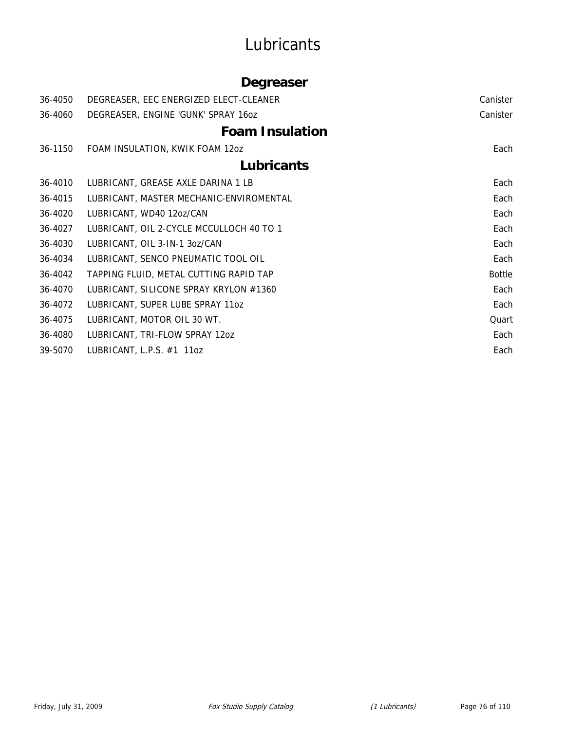# Lubricants

## Degreaser

| | | |
|---|---|---|
| 36-4050 | DEGREASER, EEC ENERGIZED ELECT-CLEANER | Canister |
| 36-4060 | DEGREASER, ENGINE 'GUNK' SPRAY 16oz | Canister |

## Foam Insulation

| | | |
|---|---|---|
| 36-1150 | FOAM INSULATION, KWIK FOAM 12oz | Each |

## Lubricants

| | | |
|---|---|---|
| 36-4010 | LUBRICANT, GREASE AXLE DARINA 1 LB | Each |
| 36-4015 | LUBRICANT, MASTER MECHANIC-ENVIROMENTAL | Each |
| 36-4020 | LUBRICANT, WD40 12oz/CAN | Each |
| 36-4027 | LUBRICANT, OIL 2-CYCLE MCCULLOCH 40 TO 1 | Each |
| 36-4030 | LUBRICANT, OIL 3-IN-1 3oz/CAN | Each |
| 36-4034 | LUBRICANT, SENCO PNEUMATIC TOOL OIL | Each |
| 36-4042 | TAPPING FLUID, METAL CUTTING RAPID TAP | Bottle |
| 36-4070 | LUBRICANT, SILICONE SPRAY KRYLON #1360 | Each |
| 36-4072 | LUBRICANT, SUPER LUBE SPRAY 11oz | Each |
| 36-4075 | LUBRICANT, MOTOR OIL 30 WT. | Quart |
| 36-4080 | LUBRICANT, TRI-FLOW SPRAY 12oz | Each |
| 39-5070 | LUBRICANT, L.P.S. #1 11oz | Each |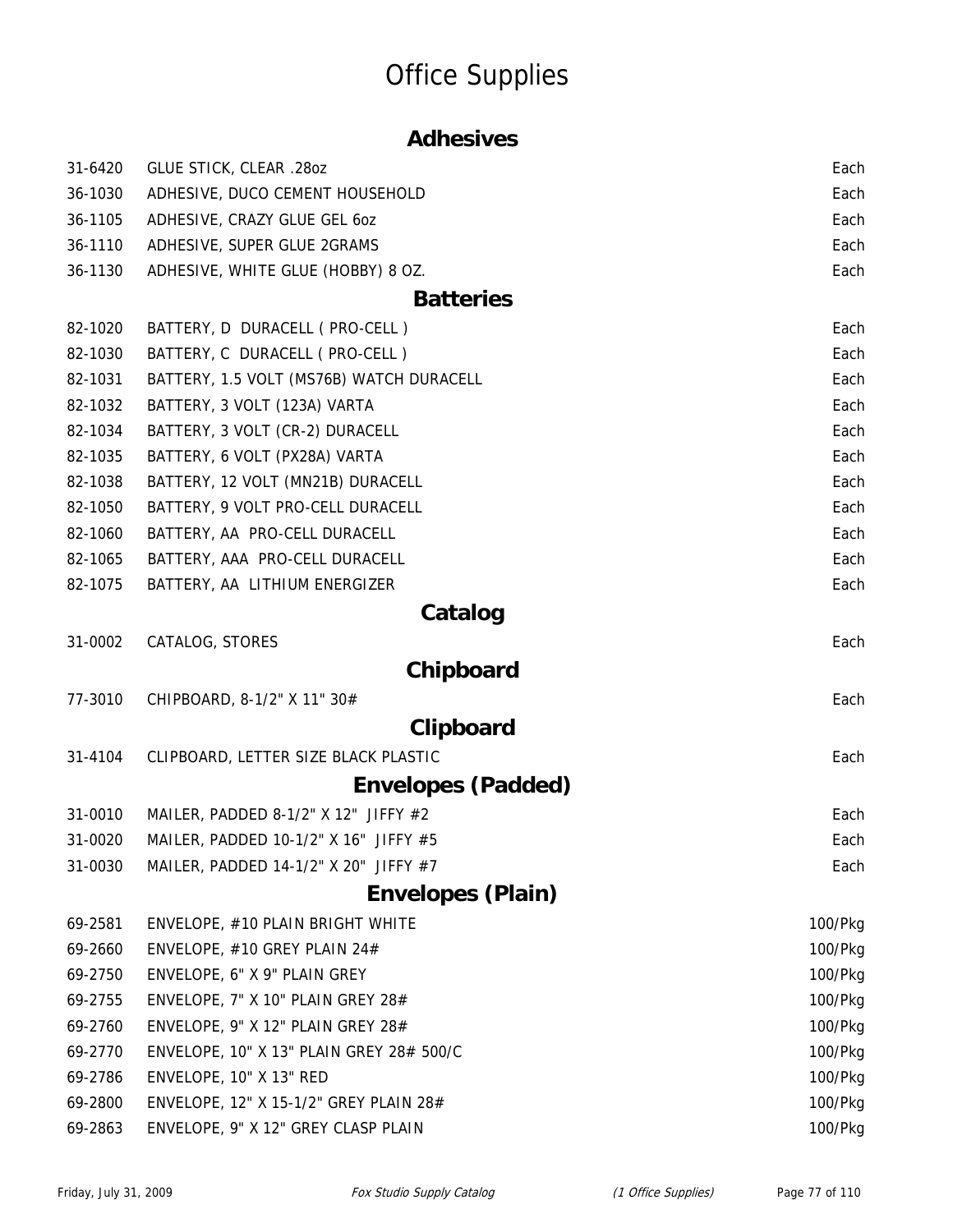# Office Supplies

## Adhesives

| | | |
|---|---|---|
| 31-6420 | GLUE STICK, CLEAR .28oz | Each |
| 36-1030 | ADHESIVE, DUCO CEMENT HOUSEHOLD | Each |
| 36-1105 | ADHESIVE, CRAZY GLUE GEL 6oz | Each |
| 36-1110 | ADHESIVE, SUPER GLUE 2GRAMS | Each |
| 36-1130 | ADHESIVE, WHITE GLUE (HOBBY) 8 OZ. | Each |

## Batteries

| | | |
|---|---|---|
| 82-1020 | BATTERY, D DURACELL ( PRO-CELL ) | Each |
| 82-1030 | BATTERY, C DURACELL ( PRO-CELL ) | Each |
| 82-1031 | BATTERY, 1.5 VOLT (MS76B) WATCH DURACELL | Each |
| 82-1032 | BATTERY, 3 VOLT (123A) VARTA | Each |
| 82-1034 | BATTERY, 3 VOLT (CR-2) DURACELL | Each |
| 82-1035 | BATTERY, 6 VOLT (PX28A) VARTA | Each |
| 82-1038 | BATTERY, 12 VOLT (MN21B) DURACELL | Each |
| 82-1050 | BATTERY, 9 VOLT PRO-CELL DURACELL | Each |
| 82-1060 | BATTERY, AA PRO-CELL DURACELL | Each |
| 82-1065 | BATTERY, AAA PRO-CELL DURACELL | Each |
| 82-1075 | BATTERY, AA LITHIUM ENERGIZER | Each |

## Catalog

| | | |
|---|---|---|
| 31-0002 | CATALOG, STORES | Each |

## Chipboard

| | | |
|---|---|---|
| 77-3010 | CHIPBOARD, 8-1/2" X 11" 30# | Each |

## Clipboard

| | | |
|---|---|---|
| 31-4104 | CLIPBOARD, LETTER SIZE BLACK PLASTIC | Each |

## Envelopes (Padded)

| | | |
|---|---|---|
| 31-0010 | MAILER, PADDED 8-1/2" X 12" JIFFY #2 | Each |
| 31-0020 | MAILER, PADDED 10-1/2" X 16" JIFFY #5 | Each |
| 31-0030 | MAILER, PADDED 14-1/2" X 20" JIFFY #7 | Each |

## Envelopes (Plain)

| | | |
|---|---|---|
| 69-2581 | ENVELOPE, #10 PLAIN BRIGHT WHITE | 100/Pkg |
| 69-2660 | ENVELOPE, #10 GREY PLAIN 24# | 100/Pkg |
| 69-2750 | ENVELOPE, 6" X 9" PLAIN GREY | 100/Pkg |
| 69-2755 | ENVELOPE, 7" X 10" PLAIN GREY 28# | 100/Pkg |
| 69-2760 | ENVELOPE, 9" X 12" PLAIN GREY 28# | 100/Pkg |
| 69-2770 | ENVELOPE, 10" X 13" PLAIN GREY 28# 500/C | 100/Pkg |
| 69-2786 | ENVELOPE, 10" X 13" RED | 100/Pkg |
| 69-2800 | ENVELOPE, 12" X 15-1/2" GREY PLAIN 28# | 100/Pkg |
| 69-2863 | ENVELOPE, 9" X 12" GREY CLASP PLAIN | 100/Pkg |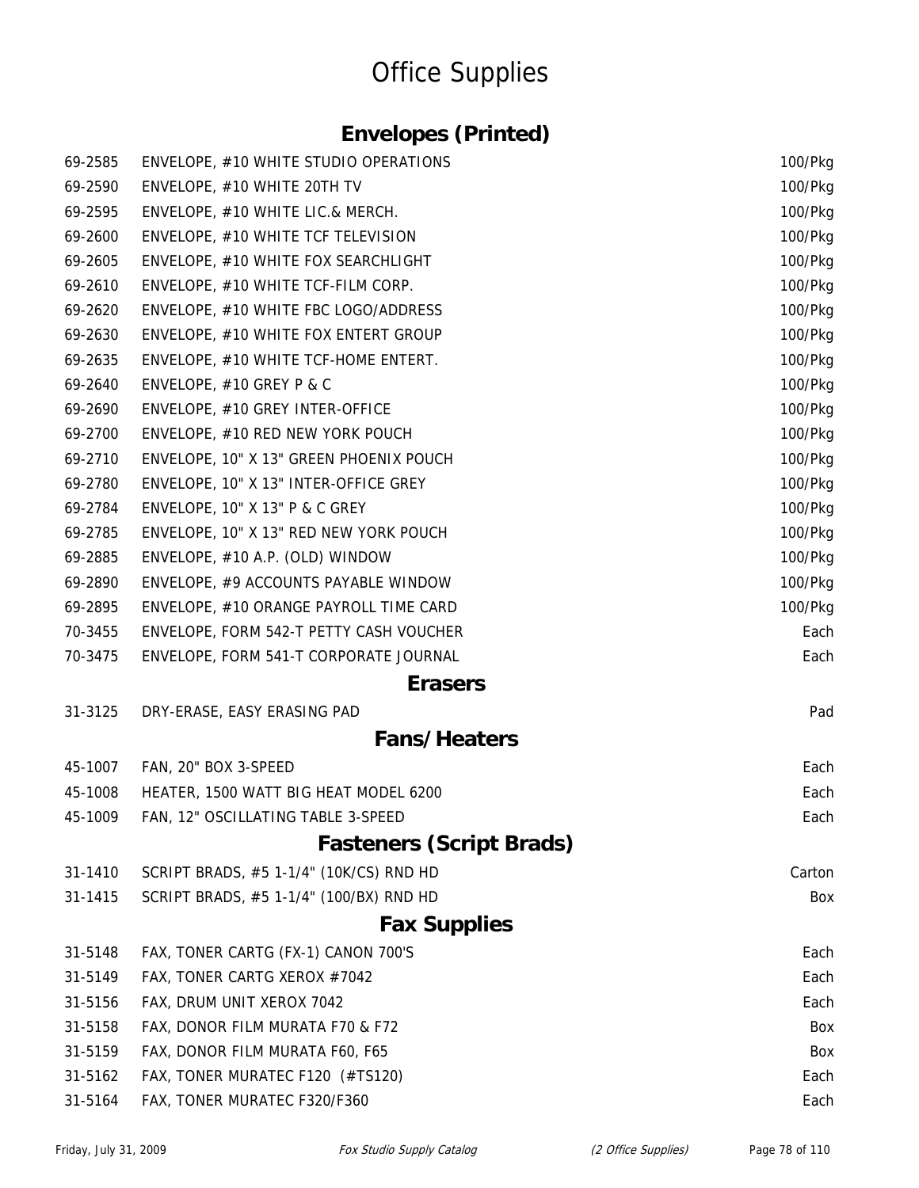# Office Supplies

## Envelopes (Printed)

| | | |
|---|---|---|
| 69-2585 | ENVELOPE, #10 WHITE STUDIO OPERATIONS | 100/Pkg |
| 69-2590 | ENVELOPE, #10 WHITE 20TH TV | 100/Pkg |
| 69-2595 | ENVELOPE, #10 WHITE LIC.& MERCH. | 100/Pkg |
| 69-2600 | ENVELOPE, #10 WHITE TCF TELEVISION | 100/Pkg |
| 69-2605 | ENVELOPE, #10 WHITE FOX SEARCHLIGHT | 100/Pkg |
| 69-2610 | ENVELOPE, #10 WHITE TCF-FILM CORP. | 100/Pkg |
| 69-2620 | ENVELOPE, #10 WHITE FBC LOGO/ADDRESS | 100/Pkg |
| 69-2630 | ENVELOPE, #10 WHITE FOX ENTERT GROUP | 100/Pkg |
| 69-2635 | ENVELOPE, #10 WHITE TCF-HOME ENTERT. | 100/Pkg |
| 69-2640 | ENVELOPE, #10 GREY P & C | 100/Pkg |
| 69-2690 | ENVELOPE, #10 GREY INTER-OFFICE | 100/Pkg |
| 69-2700 | ENVELOPE, #10 RED NEW YORK POUCH | 100/Pkg |
| 69-2710 | ENVELOPE, 10" X 13" GREEN PHOENIX POUCH | 100/Pkg |
| 69-2780 | ENVELOPE, 10" X 13" INTER-OFFICE GREY | 100/Pkg |
| 69-2784 | ENVELOPE, 10" X 13" P & C GREY | 100/Pkg |
| 69-2785 | ENVELOPE, 10" X 13" RED NEW YORK POUCH | 100/Pkg |
| 69-2885 | ENVELOPE, #10 A.P. (OLD) WINDOW | 100/Pkg |
| 69-2890 | ENVELOPE, #9 ACCOUNTS PAYABLE WINDOW | 100/Pkg |
| 69-2895 | ENVELOPE, #10 ORANGE PAYROLL TIME CARD | 100/Pkg |
| 70-3455 | ENVELOPE, FORM 542-T PETTY CASH VOUCHER | Each |
| 70-3475 | ENVELOPE, FORM 541-T CORPORATE JOURNAL | Each |

## Erasers

| | | |
|---|---|---|
| 31-3125 | DRY-ERASE, EASY ERASING PAD | Pad |

## Fans/Heaters

| | | |
|---|---|---|
| 45-1007 | FAN, 20" BOX 3-SPEED | Each |
| 45-1008 | HEATER, 1500 WATT BIG HEAT MODEL 6200 | Each |
| 45-1009 | FAN, 12" OSCILLATING TABLE 3-SPEED | Each |

## Fasteners (Script Brads)

| | | |
|---|---|---|
| 31-1410 | SCRIPT BRADS, #5 1-1/4" (10K/CS) RND HD | Carton |
| 31-1415 | SCRIPT BRADS, #5 1-1/4" (100/BX) RND HD | Box |

## Fax Supplies

| | | |
|---|---|---|
| 31-5148 | FAX, TONER CARTG (FX-1) CANON 700'S | Each |
| 31-5149 | FAX, TONER CARTG XEROX #7042 | Each |
| 31-5156 | FAX, DRUM UNIT XEROX 7042 | Each |
| 31-5158 | FAX, DONOR FILM MURATA F70 & F72 | Box |
| 31-5159 | FAX, DONOR FILM MURATA F60, F65 | Box |
| 31-5162 | FAX, TONER MURATEC F120 (#TS120) | Each |
| 31-5164 | FAX, TONER MURATEC F320/F360 | Each |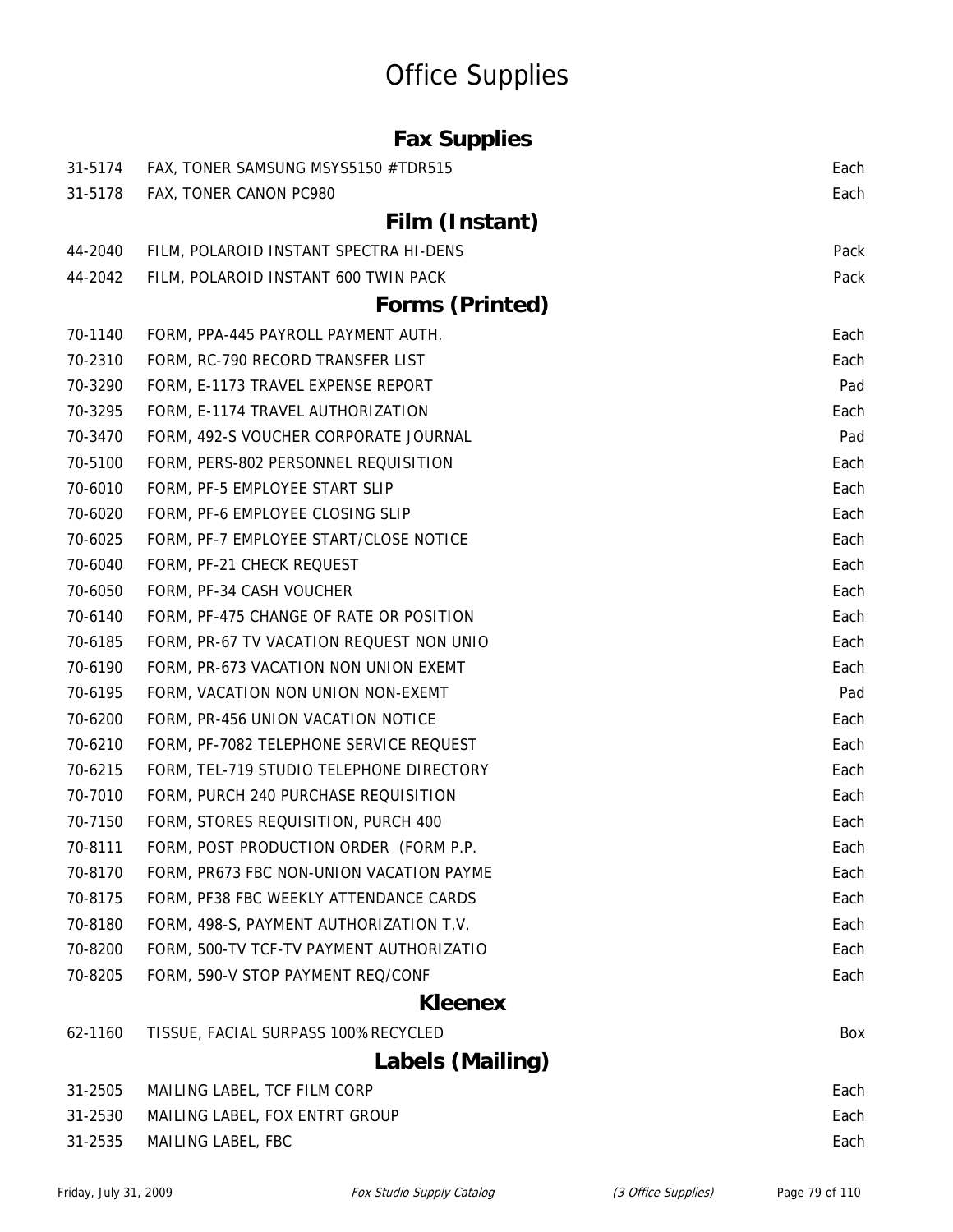# Office Supplies

## Fax Supplies

| | | |
|---|---|---|
| 31-5174 | FAX, TONER SAMSUNG MSYS5150 #TDR515 | Each |
| 31-5178 | FAX, TONER CANON PC980 | Each |

## Film (Instant)

| | | |
|---|---|---|
| 44-2040 | FILM, POLAROID INSTANT SPECTRA HI-DENS | Pack |
| 44-2042 | FILM, POLAROID INSTANT 600 TWIN PACK | Pack |

## Forms (Printed)

| | | |
|---|---|---|
| 70-1140 | FORM, PPA-445 PAYROLL PAYMENT AUTH. | Each |
| 70-2310 | FORM, RC-790 RECORD TRANSFER LIST | Each |
| 70-3290 | FORM, E-1173 TRAVEL EXPENSE REPORT | Pad |
| 70-3295 | FORM, E-1174 TRAVEL AUTHORIZATION | Each |
| 70-3470 | FORM, 492-S VOUCHER CORPORATE JOURNAL | Pad |
| 70-5100 | FORM, PERS-802 PERSONNEL REQUISITION | Each |
| 70-6010 | FORM, PF-5 EMPLOYEE START SLIP | Each |
| 70-6020 | FORM, PF-6 EMPLOYEE CLOSING SLIP | Each |
| 70-6025 | FORM, PF-7 EMPLOYEE START/CLOSE NOTICE | Each |
| 70-6040 | FORM, PF-21 CHECK REQUEST | Each |
| 70-6050 | FORM, PF-34 CASH VOUCHER | Each |
| 70-6140 | FORM, PF-475 CHANGE OF RATE OR POSITION | Each |
| 70-6185 | FORM, PR-67 TV VACATION REQUEST NON UNIO | Each |
| 70-6190 | FORM, PR-673 VACATION NON UNION EXEMT | Each |
| 70-6195 | FORM, VACATION NON UNION NON-EXEMT | Pad |
| 70-6200 | FORM, PR-456 UNION VACATION NOTICE | Each |
| 70-6210 | FORM, PF-7082 TELEPHONE SERVICE REQUEST | Each |
| 70-6215 | FORM, TEL-719 STUDIO TELEPHONE DIRECTORY | Each |
| 70-7010 | FORM, PURCH 240 PURCHASE REQUISITION | Each |
| 70-7150 | FORM, STORES REQUISITION, PURCH 400 | Each |
| 70-8111 | FORM, POST PRODUCTION ORDER (FORM P.P. | Each |
| 70-8170 | FORM, PR673 FBC NON-UNION VACATION PAYME | Each |
| 70-8175 | FORM, PF38 FBC WEEKLY ATTENDANCE CARDS | Each |
| 70-8180 | FORM, 498-S, PAYMENT AUTHORIZATION T.V. | Each |
| 70-8200 | FORM, 500-TV TCF-TV PAYMENT AUTHORIZATIO | Each |
| 70-8205 | FORM, 590-V STOP PAYMENT REQ/CONF | Each |

## Kleenex

| | | |
|---|---|---|
| 62-1160 | TISSUE, FACIAL SURPASS 100% RECYCLED | Box |

## Labels (Mailing)

| | | |
|---|---|---|
| 31-2505 | MAILING LABEL, TCF FILM CORP | Each |
| 31-2530 | MAILING LABEL, FOX ENTRT GROUP | Each |
| 31-2535 | MAILING LABEL, FBC | Each |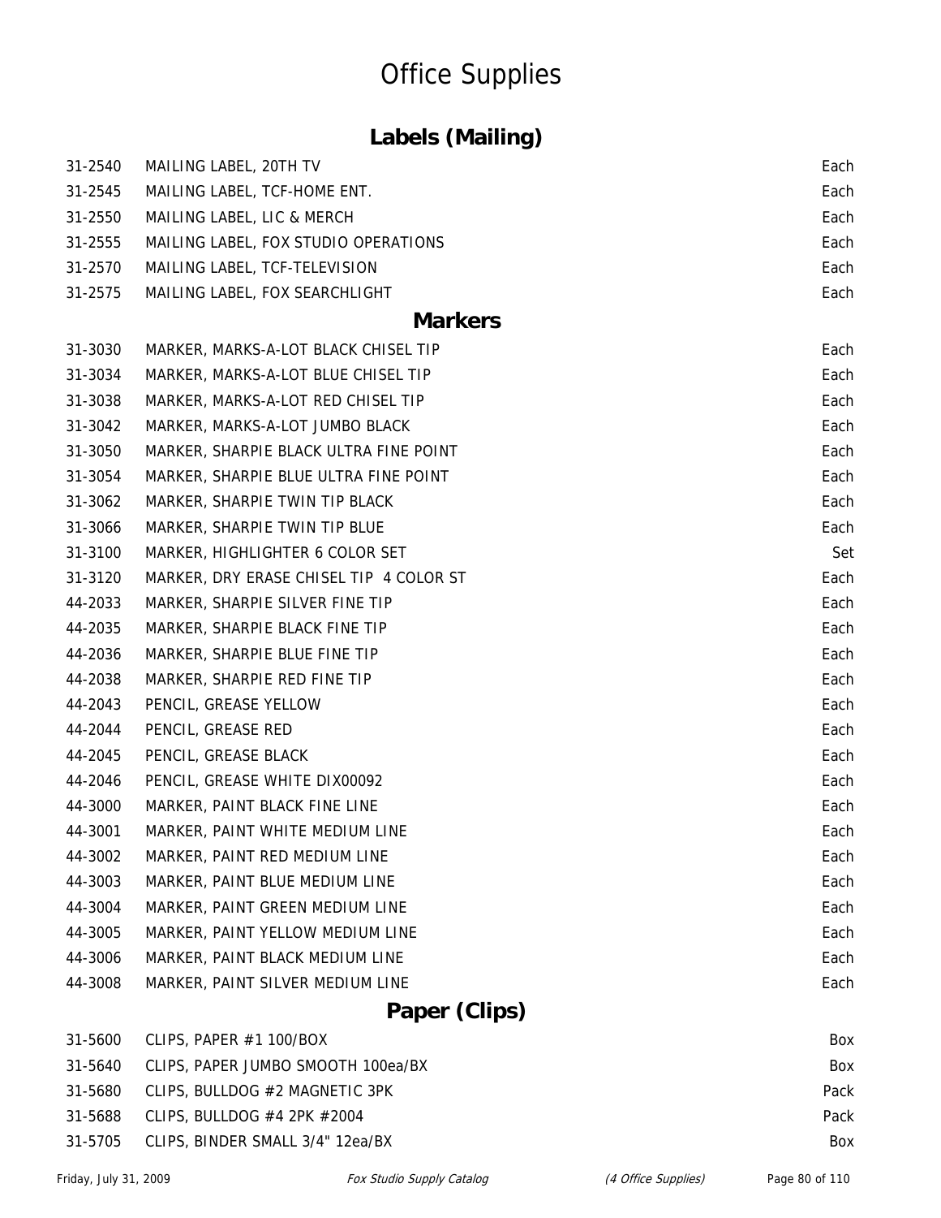# Office Supplies

## Labels (Mailing)

| | | |
|---|---|---|
| 31-2540 | MAILING LABEL, 20TH TV | Each |
| 31-2545 | MAILING LABEL, TCF-HOME ENT. | Each |
| 31-2550 | MAILING LABEL, LIC & MERCH | Each |
| 31-2555 | MAILING LABEL, FOX STUDIO OPERATIONS | Each |
| 31-2570 | MAILING LABEL, TCF-TELEVISION | Each |
| 31-2575 | MAILING LABEL, FOX SEARCHLIGHT | Each |

## Markers

| | | |
|---|---|---|
| 31-3030 | MARKER, MARKS-A-LOT BLACK CHISEL TIP | Each |
| 31-3034 | MARKER, MARKS-A-LOT BLUE CHISEL TIP | Each |
| 31-3038 | MARKER, MARKS-A-LOT RED CHISEL TIP | Each |
| 31-3042 | MARKER, MARKS-A-LOT JUMBO BLACK | Each |
| 31-3050 | MARKER, SHARPIE BLACK ULTRA FINE POINT | Each |
| 31-3054 | MARKER, SHARPIE BLUE ULTRA FINE POINT | Each |
| 31-3062 | MARKER, SHARPIE TWIN TIP BLACK | Each |
| 31-3066 | MARKER, SHARPIE TWIN TIP BLUE | Each |
| 31-3100 | MARKER, HIGHLIGHTER 6 COLOR SET | Set |
| 31-3120 | MARKER, DRY ERASE CHISEL TIP 4 COLOR ST | Each |
| 44-2033 | MARKER, SHARPIE SILVER FINE TIP | Each |
| 44-2035 | MARKER, SHARPIE BLACK FINE TIP | Each |
| 44-2036 | MARKER, SHARPIE BLUE FINE TIP | Each |
| 44-2038 | MARKER, SHARPIE RED FINE TIP | Each |
| 44-2043 | PENCIL, GREASE YELLOW | Each |
| 44-2044 | PENCIL, GREASE RED | Each |
| 44-2045 | PENCIL, GREASE BLACK | Each |
| 44-2046 | PENCIL, GREASE WHITE DIX00092 | Each |
| 44-3000 | MARKER, PAINT BLACK FINE LINE | Each |
| 44-3001 | MARKER, PAINT WHITE MEDIUM LINE | Each |
| 44-3002 | MARKER, PAINT RED MEDIUM LINE | Each |
| 44-3003 | MARKER, PAINT BLUE MEDIUM LINE | Each |
| 44-3004 | MARKER, PAINT GREEN MEDIUM LINE | Each |
| 44-3005 | MARKER, PAINT YELLOW MEDIUM LINE | Each |
| 44-3006 | MARKER, PAINT BLACK MEDIUM LINE | Each |
| 44-3008 | MARKER, PAINT SILVER MEDIUM LINE | Each |

## Paper (Clips)

| | | |
|---|---|---|
| 31-5600 | CLIPS, PAPER #1 100/BOX | Box |
| 31-5640 | CLIPS, PAPER JUMBO SMOOTH 100ea/BX | Box |
| 31-5680 | CLIPS, BULLDOG #2 MAGNETIC 3PK | Pack |
| 31-5688 | CLIPS, BULLDOG #4 2PK #2004 | Pack |
| 31-5705 | CLIPS, BINDER SMALL 3/4" 12ea/BX | Box |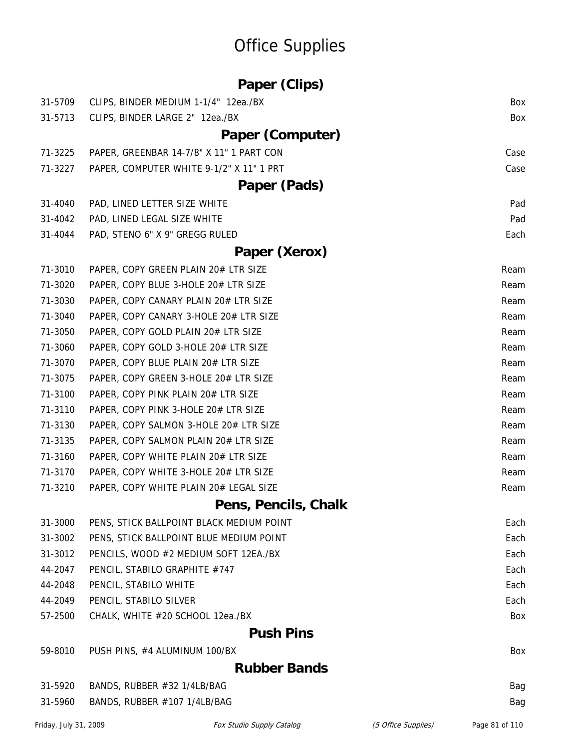# Office Supplies

## Paper (Clips)

| | | |
|---|---|---|
| 31-5709 | CLIPS, BINDER MEDIUM 1-1/4" 12ea./BX | Box |
| 31-5713 | CLIPS, BINDER LARGE 2" 12ea./BX | Box |

## Paper (Computer)

| | | |
|---|---|---|
| 71-3225 | PAPER, GREENBAR 14-7/8" X 11" 1 PART CON | Case |
| 71-3227 | PAPER, COMPUTER WHITE 9-1/2" X 11" 1 PRT | Case |

## Paper (Pads)

| | | |
|---|---|---|
| 31-4040 | PAD, LINED LETTER SIZE WHITE | Pad |
| 31-4042 | PAD, LINED LEGAL SIZE WHITE | Pad |
| 31-4044 | PAD, STENO 6" X 9" GREGG RULED | Each |

## Paper (Xerox)

| | | |
|---|---|---|
| 71-3010 | PAPER, COPY GREEN PLAIN 20# LTR SIZE | Ream |
| 71-3020 | PAPER, COPY BLUE 3-HOLE 20# LTR SIZE | Ream |
| 71-3030 | PAPER, COPY CANARY PLAIN 20# LTR SIZE | Ream |
| 71-3040 | PAPER, COPY CANARY 3-HOLE 20# LTR SIZE | Ream |
| 71-3050 | PAPER, COPY GOLD PLAIN 20# LTR SIZE | Ream |
| 71-3060 | PAPER, COPY GOLD 3-HOLE 20# LTR SIZE | Ream |
| 71-3070 | PAPER, COPY BLUE PLAIN 20# LTR SIZE | Ream |
| 71-3075 | PAPER, COPY GREEN 3-HOLE 20# LTR SIZE | Ream |
| 71-3100 | PAPER, COPY PINK PLAIN 20# LTR SIZE | Ream |
| 71-3110 | PAPER, COPY PINK 3-HOLE 20# LTR SIZE | Ream |
| 71-3130 | PAPER, COPY SALMON 3-HOLE 20# LTR SIZE | Ream |
| 71-3135 | PAPER, COPY SALMON PLAIN 20# LTR SIZE | Ream |
| 71-3160 | PAPER, COPY WHITE PLAIN 20# LTR SIZE | Ream |
| 71-3170 | PAPER, COPY WHITE 3-HOLE 20# LTR SIZE | Ream |
| 71-3210 | PAPER, COPY WHITE PLAIN 20# LEGAL SIZE | Ream |

## Pens, Pencils, Chalk

| | | |
|---|---|---|
| 31-3000 | PENS, STICK BALLPOINT BLACK MEDIUM POINT | Each |
| 31-3002 | PENS, STICK BALLPOINT BLUE MEDIUM POINT | Each |
| 31-3012 | PENCILS, WOOD #2 MEDIUM SOFT 12EA./BX | Each |
| 44-2047 | PENCIL, STABILO GRAPHITE #747 | Each |
| 44-2048 | PENCIL, STABILO WHITE | Each |
| 44-2049 | PENCIL, STABILO SILVER | Each |
| 57-2500 | CHALK, WHITE #20 SCHOOL 12ea./BX | Box |

## Push Pins

| | | |
|---|---|---|
| 59-8010 | PUSH PINS, #4 ALUMINUM 100/BX | Box |

## Rubber Bands

| | | |
|---|---|---|
| 31-5920 | BANDS, RUBBER #32 1/4LB/BAG | Bag |
| 31-5960 | BANDS, RUBBER #107 1/4LB/BAG | Bag |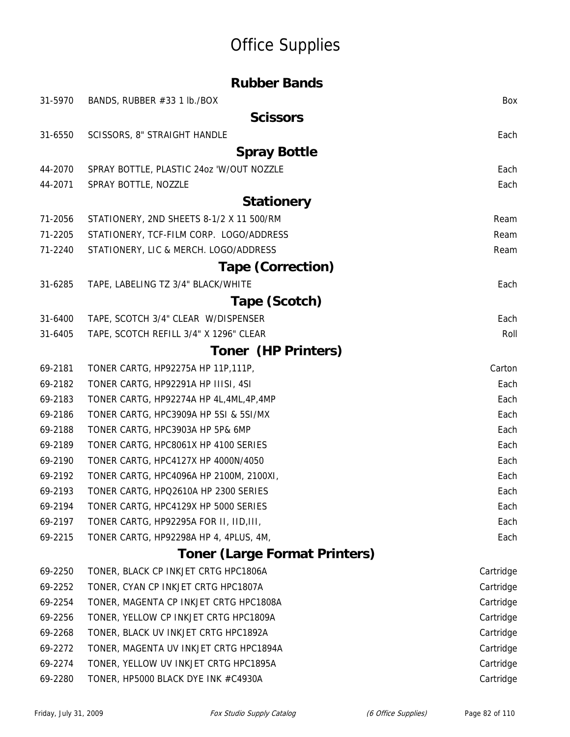# Office Supplies

## Rubber Bands

| | | |
|---|---|---|
| 31-5970 | BANDS, RUBBER #33 1 lb./BOX | Box |

## Scissors

| | | |
|---|---|---|
| 31-6550 | SCISSORS, 8" STRAIGHT HANDLE | Each |

## Spray Bottle

| | | |
|---|---|---|
| 44-2070 | SPRAY BOTTLE, PLASTIC 24oz 'W/OUT NOZZLE | Each |
| 44-2071 | SPRAY BOTTLE, NOZZLE | Each |

## Stationery

| | | |
|---|---|---|
| 71-2056 | STATIONERY, 2ND SHEETS 8-1/2 X 11 500/RM | Ream |
| 71-2205 | STATIONERY, TCF-FILM CORP. LOGO/ADDRESS | Ream |
| 71-2240 | STATIONERY, LIC & MERCH. LOGO/ADDRESS | Ream |

## Tape (Correction)

| | | |
|---|---|---|
| 31-6285 | TAPE, LABELING TZ 3/4" BLACK/WHITE | Each |

## Tape (Scotch)

| | | |
|---|---|---|
| 31-6400 | TAPE, SCOTCH 3/4" CLEAR W/DISPENSER | Each |
| 31-6405 | TAPE, SCOTCH REFILL 3/4" X 1296" CLEAR | Roll |

## Toner (HP Printers)

| | | |
|---|---|---|
| 69-2181 | TONER CARTG, HP92275A HP 11P,111P, | Carton |
| 69-2182 | TONER CARTG, HP92291A HP IIISI, 4SI | Each |
| 69-2183 | TONER CARTG, HP92274A HP 4L,4ML,4P,4MP | Each |
| 69-2186 | TONER CARTG, HPC3909A HP 5SI & 5SI/MX | Each |
| 69-2188 | TONER CARTG, HPC3903A HP 5P& 6MP | Each |
| 69-2189 | TONER CARTG, HPC8061X HP 4100 SERIES | Each |
| 69-2190 | TONER CARTG, HPC4127X HP 4000N/4050 | Each |
| 69-2192 | TONER CARTG, HPC4096A HP 2100M, 2100XI, | Each |
| 69-2193 | TONER CARTG, HPQ2610A HP 2300 SERIES | Each |
| 69-2194 | TONER CARTG, HPC4129X HP 5000 SERIES | Each |
| 69-2197 | TONER CARTG, HP92295A FOR II, IID,III, | Each |
| 69-2215 | TONER CARTG, HP92298A HP 4, 4PLUS, 4M, | Each |

## Toner (Large Format Printers)

| | | |
|---|---|---|
| 69-2250 | TONER, BLACK CP INKJET CRTG HPC1806A | Cartridge |
| 69-2252 | TONER, CYAN CP INKJET CRTG HPC1807A | Cartridge |
| 69-2254 | TONER, MAGENTA CP INKJET CRTG HPC1808A | Cartridge |
| 69-2256 | TONER, YELLOW CP INKJET CRTG HPC1809A | Cartridge |
| 69-2268 | TONER, BLACK UV INKJET CRTG HPC1892A | Cartridge |
| 69-2272 | TONER, MAGENTA UV INKJET CRTG HPC1894A | Cartridge |
| 69-2274 | TONER, YELLOW UV INKJET CRTG HPC1895A | Cartridge |
| 69-2280 | TONER, HP5000 BLACK DYE INK #C4930A | Cartridge |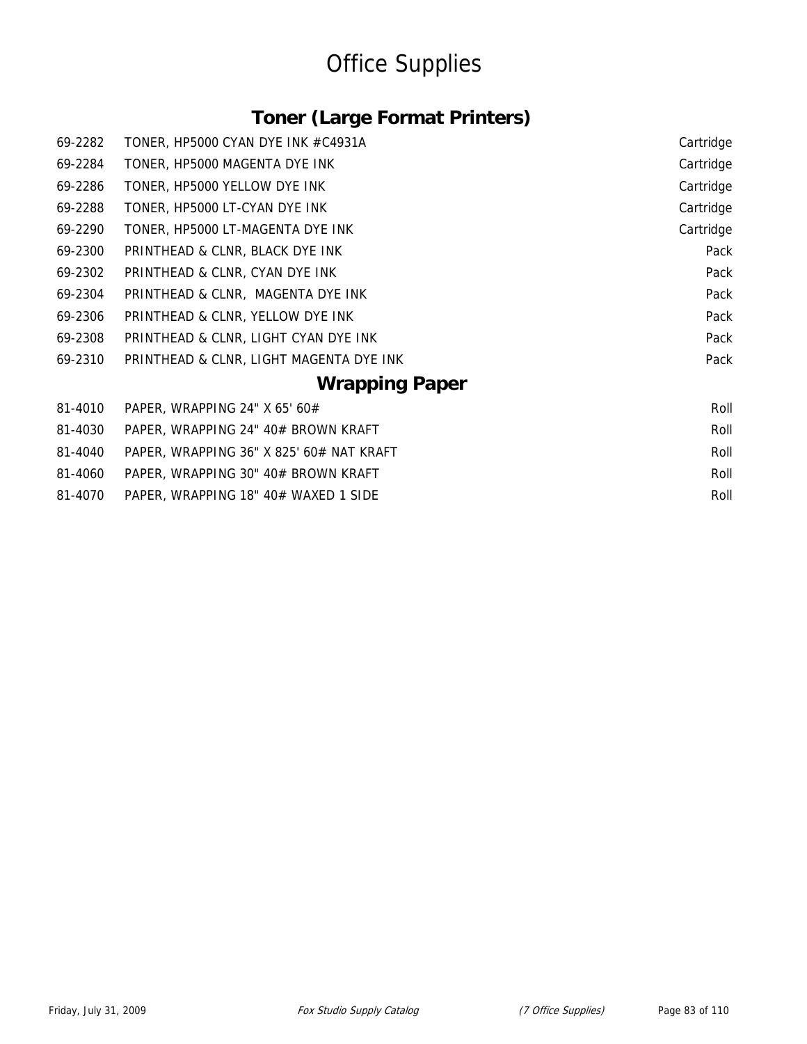# Office Supplies

## Toner (Large Format Printers)

| | | |
|---|---|---|
| 69-2282 | TONER, HP5000 CYAN DYE INK #C4931A | Cartridge |
| 69-2284 | TONER, HP5000 MAGENTA DYE INK | Cartridge |
| 69-2286 | TONER, HP5000 YELLOW DYE INK | Cartridge |
| 69-2288 | TONER, HP5000 LT-CYAN DYE INK | Cartridge |
| 69-2290 | TONER, HP5000 LT-MAGENTA DYE INK | Cartridge |
| 69-2300 | PRINTHEAD & CLNR, BLACK DYE INK | Pack |
| 69-2302 | PRINTHEAD & CLNR, CYAN DYE INK | Pack |
| 69-2304 | PRINTHEAD & CLNR, MAGENTA DYE INK | Pack |
| 69-2306 | PRINTHEAD & CLNR, YELLOW DYE INK | Pack |
| 69-2308 | PRINTHEAD & CLNR, LIGHT CYAN DYE INK | Pack |
| 69-2310 | PRINTHEAD & CLNR, LIGHT MAGENTA DYE INK | Pack |

## Wrapping Paper

| | | |
|---|---|---|
| 81-4010 | PAPER, WRAPPING 24" X 65' 60# | Roll |
| 81-4030 | PAPER, WRAPPING 24" 40# BROWN KRAFT | Roll |
| 81-4040 | PAPER, WRAPPING 36" X 825' 60# NAT KRAFT | Roll |
| 81-4060 | PAPER, WRAPPING 30" 40# BROWN KRAFT | Roll |
| 81-4070 | PAPER, WRAPPING 18" 40# WAXED 1 SIDE | Roll |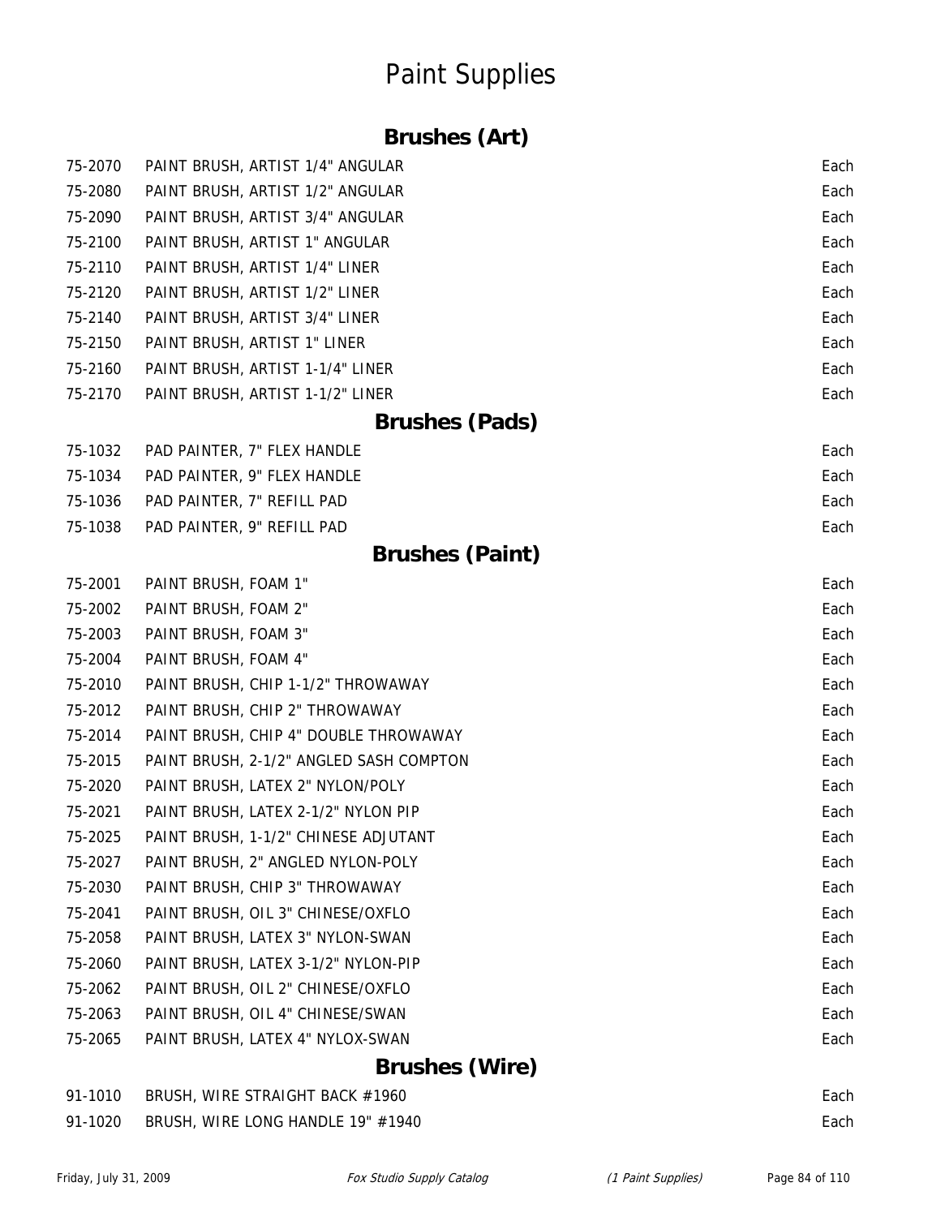# Paint Supplies

## Brushes (Art)

| | | |
|---|---|---|
| 75-2070 | PAINT BRUSH, ARTIST 1/4" ANGULAR | Each |
| 75-2080 | PAINT BRUSH, ARTIST 1/2" ANGULAR | Each |
| 75-2090 | PAINT BRUSH, ARTIST 3/4" ANGULAR | Each |
| 75-2100 | PAINT BRUSH, ARTIST 1" ANGULAR | Each |
| 75-2110 | PAINT BRUSH, ARTIST 1/4" LINER | Each |
| 75-2120 | PAINT BRUSH, ARTIST 1/2" LINER | Each |
| 75-2140 | PAINT BRUSH, ARTIST 3/4" LINER | Each |
| 75-2150 | PAINT BRUSH, ARTIST 1" LINER | Each |
| 75-2160 | PAINT BRUSH, ARTIST 1-1/4" LINER | Each |
| 75-2170 | PAINT BRUSH, ARTIST 1-1/2" LINER | Each |

## Brushes (Pads)

| | | |
|---|---|---|
| 75-1032 | PAD PAINTER, 7" FLEX HANDLE | Each |
| 75-1034 | PAD PAINTER, 9" FLEX HANDLE | Each |
| 75-1036 | PAD PAINTER, 7" REFILL PAD | Each |
| 75-1038 | PAD PAINTER, 9" REFILL PAD | Each |

## Brushes (Paint)

| | | |
|---|---|---|
| 75-2001 | PAINT BRUSH, FOAM 1" | Each |
| 75-2002 | PAINT BRUSH, FOAM 2" | Each |
| 75-2003 | PAINT BRUSH, FOAM 3" | Each |
| 75-2004 | PAINT BRUSH, FOAM 4" | Each |
| 75-2010 | PAINT BRUSH, CHIP 1-1/2" THROWAWAY | Each |
| 75-2012 | PAINT BRUSH, CHIP 2" THROWAWAY | Each |
| 75-2014 | PAINT BRUSH, CHIP 4" DOUBLE THROWAWAY | Each |
| 75-2015 | PAINT BRUSH, 2-1/2" ANGLED SASH COMPTON | Each |
| 75-2020 | PAINT BRUSH, LATEX 2" NYLON/POLY | Each |
| 75-2021 | PAINT BRUSH, LATEX 2-1/2" NYLON PIP | Each |
| 75-2025 | PAINT BRUSH, 1-1/2" CHINESE ADJUTANT | Each |
| 75-2027 | PAINT BRUSH, 2" ANGLED NYLON-POLY | Each |
| 75-2030 | PAINT BRUSH, CHIP 3" THROWAWAY | Each |
| 75-2041 | PAINT BRUSH, OIL 3" CHINESE/OXFLO | Each |
| 75-2058 | PAINT BRUSH, LATEX 3" NYLON-SWAN | Each |
| 75-2060 | PAINT BRUSH, LATEX 3-1/2" NYLON-PIP | Each |
| 75-2062 | PAINT BRUSH, OIL 2" CHINESE/OXFLO | Each |
| 75-2063 | PAINT BRUSH, OIL 4" CHINESE/SWAN | Each |
| 75-2065 | PAINT BRUSH, LATEX 4" NYLOX-SWAN | Each |

## Brushes (Wire)

| | | |
|---|---|---|
| 91-1010 | BRUSH, WIRE STRAIGHT BACK #1960 | Each |
| 91-1020 | BRUSH, WIRE LONG HANDLE 19" #1940 | Each |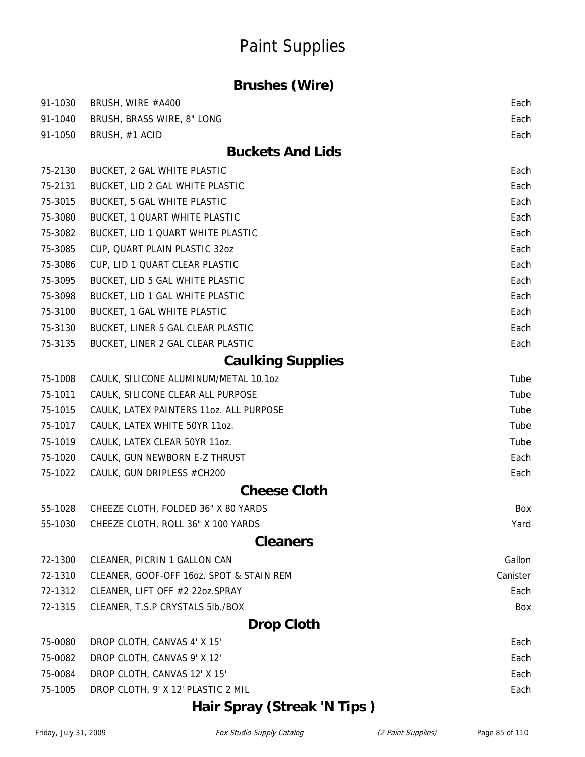# Paint Supplies

## Brushes (Wire)

| | | |
|---|---|---|
| 91-1030 | BRUSH, WIRE #A400 | Each |
| 91-1040 | BRUSH, BRASS WIRE, 8" LONG | Each |
| 91-1050 | BRUSH, #1 ACID | Each |

## Buckets And Lids

| | | |
|---|---|---|
| 75-2130 | BUCKET, 2 GAL WHITE PLASTIC | Each |
| 75-2131 | BUCKET, LID 2 GAL WHITE PLASTIC | Each |
| 75-3015 | BUCKET, 5 GAL WHITE PLASTIC | Each |
| 75-3080 | BUCKET, 1 QUART WHITE PLASTIC | Each |
| 75-3082 | BUCKET, LID 1 QUART WHITE PLASTIC | Each |
| 75-3085 | CUP, QUART PLAIN PLASTIC 32oz | Each |
| 75-3086 | CUP, LID 1 QUART CLEAR PLASTIC | Each |
| 75-3095 | BUCKET, LID 5 GAL WHITE PLASTIC | Each |
| 75-3098 | BUCKET, LID 1 GAL WHITE PLASTIC | Each |
| 75-3100 | BUCKET, 1 GAL WHITE PLASTIC | Each |
| 75-3130 | BUCKET, LINER 5 GAL CLEAR PLASTIC | Each |
| 75-3135 | BUCKET, LINER 2 GAL CLEAR PLASTIC | Each |

## Caulking Supplies

| | | |
|---|---|---|
| 75-1008 | CAULK, SILICONE ALUMINUM/METAL 10.1oz | Tube |
| 75-1011 | CAULK, SILICONE CLEAR ALL PURPOSE | Tube |
| 75-1015 | CAULK, LATEX PAINTERS 11oz. ALL PURPOSE | Tube |
| 75-1017 | CAULK, LATEX WHITE 50YR 11oz. | Tube |
| 75-1019 | CAULK, LATEX CLEAR 50YR 11oz. | Tube |
| 75-1020 | CAULK, GUN NEWBORN E-Z THRUST | Each |
| 75-1022 | CAULK, GUN DRIPLESS #CH200 | Each |

## Cheese Cloth

| | | |
|---|---|---|
| 55-1028 | CHEEZE CLOTH, FOLDED 36" X 80 YARDS | Box |
| 55-1030 | CHEEZE CLOTH, ROLL 36" X 100 YARDS | Yard |

## Cleaners

| | | |
|---|---|---|
| 72-1300 | CLEANER, PICRIN 1 GALLON CAN | Gallon |
| 72-1310 | CLEANER, GOOF-OFF 16oz. SPOT & STAIN REM | Canister |
| 72-1312 | CLEANER, LIFT OFF #2 22oz.SPRAY | Each |
| 72-1315 | CLEANER, T.S.P CRYSTALS 5lb./BOX | Box |

## Drop Cloth

| | | |
|---|---|---|
| 75-0080 | DROP CLOTH, CANVAS 4' X 15' | Each |
| 75-0082 | DROP CLOTH, CANVAS 9' X 12' | Each |
| 75-0084 | DROP CLOTH, CANVAS 12' X 15' | Each |
| 75-1005 | DROP CLOTH, 9' X 12' PLASTIC 2 MIL | Each |

## Hair Spray (Streak 'N Tips )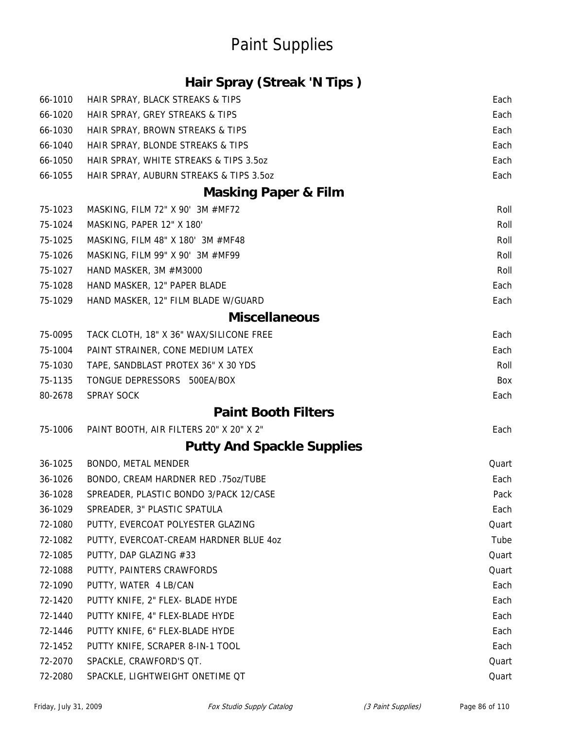# Paint Supplies

## Hair Spray (Streak 'N Tips )

| | | |
|---|---|---|
| 66-1010 | HAIR SPRAY, BLACK STREAKS & TIPS | Each |
| 66-1020 | HAIR SPRAY, GREY STREAKS & TIPS | Each |
| 66-1030 | HAIR SPRAY, BROWN STREAKS & TIPS | Each |
| 66-1040 | HAIR SPRAY, BLONDE STREAKS & TIPS | Each |
| 66-1050 | HAIR SPRAY, WHITE STREAKS & TIPS 3.5oz | Each |
| 66-1055 | HAIR SPRAY, AUBURN STREAKS & TIPS 3.5oz | Each |

## Masking Paper & Film

| | | |
|---|---|---|
| 75-1023 | MASKING, FILM 72" X 90' 3M #MF72 | Roll |
| 75-1024 | MASKING, PAPER 12" X 180' | Roll |
| 75-1025 | MASKING, FILM 48" X 180' 3M #MF48 | Roll |
| 75-1026 | MASKING, FILM 99" X 90' 3M #MF99 | Roll |
| 75-1027 | HAND MASKER, 3M #M3000 | Roll |
| 75-1028 | HAND MASKER, 12" PAPER BLADE | Each |
| 75-1029 | HAND MASKER, 12" FILM BLADE W/GUARD | Each |

## Miscellaneous

| | | |
|---|---|---|
| 75-0095 | TACK CLOTH, 18" X 36" WAX/SILICONE FREE | Each |
| 75-1004 | PAINT STRAINER, CONE MEDIUM LATEX | Each |
| 75-1030 | TAPE, SANDBLAST PROTEX 36" X 30 YDS | Roll |
| 75-1135 | TONGUE DEPRESSORS 500EA/BOX | Box |
| 80-2678 | SPRAY SOCK | Each |

## Paint Booth Filters

| | | |
|---|---|---|
| 75-1006 | PAINT BOOTH, AIR FILTERS 20" X 20" X 2" | Each |

## Putty And Spackle Supplies

| | | |
|---|---|---|
| 36-1025 | BONDO, METAL MENDER | Quart |
| 36-1026 | BONDO, CREAM HARDNER RED .75oz/TUBE | Each |
| 36-1028 | SPREADER, PLASTIC BONDO 3/PACK 12/CASE | Pack |
| 36-1029 | SPREADER, 3" PLASTIC SPATULA | Each |
| 72-1080 | PUTTY, EVERCOAT POLYESTER GLAZING | Quart |
| 72-1082 | PUTTY, EVERCOAT-CREAM HARDNER BLUE 4oz | Tube |
| 72-1085 | PUTTY, DAP GLAZING #33 | Quart |
| 72-1088 | PUTTY, PAINTERS CRAWFORDS | Quart |
| 72-1090 | PUTTY, WATER 4 LB/CAN | Each |
| 72-1420 | PUTTY KNIFE, 2" FLEX- BLADE HYDE | Each |
| 72-1440 | PUTTY KNIFE, 4" FLEX-BLADE HYDE | Each |
| 72-1446 | PUTTY KNIFE, 6" FLEX-BLADE HYDE | Each |
| 72-1452 | PUTTY KNIFE, SCRAPER 8-IN-1 TOOL | Each |
| 72-2070 | SPACKLE, CRAWFORD'S QT. | Quart |
| 72-2080 | SPACKLE, LIGHTWEIGHT ONETIME QT | Quart |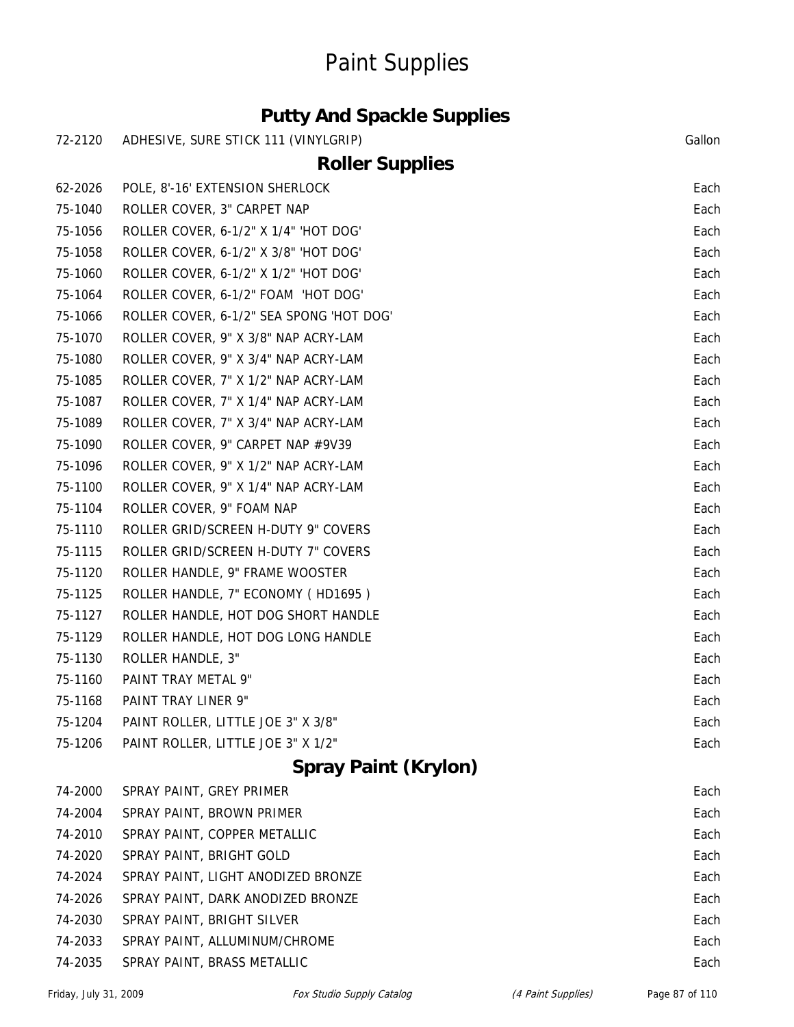# Paint Supplies

## Putty And Spackle Supplies

| | | |
|---|---|---|
| 72-2120 | ADHESIVE, SURE STICK 111 (VINYLGRIP) | Gallon |

## Roller Supplies

| | | |
|---|---|---|
| 62-2026 | POLE, 8'-16' EXTENSION SHERLOCK | Each |
| 75-1040 | ROLLER COVER, 3" CARPET NAP | Each |
| 75-1056 | ROLLER COVER, 6-1/2" X 1/4" 'HOT DOG' | Each |
| 75-1058 | ROLLER COVER, 6-1/2" X 3/8" 'HOT DOG' | Each |
| 75-1060 | ROLLER COVER, 6-1/2" X 1/2" 'HOT DOG' | Each |
| 75-1064 | ROLLER COVER, 6-1/2" FOAM 'HOT DOG' | Each |
| 75-1066 | ROLLER COVER, 6-1/2" SEA SPONG 'HOT DOG' | Each |
| 75-1070 | ROLLER COVER, 9" X 3/8" NAP ACRY-LAM | Each |
| 75-1080 | ROLLER COVER, 9" X 3/4" NAP ACRY-LAM | Each |
| 75-1085 | ROLLER COVER, 7" X 1/2" NAP ACRY-LAM | Each |
| 75-1087 | ROLLER COVER, 7" X 1/4" NAP ACRY-LAM | Each |
| 75-1089 | ROLLER COVER, 7" X 3/4" NAP ACRY-LAM | Each |
| 75-1090 | ROLLER COVER, 9" CARPET NAP #9V39 | Each |
| 75-1096 | ROLLER COVER, 9" X 1/2" NAP ACRY-LAM | Each |
| 75-1100 | ROLLER COVER, 9" X 1/4" NAP ACRY-LAM | Each |
| 75-1104 | ROLLER COVER, 9" FOAM NAP | Each |
| 75-1110 | ROLLER GRID/SCREEN H-DUTY 9" COVERS | Each |
| 75-1115 | ROLLER GRID/SCREEN H-DUTY 7" COVERS | Each |
| 75-1120 | ROLLER HANDLE, 9" FRAME WOOSTER | Each |
| 75-1125 | ROLLER HANDLE, 7" ECONOMY ( HD1695 ) | Each |
| 75-1127 | ROLLER HANDLE, HOT DOG SHORT HANDLE | Each |
| 75-1129 | ROLLER HANDLE, HOT DOG LONG HANDLE | Each |
| 75-1130 | ROLLER HANDLE, 3" | Each |
| 75-1160 | PAINT TRAY METAL 9" | Each |
| 75-1168 | PAINT TRAY LINER 9" | Each |
| 75-1204 | PAINT ROLLER, LITTLE JOE 3" X 3/8" | Each |
| 75-1206 | PAINT ROLLER, LITTLE JOE 3" X 1/2" | Each |

## Spray Paint (Krylon)

| | | |
|---|---|---|
| 74-2000 | SPRAY PAINT, GREY PRIMER | Each |
| 74-2004 | SPRAY PAINT, BROWN PRIMER | Each |
| 74-2010 | SPRAY PAINT, COPPER METALLIC | Each |
| 74-2020 | SPRAY PAINT, BRIGHT GOLD | Each |
| 74-2024 | SPRAY PAINT, LIGHT ANODIZED BRONZE | Each |
| 74-2026 | SPRAY PAINT, DARK ANODIZED BRONZE | Each |
| 74-2030 | SPRAY PAINT, BRIGHT SILVER | Each |
| 74-2033 | SPRAY PAINT, ALLUMINUM/CHROME | Each |
| 74-2035 | SPRAY PAINT, BRASS METALLIC | Each |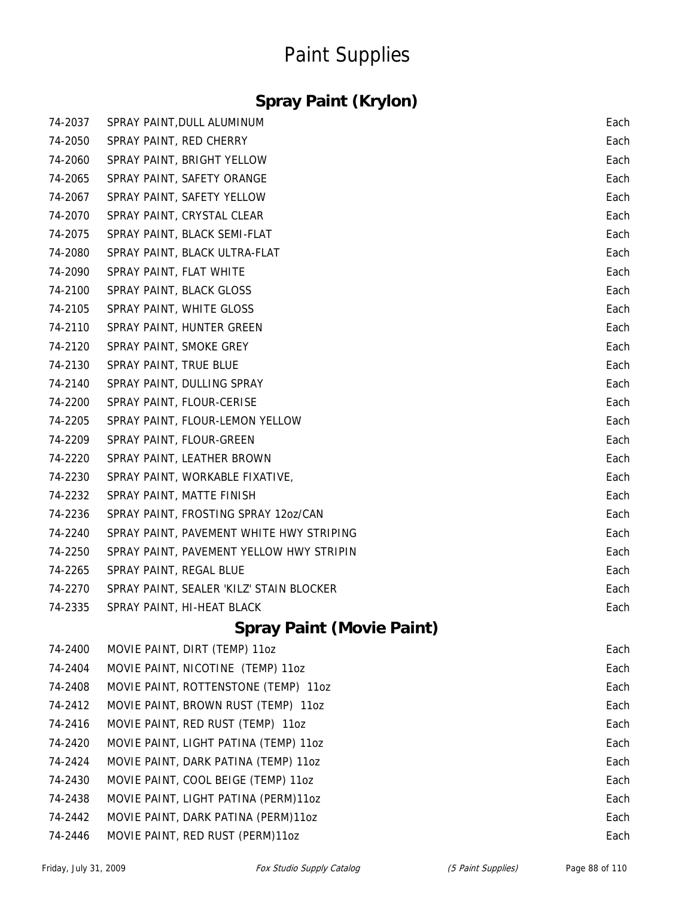# Paint Supplies

## Spray Paint (Krylon)

| | | |
|---|---|---|
| 74-2037 | SPRAY PAINT,DULL ALUMINUM | Each |
| 74-2050 | SPRAY PAINT, RED CHERRY | Each |
| 74-2060 | SPRAY PAINT, BRIGHT YELLOW | Each |
| 74-2065 | SPRAY PAINT, SAFETY ORANGE | Each |
| 74-2067 | SPRAY PAINT, SAFETY YELLOW | Each |
| 74-2070 | SPRAY PAINT, CRYSTAL CLEAR | Each |
| 74-2075 | SPRAY PAINT, BLACK SEMI-FLAT | Each |
| 74-2080 | SPRAY PAINT, BLACK ULTRA-FLAT | Each |
| 74-2090 | SPRAY PAINT, FLAT WHITE | Each |
| 74-2100 | SPRAY PAINT, BLACK GLOSS | Each |
| 74-2105 | SPRAY PAINT, WHITE GLOSS | Each |
| 74-2110 | SPRAY PAINT, HUNTER GREEN | Each |
| 74-2120 | SPRAY PAINT, SMOKE GREY | Each |
| 74-2130 | SPRAY PAINT, TRUE BLUE | Each |
| 74-2140 | SPRAY PAINT, DULLING SPRAY | Each |
| 74-2200 | SPRAY PAINT, FLOUR-CERISE | Each |
| 74-2205 | SPRAY PAINT, FLOUR-LEMON YELLOW | Each |
| 74-2209 | SPRAY PAINT, FLOUR-GREEN | Each |
| 74-2220 | SPRAY PAINT, LEATHER BROWN | Each |
| 74-2230 | SPRAY PAINT, WORKABLE FIXATIVE, | Each |
| 74-2232 | SPRAY PAINT, MATTE FINISH | Each |
| 74-2236 | SPRAY PAINT, FROSTING SPRAY 12oz/CAN | Each |
| 74-2240 | SPRAY PAINT, PAVEMENT WHITE HWY STRIPING | Each |
| 74-2250 | SPRAY PAINT, PAVEMENT YELLOW HWY STRIPIN | Each |
| 74-2265 | SPRAY PAINT, REGAL BLUE | Each |
| 74-2270 | SPRAY PAINT, SEALER 'KILZ' STAIN BLOCKER | Each |
| 74-2335 | SPRAY PAINT, HI-HEAT BLACK | Each |

## Spray Paint (Movie Paint)

| | | |
|---|---|---|
| 74-2400 | MOVIE PAINT, DIRT (TEMP) 11oz | Each |
| 74-2404 | MOVIE PAINT, NICOTINE (TEMP) 11oz | Each |
| 74-2408 | MOVIE PAINT, ROTTENSTONE (TEMP) 11oz | Each |
| 74-2412 | MOVIE PAINT, BROWN RUST (TEMP) 11oz | Each |
| 74-2416 | MOVIE PAINT, RED RUST (TEMP) 11oz | Each |
| 74-2420 | MOVIE PAINT, LIGHT PATINA (TEMP) 11oz | Each |
| 74-2424 | MOVIE PAINT, DARK PATINA (TEMP) 11oz | Each |
| 74-2430 | MOVIE PAINT, COOL BEIGE (TEMP) 11oz | Each |
| 74-2438 | MOVIE PAINT, LIGHT PATINA (PERM)11oz | Each |
| 74-2442 | MOVIE PAINT, DARK PATINA (PERM)11oz | Each |
| 74-2446 | MOVIE PAINT, RED RUST (PERM)11oz | Each |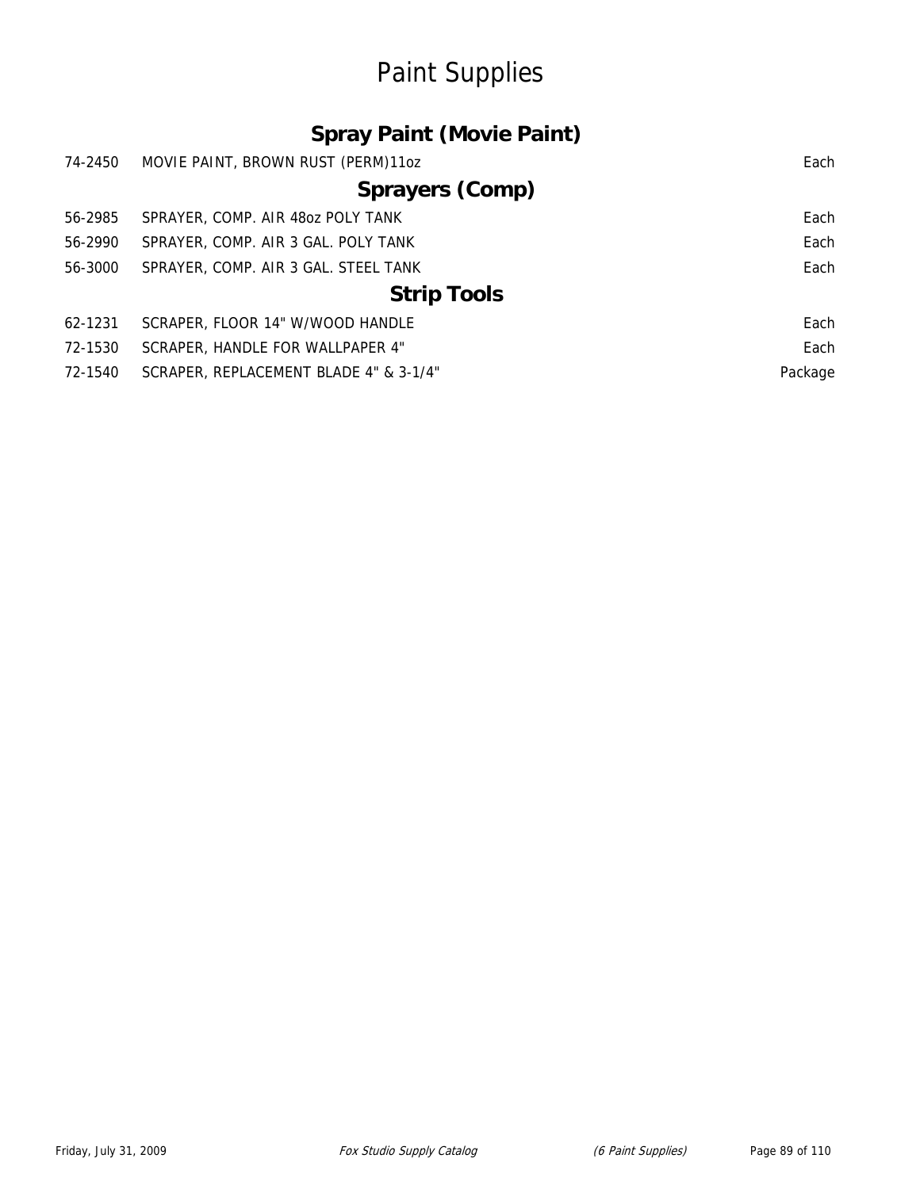# Paint Supplies

## Spray Paint (Movie Paint)

| | | |
|---|---|---|
| 74-2450 | MOVIE PAINT, BROWN RUST (PERM)11oz | Each |

## Sprayers (Comp)

| | | |
|---|---|---|
| 56-2985 | SPRAYER, COMP. AIR 48oz POLY TANK | Each |
| 56-2990 | SPRAYER, COMP. AIR 3 GAL. POLY TANK | Each |
| 56-3000 | SPRAYER, COMP. AIR 3 GAL. STEEL TANK | Each |

## Strip Tools

| | | |
|---|---|---|
| 62-1231 | SCRAPER, FLOOR 14" W/WOOD HANDLE | Each |
| 72-1530 | SCRAPER, HANDLE FOR WALLPAPER 4" | Each |
| 72-1540 | SCRAPER, REPLACEMENT BLADE 4" & 3-1/4" | Package |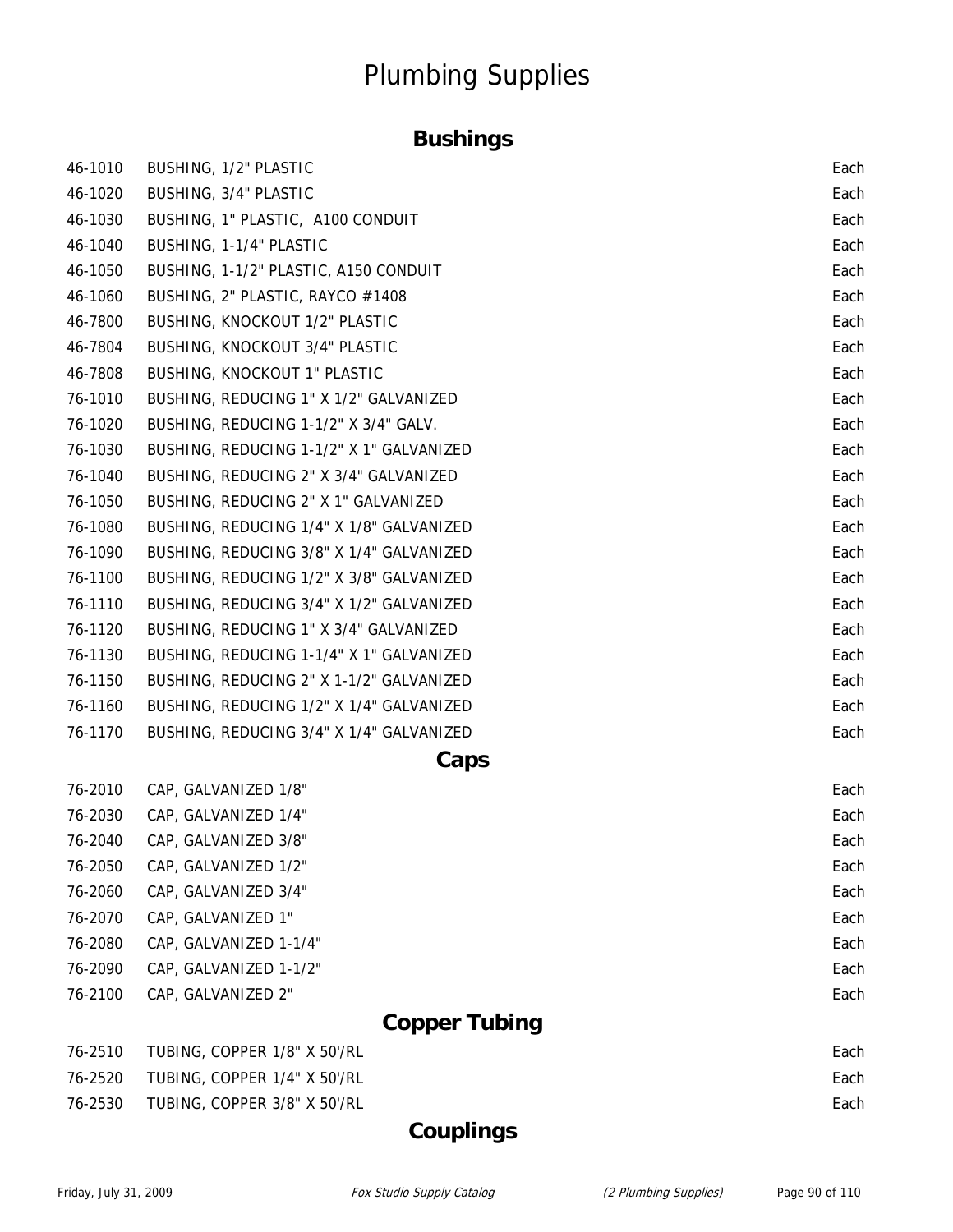# Plumbing Supplies

## Bushings

| | | |
|---|---|---|
| 46-1010 | BUSHING, 1/2" PLASTIC | Each |
| 46-1020 | BUSHING, 3/4" PLASTIC | Each |
| 46-1030 | BUSHING, 1" PLASTIC, A100 CONDUIT | Each |
| 46-1040 | BUSHING, 1-1/4" PLASTIC | Each |
| 46-1050 | BUSHING, 1-1/2" PLASTIC, A150 CONDUIT | Each |
| 46-1060 | BUSHING, 2" PLASTIC, RAYCO #1408 | Each |
| 46-7800 | BUSHING, KNOCKOUT 1/2" PLASTIC | Each |
| 46-7804 | BUSHING, KNOCKOUT 3/4" PLASTIC | Each |
| 46-7808 | BUSHING, KNOCKOUT 1" PLASTIC | Each |
| 76-1010 | BUSHING, REDUCING 1" X 1/2" GALVANIZED | Each |
| 76-1020 | BUSHING, REDUCING 1-1/2" X 3/4" GALV. | Each |
| 76-1030 | BUSHING, REDUCING 1-1/2" X 1" GALVANIZED | Each |
| 76-1040 | BUSHING, REDUCING 2" X 3/4" GALVANIZED | Each |
| 76-1050 | BUSHING, REDUCING 2" X 1" GALVANIZED | Each |
| 76-1080 | BUSHING, REDUCING 1/4" X 1/8" GALVANIZED | Each |
| 76-1090 | BUSHING, REDUCING 3/8" X 1/4" GALVANIZED | Each |
| 76-1100 | BUSHING, REDUCING 1/2" X 3/8" GALVANIZED | Each |
| 76-1110 | BUSHING, REDUCING 3/4" X 1/2" GALVANIZED | Each |
| 76-1120 | BUSHING, REDUCING 1" X 3/4" GALVANIZED | Each |
| 76-1130 | BUSHING, REDUCING 1-1/4" X 1" GALVANIZED | Each |
| 76-1150 | BUSHING, REDUCING 2" X 1-1/2" GALVANIZED | Each |
| 76-1160 | BUSHING, REDUCING 1/2" X 1/4" GALVANIZED | Each |
| 76-1170 | BUSHING, REDUCING 3/4" X 1/4" GALVANIZED | Each |

## Caps

| | | |
|---|---|---|
| 76-2010 | CAP, GALVANIZED 1/8" | Each |
| 76-2030 | CAP, GALVANIZED 1/4" | Each |
| 76-2040 | CAP, GALVANIZED 3/8" | Each |
| 76-2050 | CAP, GALVANIZED 1/2" | Each |
| 76-2060 | CAP, GALVANIZED 3/4" | Each |
| 76-2070 | CAP, GALVANIZED 1" | Each |
| 76-2080 | CAP, GALVANIZED 1-1/4" | Each |
| 76-2090 | CAP, GALVANIZED 1-1/2" | Each |
| 76-2100 | CAP, GALVANIZED 2" | Each |

## Copper Tubing

| | | |
|---|---|---|
| 76-2510 | TUBING, COPPER 1/8" X 50'/RL | Each |
| 76-2520 | TUBING, COPPER 1/4" X 50'/RL | Each |
| 76-2530 | TUBING, COPPER 3/8" X 50'/RL | Each |

## Couplings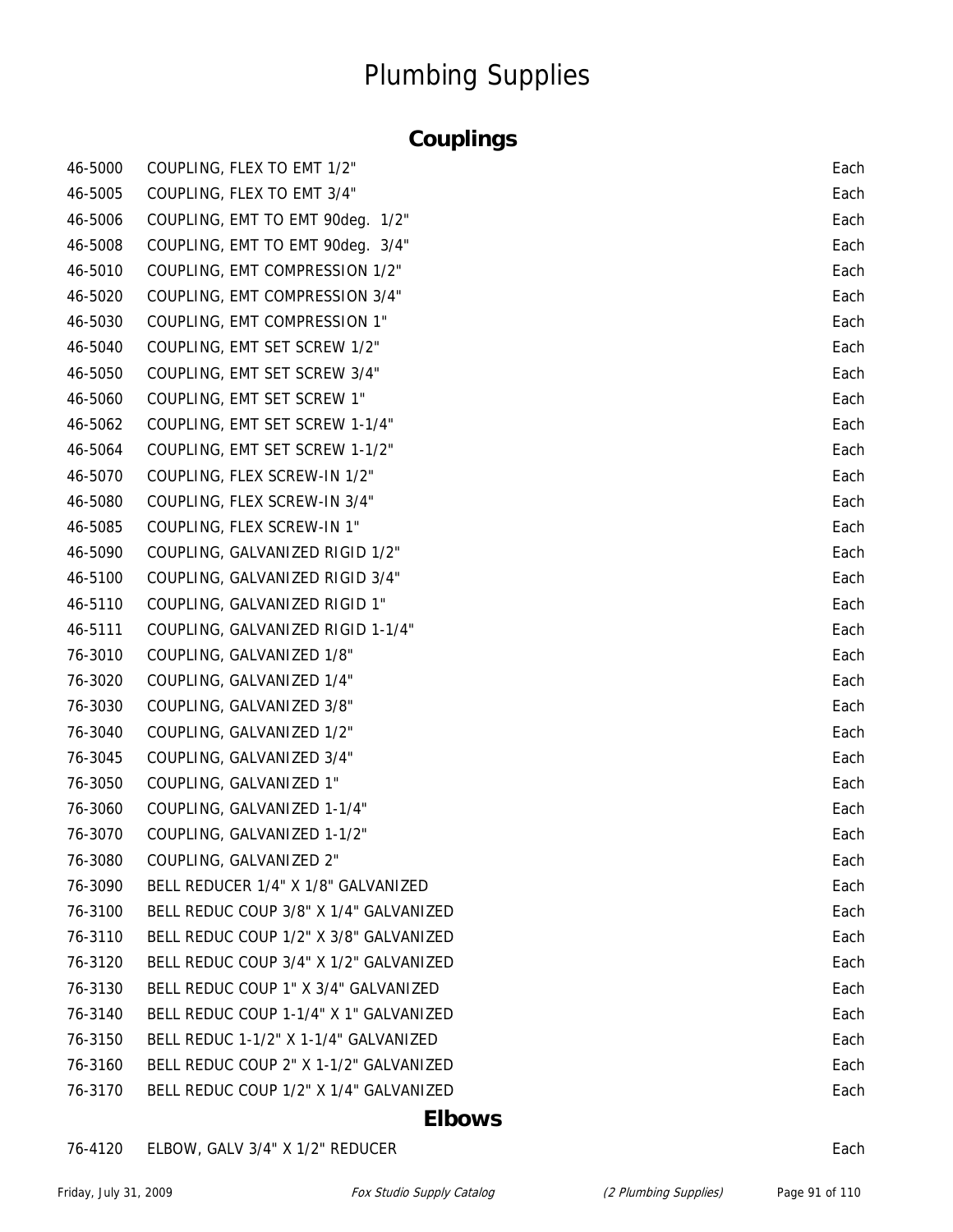# Plumbing Supplies

## Couplings

| | | |
|---|---|---|
| 46-5000 | COUPLING, FLEX TO EMT 1/2" | Each |
| 46-5005 | COUPLING, FLEX TO EMT 3/4" | Each |
| 46-5006 | COUPLING, EMT TO EMT 90deg. 1/2" | Each |
| 46-5008 | COUPLING, EMT TO EMT 90deg. 3/4" | Each |
| 46-5010 | COUPLING, EMT COMPRESSION 1/2" | Each |
| 46-5020 | COUPLING, EMT COMPRESSION 3/4" | Each |
| 46-5030 | COUPLING, EMT COMPRESSION 1" | Each |
| 46-5040 | COUPLING, EMT SET SCREW 1/2" | Each |
| 46-5050 | COUPLING, EMT SET SCREW 3/4" | Each |
| 46-5060 | COUPLING, EMT SET SCREW 1" | Each |
| 46-5062 | COUPLING, EMT SET SCREW 1-1/4" | Each |
| 46-5064 | COUPLING, EMT SET SCREW 1-1/2" | Each |
| 46-5070 | COUPLING, FLEX SCREW-IN 1/2" | Each |
| 46-5080 | COUPLING, FLEX SCREW-IN 3/4" | Each |
| 46-5085 | COUPLING, FLEX SCREW-IN 1" | Each |
| 46-5090 | COUPLING, GALVANIZED RIGID 1/2" | Each |
| 46-5100 | COUPLING, GALVANIZED RIGID 3/4" | Each |
| 46-5110 | COUPLING, GALVANIZED RIGID 1" | Each |
| 46-5111 | COUPLING, GALVANIZED RIGID 1-1/4" | Each |
| 76-3010 | COUPLING, GALVANIZED 1/8" | Each |
| 76-3020 | COUPLING, GALVANIZED 1/4" | Each |
| 76-3030 | COUPLING, GALVANIZED 3/8" | Each |
| 76-3040 | COUPLING, GALVANIZED 1/2" | Each |
| 76-3045 | COUPLING, GALVANIZED 3/4" | Each |
| 76-3050 | COUPLING, GALVANIZED 1" | Each |
| 76-3060 | COUPLING, GALVANIZED 1-1/4" | Each |
| 76-3070 | COUPLING, GALVANIZED 1-1/2" | Each |
| 76-3080 | COUPLING, GALVANIZED 2" | Each |
| 76-3090 | BELL REDUCER 1/4" X 1/8" GALVANIZED | Each |
| 76-3100 | BELL REDUC COUP 3/8" X 1/4" GALVANIZED | Each |
| 76-3110 | BELL REDUC COUP 1/2" X 3/8" GALVANIZED | Each |
| 76-3120 | BELL REDUC COUP 3/4" X 1/2" GALVANIZED | Each |
| 76-3130 | BELL REDUC COUP 1" X 3/4" GALVANIZED | Each |
| 76-3140 | BELL REDUC COUP 1-1/4" X 1" GALVANIZED | Each |
| 76-3150 | BELL REDUC 1-1/2" X 1-1/4" GALVANIZED | Each |
| 76-3160 | BELL REDUC COUP 2" X 1-1/2" GALVANIZED | Each |
| 76-3170 | BELL REDUC COUP 1/2" X 1/4" GALVANIZED | Each |

## Elbows

| | | |
|---|---|---|
| 76-4120 | ELBOW, GALV 3/4" X 1/2" REDUCER | Each |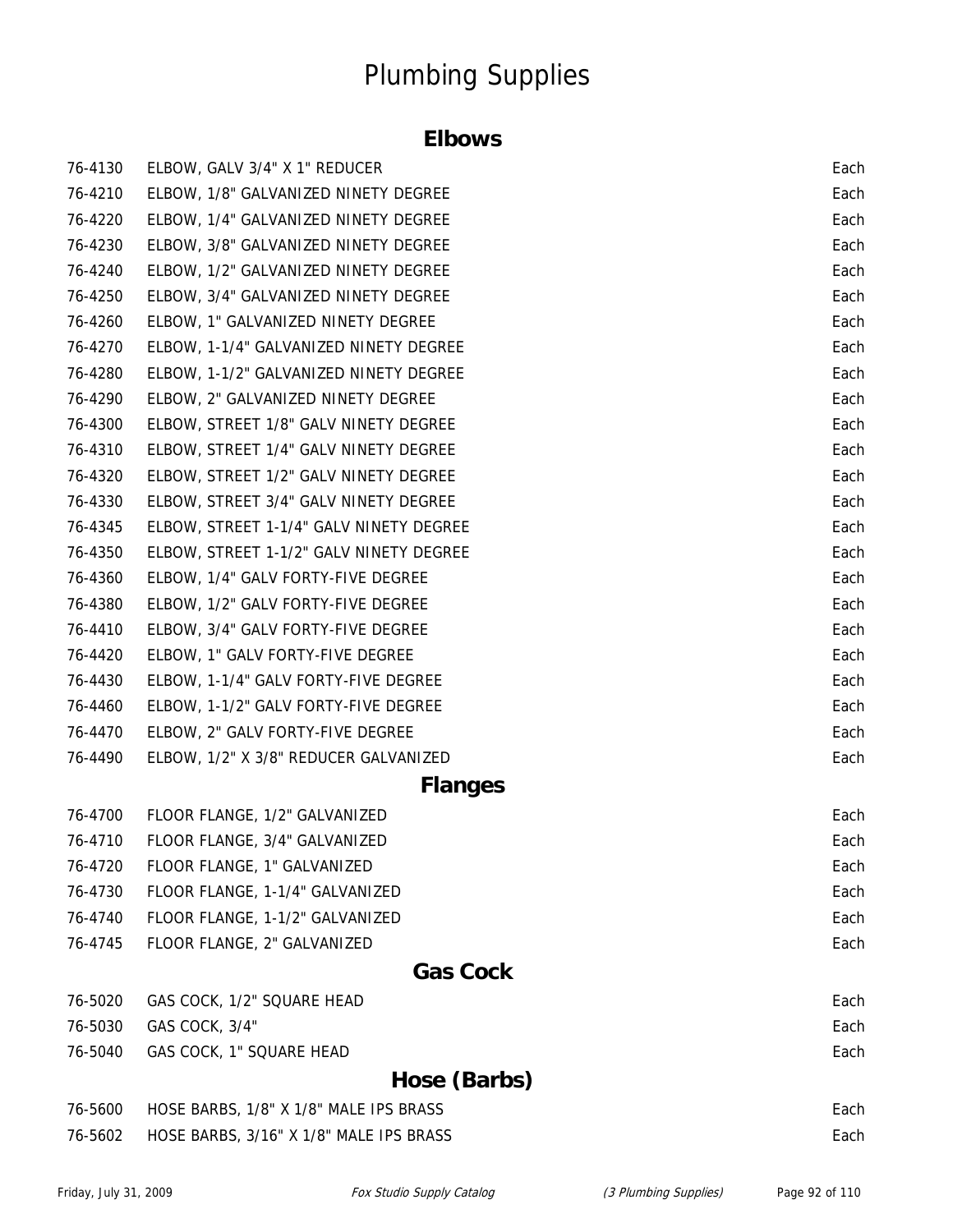# Plumbing Supplies

## Elbows

| | | |
|---|---|---|
| 76-4130 | ELBOW, GALV 3/4" X 1" REDUCER | Each |
| 76-4210 | ELBOW, 1/8" GALVANIZED NINETY DEGREE | Each |
| 76-4220 | ELBOW, 1/4" GALVANIZED NINETY DEGREE | Each |
| 76-4230 | ELBOW, 3/8" GALVANIZED NINETY DEGREE | Each |
| 76-4240 | ELBOW, 1/2" GALVANIZED NINETY DEGREE | Each |
| 76-4250 | ELBOW, 3/4" GALVANIZED NINETY DEGREE | Each |
| 76-4260 | ELBOW, 1" GALVANIZED NINETY DEGREE | Each |
| 76-4270 | ELBOW, 1-1/4" GALVANIZED NINETY DEGREE | Each |
| 76-4280 | ELBOW, 1-1/2" GALVANIZED NINETY DEGREE | Each |
| 76-4290 | ELBOW, 2" GALVANIZED NINETY DEGREE | Each |
| 76-4300 | ELBOW, STREET 1/8" GALV NINETY DEGREE | Each |
| 76-4310 | ELBOW, STREET 1/4" GALV NINETY DEGREE | Each |
| 76-4320 | ELBOW, STREET 1/2" GALV NINETY DEGREE | Each |
| 76-4330 | ELBOW, STREET 3/4" GALV NINETY DEGREE | Each |
| 76-4345 | ELBOW, STREET 1-1/4" GALV NINETY DEGREE | Each |
| 76-4350 | ELBOW, STREET 1-1/2" GALV NINETY DEGREE | Each |
| 76-4360 | ELBOW, 1/4" GALV FORTY-FIVE DEGREE | Each |
| 76-4380 | ELBOW, 1/2" GALV FORTY-FIVE DEGREE | Each |
| 76-4410 | ELBOW, 3/4" GALV FORTY-FIVE DEGREE | Each |
| 76-4420 | ELBOW, 1" GALV FORTY-FIVE DEGREE | Each |
| 76-4430 | ELBOW, 1-1/4" GALV FORTY-FIVE DEGREE | Each |
| 76-4460 | ELBOW, 1-1/2" GALV FORTY-FIVE DEGREE | Each |
| 76-4470 | ELBOW, 2" GALV FORTY-FIVE DEGREE | Each |
| 76-4490 | ELBOW, 1/2" X 3/8" REDUCER GALVANIZED | Each |

## Flanges

| | | |
|---|---|---|
| 76-4700 | FLOOR FLANGE, 1/2" GALVANIZED | Each |
| 76-4710 | FLOOR FLANGE, 3/4" GALVANIZED | Each |
| 76-4720 | FLOOR FLANGE, 1" GALVANIZED | Each |
| 76-4730 | FLOOR FLANGE, 1-1/4" GALVANIZED | Each |
| 76-4740 | FLOOR FLANGE, 1-1/2" GALVANIZED | Each |
| 76-4745 | FLOOR FLANGE, 2" GALVANIZED | Each |

## Gas Cock

| | | |
|---|---|---|
| 76-5020 | GAS COCK, 1/2" SQUARE HEAD | Each |
| 76-5030 | GAS COCK, 3/4" | Each |
| 76-5040 | GAS COCK, 1" SQUARE HEAD | Each |

## Hose (Barbs)

| | | |
|---|---|---|
| 76-5600 | HOSE BARBS, 1/8" X 1/8" MALE IPS BRASS | Each |
| 76-5602 | HOSE BARBS, 3/16" X 1/8" MALE IPS BRASS | Each |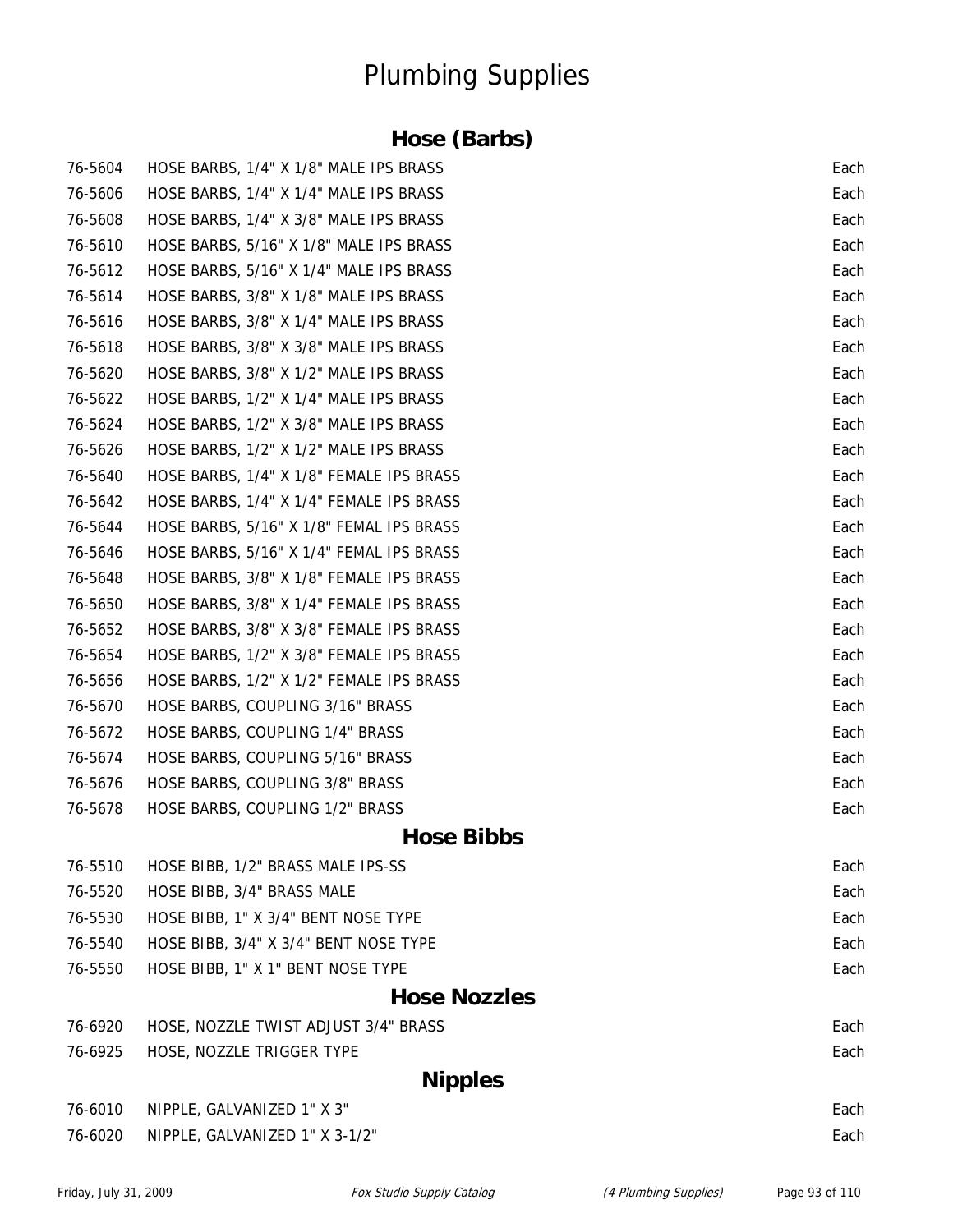# Plumbing Supplies

## Hose (Barbs)

| | | |
|---|---|---|
| 76-5604 | HOSE BARBS, 1/4" X 1/8" MALE IPS BRASS | Each |
| 76-5606 | HOSE BARBS, 1/4" X 1/4" MALE IPS BRASS | Each |
| 76-5608 | HOSE BARBS, 1/4" X 3/8" MALE IPS BRASS | Each |
| 76-5610 | HOSE BARBS, 5/16" X 1/8" MALE IPS BRASS | Each |
| 76-5612 | HOSE BARBS, 5/16" X 1/4" MALE IPS BRASS | Each |
| 76-5614 | HOSE BARBS, 3/8" X 1/8" MALE IPS BRASS | Each |
| 76-5616 | HOSE BARBS, 3/8" X 1/4" MALE IPS BRASS | Each |
| 76-5618 | HOSE BARBS, 3/8" X 3/8" MALE IPS BRASS | Each |
| 76-5620 | HOSE BARBS, 3/8" X 1/2" MALE IPS BRASS | Each |
| 76-5622 | HOSE BARBS, 1/2" X 1/4" MALE IPS BRASS | Each |
| 76-5624 | HOSE BARBS, 1/2" X 3/8" MALE IPS BRASS | Each |
| 76-5626 | HOSE BARBS, 1/2" X 1/2" MALE IPS BRASS | Each |
| 76-5640 | HOSE BARBS, 1/4" X 1/8" FEMALE IPS BRASS | Each |
| 76-5642 | HOSE BARBS, 1/4" X 1/4" FEMALE IPS BRASS | Each |
| 76-5644 | HOSE BARBS, 5/16" X 1/8" FEMAL IPS BRASS | Each |
| 76-5646 | HOSE BARBS, 5/16" X 1/4" FEMAL IPS BRASS | Each |
| 76-5648 | HOSE BARBS, 3/8" X 1/8" FEMALE IPS BRASS | Each |
| 76-5650 | HOSE BARBS, 3/8" X 1/4" FEMALE IPS BRASS | Each |
| 76-5652 | HOSE BARBS, 3/8" X 3/8" FEMALE IPS BRASS | Each |
| 76-5654 | HOSE BARBS, 1/2" X 3/8" FEMALE IPS BRASS | Each |
| 76-5656 | HOSE BARBS, 1/2" X 1/2" FEMALE IPS BRASS | Each |
| 76-5670 | HOSE BARBS, COUPLING 3/16" BRASS | Each |
| 76-5672 | HOSE BARBS, COUPLING 1/4" BRASS | Each |
| 76-5674 | HOSE BARBS, COUPLING 5/16" BRASS | Each |
| 76-5676 | HOSE BARBS, COUPLING 3/8" BRASS | Each |
| 76-5678 | HOSE BARBS, COUPLING 1/2" BRASS | Each |

## Hose Bibbs

| | | |
|---|---|---|
| 76-5510 | HOSE BIBB, 1/2" BRASS MALE IPS-SS | Each |
| 76-5520 | HOSE BIBB, 3/4" BRASS MALE | Each |
| 76-5530 | HOSE BIBB, 1" X 3/4" BENT NOSE TYPE | Each |
| 76-5540 | HOSE BIBB, 3/4" X 3/4" BENT NOSE TYPE | Each |
| 76-5550 | HOSE BIBB, 1" X 1" BENT NOSE TYPE | Each |

## Hose Nozzles

| | | |
|---|---|---|
| 76-6920 | HOSE, NOZZLE TWIST ADJUST 3/4" BRASS | Each |
| 76-6925 | HOSE, NOZZLE TRIGGER TYPE | Each |

## Nipples

| | | |
|---|---|---|
| 76-6010 | NIPPLE, GALVANIZED 1" X 3" | Each |
| 76-6020 | NIPPLE, GALVANIZED 1" X 3-1/2" | Each |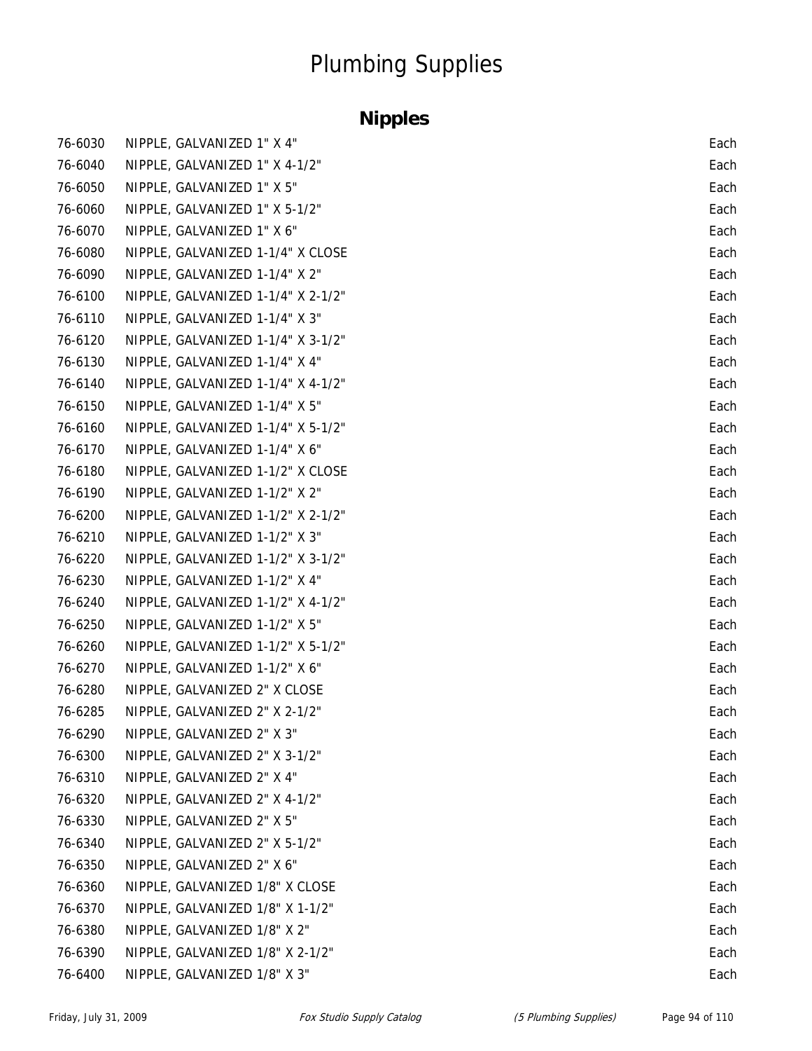# Plumbing Supplies

## Nipples

| | | |
|---|---|---|
| 76-6030 | NIPPLE, GALVANIZED 1" X 4" | Each |
| 76-6040 | NIPPLE, GALVANIZED 1" X 4-1/2" | Each |
| 76-6050 | NIPPLE, GALVANIZED 1" X 5" | Each |
| 76-6060 | NIPPLE, GALVANIZED 1" X 5-1/2" | Each |
| 76-6070 | NIPPLE, GALVANIZED 1" X 6" | Each |
| 76-6080 | NIPPLE, GALVANIZED 1-1/4" X CLOSE | Each |
| 76-6090 | NIPPLE, GALVANIZED 1-1/4" X 2" | Each |
| 76-6100 | NIPPLE, GALVANIZED 1-1/4" X 2-1/2" | Each |
| 76-6110 | NIPPLE, GALVANIZED 1-1/4" X 3" | Each |
| 76-6120 | NIPPLE, GALVANIZED 1-1/4" X 3-1/2" | Each |
| 76-6130 | NIPPLE, GALVANIZED 1-1/4" X 4" | Each |
| 76-6140 | NIPPLE, GALVANIZED 1-1/4" X 4-1/2" | Each |
| 76-6150 | NIPPLE, GALVANIZED 1-1/4" X 5" | Each |
| 76-6160 | NIPPLE, GALVANIZED 1-1/4" X 5-1/2" | Each |
| 76-6170 | NIPPLE, GALVANIZED 1-1/4" X 6" | Each |
| 76-6180 | NIPPLE, GALVANIZED 1-1/2" X CLOSE | Each |
| 76-6190 | NIPPLE, GALVANIZED 1-1/2" X 2" | Each |
| 76-6200 | NIPPLE, GALVANIZED 1-1/2" X 2-1/2" | Each |
| 76-6210 | NIPPLE, GALVANIZED 1-1/2" X 3" | Each |
| 76-6220 | NIPPLE, GALVANIZED 1-1/2" X 3-1/2" | Each |
| 76-6230 | NIPPLE, GALVANIZED 1-1/2" X 4" | Each |
| 76-6240 | NIPPLE, GALVANIZED 1-1/2" X 4-1/2" | Each |
| 76-6250 | NIPPLE, GALVANIZED 1-1/2" X 5" | Each |
| 76-6260 | NIPPLE, GALVANIZED 1-1/2" X 5-1/2" | Each |
| 76-6270 | NIPPLE, GALVANIZED 1-1/2" X 6" | Each |
| 76-6280 | NIPPLE, GALVANIZED 2" X CLOSE | Each |
| 76-6285 | NIPPLE, GALVANIZED 2" X 2-1/2" | Each |
| 76-6290 | NIPPLE, GALVANIZED 2" X 3" | Each |
| 76-6300 | NIPPLE, GALVANIZED 2" X 3-1/2" | Each |
| 76-6310 | NIPPLE, GALVANIZED 2" X 4" | Each |
| 76-6320 | NIPPLE, GALVANIZED 2" X 4-1/2" | Each |
| 76-6330 | NIPPLE, GALVANIZED 2" X 5" | Each |
| 76-6340 | NIPPLE, GALVANIZED 2" X 5-1/2" | Each |
| 76-6350 | NIPPLE, GALVANIZED 2" X 6" | Each |
| 76-6360 | NIPPLE, GALVANIZED 1/8" X CLOSE | Each |
| 76-6370 | NIPPLE, GALVANIZED 1/8" X 1-1/2" | Each |
| 76-6380 | NIPPLE, GALVANIZED 1/8" X 2" | Each |
| 76-6390 | NIPPLE, GALVANIZED 1/8" X 2-1/2" | Each |
| 76-6400 | NIPPLE, GALVANIZED 1/8" X 3" | Each |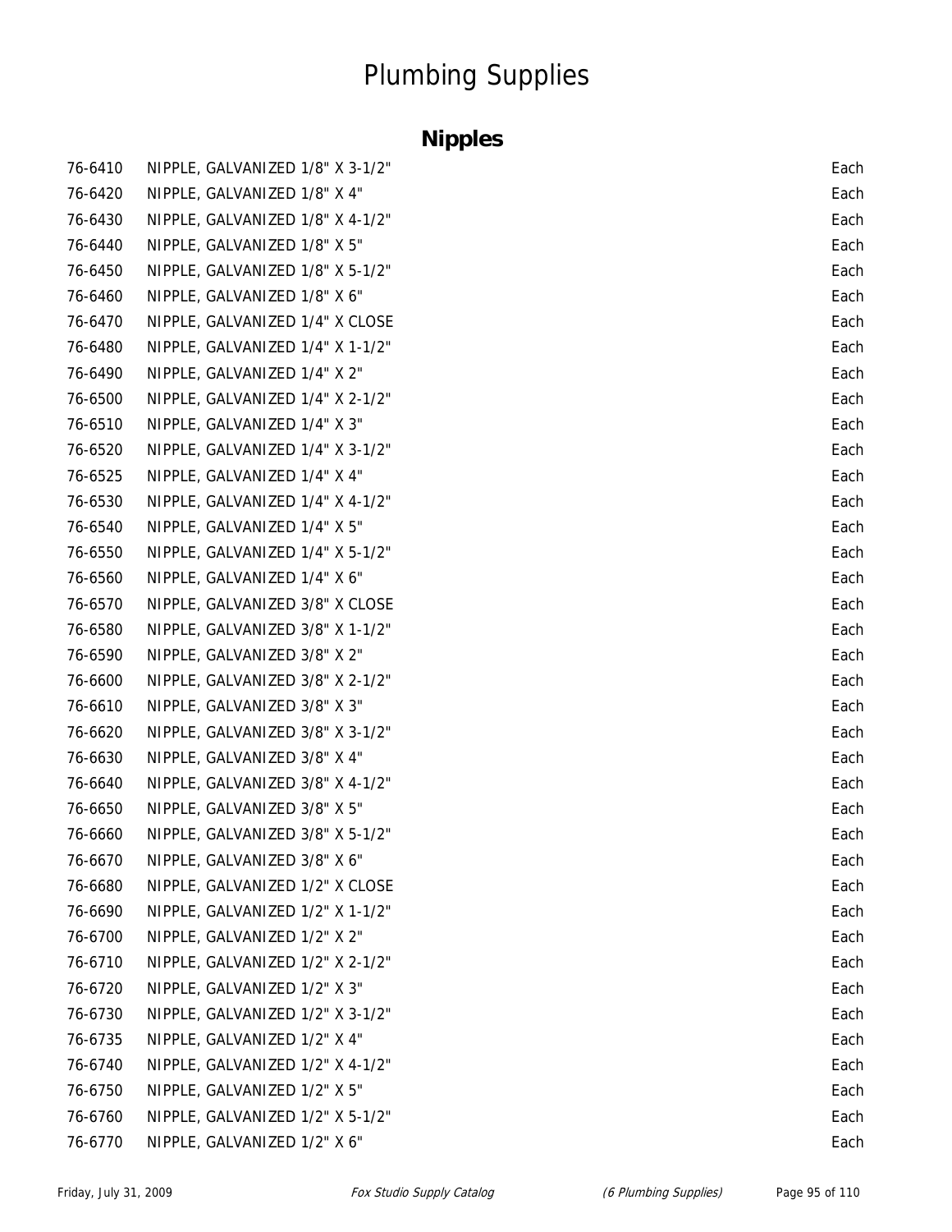# Plumbing Supplies

## Nipples

| | | |
|---|---|---|
| 76-6410 | NIPPLE, GALVANIZED 1/8" X 3-1/2" | Each |
| 76-6420 | NIPPLE, GALVANIZED 1/8" X 4" | Each |
| 76-6430 | NIPPLE, GALVANIZED 1/8" X 4-1/2" | Each |
| 76-6440 | NIPPLE, GALVANIZED 1/8" X 5" | Each |
| 76-6450 | NIPPLE, GALVANIZED 1/8" X 5-1/2" | Each |
| 76-6460 | NIPPLE, GALVANIZED 1/8" X 6" | Each |
| 76-6470 | NIPPLE, GALVANIZED 1/4" X CLOSE | Each |
| 76-6480 | NIPPLE, GALVANIZED 1/4" X 1-1/2" | Each |
| 76-6490 | NIPPLE, GALVANIZED 1/4" X 2" | Each |
| 76-6500 | NIPPLE, GALVANIZED 1/4" X 2-1/2" | Each |
| 76-6510 | NIPPLE, GALVANIZED 1/4" X 3" | Each |
| 76-6520 | NIPPLE, GALVANIZED 1/4" X 3-1/2" | Each |
| 76-6525 | NIPPLE, GALVANIZED 1/4" X 4" | Each |
| 76-6530 | NIPPLE, GALVANIZED 1/4" X 4-1/2" | Each |
| 76-6540 | NIPPLE, GALVANIZED 1/4" X 5" | Each |
| 76-6550 | NIPPLE, GALVANIZED 1/4" X 5-1/2" | Each |
| 76-6560 | NIPPLE, GALVANIZED 1/4" X 6" | Each |
| 76-6570 | NIPPLE, GALVANIZED 3/8" X CLOSE | Each |
| 76-6580 | NIPPLE, GALVANIZED 3/8" X 1-1/2" | Each |
| 76-6590 | NIPPLE, GALVANIZED 3/8" X 2" | Each |
| 76-6600 | NIPPLE, GALVANIZED 3/8" X 2-1/2" | Each |
| 76-6610 | NIPPLE, GALVANIZED 3/8" X 3" | Each |
| 76-6620 | NIPPLE, GALVANIZED 3/8" X 3-1/2" | Each |
| 76-6630 | NIPPLE, GALVANIZED 3/8" X 4" | Each |
| 76-6640 | NIPPLE, GALVANIZED 3/8" X 4-1/2" | Each |
| 76-6650 | NIPPLE, GALVANIZED 3/8" X 5" | Each |
| 76-6660 | NIPPLE, GALVANIZED 3/8" X 5-1/2" | Each |
| 76-6670 | NIPPLE, GALVANIZED 3/8" X 6" | Each |
| 76-6680 | NIPPLE, GALVANIZED 1/2" X CLOSE | Each |
| 76-6690 | NIPPLE, GALVANIZED 1/2" X 1-1/2" | Each |
| 76-6700 | NIPPLE, GALVANIZED 1/2" X 2" | Each |
| 76-6710 | NIPPLE, GALVANIZED 1/2" X 2-1/2" | Each |
| 76-6720 | NIPPLE, GALVANIZED 1/2" X 3" | Each |
| 76-6730 | NIPPLE, GALVANIZED 1/2" X 3-1/2" | Each |
| 76-6735 | NIPPLE, GALVANIZED 1/2" X 4" | Each |
| 76-6740 | NIPPLE, GALVANIZED 1/2" X 4-1/2" | Each |
| 76-6750 | NIPPLE, GALVANIZED 1/2" X 5" | Each |
| 76-6760 | NIPPLE, GALVANIZED 1/2" X 5-1/2" | Each |
| 76-6770 | NIPPLE, GALVANIZED 1/2" X 6" | Each |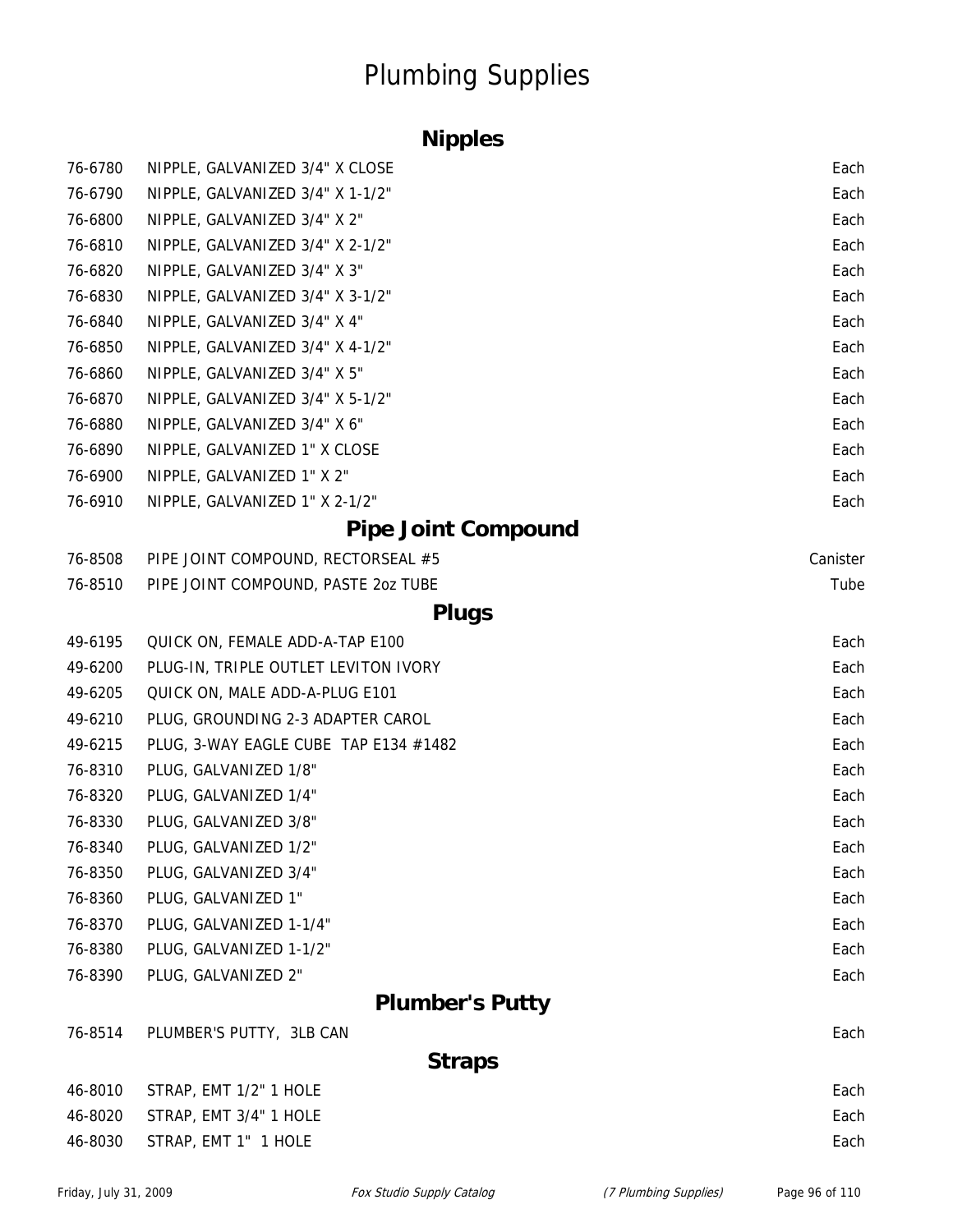# Plumbing Supplies

## Nipples

| | | |
|---|---|---|
| 76-6780 | NIPPLE, GALVANIZED 3/4" X CLOSE | Each |
| 76-6790 | NIPPLE, GALVANIZED 3/4" X 1-1/2" | Each |
| 76-6800 | NIPPLE, GALVANIZED 3/4" X 2" | Each |
| 76-6810 | NIPPLE, GALVANIZED 3/4" X 2-1/2" | Each |
| 76-6820 | NIPPLE, GALVANIZED 3/4" X 3" | Each |
| 76-6830 | NIPPLE, GALVANIZED 3/4" X 3-1/2" | Each |
| 76-6840 | NIPPLE, GALVANIZED 3/4" X 4" | Each |
| 76-6850 | NIPPLE, GALVANIZED 3/4" X 4-1/2" | Each |
| 76-6860 | NIPPLE, GALVANIZED 3/4" X 5" | Each |
| 76-6870 | NIPPLE, GALVANIZED 3/4" X 5-1/2" | Each |
| 76-6880 | NIPPLE, GALVANIZED 3/4" X 6" | Each |
| 76-6890 | NIPPLE, GALVANIZED 1" X CLOSE | Each |
| 76-6900 | NIPPLE, GALVANIZED 1" X 2" | Each |
| 76-6910 | NIPPLE, GALVANIZED 1" X 2-1/2" | Each |

## Pipe Joint Compound

| | | |
|---|---|---|
| 76-8508 | PIPE JOINT COMPOUND, RECTORSEAL #5 | Canister |
| 76-8510 | PIPE JOINT COMPOUND, PASTE 2oz TUBE | Tube |

## Plugs

| | | |
|---|---|---|
| 49-6195 | QUICK ON, FEMALE ADD-A-TAP E100 | Each |
| 49-6200 | PLUG-IN, TRIPLE OUTLET LEVITON IVORY | Each |
| 49-6205 | QUICK ON, MALE ADD-A-PLUG E101 | Each |
| 49-6210 | PLUG, GROUNDING 2-3 ADAPTER CAROL | Each |
| 49-6215 | PLUG, 3-WAY EAGLE CUBE TAP E134 #1482 | Each |
| 76-8310 | PLUG, GALVANIZED 1/8" | Each |
| 76-8320 | PLUG, GALVANIZED 1/4" | Each |
| 76-8330 | PLUG, GALVANIZED 3/8" | Each |
| 76-8340 | PLUG, GALVANIZED 1/2" | Each |
| 76-8350 | PLUG, GALVANIZED 3/4" | Each |
| 76-8360 | PLUG, GALVANIZED 1" | Each |
| 76-8370 | PLUG, GALVANIZED 1-1/4" | Each |
| 76-8380 | PLUG, GALVANIZED 1-1/2" | Each |
| 76-8390 | PLUG, GALVANIZED 2" | Each |

## Plumber's Putty

| | | |
|---|---|---|
| 76-8514 | PLUMBER'S PUTTY, 3LB CAN | Each |

## Straps

| | | |
|---|---|---|
| 46-8010 | STRAP, EMT 1/2" 1 HOLE | Each |
| 46-8020 | STRAP, EMT 3/4" 1 HOLE | Each |
| 46-8030 | STRAP, EMT 1" 1 HOLE | Each |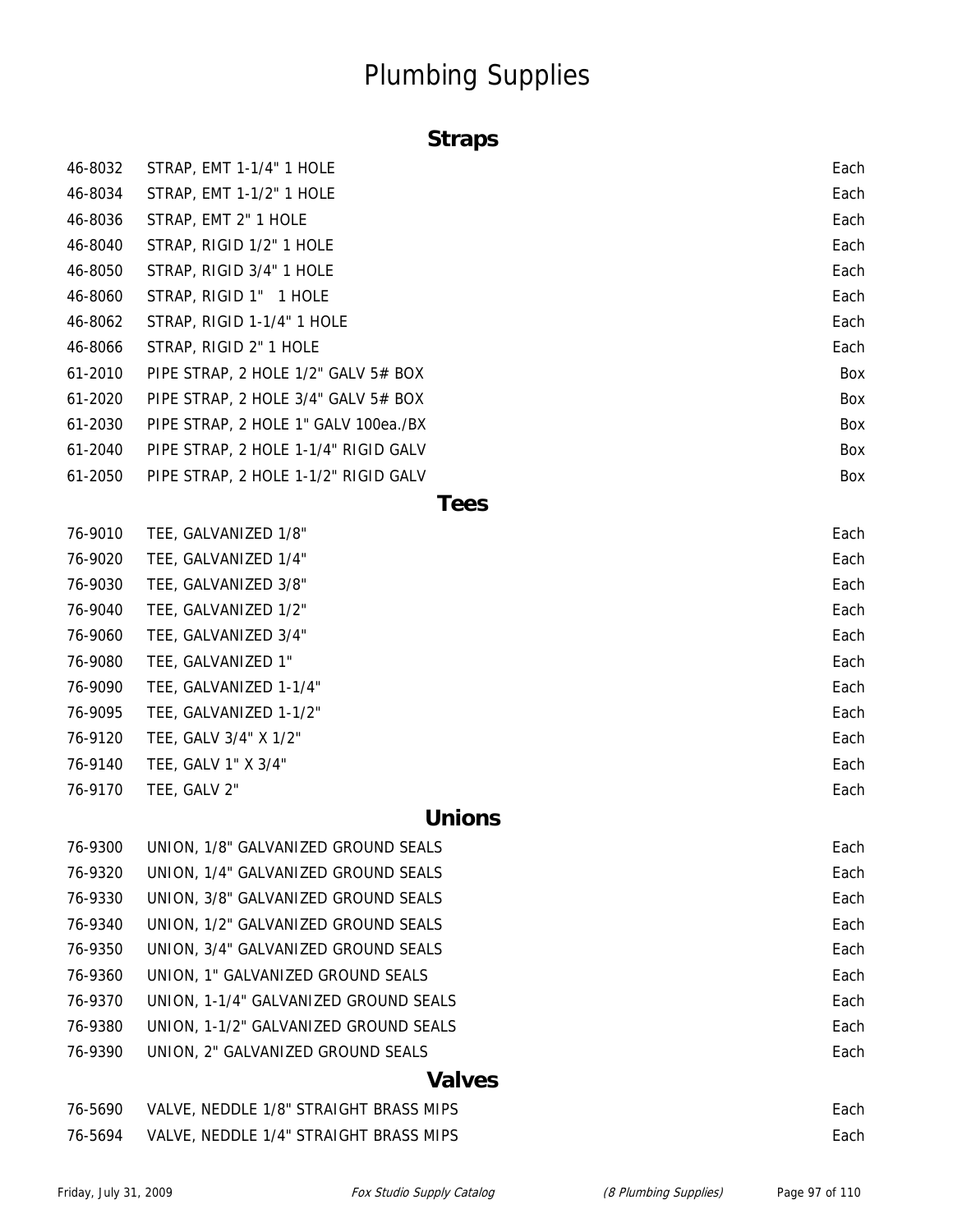# Plumbing Supplies

## Straps

| | | |
|---|---|---|
| 46-8032 | STRAP, EMT 1-1/4" 1 HOLE | Each |
| 46-8034 | STRAP, EMT 1-1/2" 1 HOLE | Each |
| 46-8036 | STRAP, EMT 2" 1 HOLE | Each |
| 46-8040 | STRAP, RIGID 1/2" 1 HOLE | Each |
| 46-8050 | STRAP, RIGID 3/4" 1 HOLE | Each |
| 46-8060 | STRAP, RIGID 1" 1 HOLE | Each |
| 46-8062 | STRAP, RIGID 1-1/4" 1 HOLE | Each |
| 46-8066 | STRAP, RIGID 2" 1 HOLE | Each |
| 61-2010 | PIPE STRAP, 2 HOLE 1/2" GALV 5# BOX | Box |
| 61-2020 | PIPE STRAP, 2 HOLE 3/4" GALV 5# BOX | Box |
| 61-2030 | PIPE STRAP, 2 HOLE 1" GALV 100ea./BX | Box |
| 61-2040 | PIPE STRAP, 2 HOLE 1-1/4" RIGID GALV | Box |
| 61-2050 | PIPE STRAP, 2 HOLE 1-1/2" RIGID GALV | Box |

## Tees

| | | |
|---|---|---|
| 76-9010 | TEE, GALVANIZED 1/8" | Each |
| 76-9020 | TEE, GALVANIZED 1/4" | Each |
| 76-9030 | TEE, GALVANIZED 3/8" | Each |
| 76-9040 | TEE, GALVANIZED 1/2" | Each |
| 76-9060 | TEE, GALVANIZED 3/4" | Each |
| 76-9080 | TEE, GALVANIZED 1" | Each |
| 76-9090 | TEE, GALVANIZED 1-1/4" | Each |
| 76-9095 | TEE, GALVANIZED 1-1/2" | Each |
| 76-9120 | TEE, GALV 3/4" X 1/2" | Each |
| 76-9140 | TEE, GALV 1" X 3/4" | Each |
| 76-9170 | TEE, GALV 2" | Each |

## Unions

| | | |
|---|---|---|
| 76-9300 | UNION, 1/8" GALVANIZED GROUND SEALS | Each |
| 76-9320 | UNION, 1/4" GALVANIZED GROUND SEALS | Each |
| 76-9330 | UNION, 3/8" GALVANIZED GROUND SEALS | Each |
| 76-9340 | UNION, 1/2" GALVANIZED GROUND SEALS | Each |
| 76-9350 | UNION, 3/4" GALVANIZED GROUND SEALS | Each |
| 76-9360 | UNION, 1" GALVANIZED GROUND SEALS | Each |
| 76-9370 | UNION, 1-1/4" GALVANIZED GROUND SEALS | Each |
| 76-9380 | UNION, 1-1/2" GALVANIZED GROUND SEALS | Each |
| 76-9390 | UNION, 2" GALVANIZED GROUND SEALS | Each |

## Valves

| | | |
|---|---|---|
| 76-5690 | VALVE, NEDDLE 1/8" STRAIGHT BRASS MIPS | Each |
| 76-5694 | VALVE, NEDDLE 1/4" STRAIGHT BRASS MIPS | Each |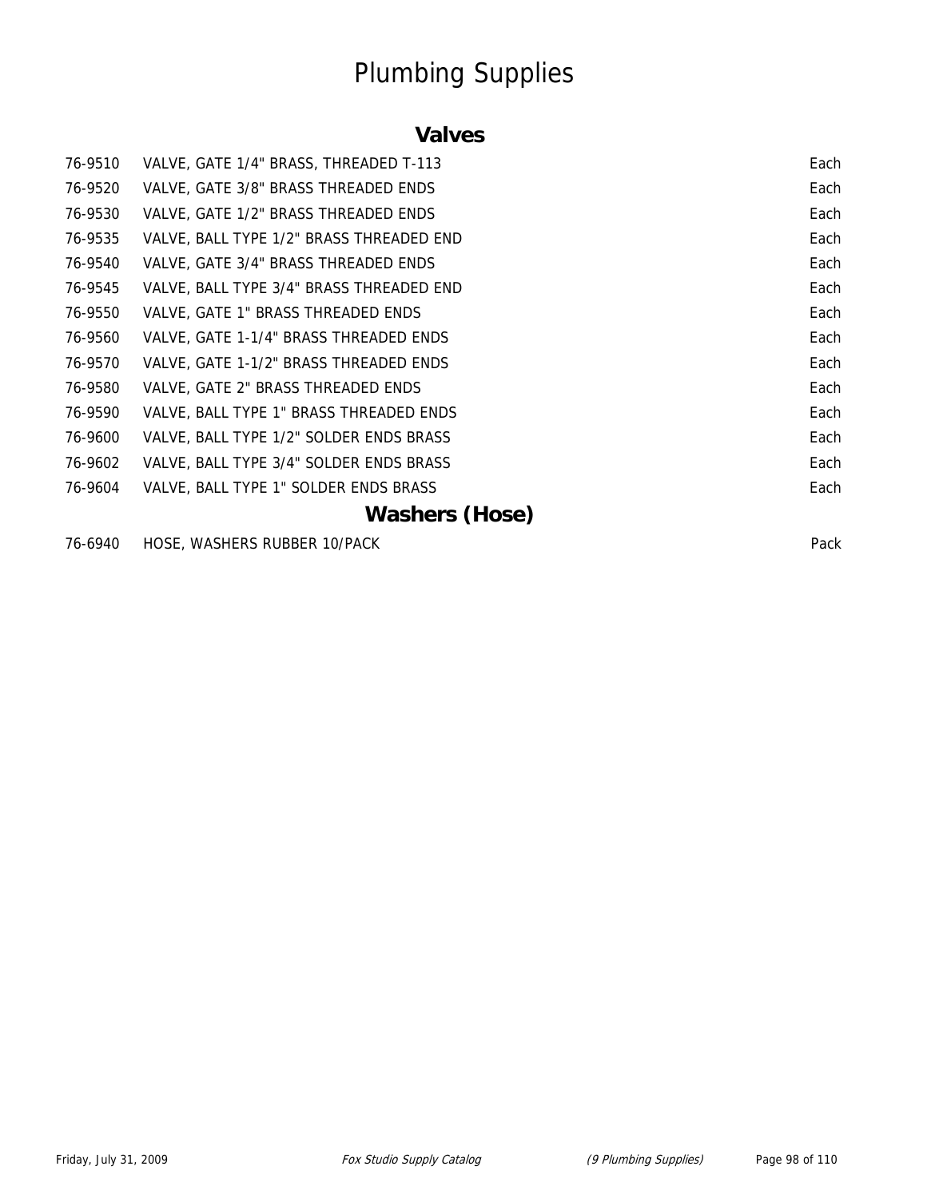# Plumbing Supplies

## Valves

| | | |
|---|---|---|
| 76-9510 | VALVE, GATE 1/4" BRASS, THREADED T-113 | Each |
| 76-9520 | VALVE, GATE 3/8" BRASS THREADED ENDS | Each |
| 76-9530 | VALVE, GATE 1/2" BRASS THREADED ENDS | Each |
| 76-9535 | VALVE, BALL TYPE 1/2" BRASS THREADED END | Each |
| 76-9540 | VALVE, GATE 3/4" BRASS THREADED ENDS | Each |
| 76-9545 | VALVE, BALL TYPE 3/4" BRASS THREADED END | Each |
| 76-9550 | VALVE, GATE 1" BRASS THREADED ENDS | Each |
| 76-9560 | VALVE, GATE 1-1/4" BRASS THREADED ENDS | Each |
| 76-9570 | VALVE, GATE 1-1/2" BRASS THREADED ENDS | Each |
| 76-9580 | VALVE, GATE 2" BRASS THREADED ENDS | Each |
| 76-9590 | VALVE, BALL TYPE 1" BRASS THREADED ENDS | Each |
| 76-9600 | VALVE, BALL TYPE 1/2" SOLDER ENDS BRASS | Each |
| 76-9602 | VALVE, BALL TYPE 3/4" SOLDER ENDS BRASS | Each |
| 76-9604 | VALVE, BALL TYPE 1" SOLDER ENDS BRASS | Each |

## Washers (Hose)

| | | |
|---|---|---|
| 76-6940 | HOSE, WASHERS RUBBER 10/PACK | Pack |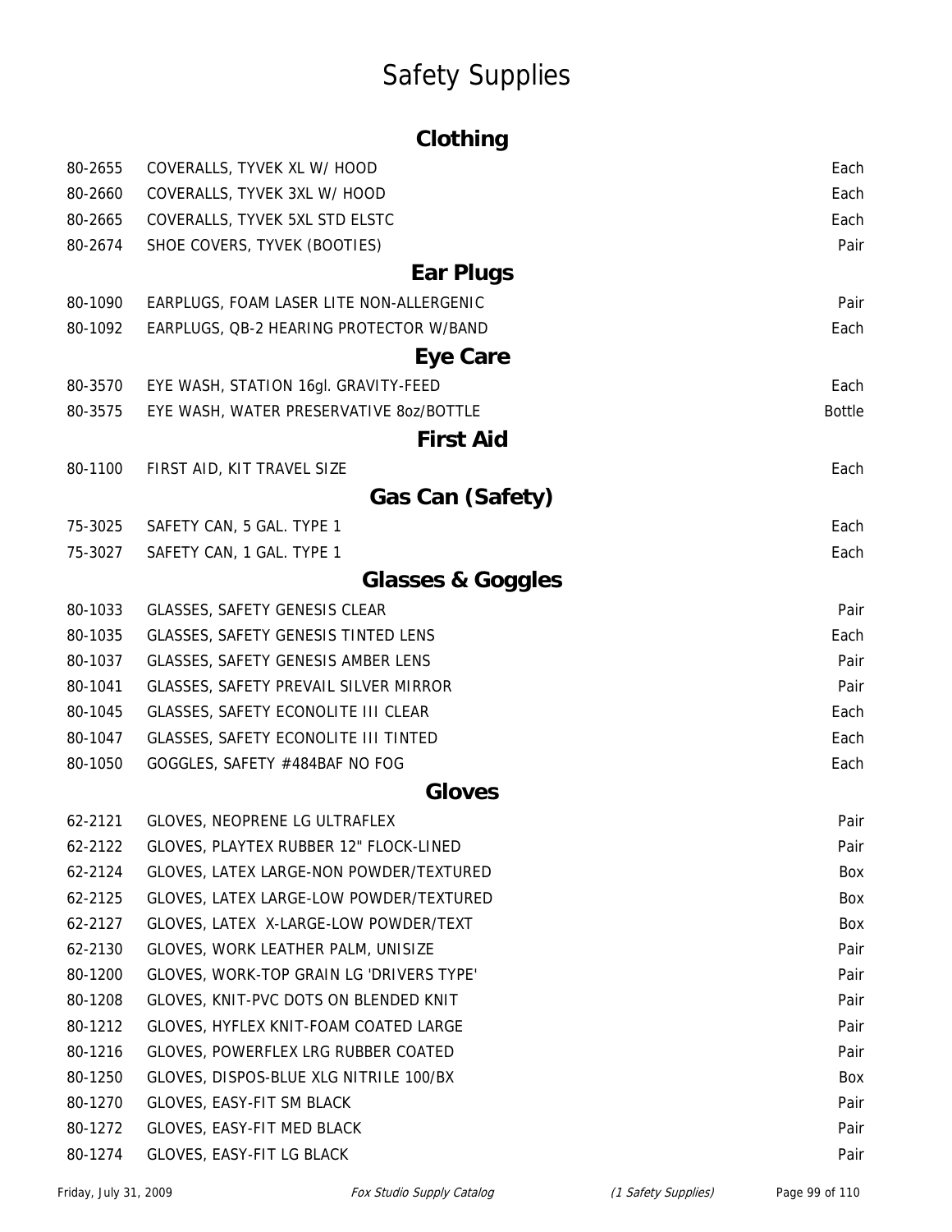# Safety Supplies

## Clothing

| | | |
|---|---|---|
| 80-2655 | COVERALLS, TYVEK XL W/ HOOD | Each |
| 80-2660 | COVERALLS, TYVEK 3XL W/ HOOD | Each |
| 80-2665 | COVERALLS, TYVEK 5XL STD ELSTC | Each |
| 80-2674 | SHOE COVERS, TYVEK (BOOTIES) | Pair |

## Ear Plugs

| | | |
|---|---|---|
| 80-1090 | EARPLUGS, FOAM LASER LITE NON-ALLERGENIC | Pair |
| 80-1092 | EARPLUGS, QB-2 HEARING PROTECTOR W/BAND | Each |

## Eye Care

| | | |
|---|---|---|
| 80-3570 | EYE WASH, STATION 16gl. GRAVITY-FEED | Each |
| 80-3575 | EYE WASH, WATER PRESERVATIVE 8oz/BOTTLE | Bottle |

## First Aid

| | | |
|---|---|---|
| 80-1100 | FIRST AID, KIT TRAVEL SIZE | Each |

## Gas Can (Safety)

| | | |
|---|---|---|
| 75-3025 | SAFETY CAN, 5 GAL. TYPE 1 | Each |
| 75-3027 | SAFETY CAN, 1 GAL. TYPE 1 | Each |

## Glasses & Goggles

| | | |
|---|---|---|
| 80-1033 | GLASSES, SAFETY GENESIS CLEAR | Pair |
| 80-1035 | GLASSES, SAFETY GENESIS TINTED LENS | Each |
| 80-1037 | GLASSES, SAFETY GENESIS AMBER LENS | Pair |
| 80-1041 | GLASSES, SAFETY PREVAIL SILVER MIRROR | Pair |
| 80-1045 | GLASSES, SAFETY ECONOLITE III CLEAR | Each |
| 80-1047 | GLASSES, SAFETY ECONOLITE III TINTED | Each |
| 80-1050 | GOGGLES, SAFETY #484BAF NO FOG | Each |

## Gloves

| | | |
|---|---|---|
| 62-2121 | GLOVES, NEOPRENE LG ULTRAFLEX | Pair |
| 62-2122 | GLOVES, PLAYTEX RUBBER 12" FLOCK-LINED | Pair |
| 62-2124 | GLOVES, LATEX LARGE-NON POWDER/TEXTURED | Box |
| 62-2125 | GLOVES, LATEX LARGE-LOW POWDER/TEXTURED | Box |
| 62-2127 | GLOVES, LATEX X-LARGE-LOW POWDER/TEXT | Box |
| 62-2130 | GLOVES, WORK LEATHER PALM, UNISIZE | Pair |
| 80-1200 | GLOVES, WORK-TOP GRAIN LG 'DRIVERS TYPE' | Pair |
| 80-1208 | GLOVES, KNIT-PVC DOTS ON BLENDED KNIT | Pair |
| 80-1212 | GLOVES, HYFLEX KNIT-FOAM COATED LARGE | Pair |
| 80-1216 | GLOVES, POWERFLEX LRG RUBBER COATED | Pair |
| 80-1250 | GLOVES, DISPOS-BLUE XLG NITRILE 100/BX | Box |
| 80-1270 | GLOVES, EASY-FIT SM BLACK | Pair |
| 80-1272 | GLOVES, EASY-FIT MED BLACK | Pair |
| 80-1274 | GLOVES, EASY-FIT LG BLACK | Pair |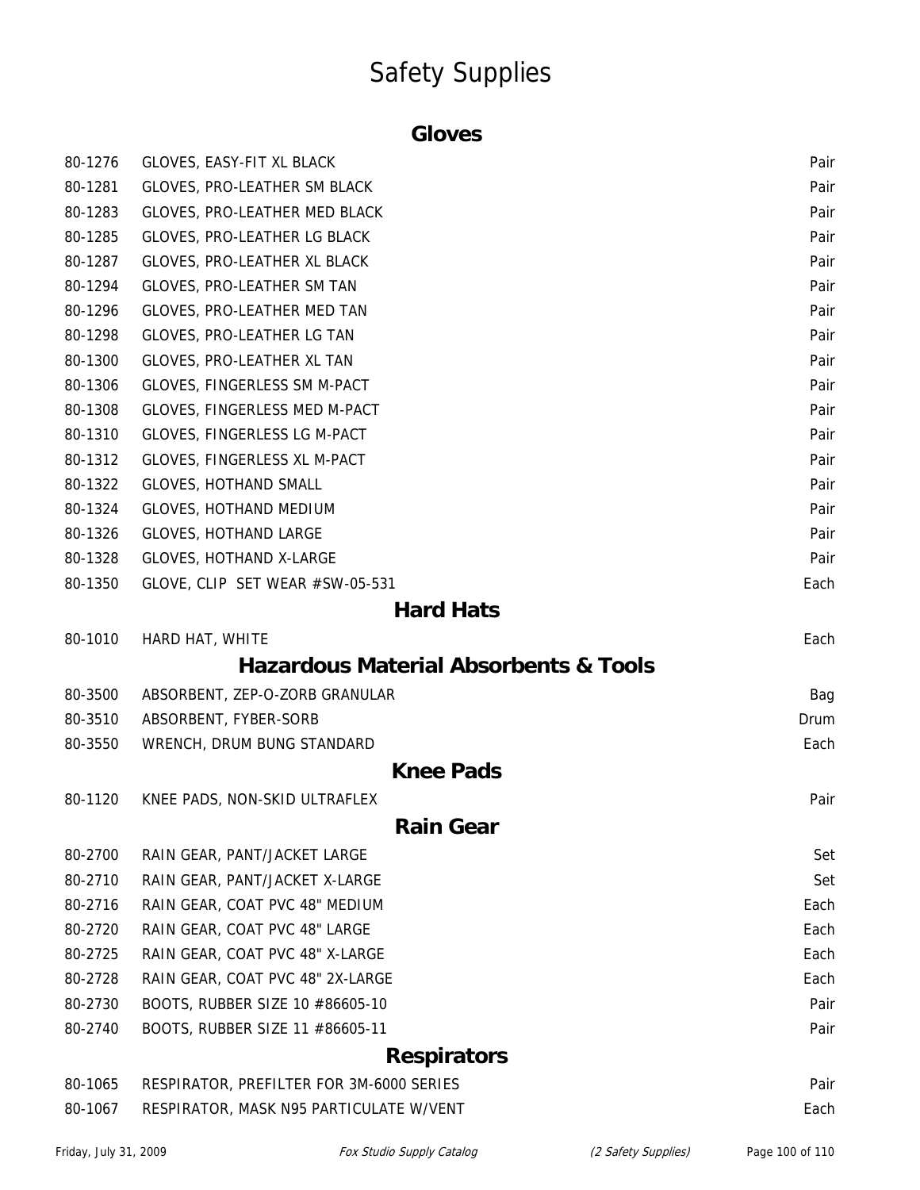# Safety Supplies

## Gloves

| | | |
|---|---|---|
| 80-1276 | GLOVES, EASY-FIT XL BLACK | Pair |
| 80-1281 | GLOVES, PRO-LEATHER SM BLACK | Pair |
| 80-1283 | GLOVES, PRO-LEATHER MED BLACK | Pair |
| 80-1285 | GLOVES, PRO-LEATHER LG BLACK | Pair |
| 80-1287 | GLOVES, PRO-LEATHER XL BLACK | Pair |
| 80-1294 | GLOVES, PRO-LEATHER SM TAN | Pair |
| 80-1296 | GLOVES, PRO-LEATHER MED TAN | Pair |
| 80-1298 | GLOVES, PRO-LEATHER LG TAN | Pair |
| 80-1300 | GLOVES, PRO-LEATHER XL TAN | Pair |
| 80-1306 | GLOVES, FINGERLESS SM M-PACT | Pair |
| 80-1308 | GLOVES, FINGERLESS MED M-PACT | Pair |
| 80-1310 | GLOVES, FINGERLESS LG M-PACT | Pair |
| 80-1312 | GLOVES, FINGERLESS XL M-PACT | Pair |
| 80-1322 | GLOVES, HOTHAND SMALL | Pair |
| 80-1324 | GLOVES, HOTHAND MEDIUM | Pair |
| 80-1326 | GLOVES, HOTHAND LARGE | Pair |
| 80-1328 | GLOVES, HOTHAND X-LARGE | Pair |
| 80-1350 | GLOVE, CLIP SET WEAR #SW-05-531 | Each |

## Hard Hats

| | | |
|---|---|---|
| 80-1010 | HARD HAT, WHITE | Each |

## Hazardous Material Absorbents & Tools

| | | |
|---|---|---|
| 80-3500 | ABSORBENT, ZEP-O-ZORB GRANULAR | Bag |
| 80-3510 | ABSORBENT, FYBER-SORB | Drum |
| 80-3550 | WRENCH, DRUM BUNG STANDARD | Each |

## Knee Pads

| | | |
|---|---|---|
| 80-1120 | KNEE PADS, NON-SKID ULTRAFLEX | Pair |

## Rain Gear

| | | |
|---|---|---|
| 80-2700 | RAIN GEAR, PANT/JACKET LARGE | Set |
| 80-2710 | RAIN GEAR, PANT/JACKET X-LARGE | Set |
| 80-2716 | RAIN GEAR, COAT PVC 48" MEDIUM | Each |
| 80-2720 | RAIN GEAR, COAT PVC 48" LARGE | Each |
| 80-2725 | RAIN GEAR, COAT PVC 48" X-LARGE | Each |
| 80-2728 | RAIN GEAR, COAT PVC 48" 2X-LARGE | Each |
| 80-2730 | BOOTS, RUBBER SIZE 10 #86605-10 | Pair |
| 80-2740 | BOOTS, RUBBER SIZE 11 #86605-11 | Pair |

## Respirators

| | | |
|---|---|---|
| 80-1065 | RESPIRATOR, PREFILTER FOR 3M-6000 SERIES | Pair |
| 80-1067 | RESPIRATOR, MASK N95 PARTICULATE W/VENT | Each |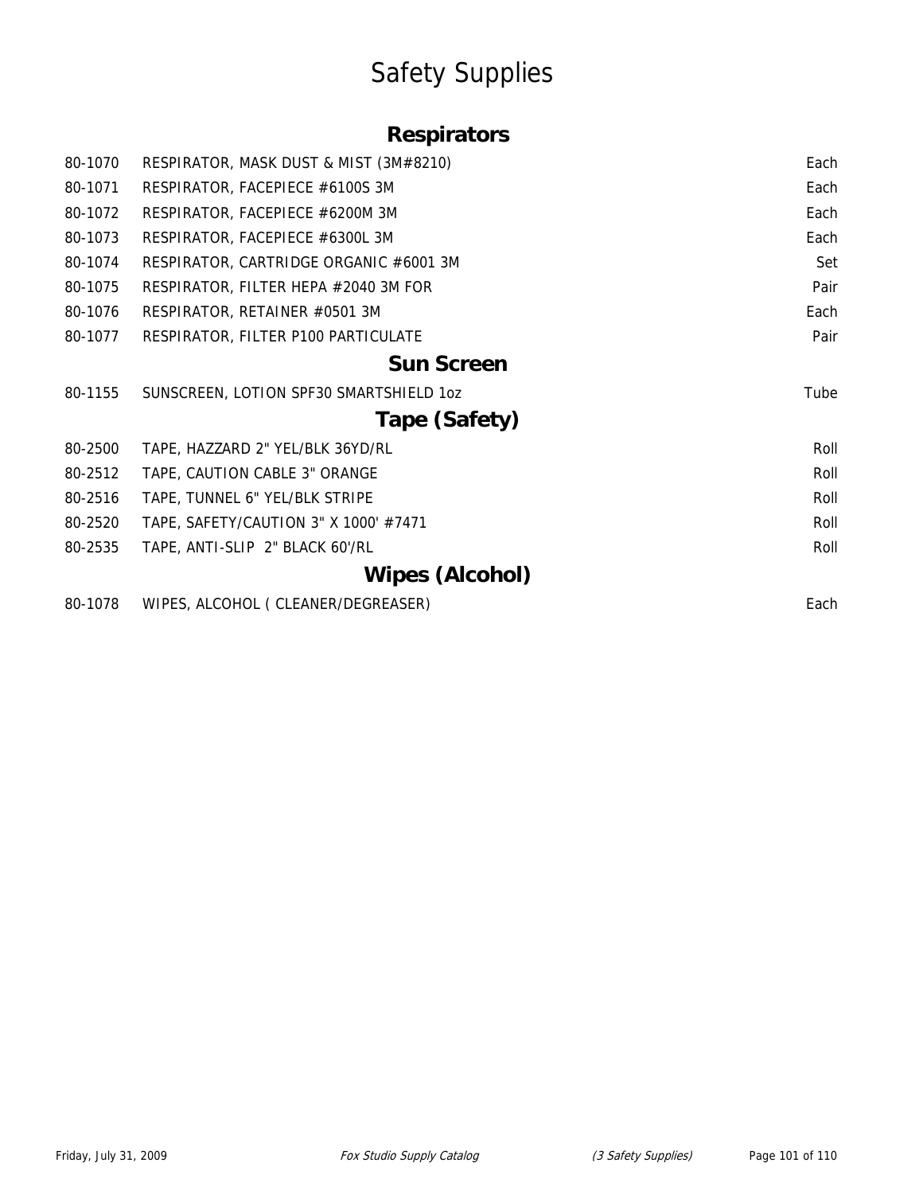# Safety Supplies

## Respirators

| | | |
|---|---|---|
| 80-1070 | RESPIRATOR, MASK DUST & MIST (3M#8210) | Each |
| 80-1071 | RESPIRATOR, FACEPIECE #6100S 3M | Each |
| 80-1072 | RESPIRATOR, FACEPIECE #6200M 3M | Each |
| 80-1073 | RESPIRATOR, FACEPIECE #6300L 3M | Each |
| 80-1074 | RESPIRATOR, CARTRIDGE ORGANIC #6001 3M | Set |
| 80-1075 | RESPIRATOR, FILTER HEPA #2040 3M FOR | Pair |
| 80-1076 | RESPIRATOR, RETAINER #0501 3M | Each |
| 80-1077 | RESPIRATOR, FILTER P100 PARTICULATE | Pair |

## Sun Screen

| | | |
|---|---|---|
| 80-1155 | SUNSCREEN, LOTION SPF30 SMARTSHIELD 1oz | Tube |

## Tape (Safety)

| | | |
|---|---|---|
| 80-2500 | TAPE, HAZZARD 2" YEL/BLK 36YD/RL | Roll |
| 80-2512 | TAPE, CAUTION CABLE 3" ORANGE | Roll |
| 80-2516 | TAPE, TUNNEL 6" YEL/BLK STRIPE | Roll |
| 80-2520 | TAPE, SAFETY/CAUTION 3" X 1000' #7471 | Roll |
| 80-2535 | TAPE, ANTI-SLIP 2" BLACK 60'/RL | Roll |

## Wipes (Alcohol)

| | | |
|---|---|---|
| 80-1078 | WIPES, ALCOHOL ( CLEANER/DEGREASER) | Each |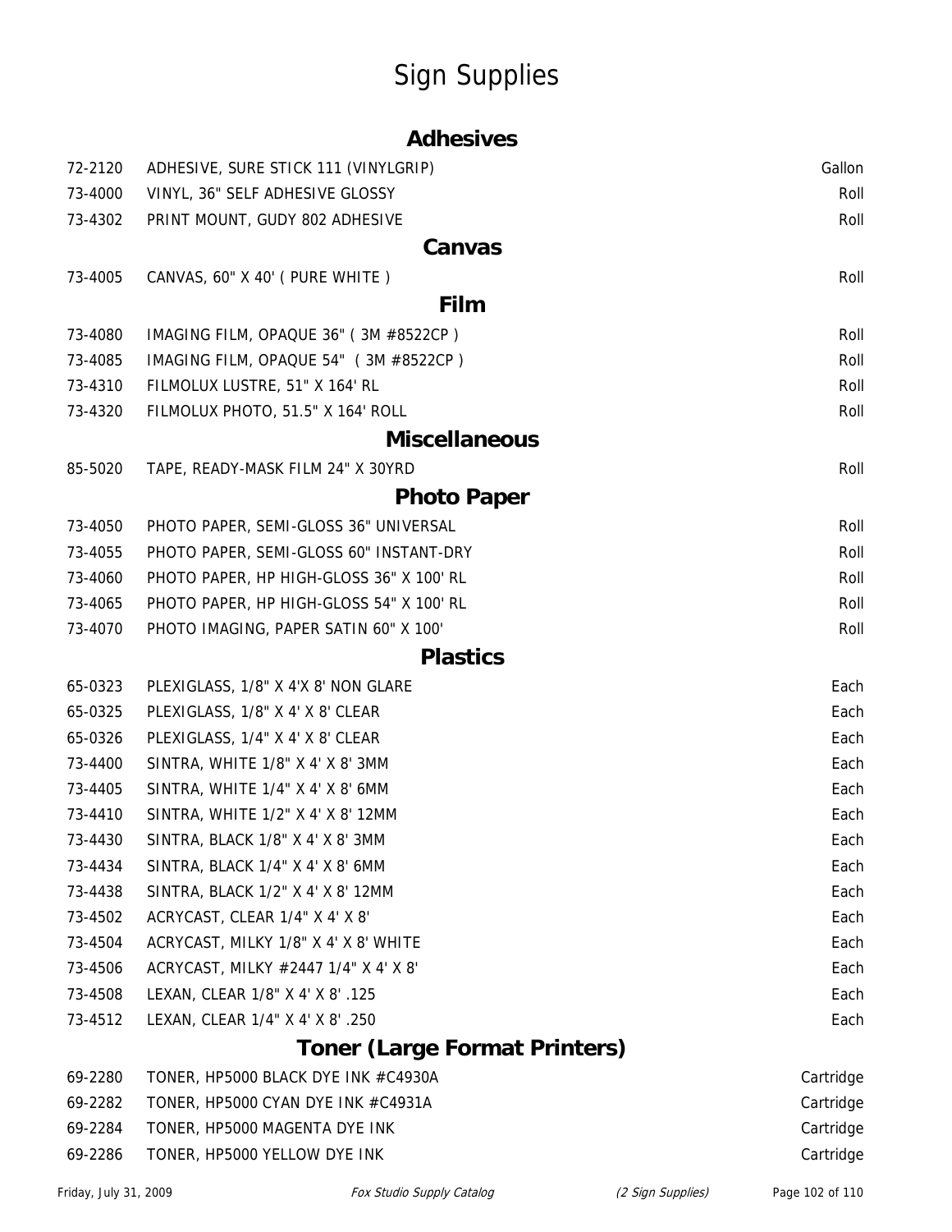# Sign Supplies

## Adhesives

| | | |
|---|---|---|
| 72-2120 | ADHESIVE, SURE STICK 111 (VINYLGRIP) | Gallon |
| 73-4000 | VINYL, 36" SELF ADHESIVE GLOSSY | Roll |
| 73-4302 | PRINT MOUNT, GUDY 802 ADHESIVE | Roll |

## Canvas

| | | |
|---|---|---|
| 73-4005 | CANVAS, 60" X 40' ( PURE WHITE ) | Roll |

## Film

| | | |
|---|---|---|
| 73-4080 | IMAGING FILM, OPAQUE 36" ( 3M #8522CP ) | Roll |
| 73-4085 | IMAGING FILM, OPAQUE 54" ( 3M #8522CP ) | Roll |
| 73-4310 | FILMOLUX LUSTRE, 51" X 164' RL | Roll |
| 73-4320 | FILMOLUX PHOTO, 51.5" X 164' ROLL | Roll |

## Miscellaneous

| | | |
|---|---|---|
| 85-5020 | TAPE, READY-MASK FILM 24" X 30YRD | Roll |

## Photo Paper

| | | |
|---|---|---|
| 73-4050 | PHOTO PAPER, SEMI-GLOSS 36" UNIVERSAL | Roll |
| 73-4055 | PHOTO PAPER, SEMI-GLOSS 60" INSTANT-DRY | Roll |
| 73-4060 | PHOTO PAPER, HP HIGH-GLOSS 36" X 100' RL | Roll |
| 73-4065 | PHOTO PAPER, HP HIGH-GLOSS 54" X 100' RL | Roll |
| 73-4070 | PHOTO IMAGING, PAPER SATIN 60" X 100' | Roll |

## Plastics

| | | |
|---|---|---|
| 65-0323 | PLEXIGLASS, 1/8" X 4'X 8' NON GLARE | Each |
| 65-0325 | PLEXIGLASS, 1/8" X 4' X 8' CLEAR | Each |
| 65-0326 | PLEXIGLASS, 1/4" X 4' X 8' CLEAR | Each |
| 73-4400 | SINTRA, WHITE 1/8" X 4' X 8' 3MM | Each |
| 73-4405 | SINTRA, WHITE 1/4" X 4' X 8' 6MM | Each |
| 73-4410 | SINTRA, WHITE 1/2" X 4' X 8' 12MM | Each |
| 73-4430 | SINTRA, BLACK 1/8" X 4' X 8' 3MM | Each |
| 73-4434 | SINTRA, BLACK 1/4" X 4' X 8' 6MM | Each |
| 73-4438 | SINTRA, BLACK 1/2" X 4' X 8' 12MM | Each |
| 73-4502 | ACRYCAST, CLEAR 1/4" X 4' X 8' | Each |
| 73-4504 | ACRYCAST, MILKY 1/8" X 4' X 8' WHITE | Each |
| 73-4506 | ACRYCAST, MILKY #2447 1/4" X 4' X 8' | Each |
| 73-4508 | LEXAN, CLEAR 1/8" X 4' X 8' .125 | Each |
| 73-4512 | LEXAN, CLEAR 1/4" X 4' X 8' .250 | Each |

## Toner (Large Format Printers)

| | | |
|---|---|---|
| 69-2280 | TONER, HP5000 BLACK DYE INK #C4930A | Cartridge |
| 69-2282 | TONER, HP5000 CYAN DYE INK #C4931A | Cartridge |
| 69-2284 | TONER, HP5000 MAGENTA DYE INK | Cartridge |
| 69-2286 | TONER, HP5000 YELLOW DYE INK | Cartridge |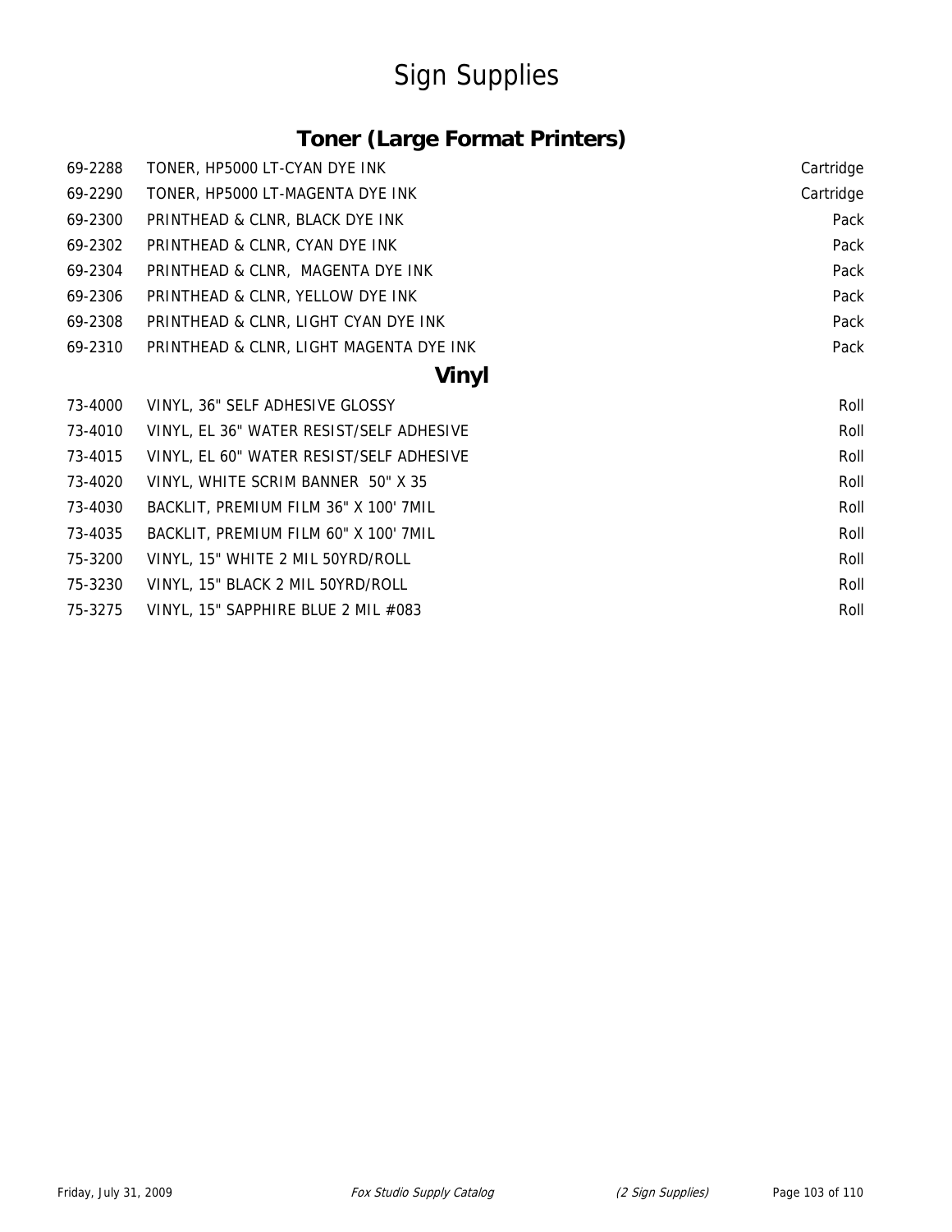# Sign Supplies

## Toner (Large Format Printers)

| | | |
|---|---|---|
| 69-2288 | TONER, HP5000 LT-CYAN DYE INK | Cartridge |
| 69-2290 | TONER, HP5000 LT-MAGENTA DYE INK | Cartridge |
| 69-2300 | PRINTHEAD & CLNR, BLACK DYE INK | Pack |
| 69-2302 | PRINTHEAD & CLNR, CYAN DYE INK | Pack |
| 69-2304 | PRINTHEAD & CLNR, MAGENTA DYE INK | Pack |
| 69-2306 | PRINTHEAD & CLNR, YELLOW DYE INK | Pack |
| 69-2308 | PRINTHEAD & CLNR, LIGHT CYAN DYE INK | Pack |
| 69-2310 | PRINTHEAD & CLNR, LIGHT MAGENTA DYE INK | Pack |

## Vinyl

| | | |
|---|---|---|
| 73-4000 | VINYL, 36" SELF ADHESIVE GLOSSY | Roll |
| 73-4010 | VINYL, EL 36" WATER RESIST/SELF ADHESIVE | Roll |
| 73-4015 | VINYL, EL 60" WATER RESIST/SELF ADHESIVE | Roll |
| 73-4020 | VINYL, WHITE SCRIM BANNER 50" X 35 | Roll |
| 73-4030 | BACKLIT, PREMIUM FILM 36" X 100' 7MIL | Roll |
| 73-4035 | BACKLIT, PREMIUM FILM 60" X 100' 7MIL | Roll |
| 75-3200 | VINYL, 15" WHITE 2 MIL 50YRD/ROLL | Roll |
| 75-3230 | VINYL, 15" BLACK 2 MIL 50YRD/ROLL | Roll |
| 75-3275 | VINYL, 15" SAPPHIRE BLUE 2 MIL #083 | Roll |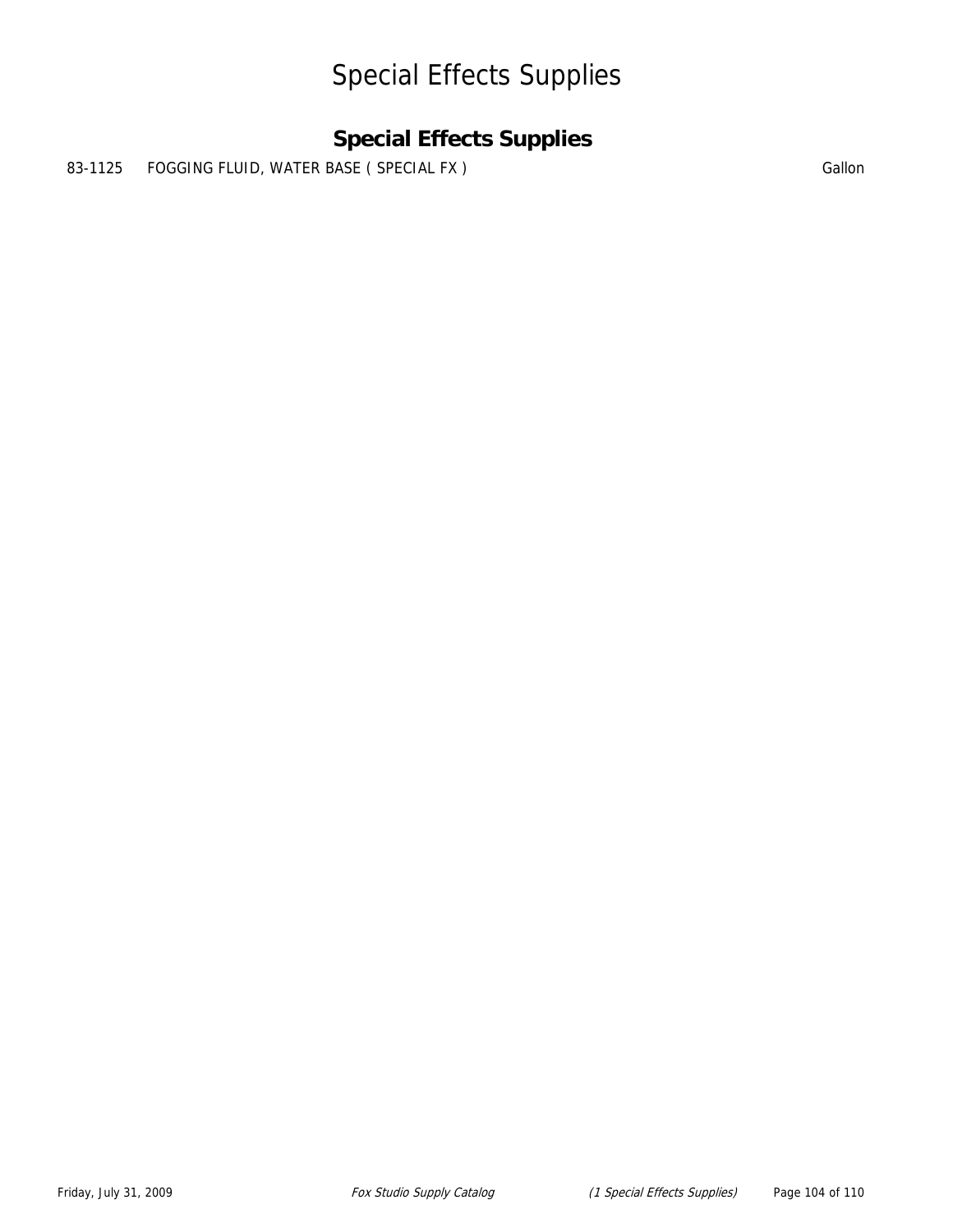# Special Effects Supplies

## Special Effects Supplies

| | | |
|---|---|---|
| 83-1125 | FOGGING FLUID, WATER BASE ( SPECIAL FX ) | Gallon |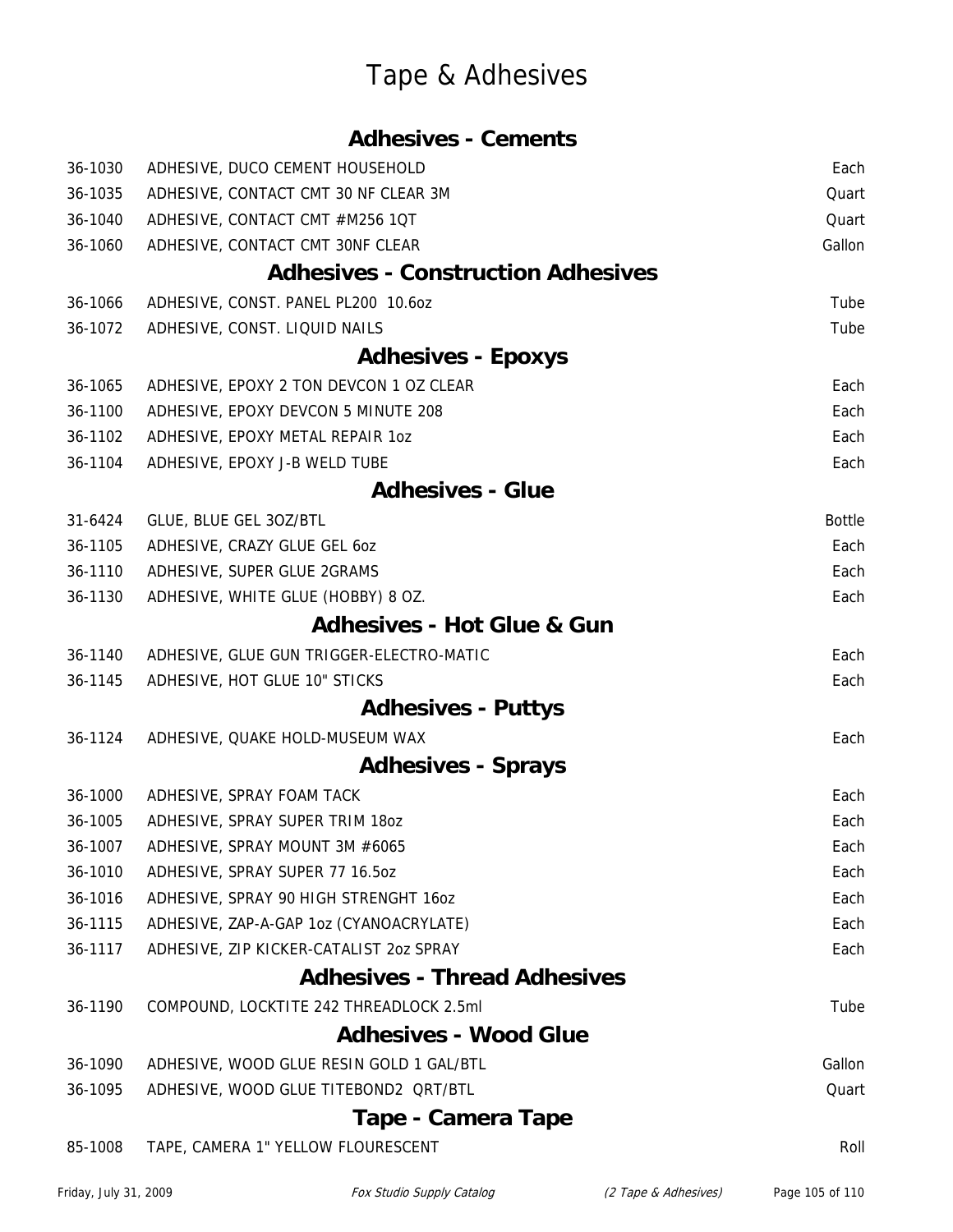# Tape & Adhesives

## Adhesives - Cements

| | | |
|---|---|---|
| 36-1030 | ADHESIVE, DUCO CEMENT HOUSEHOLD | Each |
| 36-1035 | ADHESIVE, CONTACT CMT 30 NF CLEAR 3M | Quart |
| 36-1040 | ADHESIVE, CONTACT CMT #M256 1QT | Quart |
| 36-1060 | ADHESIVE, CONTACT CMT 30NF CLEAR | Gallon |

## Adhesives - Construction Adhesives

| | | |
|---|---|---|
| 36-1066 | ADHESIVE, CONST. PANEL PL200 10.6oz | Tube |
| 36-1072 | ADHESIVE, CONST. LIQUID NAILS | Tube |

## Adhesives - Epoxys

| | | |
|---|---|---|
| 36-1065 | ADHESIVE, EPOXY 2 TON DEVCON 1 OZ CLEAR | Each |
| 36-1100 | ADHESIVE, EPOXY DEVCON 5 MINUTE 208 | Each |
| 36-1102 | ADHESIVE, EPOXY METAL REPAIR 1oz | Each |
| 36-1104 | ADHESIVE, EPOXY J-B WELD TUBE | Each |

## Adhesives - Glue

| | | |
|---|---|---|
| 31-6424 | GLUE, BLUE GEL 3OZ/BTL | Bottle |
| 36-1105 | ADHESIVE, CRAZY GLUE GEL 6oz | Each |
| 36-1110 | ADHESIVE, SUPER GLUE 2GRAMS | Each |
| 36-1130 | ADHESIVE, WHITE GLUE (HOBBY) 8 OZ. | Each |

## Adhesives - Hot Glue & Gun

| | | |
|---|---|---|
| 36-1140 | ADHESIVE, GLUE GUN TRIGGER-ELECTRO-MATIC | Each |
| 36-1145 | ADHESIVE, HOT GLUE 10" STICKS | Each |

## Adhesives - Puttys

| | | |
|---|---|---|
| 36-1124 | ADHESIVE, QUAKE HOLD-MUSEUM WAX | Each |

## Adhesives - Sprays

| | | |
|---|---|---|
| 36-1000 | ADHESIVE, SPRAY FOAM TACK | Each |
| 36-1005 | ADHESIVE, SPRAY SUPER TRIM 18oz | Each |
| 36-1007 | ADHESIVE, SPRAY MOUNT 3M #6065 | Each |
| 36-1010 | ADHESIVE, SPRAY SUPER 77 16.5oz | Each |
| 36-1016 | ADHESIVE, SPRAY 90 HIGH STRENGHT 16oz | Each |
| 36-1115 | ADHESIVE, ZAP-A-GAP 1oz (CYANOACRYLATE) | Each |
| 36-1117 | ADHESIVE, ZIP KICKER-CATALIST 2oz SPRAY | Each |

## Adhesives - Thread Adhesives

| | | |
|---|---|---|
| 36-1190 | COMPOUND, LOCKTITE 242 THREADLOCK 2.5ml | Tube |

## Adhesives - Wood Glue

| | | |
|---|---|---|
| 36-1090 | ADHESIVE, WOOD GLUE RESIN GOLD 1 GAL/BTL | Gallon |
| 36-1095 | ADHESIVE, WOOD GLUE TITEBOND2 QRT/BTL | Quart |

## Tape - Camera Tape

| | | |
|---|---|---|
| 85-1008 | TAPE, CAMERA 1" YELLOW FLOURESCENT | Roll |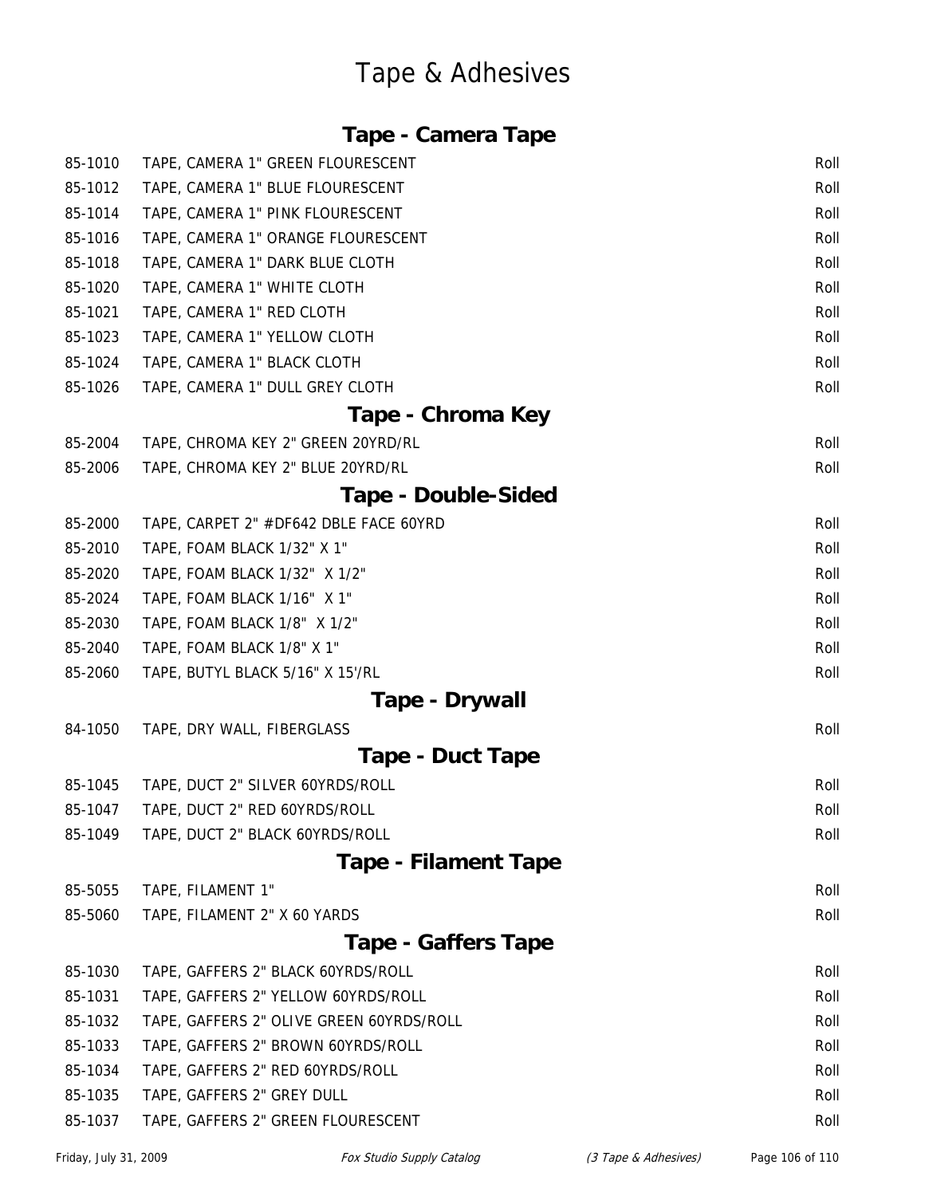# Tape & Adhesives

## Tape - Camera Tape

| | | |
|---|---|---|
| 85-1010 | TAPE, CAMERA 1" GREEN FLOURESCENT | Roll |
| 85-1012 | TAPE, CAMERA 1" BLUE FLOURESCENT | Roll |
| 85-1014 | TAPE, CAMERA 1" PINK FLOURESCENT | Roll |
| 85-1016 | TAPE, CAMERA 1" ORANGE FLOURESCENT | Roll |
| 85-1018 | TAPE, CAMERA 1" DARK BLUE CLOTH | Roll |
| 85-1020 | TAPE, CAMERA 1" WHITE CLOTH | Roll |
| 85-1021 | TAPE, CAMERA 1" RED CLOTH | Roll |
| 85-1023 | TAPE, CAMERA 1" YELLOW CLOTH | Roll |
| 85-1024 | TAPE, CAMERA 1" BLACK CLOTH | Roll |
| 85-1026 | TAPE, CAMERA 1" DULL GREY CLOTH | Roll |

## Tape - Chroma Key

| | | |
|---|---|---|
| 85-2004 | TAPE, CHROMA KEY 2" GREEN 20YRD/RL | Roll |
| 85-2006 | TAPE, CHROMA KEY 2" BLUE 20YRD/RL | Roll |

## Tape - Double-Sided

| | | |
|---|---|---|
| 85-2000 | TAPE, CARPET 2" #DF642 DBLE FACE 60YRD | Roll |
| 85-2010 | TAPE, FOAM BLACK 1/32" X 1" | Roll |
| 85-2020 | TAPE, FOAM BLACK 1/32" X 1/2" | Roll |
| 85-2024 | TAPE, FOAM BLACK 1/16" X 1" | Roll |
| 85-2030 | TAPE, FOAM BLACK 1/8" X 1/2" | Roll |
| 85-2040 | TAPE, FOAM BLACK 1/8" X 1" | Roll |
| 85-2060 | TAPE, BUTYL BLACK 5/16" X 15'/RL | Roll |

## Tape - Drywall

| | | |
|---|---|---|
| 84-1050 | TAPE, DRY WALL, FIBERGLASS | Roll |

## Tape - Duct Tape

| | | |
|---|---|---|
| 85-1045 | TAPE, DUCT 2" SILVER 60YRDS/ROLL | Roll |
| 85-1047 | TAPE, DUCT 2" RED 60YRDS/ROLL | Roll |
| 85-1049 | TAPE, DUCT 2" BLACK 60YRDS/ROLL | Roll |

## Tape - Filament Tape

| | | |
|---|---|---|
| 85-5055 | TAPE, FILAMENT 1" | Roll |
| 85-5060 | TAPE, FILAMENT 2" X 60 YARDS | Roll |

## Tape - Gaffers Tape

| | | |
|---|---|---|
| 85-1030 | TAPE, GAFFERS 2" BLACK 60YRDS/ROLL | Roll |
| 85-1031 | TAPE, GAFFERS 2" YELLOW 60YRDS/ROLL | Roll |
| 85-1032 | TAPE, GAFFERS 2" OLIVE GREEN 60YRDS/ROLL | Roll |
| 85-1033 | TAPE, GAFFERS 2" BROWN 60YRDS/ROLL | Roll |
| 85-1034 | TAPE, GAFFERS 2" RED 60YRDS/ROLL | Roll |
| 85-1035 | TAPE, GAFFERS 2" GREY DULL | Roll |
| 85-1037 | TAPE, GAFFERS 2" GREEN FLOURESCENT | Roll |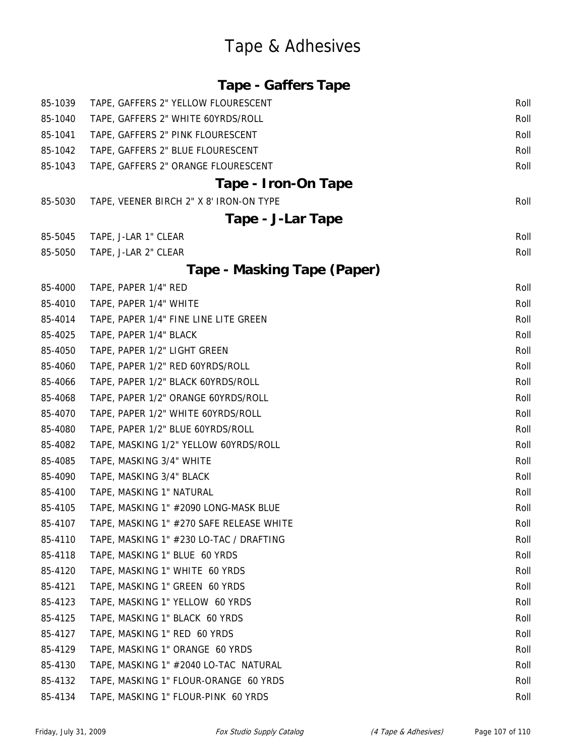# Tape & Adhesives

## Tape - Gaffers Tape

| | | |
|---|---|---|
| 85-1039 | TAPE, GAFFERS 2" YELLOW FLOURESCENT | Roll |
| 85-1040 | TAPE, GAFFERS 2" WHITE 60YRDS/ROLL | Roll |
| 85-1041 | TAPE, GAFFERS 2" PINK FLOURESCENT | Roll |
| 85-1042 | TAPE, GAFFERS 2" BLUE FLOURESCENT | Roll |
| 85-1043 | TAPE, GAFFERS 2" ORANGE FLOURESCENT | Roll |

## Tape - Iron-On Tape

| | | |
|---|---|---|
| 85-5030 | TAPE, VEENER BIRCH 2" X 8' IRON-ON TYPE | Roll |

## Tape - J-Lar Tape

| | | |
|---|---|---|
| 85-5045 | TAPE, J-LAR 1" CLEAR | Roll |
| 85-5050 | TAPE, J-LAR 2" CLEAR | Roll |

## Tape - Masking Tape (Paper)

| | | |
|---|---|---|
| 85-4000 | TAPE, PAPER 1/4" RED | Roll |
| 85-4010 | TAPE, PAPER 1/4" WHITE | Roll |
| 85-4014 | TAPE, PAPER 1/4" FINE LINE LITE GREEN | Roll |
| 85-4025 | TAPE, PAPER 1/4" BLACK | Roll |
| 85-4050 | TAPE, PAPER 1/2" LIGHT GREEN | Roll |
| 85-4060 | TAPE, PAPER 1/2" RED 60YRDS/ROLL | Roll |
| 85-4066 | TAPE, PAPER 1/2" BLACK 60YRDS/ROLL | Roll |
| 85-4068 | TAPE, PAPER 1/2" ORANGE 60YRDS/ROLL | Roll |
| 85-4070 | TAPE, PAPER 1/2" WHITE 60YRDS/ROLL | Roll |
| 85-4080 | TAPE, PAPER 1/2" BLUE 60YRDS/ROLL | Roll |
| 85-4082 | TAPE, MASKING 1/2" YELLOW 60YRDS/ROLL | Roll |
| 85-4085 | TAPE, MASKING 3/4" WHITE | Roll |
| 85-4090 | TAPE, MASKING 3/4" BLACK | Roll |
| 85-4100 | TAPE, MASKING 1" NATURAL | Roll |
| 85-4105 | TAPE, MASKING 1" #2090 LONG-MASK BLUE | Roll |
| 85-4107 | TAPE, MASKING 1" #270 SAFE RELEASE WHITE | Roll |
| 85-4110 | TAPE, MASKING 1" #230 LO-TAC / DRAFTING | Roll |
| 85-4118 | TAPE, MASKING 1" BLUE 60 YRDS | Roll |
| 85-4120 | TAPE, MASKING 1" WHITE 60 YRDS | Roll |
| 85-4121 | TAPE, MASKING 1" GREEN 60 YRDS | Roll |
| 85-4123 | TAPE, MASKING 1" YELLOW 60 YRDS | Roll |
| 85-4125 | TAPE, MASKING 1" BLACK 60 YRDS | Roll |
| 85-4127 | TAPE, MASKING 1" RED 60 YRDS | Roll |
| 85-4129 | TAPE, MASKING 1" ORANGE 60 YRDS | Roll |
| 85-4130 | TAPE, MASKING 1" #2040 LO-TAC NATURAL | Roll |
| 85-4132 | TAPE, MASKING 1" FLOUR-ORANGE 60 YRDS | Roll |
| 85-4134 | TAPE, MASKING 1" FLOUR-PINK 60 YRDS | Roll |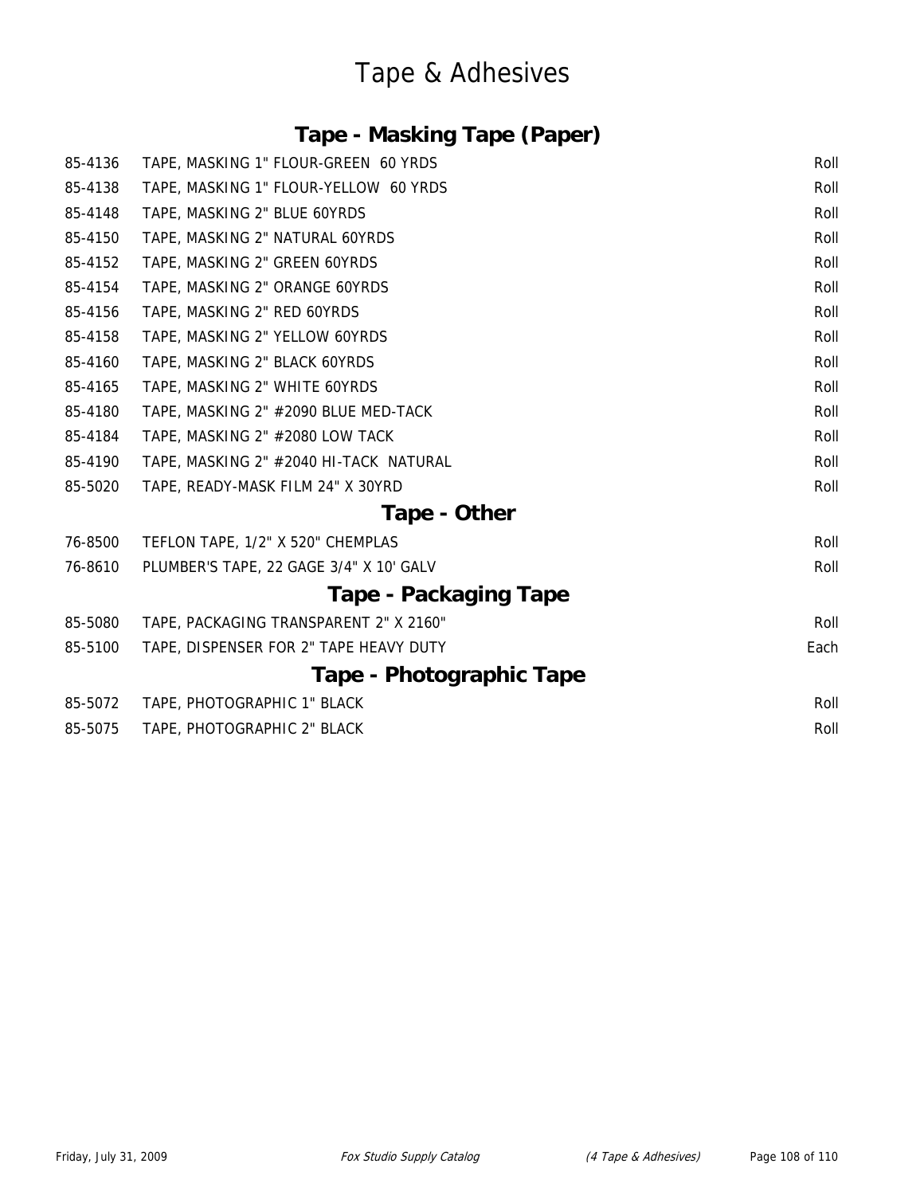# Tape & Adhesives

## Tape - Masking Tape (Paper)

| | | |
|---|---|---|
| 85-4136 | TAPE, MASKING 1" FLOUR-GREEN 60 YRDS | Roll |
| 85-4138 | TAPE, MASKING 1" FLOUR-YELLOW 60 YRDS | Roll |
| 85-4148 | TAPE, MASKING 2" BLUE 60YRDS | Roll |
| 85-4150 | TAPE, MASKING 2" NATURAL 60YRDS | Roll |
| 85-4152 | TAPE, MASKING 2" GREEN 60YRDS | Roll |
| 85-4154 | TAPE, MASKING 2" ORANGE 60YRDS | Roll |
| 85-4156 | TAPE, MASKING 2" RED 60YRDS | Roll |
| 85-4158 | TAPE, MASKING 2" YELLOW 60YRDS | Roll |
| 85-4160 | TAPE, MASKING 2" BLACK 60YRDS | Roll |
| 85-4165 | TAPE, MASKING 2" WHITE 60YRDS | Roll |
| 85-4180 | TAPE, MASKING 2" #2090 BLUE MED-TACK | Roll |
| 85-4184 | TAPE, MASKING 2" #2080 LOW TACK | Roll |
| 85-4190 | TAPE, MASKING 2" #2040 HI-TACK NATURAL | Roll |
| 85-5020 | TAPE, READY-MASK FILM 24" X 30YRD | Roll |

## Tape - Other

| | | |
|---|---|---|
| 76-8500 | TEFLON TAPE, 1/2" X 520" CHEMPLAS | Roll |
| 76-8610 | PLUMBER'S TAPE, 22 GAGE 3/4" X 10' GALV | Roll |

## Tape - Packaging Tape

| | | |
|---|---|---|
| 85-5080 | TAPE, PACKAGING TRANSPARENT 2" X 2160" | Roll |
| 85-5100 | TAPE, DISPENSER FOR 2" TAPE HEAVY DUTY | Each |

## Tape - Photographic Tape

| | | |
|---|---|---|
| 85-5072 | TAPE, PHOTOGRAPHIC 1" BLACK | Roll |
| 85-5075 | TAPE, PHOTOGRAPHIC 2" BLACK | Roll |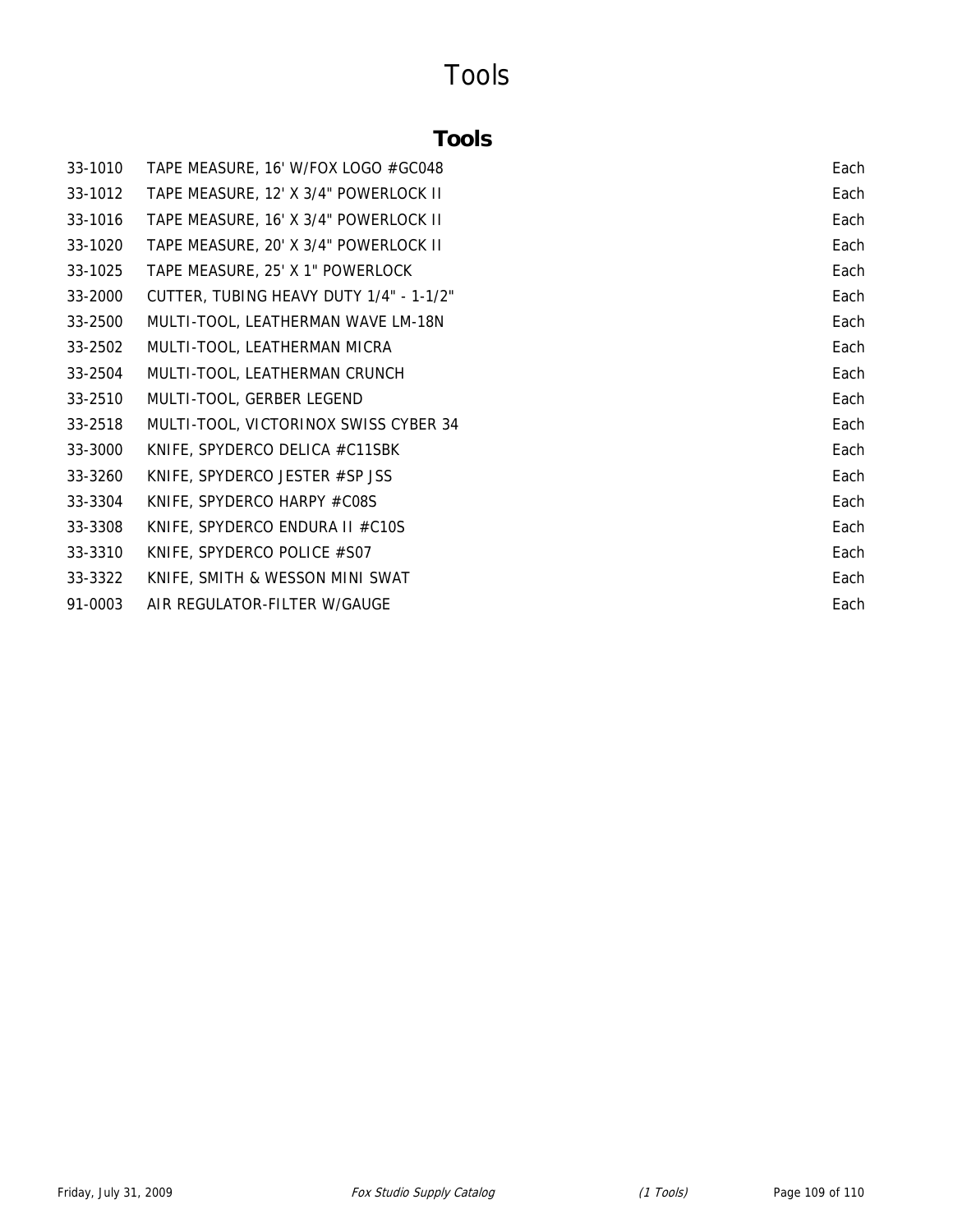# Tools

## Tools

| | | |
|---|---|---|
| 33-1010 | TAPE MEASURE, 16' W/FOX LOGO #GC048 | Each |
| 33-1012 | TAPE MEASURE, 12' X 3/4" POWERLOCK II | Each |
| 33-1016 | TAPE MEASURE, 16' X 3/4" POWERLOCK II | Each |
| 33-1020 | TAPE MEASURE, 20' X 3/4" POWERLOCK II | Each |
| 33-1025 | TAPE MEASURE, 25' X 1" POWERLOCK | Each |
| 33-2000 | CUTTER, TUBING HEAVY DUTY 1/4" - 1-1/2" | Each |
| 33-2500 | MULTI-TOOL, LEATHERMAN WAVE LM-18N | Each |
| 33-2502 | MULTI-TOOL, LEATHERMAN MICRA | Each |
| 33-2504 | MULTI-TOOL, LEATHERMAN CRUNCH | Each |
| 33-2510 | MULTI-TOOL, GERBER LEGEND | Each |
| 33-2518 | MULTI-TOOL, VICTORINOX SWISS CYBER 34 | Each |
| 33-3000 | KNIFE, SPYDERCO DELICA #C11SBK | Each |
| 33-3260 | KNIFE, SPYDERCO JESTER #SP JSS | Each |
| 33-3304 | KNIFE, SPYDERCO HARPY #C08S | Each |
| 33-3308 | KNIFE, SPYDERCO ENDURA II #C10S | Each |
| 33-3310 | KNIFE, SPYDERCO POLICE #S07 | Each |
| 33-3322 | KNIFE, SMITH & WESSON MINI SWAT | Each |
| 91-0003 | AIR REGULATOR-FILTER W/GAUGE | Each |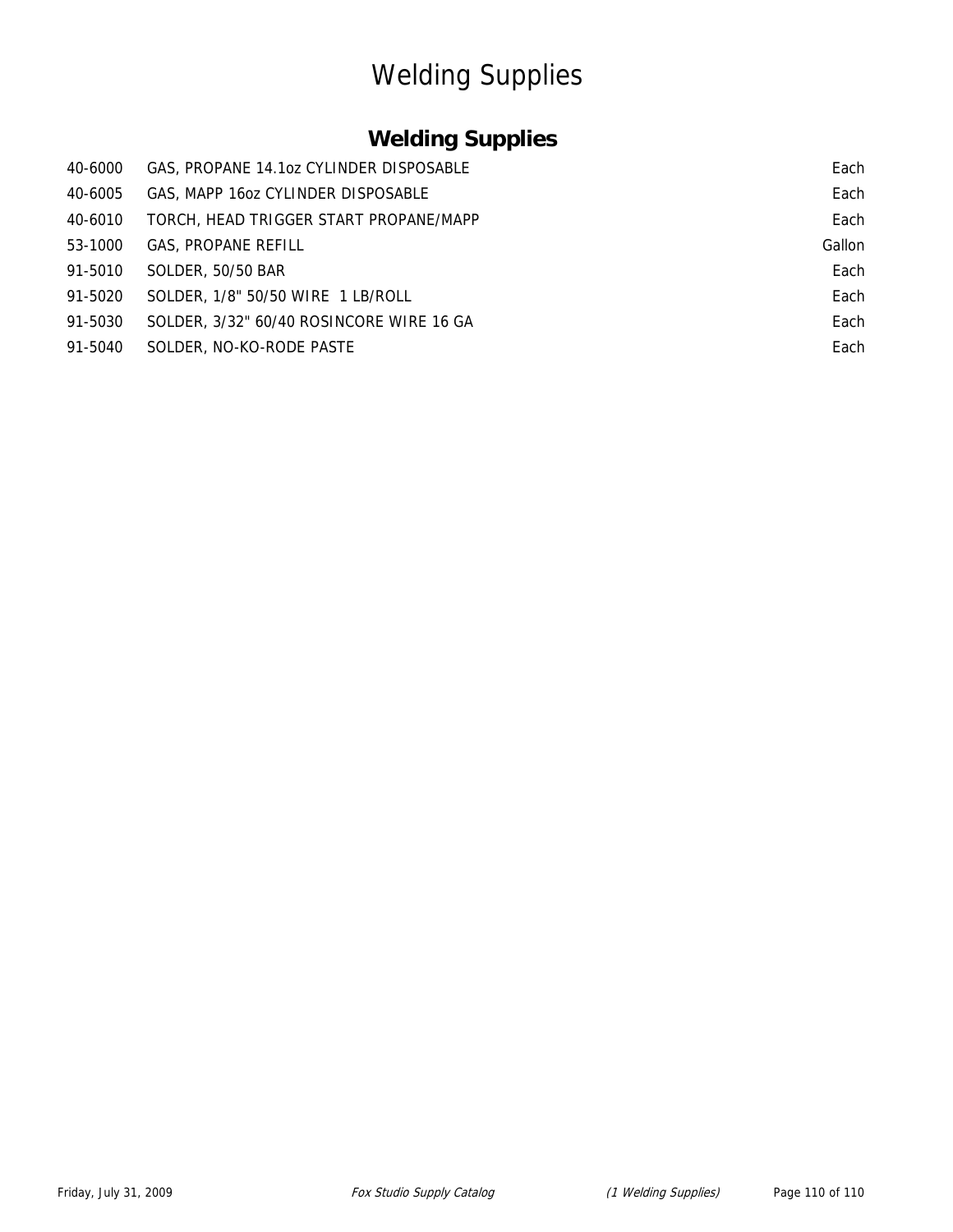# Welding Supplies

## Welding Supplies

| | | |
|---|---|---|
| 40-6000 | GAS, PROPANE 14.1oz CYLINDER DISPOSABLE | Each |
| 40-6005 | GAS, MAPP 16oz CYLINDER DISPOSABLE | Each |
| 40-6010 | TORCH, HEAD TRIGGER START PROPANE/MAPP | Each |
| 53-1000 | GAS, PROPANE REFILL | Gallon |
| 91-5010 | SOLDER, 50/50 BAR | Each |
| 91-5020 | SOLDER, 1/8" 50/50 WIRE 1 LB/ROLL | Each |
| 91-5030 | SOLDER, 3/32" 60/40 ROSINCORE WIRE 16 GA | Each |
| 91-5040 | SOLDER, NO-KO-RODE PASTE | Each |